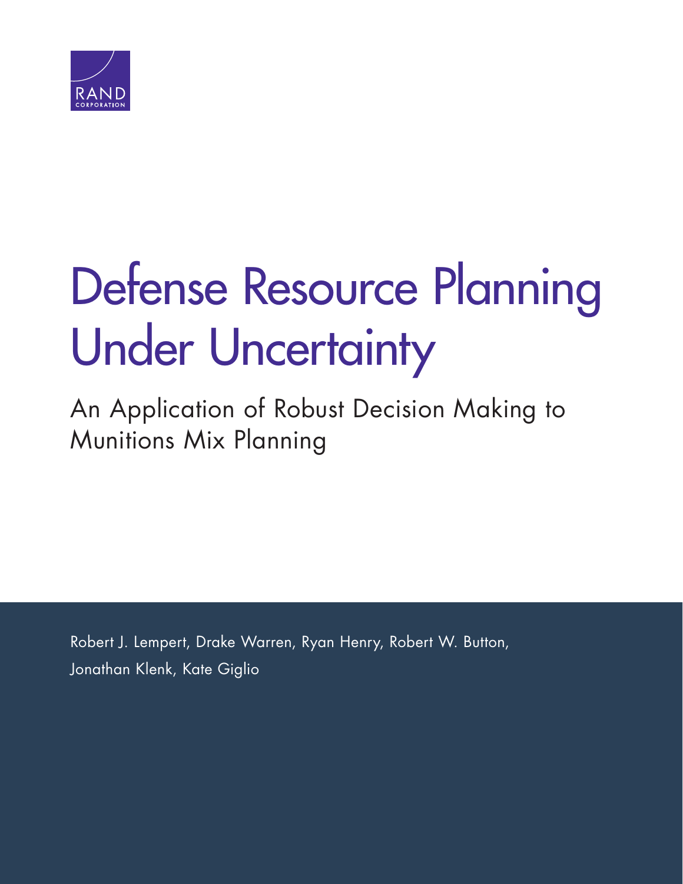RAND CORPORATION

# Defense Resource Planning Under Uncertainty

## An Application of Robust Decision Making to Munitions Mix Planning

Robert J. Lempert, Drake Warren, Ryan Henry, Robert W. Button, Jonathan Klenk, Kate Giglio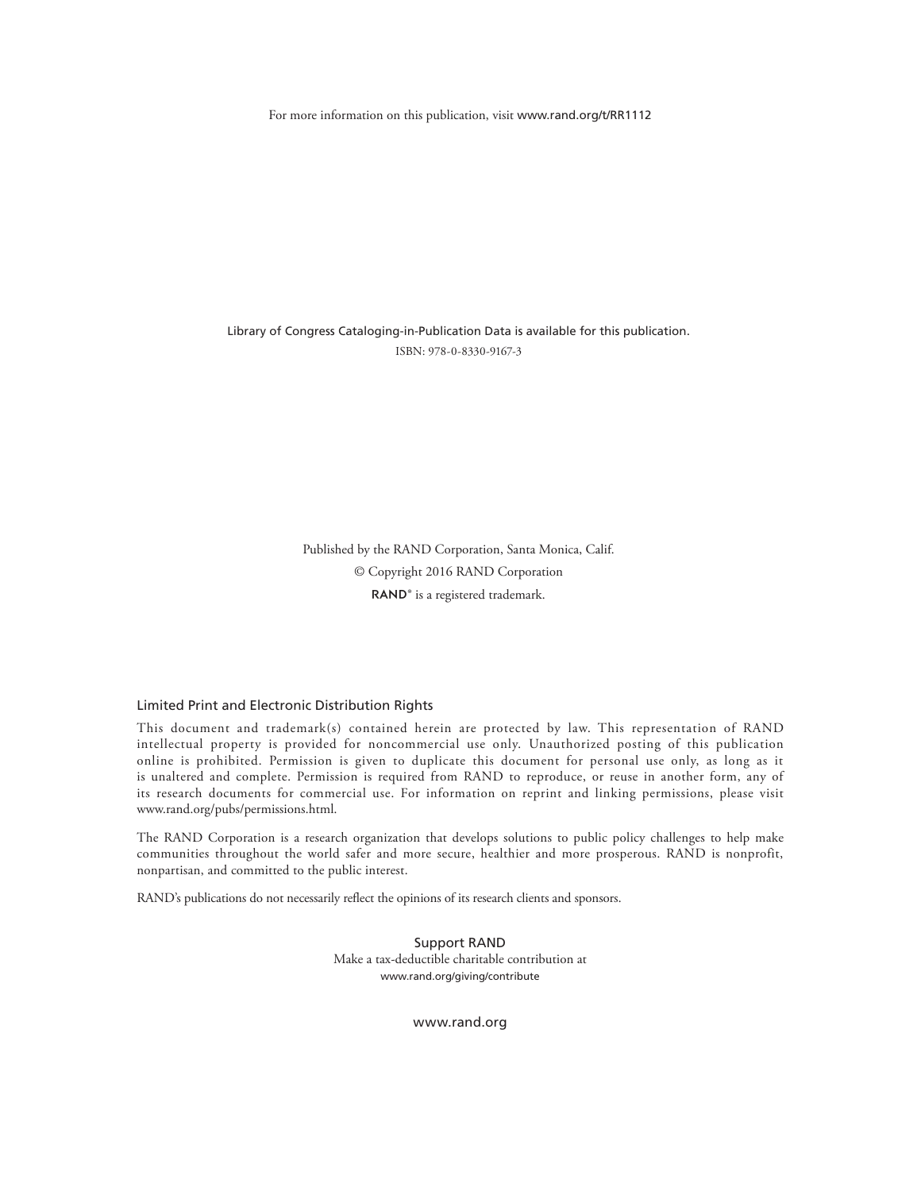For more information on this publication, visit www.rand.org/t/RR1112

Library of Congress Cataloging-in-Publication Data is available for this publication.

ISBN: 978-0-8330-9167-3

Published by the RAND Corporation, Santa Monica, Calif.

© Copyright 2016 RAND Corporation

RAND® is a registered trademark.

## Limited Print and Electronic Distribution Rights

This document and trademark(s) contained herein are protected by law. This representation of RAND intellectual property is provided for noncommercial use only. Unauthorized posting of this publication online is prohibited. Permission is given to duplicate this document for personal use only, as long as it is unaltered and complete. Permission is required from RAND to reproduce, or reuse in another form, any of its research documents for commercial use. For information on reprint and linking permissions, please visit www.rand.org/pubs/permissions.html.

The RAND Corporation is a research organization that develops solutions to public policy challenges to help make communities throughout the world safer and more secure, healthier and more prosperous. RAND is nonprofit, nonpartisan, and committed to the public interest.

RAND's publications do not necessarily reflect the opinions of its research clients and sponsors.

Support RAND

Make a tax-deductible charitable contribution at

www.rand.org/giving/contribute

www.rand.org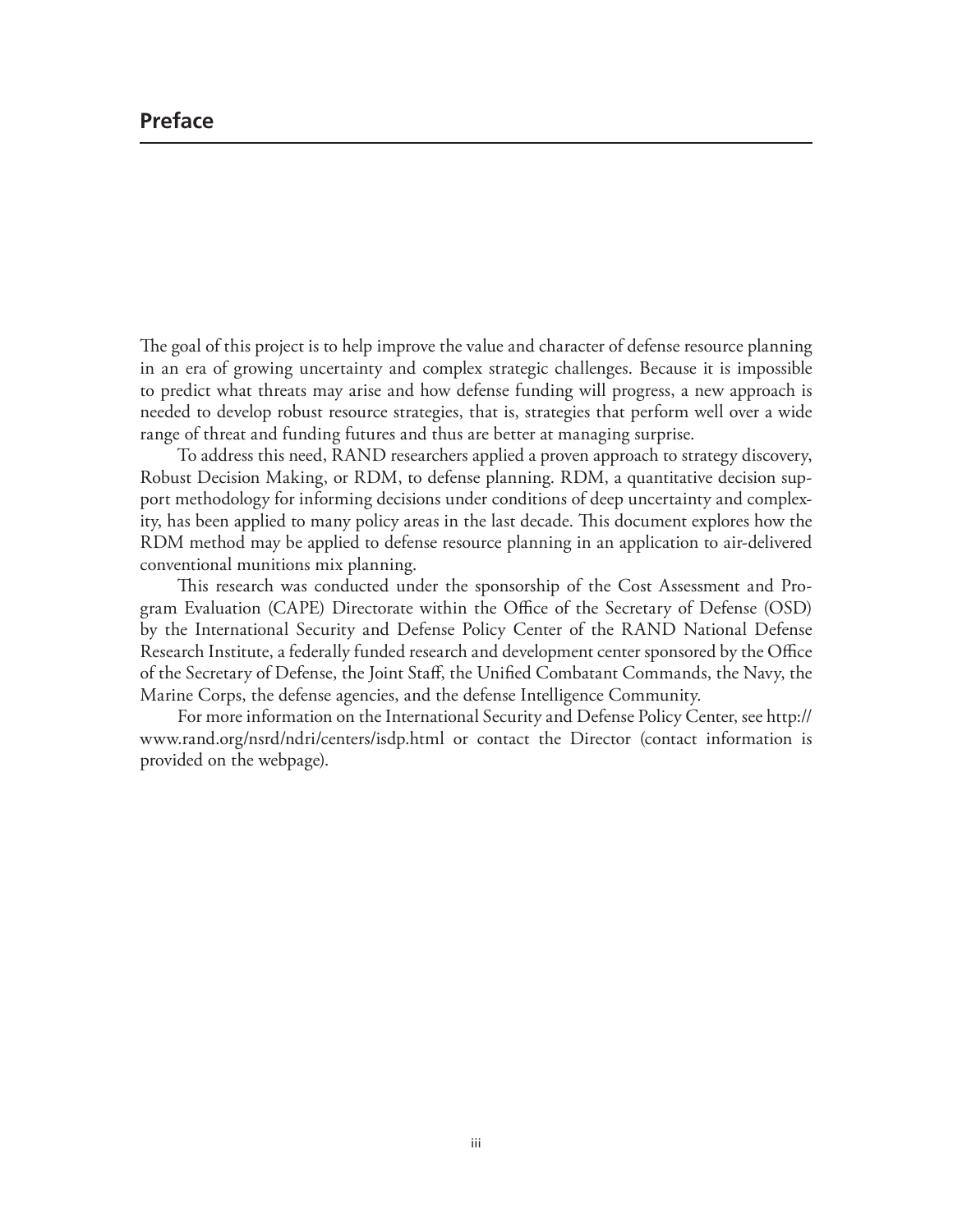# Preface

The goal of this project is to help improve the value and character of defense resource planning in an era of growing uncertainty and complex strategic challenges. Because it is impossible to predict what threats may arise and how defense funding will progress, a new approach is needed to develop robust resource strategies, that is, strategies that perform well over a wide range of threat and funding futures and thus are better at managing surprise.

To address this need, RAND researchers applied a proven approach to strategy discovery, Robust Decision Making, or RDM, to defense planning. RDM, a quantitative decision support methodology for informing decisions under conditions of deep uncertainty and complexity, has been applied to many policy areas in the last decade. This document explores how the RDM method may be applied to defense resource planning in an application to air-delivered conventional munitions mix planning.

This research was conducted under the sponsorship of the Cost Assessment and Program Evaluation (CAPE) Directorate within the Office of the Secretary of Defense (OSD) by the International Security and Defense Policy Center of the RAND National Defense Research Institute, a federally funded research and development center sponsored by the Office of the Secretary of Defense, the Joint Staff, the Unified Combatant Commands, the Navy, the Marine Corps, the defense agencies, and the defense Intelligence Community.

For more information on the International Security and Defense Policy Center, see http://www.rand.org/nsrd/ndri/centers/isdp.html or contact the Director (contact information is provided on the webpage).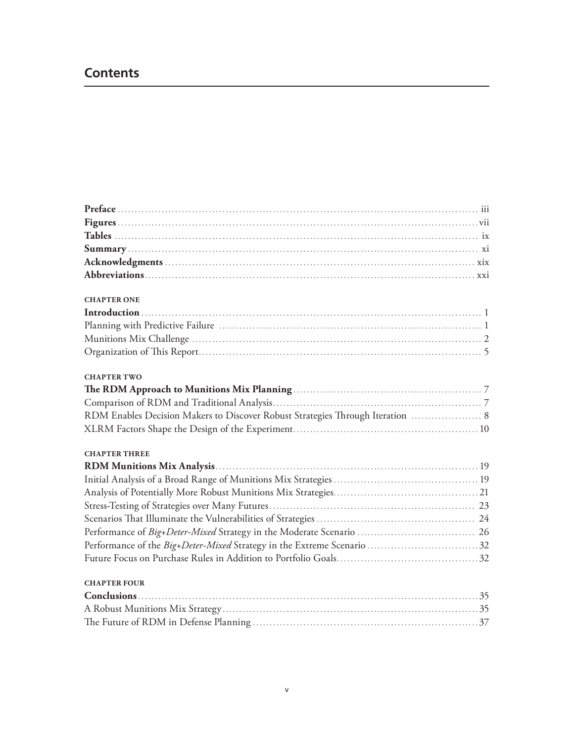# Contents

**Preface** ..... iii
**Figures** ..... vii
**Tables** ..... ix
**Summary** ..... xi
**Acknowledgments** ..... xix
**Abbreviations** ..... xxi

**CHAPTER ONE**

**Introduction** ..... 1
Planning with Predictive Failure ..... 1
Munitions Mix Challenge ..... 2
Organization of This Report ..... 5

**CHAPTER TWO**

**The RDM Approach to Munitions Mix Planning** ..... 7
Comparison of RDM and Traditional Analysis ..... 7
RDM Enables Decision Makers to Discover Robust Strategies Through Iteration ..... 8
XLRM Factors Shape the Design of the Experiment ..... 10

**CHAPTER THREE**

**RDM Munitions Mix Analysis** ..... 19
Initial Analysis of a Broad Range of Munitions Mix Strategies ..... 19
Analysis of Potentially More Robust Munitions Mix Strategies ..... 21
Stress-Testing of Strategies over Many Futures ..... 23
Scenarios That Illuminate the Vulnerabilities of Strategies ..... 24
Performance of *Big+Deter-Mixed* Strategy in the Moderate Scenario ..... 26
Performance of the *Big+Deter-Mixed* Strategy in the Extreme Scenario ..... 32
Future Focus on Purchase Rules in Addition to Portfolio Goals ..... 32

**CHAPTER FOUR**

**Conclusions** ..... 35
A Robust Munitions Mix Strategy ..... 35
The Future of RDM in Defense Planning ..... 37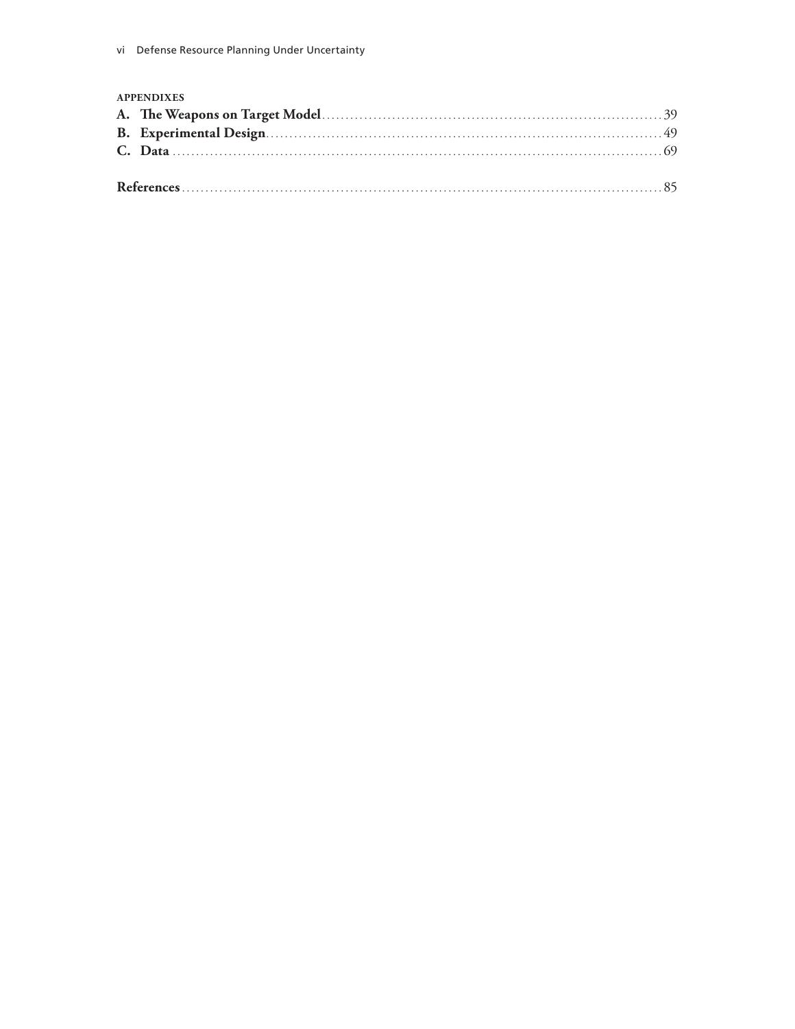**APPENDIXES**

**A. The Weapons on Target Model** .......... 39

**B. Experimental Design** .......... 49

**C. Data** .......... 69

**References** .......... 85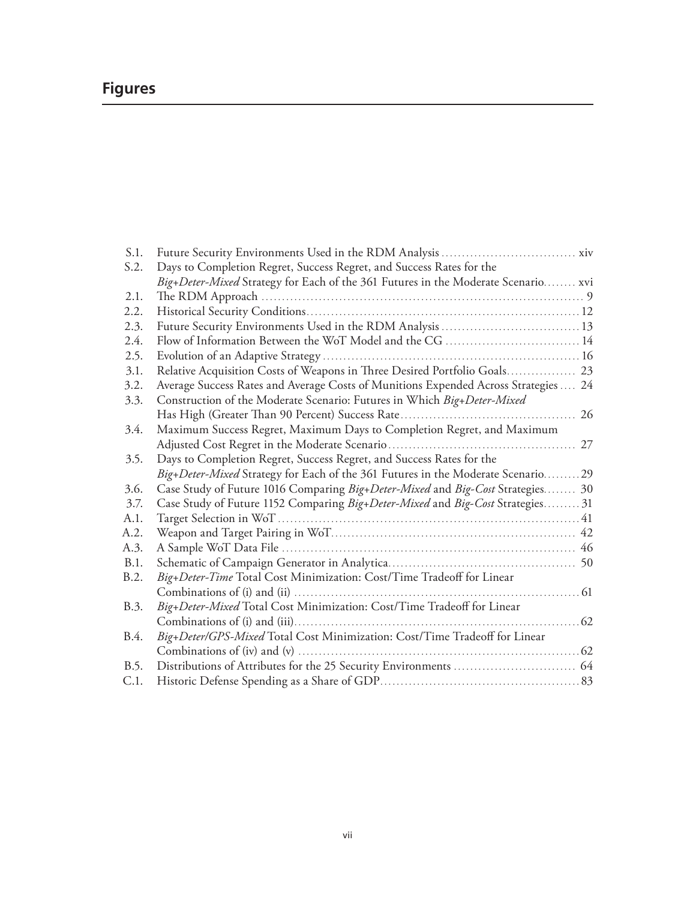# Figures

- S.1. Future Security Environments Used in the RDM Analysis ..... xiv
- S.2. Days to Completion Regret, Success Regret, and Success Rates for the *Big+Deter-Mixed* Strategy for Each of the 361 Futures in the Moderate Scenario ..... xvi
- 2.1. The RDM Approach ..... 9
- 2.2. Historical Security Conditions ..... 12
- 2.3. Future Security Environments Used in the RDM Analysis ..... 13
- 2.4. Flow of Information Between the WoT Model and the CG ..... 14
- 2.5. Evolution of an Adaptive Strategy ..... 16
- 3.1. Relative Acquisition Costs of Weapons in Three Desired Portfolio Goals ..... 23
- 3.2. Average Success Rates and Average Costs of Munitions Expended Across Strategies ..... 24
- 3.3. Construction of the Moderate Scenario: Futures in Which *Big+Deter-Mixed* Has High (Greater Than 90 Percent) Success Rate ..... 26
- 3.4. Maximum Success Regret, Maximum Days to Completion Regret, and Maximum Adjusted Cost Regret in the Moderate Scenario ..... 27
- 3.5. Days to Completion Regret, Success Regret, and Success Rates for the *Big+Deter-Mixed* Strategy for Each of the 361 Futures in the Moderate Scenario ..... 29
- 3.6. Case Study of Future 1016 Comparing *Big+Deter-Mixed* and *Big-Cost* Strategies ..... 30
- 3.7. Case Study of Future 1152 Comparing *Big+Deter-Mixed* and *Big-Cost* Strategies ..... 31
- A.1. Target Selection in WoT ..... 41
- A.2. Weapon and Target Pairing in WoT ..... 42
- A.3. A Sample WoT Data File ..... 46
- B.1. Schematic of Campaign Generator in Analytica ..... 50
- B.2. *Big+Deter-Time* Total Cost Minimization: Cost/Time Tradeoff for Linear Combinations of (i) and (ii) ..... 61
- B.3. *Big+Deter-Mixed* Total Cost Minimization: Cost/Time Tradeoff for Linear Combinations of (i) and (iii) ..... 62
- B.4. *Big+Deter/GPS-Mixed* Total Cost Minimization: Cost/Time Tradeoff for Linear Combinations of (iv) and (v) ..... 62
- B.5. Distributions of Attributes for the 25 Security Environments ..... 64
- C.1. Historic Defense Spending as a Share of GDP ..... 83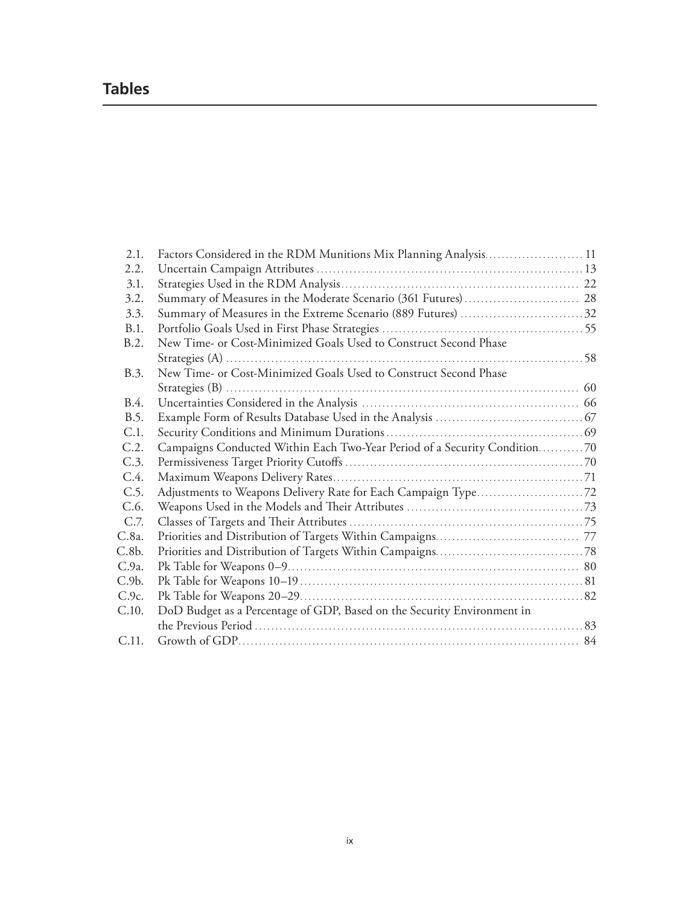# Tables

| | | |
|---|---|---|
| 2.1. | Factors Considered in the RDM Munitions Mix Planning Analysis | 11 |
| 2.2. | Uncertain Campaign Attributes | 13 |
| 3.1. | Strategies Used in the RDM Analysis | 22 |
| 3.2. | Summary of Measures in the Moderate Scenario (361 Futures) | 28 |
| 3.3. | Summary of Measures in the Extreme Scenario (889 Futures) | 32 |
| B.1. | Portfolio Goals Used in First Phase Strategies | 55 |
| B.2. | New Time- or Cost-Minimized Goals Used to Construct Second Phase Strategies (A) | 58 |
| B.3. | New Time- or Cost-Minimized Goals Used to Construct Second Phase Strategies (B) | 60 |
| B.4. | Uncertainties Considered in the Analysis | 66 |
| B.5. | Example Form of Results Database Used in the Analysis | 67 |
| C.1. | Security Conditions and Minimum Durations | 69 |
| C.2. | Campaigns Conducted Within Each Two-Year Period of a Security Condition | 70 |
| C.3. | Permissiveness Target Priority Cutoffs | 70 |
| C.4. | Maximum Weapons Delivery Rates | 71 |
| C.5. | Adjustments to Weapons Delivery Rate for Each Campaign Type | 72 |
| C.6. | Weapons Used in the Models and Their Attributes | 73 |
| C.7. | Classes of Targets and Their Attributes | 75 |
| C.8a. | Priorities and Distribution of Targets Within Campaigns | 77 |
| C.8b. | Priorities and Distribution of Targets Within Campaigns | 78 |
| C.9a. | Pk Table for Weapons 0–9 | 80 |
| C.9b. | Pk Table for Weapons 10–19 | 81 |
| C.9c. | Pk Table for Weapons 20–29 | 82 |
| C.10. | DoD Budget as a Percentage of GDP, Based on the Security Environment in the Previous Period | 83 |
| C.11. | Growth of GDP | 84 |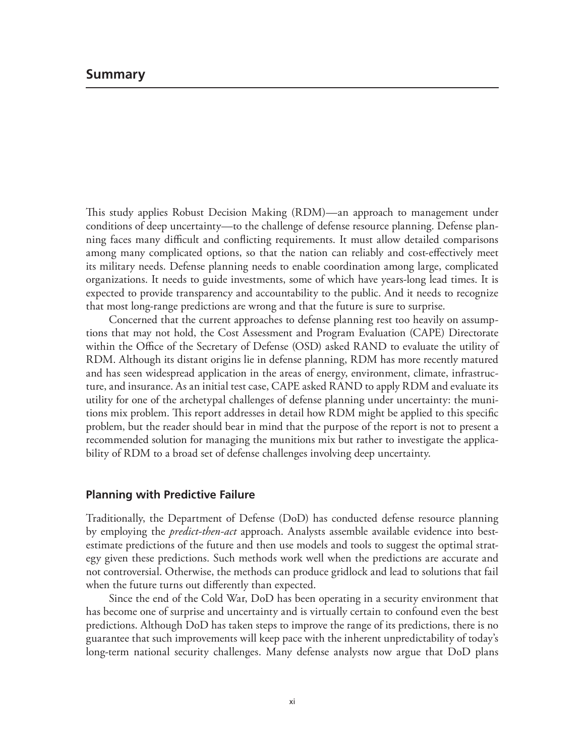## Summary

This study applies Robust Decision Making (RDM)—an approach to management under conditions of deep uncertainty—to the challenge of defense resource planning. Defense planning faces many difficult and conflicting requirements. It must allow detailed comparisons among many complicated options, so that the nation can reliably and cost-effectively meet its military needs. Defense planning needs to enable coordination among large, complicated organizations. It needs to guide investments, some of which have years-long lead times. It is expected to provide transparency and accountability to the public. And it needs to recognize that most long-range predictions are wrong and that the future is sure to surprise.

Concerned that the current approaches to defense planning rest too heavily on assumptions that may not hold, the Cost Assessment and Program Evaluation (CAPE) Directorate within the Office of the Secretary of Defense (OSD) asked RAND to evaluate the utility of RDM. Although its distant origins lie in defense planning, RDM has more recently matured and has seen widespread application in the areas of energy, environment, climate, infrastructure, and insurance. As an initial test case, CAPE asked RAND to apply RDM and evaluate its utility for one of the archetypal challenges of defense planning under uncertainty: the munitions mix problem. This report addresses in detail how RDM might be applied to this specific problem, but the reader should bear in mind that the purpose of the report is not to present a recommended solution for managing the munitions mix but rather to investigate the applicability of RDM to a broad set of defense challenges involving deep uncertainty.

### Planning with Predictive Failure

Traditionally, the Department of Defense (DoD) has conducted defense resource planning by employing the *predict-then-act* approach. Analysts assemble available evidence into best-estimate predictions of the future and then use models and tools to suggest the optimal strategy given these predictions. Such methods work well when the predictions are accurate and not controversial. Otherwise, the methods can produce gridlock and lead to solutions that fail when the future turns out differently than expected.

Since the end of the Cold War, DoD has been operating in a security environment that has become one of surprise and uncertainty and is virtually certain to confound even the best predictions. Although DoD has taken steps to improve the range of its predictions, there is no guarantee that such improvements will keep pace with the inherent unpredictability of today's long-term national security challenges. Many defense analysts now argue that DoD plans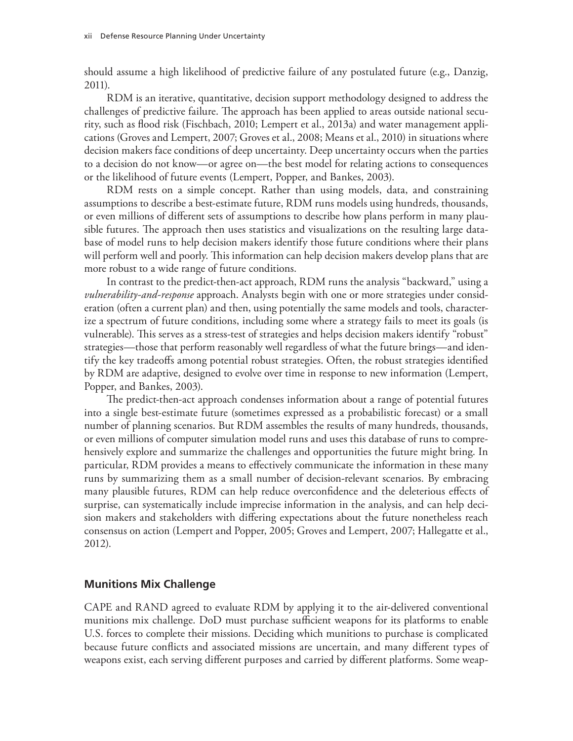should assume a high likelihood of predictive failure of any postulated future (e.g., Danzig, 2011).

RDM is an iterative, quantitative, decision support methodology designed to address the challenges of predictive failure. The approach has been applied to areas outside national security, such as flood risk (Fischbach, 2010; Lempert et al., 2013a) and water management applications (Groves and Lempert, 2007; Groves et al., 2008; Means et al., 2010) in situations where decision makers face conditions of deep uncertainty. Deep uncertainty occurs when the parties to a decision do not know—or agree on—the best model for relating actions to consequences or the likelihood of future events (Lempert, Popper, and Bankes, 2003).

RDM rests on a simple concept. Rather than using models, data, and constraining assumptions to describe a best-estimate future, RDM runs models using hundreds, thousands, or even millions of different sets of assumptions to describe how plans perform in many plausible futures. The approach then uses statistics and visualizations on the resulting large database of model runs to help decision makers identify those future conditions where their plans will perform well and poorly. This information can help decision makers develop plans that are more robust to a wide range of future conditions.

In contrast to the predict-then-act approach, RDM runs the analysis "backward," using a *vulnerability-and-response* approach. Analysts begin with one or more strategies under consideration (often a current plan) and then, using potentially the same models and tools, characterize a spectrum of future conditions, including some where a strategy fails to meet its goals (is vulnerable). This serves as a stress-test of strategies and helps decision makers identify "robust" strategies—those that perform reasonably well regardless of what the future brings—and identify the key tradeoffs among potential robust strategies. Often, the robust strategies identified by RDM are adaptive, designed to evolve over time in response to new information (Lempert, Popper, and Bankes, 2003).

The predict-then-act approach condenses information about a range of potential futures into a single best-estimate future (sometimes expressed as a probabilistic forecast) or a small number of planning scenarios. But RDM assembles the results of many hundreds, thousands, or even millions of computer simulation model runs and uses this database of runs to comprehensively explore and summarize the challenges and opportunities the future might bring. In particular, RDM provides a means to effectively communicate the information in these many runs by summarizing them as a small number of decision-relevant scenarios. By embracing many plausible futures, RDM can help reduce overconfidence and the deleterious effects of surprise, can systematically include imprecise information in the analysis, and can help decision makers and stakeholders with differing expectations about the future nonetheless reach consensus on action (Lempert and Popper, 2005; Groves and Lempert, 2007; Hallegatte et al., 2012).

## Munitions Mix Challenge

CAPE and RAND agreed to evaluate RDM by applying it to the air-delivered conventional munitions mix challenge. DoD must purchase sufficient weapons for its platforms to enable U.S. forces to complete their missions. Deciding which munitions to purchase is complicated because future conflicts and associated missions are uncertain, and many different types of weapons exist, each serving different purposes and carried by different platforms. Some weap-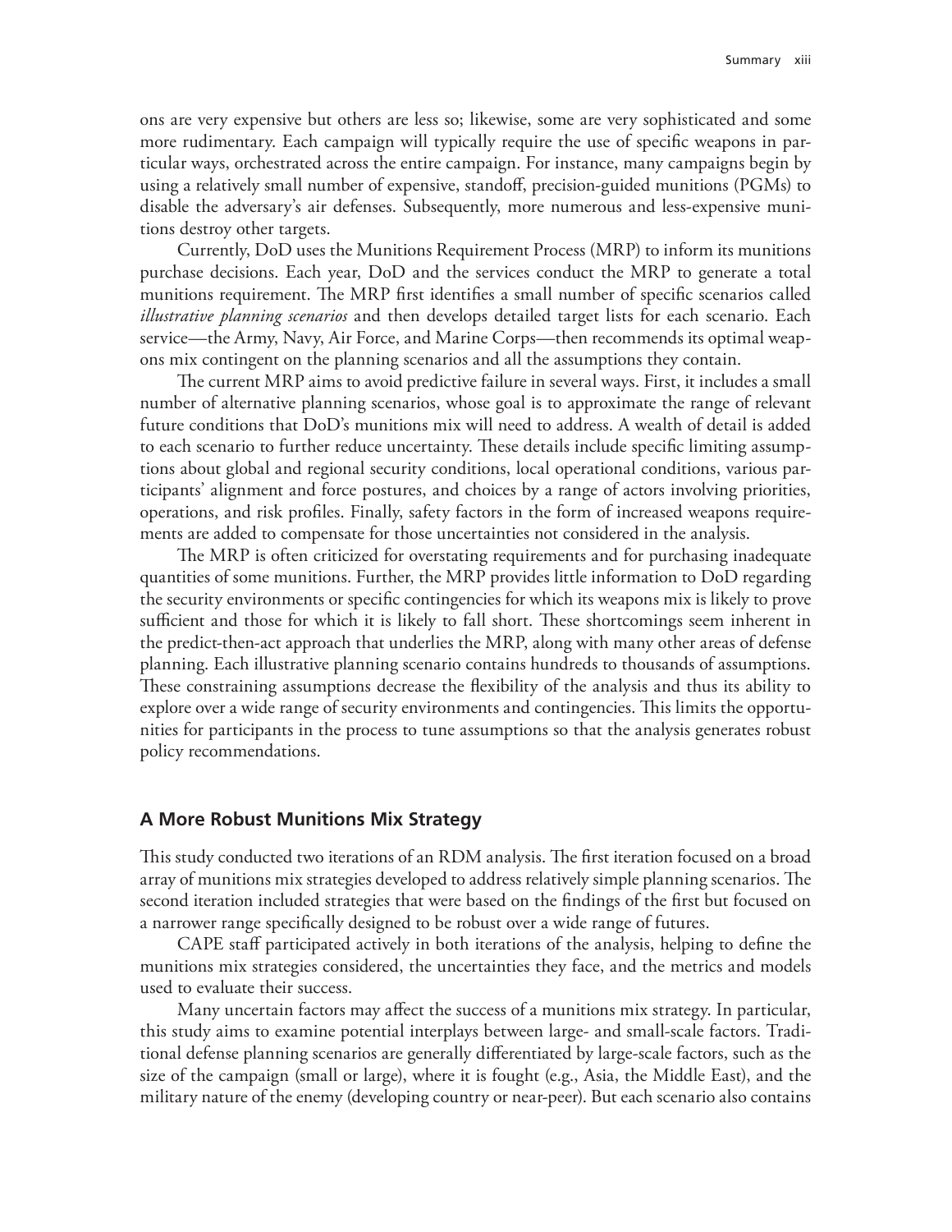ons are very expensive but others are less so; likewise, some are very sophisticated and some more rudimentary. Each campaign will typically require the use of specific weapons in particular ways, orchestrated across the entire campaign. For instance, many campaigns begin by using a relatively small number of expensive, standoff, precision-guided munitions (PGMs) to disable the adversary's air defenses. Subsequently, more numerous and less-expensive munitions destroy other targets.

Currently, DoD uses the Munitions Requirement Process (MRP) to inform its munitions purchase decisions. Each year, DoD and the services conduct the MRP to generate a total munitions requirement. The MRP first identifies a small number of specific scenarios called *illustrative planning scenarios* and then develops detailed target lists for each scenario. Each service—the Army, Navy, Air Force, and Marine Corps—then recommends its optimal weapons mix contingent on the planning scenarios and all the assumptions they contain.

The current MRP aims to avoid predictive failure in several ways. First, it includes a small number of alternative planning scenarios, whose goal is to approximate the range of relevant future conditions that DoD's munitions mix will need to address. A wealth of detail is added to each scenario to further reduce uncertainty. These details include specific limiting assumptions about global and regional security conditions, local operational conditions, various participants' alignment and force postures, and choices by a range of actors involving priorities, operations, and risk profiles. Finally, safety factors in the form of increased weapons requirements are added to compensate for those uncertainties not considered in the analysis.

The MRP is often criticized for overstating requirements and for purchasing inadequate quantities of some munitions. Further, the MRP provides little information to DoD regarding the security environments or specific contingencies for which its weapons mix is likely to prove sufficient and those for which it is likely to fall short. These shortcomings seem inherent in the predict-then-act approach that underlies the MRP, along with many other areas of defense planning. Each illustrative planning scenario contains hundreds to thousands of assumptions. These constraining assumptions decrease the flexibility of the analysis and thus its ability to explore over a wide range of security environments and contingencies. This limits the opportunities for participants in the process to tune assumptions so that the analysis generates robust policy recommendations.

## A More Robust Munitions Mix Strategy

This study conducted two iterations of an RDM analysis. The first iteration focused on a broad array of munitions mix strategies developed to address relatively simple planning scenarios. The second iteration included strategies that were based on the findings of the first but focused on a narrower range specifically designed to be robust over a wide range of futures.

CAPE staff participated actively in both iterations of the analysis, helping to define the munitions mix strategies considered, the uncertainties they face, and the metrics and models used to evaluate their success.

Many uncertain factors may affect the success of a munitions mix strategy. In particular, this study aims to examine potential interplays between large- and small-scale factors. Traditional defense planning scenarios are generally differentiated by large-scale factors, such as the size of the campaign (small or large), where it is fought (e.g., Asia, the Middle East), and the military nature of the enemy (developing country or near-peer). But each scenario also contains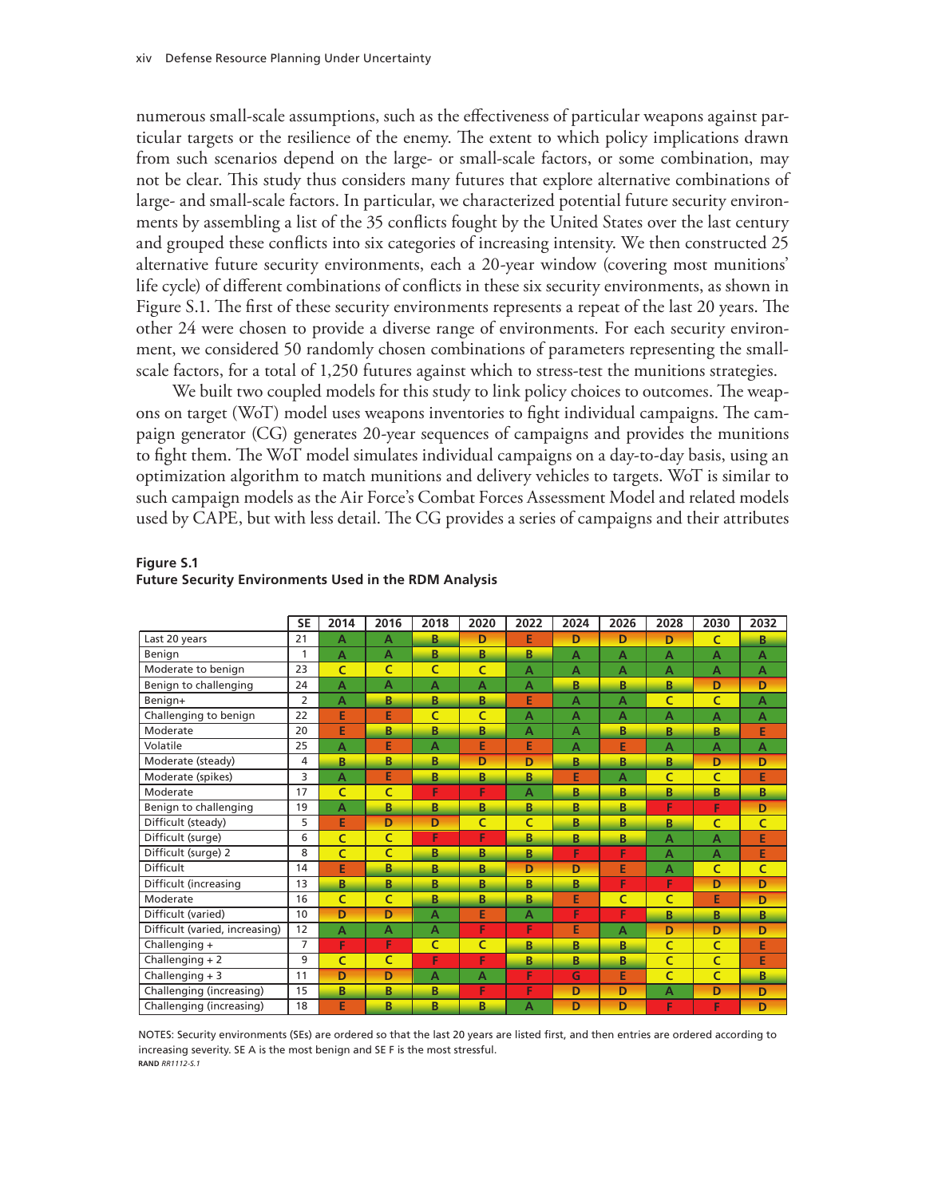numerous small-scale assumptions, such as the effectiveness of particular weapons against particular targets or the resilience of the enemy. The extent to which policy implications drawn from such scenarios depend on the large- or small-scale factors, or some combination, may not be clear. This study thus considers many futures that explore alternative combinations of large- and small-scale factors. In particular, we characterized potential future security environments by assembling a list of the 35 conflicts fought by the United States over the last century and grouped these conflicts into six categories of increasing intensity. We then constructed 25 alternative future security environments, each a 20-year window (covering most munitions' life cycle) of different combinations of conflicts in these six security environments, as shown in Figure S.1. The first of these security environments represents a repeat of the last 20 years. The other 24 were chosen to provide a diverse range of environments. For each security environment, we considered 50 randomly chosen combinations of parameters representing the small-scale factors, for a total of 1,250 futures against which to stress-test the munitions strategies.

We built two coupled models for this study to link policy choices to outcomes. The weapons on target (WoT) model uses weapons inventories to fight individual campaigns. The campaign generator (CG) generates 20-year sequences of campaigns and provides the munitions to fight them. The WoT model simulates individual campaigns on a day-to-day basis, using an optimization algorithm to match munitions and delivery vehicles to targets. WoT is similar to such campaign models as the Air Force's Combat Forces Assessment Model and related models used by CAPE, but with less detail. The CG provides a series of campaigns and their attributes

**Figure S.1**
**Future Security Environments Used in the RDM Analysis**

| | SE | 2014 | 2016 | 2018 | 2020 | 2022 | 2024 | 2026 | 2028 | 2030 | 2032 |
|---|---|---|---|---|---|---|---|---|---|---|---|
| Last 20 years | 21 | A | A | B | D | E | D | D | D | C | B |
| Benign | 1 | A | A | B | B | B | A | A | A | A | A |
| Moderate to benign | 23 | C | C | C | C | A | A | A | A | A | A |
| Benign to challenging | 24 | A | A | A | A | A | B | B | B | D | D |
| Benign+ | 2 | A | B | B | B | E | A | A | C | C | A |
| Challenging to benign | 22 | E | E | C | C | A | A | A | A | A | A |
| Moderate | 20 | E | B | B | B | A | A | B | B | B | E |
| Volatile | 25 | A | E | A | E | E | A | E | A | A | A |
| Moderate (steady) | 4 | B | B | B | D | D | B | B | B | D | D |
| Moderate (spikes) | 3 | A | E | B | B | B | E | A | C | C | E |
| Moderate | 17 | C | C | F | F | A | B | B | B | B | B |
| Benign to challenging | 19 | A | B | B | B | B | B | B | F | F | D |
| Difficult (steady) | 5 | E | D | D | C | C | B | B | B | C | C |
| Difficult (surge) | 6 | C | C | F | F | B | B | B | A | A | E |
| Difficult (surge) 2 | 8 | C | C | B | B | B | F | F | A | A | E |
| Difficult | 14 | E | B | B | B | D | D | E | A | C | C |
| Difficult (increasing | 13 | B | B | B | B | B | B | F | F | D | D |
| Moderate | 16 | C | C | B | B | B | E | C | C | E | D |
| Difficult (varied) | 10 | D | D | A | E | A | F | F | B | B | B |
| Difficult (varied, increasing) | 12 | A | A | A | F | F | E | A | D | D | D |
| Challenging + | 7 | F | F | C | C | B | B | B | C | C | E |
| Challenging + 2 | 9 | C | C | F | F | B | B | B | C | C | E |
| Challenging + 3 | 11 | D | D | A | A | F | G | E | C | C | B |
| Challenging (increasing) | 15 | B | B | B | F | F | D | D | A | D | D |
| Challenging (increasing) | 18 | E | B | B | B | A | D | D | F | F | D |

NOTES: Security environments (SEs) are ordered so that the last 20 years are listed first, and then entries are ordered according to increasing severity. SE A is the most benign and SE F is the most stressful.
**RAND** *RR1112-S.1*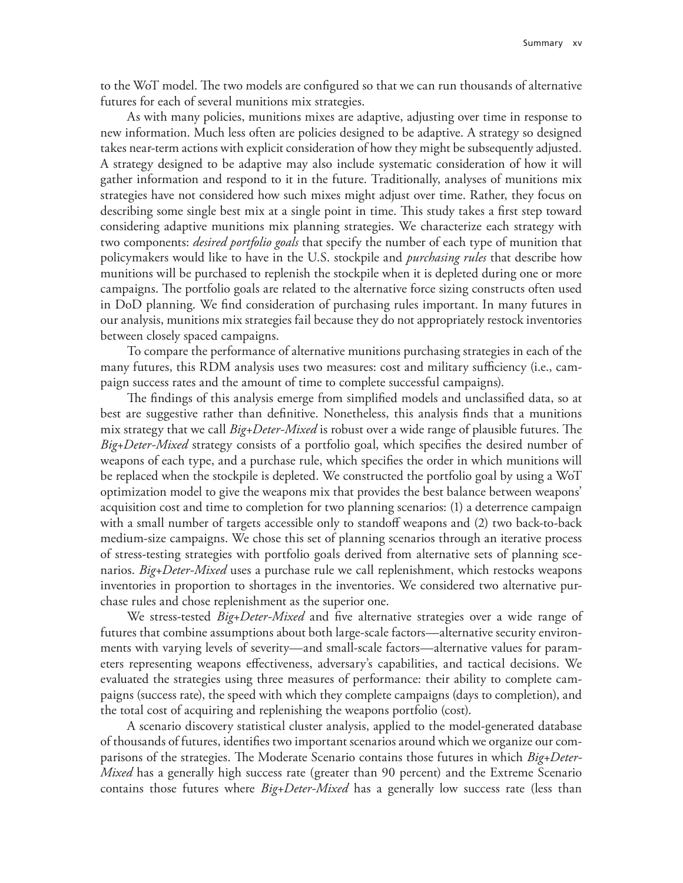to the WoT model. The two models are configured so that we can run thousands of alternative futures for each of several munitions mix strategies.

As with many policies, munitions mixes are adaptive, adjusting over time in response to new information. Much less often are policies designed to be adaptive. A strategy so designed takes near-term actions with explicit consideration of how they might be subsequently adjusted. A strategy designed to be adaptive may also include systematic consideration of how it will gather information and respond to it in the future. Traditionally, analyses of munitions mix strategies have not considered how such mixes might adjust over time. Rather, they focus on describing some single best mix at a single point in time. This study takes a first step toward considering adaptive munitions mix planning strategies. We characterize each strategy with two components: *desired portfolio goals* that specify the number of each type of munition that policymakers would like to have in the U.S. stockpile and *purchasing rules* that describe how munitions will be purchased to replenish the stockpile when it is depleted during one or more campaigns. The portfolio goals are related to the alternative force sizing constructs often used in DoD planning. We find consideration of purchasing rules important. In many futures in our analysis, munitions mix strategies fail because they do not appropriately restock inventories between closely spaced campaigns.

To compare the performance of alternative munitions purchasing strategies in each of the many futures, this RDM analysis uses two measures: cost and military sufficiency (i.e., campaign success rates and the amount of time to complete successful campaigns).

The findings of this analysis emerge from simplified models and unclassified data, so at best are suggestive rather than definitive. Nonetheless, this analysis finds that a munitions mix strategy that we call *Big+Deter-Mixed* is robust over a wide range of plausible futures. The *Big+Deter-Mixed* strategy consists of a portfolio goal, which specifies the desired number of weapons of each type, and a purchase rule, which specifies the order in which munitions will be replaced when the stockpile is depleted. We constructed the portfolio goal by using a WoT optimization model to give the weapons mix that provides the best balance between weapons' acquisition cost and time to completion for two planning scenarios: (1) a deterrence campaign with a small number of targets accessible only to standoff weapons and (2) two back-to-back medium-size campaigns. We chose this set of planning scenarios through an iterative process of stress-testing strategies with portfolio goals derived from alternative sets of planning scenarios. *Big+Deter-Mixed* uses a purchase rule we call replenishment, which restocks weapons inventories in proportion to shortages in the inventories. We considered two alternative purchase rules and chose replenishment as the superior one.

We stress-tested *Big+Deter-Mixed* and five alternative strategies over a wide range of futures that combine assumptions about both large-scale factors—alternative security environments with varying levels of severity—and small-scale factors—alternative values for parameters representing weapons effectiveness, adversary's capabilities, and tactical decisions. We evaluated the strategies using three measures of performance: their ability to complete campaigns (success rate), the speed with which they complete campaigns (days to completion), and the total cost of acquiring and replenishing the weapons portfolio (cost).

A scenario discovery statistical cluster analysis, applied to the model-generated database of thousands of futures, identifies two important scenarios around which we organize our comparisons of the strategies. The Moderate Scenario contains those futures in which *Big+Deter-Mixed* has a generally high success rate (greater than 90 percent) and the Extreme Scenario contains those futures where *Big+Deter-Mixed* has a generally low success rate (less than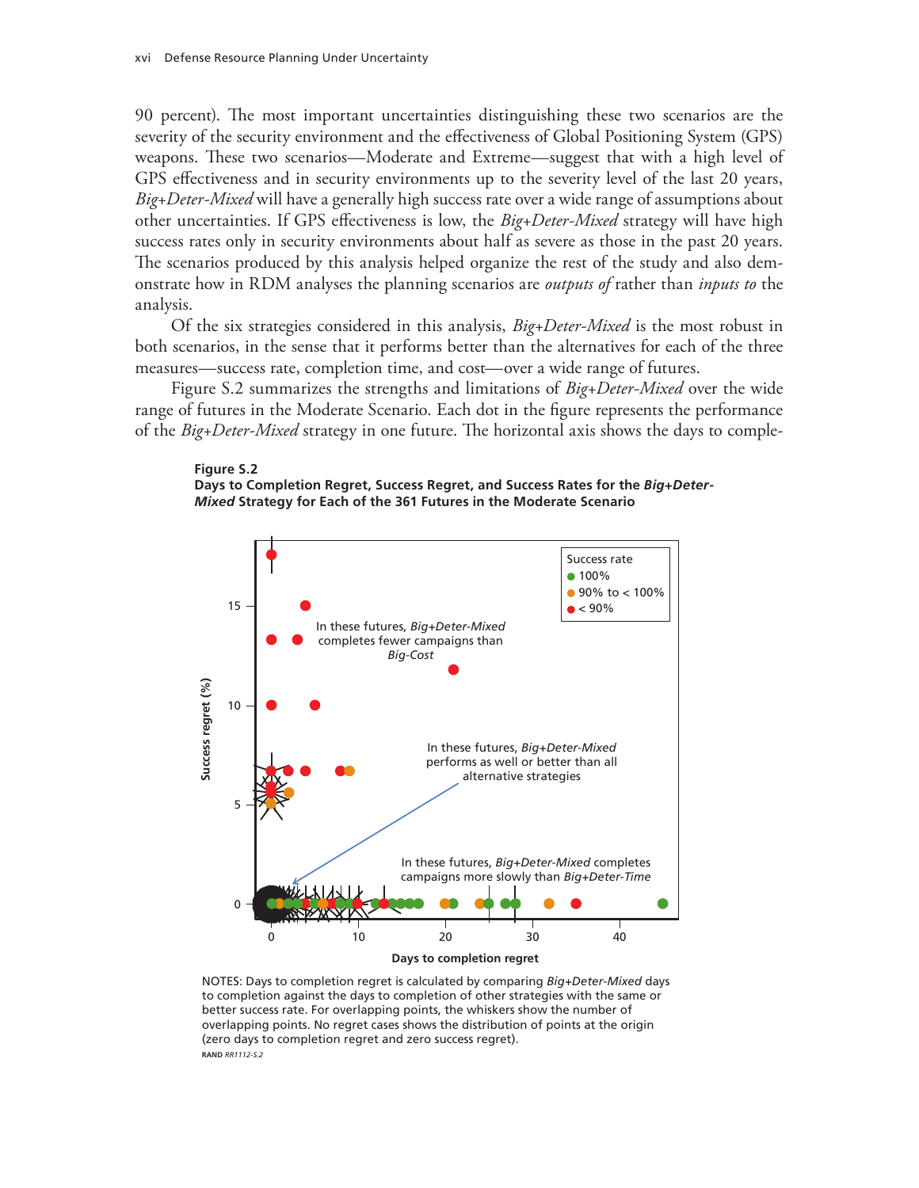90 percent). The most important uncertainties distinguishing these two scenarios are the severity of the security environment and the effectiveness of Global Positioning System (GPS) weapons. These two scenarios—Moderate and Extreme—suggest that with a high level of GPS effectiveness and in security environments up to the severity level of the last 20 years, *Big+Deter-Mixed* will have a generally high success rate over a wide range of assumptions about other uncertainties. If GPS effectiveness is low, the *Big+Deter-Mixed* strategy will have high success rates only in security environments about half as severe as those in the past 20 years. The scenarios produced by this analysis helped organize the rest of the study and also demonstrate how in RDM analyses the planning scenarios are *outputs of* rather than *inputs to* the analysis.

Of the six strategies considered in this analysis, *Big+Deter-Mixed* is the most robust in both scenarios, in the sense that it performs better than the alternatives for each of the three measures—success rate, completion time, and cost—over a wide range of futures.

Figure S.2 summarizes the strengths and limitations of *Big+Deter-Mixed* over the wide range of futures in the Moderate Scenario. Each dot in the figure represents the performance of the *Big+Deter-Mixed* strategy in one future. The horizontal axis shows the days to comple-

**Figure S.2**
**Days to Completion Regret, Success Regret, and Success Rates for the *Big+Deter-Mixed* Strategy for Each of the 361 Futures in the Moderate Scenario**

NOTES: Days to completion regret is calculated by comparing *Big+Deter-Mixed* days to completion against the days to completion of other strategies with the same or better success rate. For overlapping points, the whiskers show the number of overlapping points. No regret cases shows the distribution of points at the origin (zero days to completion regret and zero success regret).

RAND *RR1112-S.2*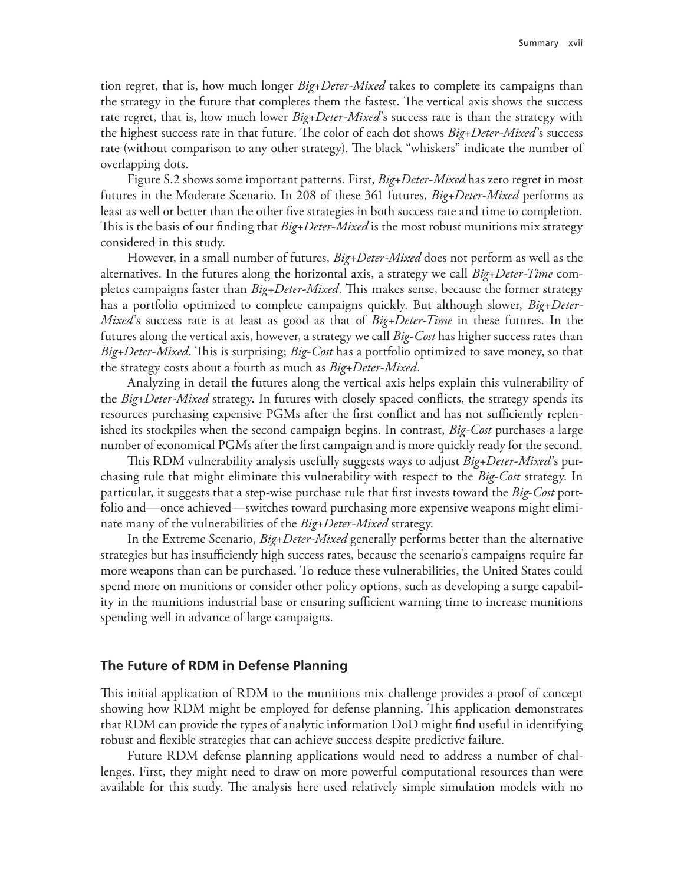tion regret, that is, how much longer *Big+Deter-Mixed* takes to complete its campaigns than the strategy in the future that completes them the fastest. The vertical axis shows the success rate regret, that is, how much lower *Big+Deter-Mixed*'s success rate is than the strategy with the highest success rate in that future. The color of each dot shows *Big+Deter-Mixed*'s success rate (without comparison to any other strategy). The black "whiskers" indicate the number of overlapping dots.

Figure S.2 shows some important patterns. First, *Big+Deter-Mixed* has zero regret in most futures in the Moderate Scenario. In 208 of these 361 futures, *Big+Deter-Mixed* performs as least as well or better than the other five strategies in both success rate and time to completion. This is the basis of our finding that *Big+Deter-Mixed* is the most robust munitions mix strategy considered in this study.

However, in a small number of futures, *Big+Deter-Mixed* does not perform as well as the alternatives. In the futures along the horizontal axis, a strategy we call *Big+Deter-Time* completes campaigns faster than *Big+Deter-Mixed*. This makes sense, because the former strategy has a portfolio optimized to complete campaigns quickly. But although slower, *Big+Deter-Mixed*'s success rate is at least as good as that of *Big+Deter-Time* in these futures. In the futures along the vertical axis, however, a strategy we call *Big-Cost* has higher success rates than *Big+Deter-Mixed*. This is surprising; *Big-Cost* has a portfolio optimized to save money, so that the strategy costs about a fourth as much as *Big+Deter-Mixed*.

Analyzing in detail the futures along the vertical axis helps explain this vulnerability of the *Big+Deter-Mixed* strategy. In futures with closely spaced conflicts, the strategy spends its resources purchasing expensive PGMs after the first conflict and has not sufficiently replenished its stockpiles when the second campaign begins. In contrast, *Big-Cost* purchases a large number of economical PGMs after the first campaign and is more quickly ready for the second.

This RDM vulnerability analysis usefully suggests ways to adjust *Big+Deter-Mixed*'s purchasing rule that might eliminate this vulnerability with respect to the *Big-Cost* strategy. In particular, it suggests that a step-wise purchase rule that first invests toward the *Big-Cost* portfolio and—once achieved—switches toward purchasing more expensive weapons might eliminate many of the vulnerabilities of the *Big+Deter-Mixed* strategy.

In the Extreme Scenario, *Big+Deter-Mixed* generally performs better than the alternative strategies but has insufficiently high success rates, because the scenario's campaigns require far more weapons than can be purchased. To reduce these vulnerabilities, the United States could spend more on munitions or consider other policy options, such as developing a surge capability in the munitions industrial base or ensuring sufficient warning time to increase munitions spending well in advance of large campaigns.

## The Future of RDM in Defense Planning

This initial application of RDM to the munitions mix challenge provides a proof of concept showing how RDM might be employed for defense planning. This application demonstrates that RDM can provide the types of analytic information DoD might find useful in identifying robust and flexible strategies that can achieve success despite predictive failure.

Future RDM defense planning applications would need to address a number of challenges. First, they might need to draw on more powerful computational resources than were available for this study. The analysis here used relatively simple simulation models with no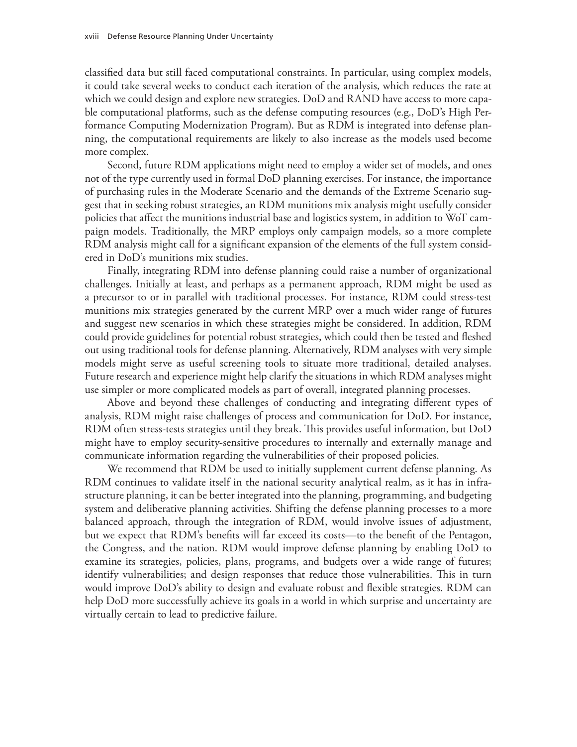classified data but still faced computational constraints. In particular, using complex models, it could take several weeks to conduct each iteration of the analysis, which reduces the rate at which we could design and explore new strategies. DoD and RAND have access to more capable computational platforms, such as the defense computing resources (e.g., DoD's High Performance Computing Modernization Program). But as RDM is integrated into defense planning, the computational requirements are likely to also increase as the models used become more complex.

Second, future RDM applications might need to employ a wider set of models, and ones not of the type currently used in formal DoD planning exercises. For instance, the importance of purchasing rules in the Moderate Scenario and the demands of the Extreme Scenario suggest that in seeking robust strategies, an RDM munitions mix analysis might usefully consider policies that affect the munitions industrial base and logistics system, in addition to WoT campaign models. Traditionally, the MRP employs only campaign models, so a more complete RDM analysis might call for a significant expansion of the elements of the full system considered in DoD's munitions mix studies.

Finally, integrating RDM into defense planning could raise a number of organizational challenges. Initially at least, and perhaps as a permanent approach, RDM might be used as a precursor to or in parallel with traditional processes. For instance, RDM could stress-test munitions mix strategies generated by the current MRP over a much wider range of futures and suggest new scenarios in which these strategies might be considered. In addition, RDM could provide guidelines for potential robust strategies, which could then be tested and fleshed out using traditional tools for defense planning. Alternatively, RDM analyses with very simple models might serve as useful screening tools to situate more traditional, detailed analyses. Future research and experience might help clarify the situations in which RDM analyses might use simpler or more complicated models as part of overall, integrated planning processes.

Above and beyond these challenges of conducting and integrating different types of analysis, RDM might raise challenges of process and communication for DoD. For instance, RDM often stress-tests strategies until they break. This provides useful information, but DoD might have to employ security-sensitive procedures to internally and externally manage and communicate information regarding the vulnerabilities of their proposed policies.

We recommend that RDM be used to initially supplement current defense planning. As RDM continues to validate itself in the national security analytical realm, as it has in infrastructure planning, it can be better integrated into the planning, programming, and budgeting system and deliberative planning activities. Shifting the defense planning processes to a more balanced approach, through the integration of RDM, would involve issues of adjustment, but we expect that RDM's benefits will far exceed its costs—to the benefit of the Pentagon, the Congress, and the nation. RDM would improve defense planning by enabling DoD to examine its strategies, policies, plans, programs, and budgets over a wide range of futures; identify vulnerabilities; and design responses that reduce those vulnerabilities. This in turn would improve DoD's ability to design and evaluate robust and flexible strategies. RDM can help DoD more successfully achieve its goals in a world in which surprise and uncertainty are virtually certain to lead to predictive failure.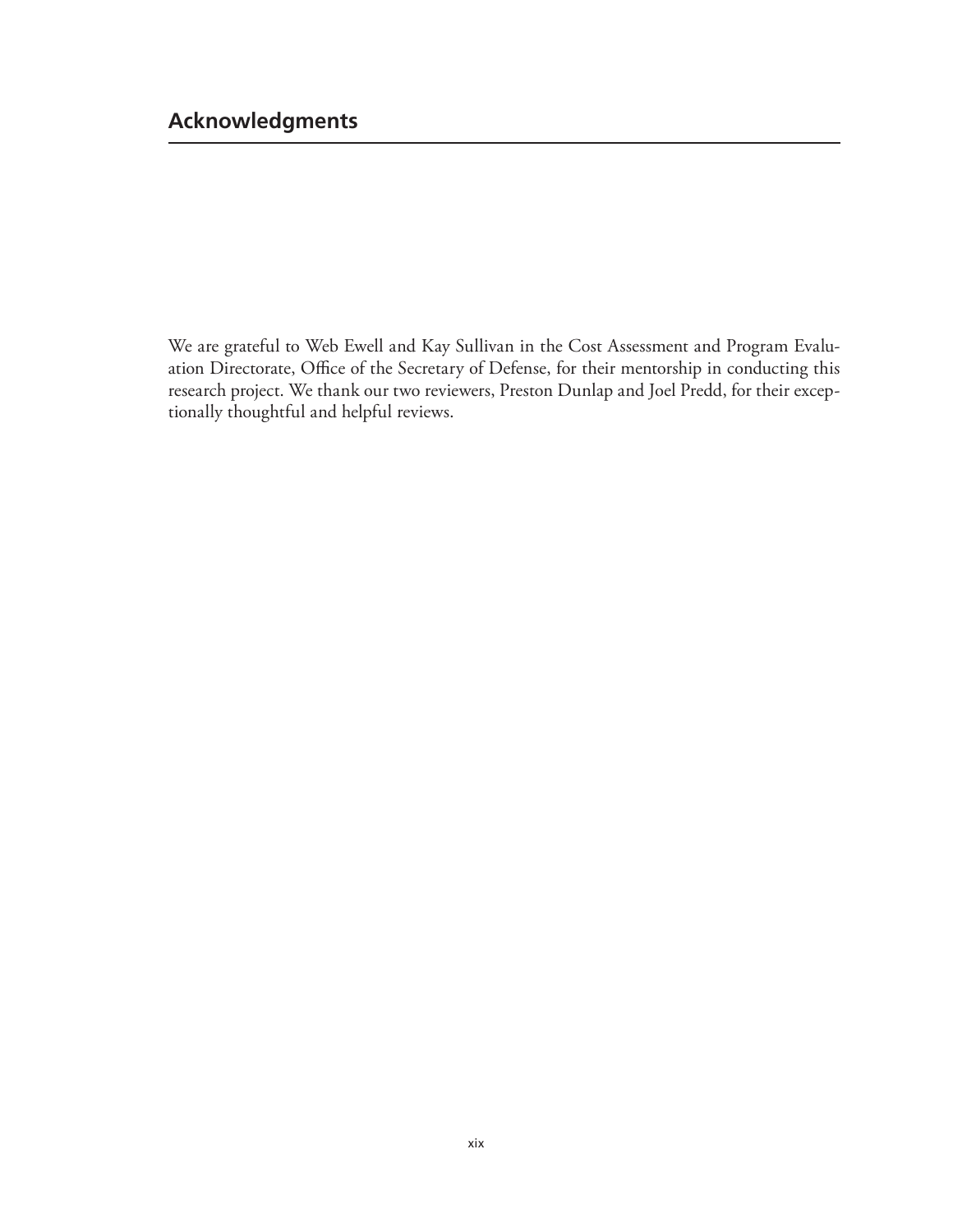## Acknowledgments

We are grateful to Web Ewell and Kay Sullivan in the Cost Assessment and Program Evaluation Directorate, Office of the Secretary of Defense, for their mentorship in conducting this research project. We thank our two reviewers, Preston Dunlap and Joel Predd, for their exceptionally thoughtful and helpful reviews.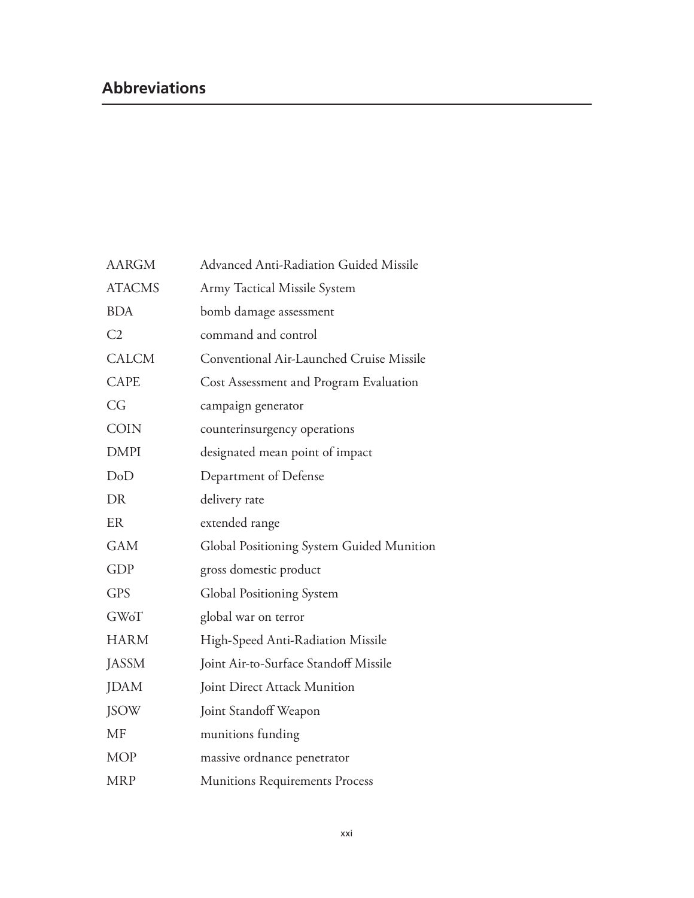## Abbreviations

| | |
|---|---|
| AARGM | Advanced Anti-Radiation Guided Missile |
| ATACMS | Army Tactical Missile System |
| BDA | bomb damage assessment |
| C2 | command and control |
| CALCM | Conventional Air-Launched Cruise Missile |
| CAPE | Cost Assessment and Program Evaluation |
| CG | campaign generator |
| COIN | counterinsurgency operations |
| DMPI | designated mean point of impact |
| DoD | Department of Defense |
| DR | delivery rate |
| ER | extended range |
| GAM | Global Positioning System Guided Munition |
| GDP | gross domestic product |
| GPS | Global Positioning System |
| GWoT | global war on terror |
| HARM | High-Speed Anti-Radiation Missile |
| JASSM | Joint Air-to-Surface Standoff Missile |
| JDAM | Joint Direct Attack Munition |
| JSOW | Joint Standoff Weapon |
| MF | munitions funding |
| MOP | massive ordnance penetrator |
| MRP | Munitions Requirements Process |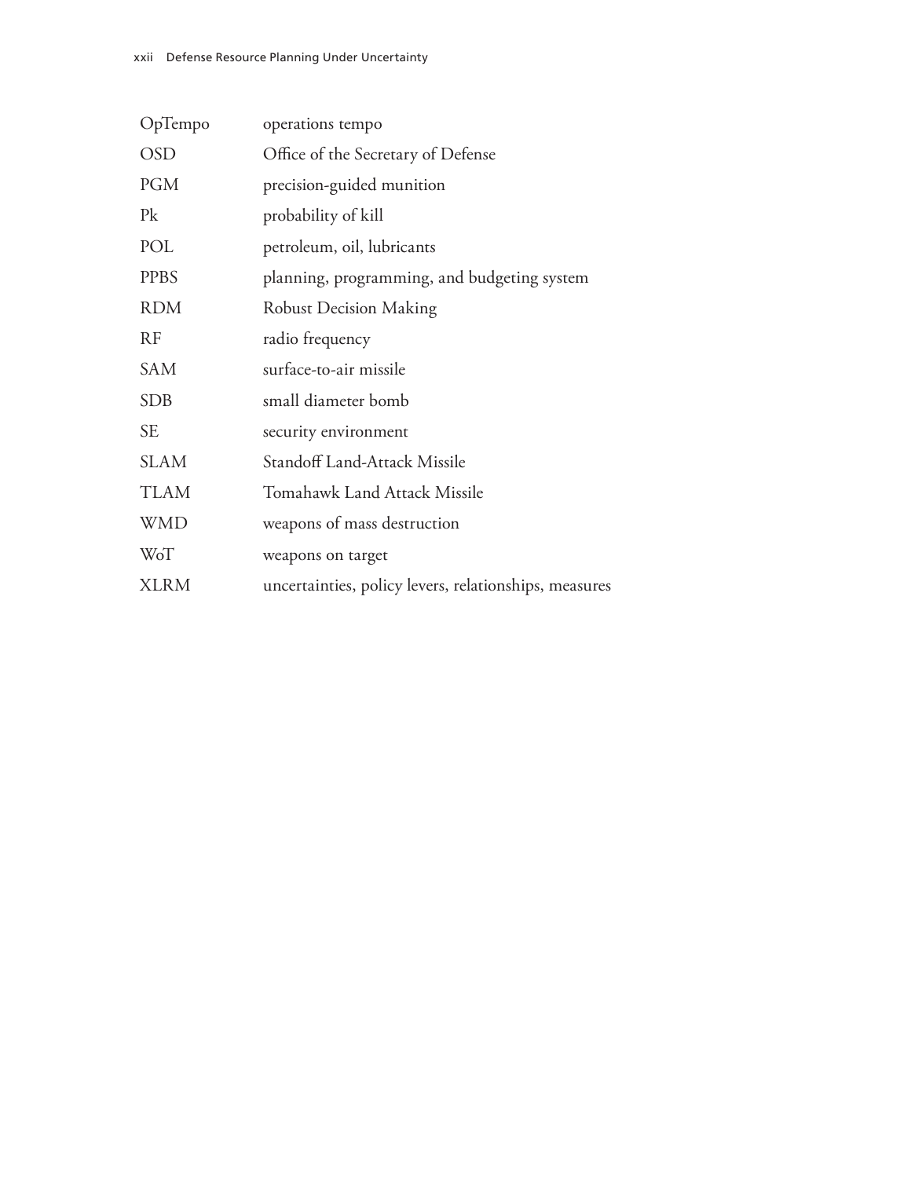| | |
|---|---|
| OpTempo | operations tempo |
| OSD | Office of the Secretary of Defense |
| PGM | precision-guided munition |
| Pk | probability of kill |
| POL | petroleum, oil, lubricants |
| PPBS | planning, programming, and budgeting system |
| RDM | Robust Decision Making |
| RF | radio frequency |
| SAM | surface-to-air missile |
| SDB | small diameter bomb |
| SE | security environment |
| SLAM | Standoff Land-Attack Missile |
| TLAM | Tomahawk Land Attack Missile |
| WMD | weapons of mass destruction |
| WoT | weapons on target |
| XLRM | uncertainties, policy levers, relationships, measures |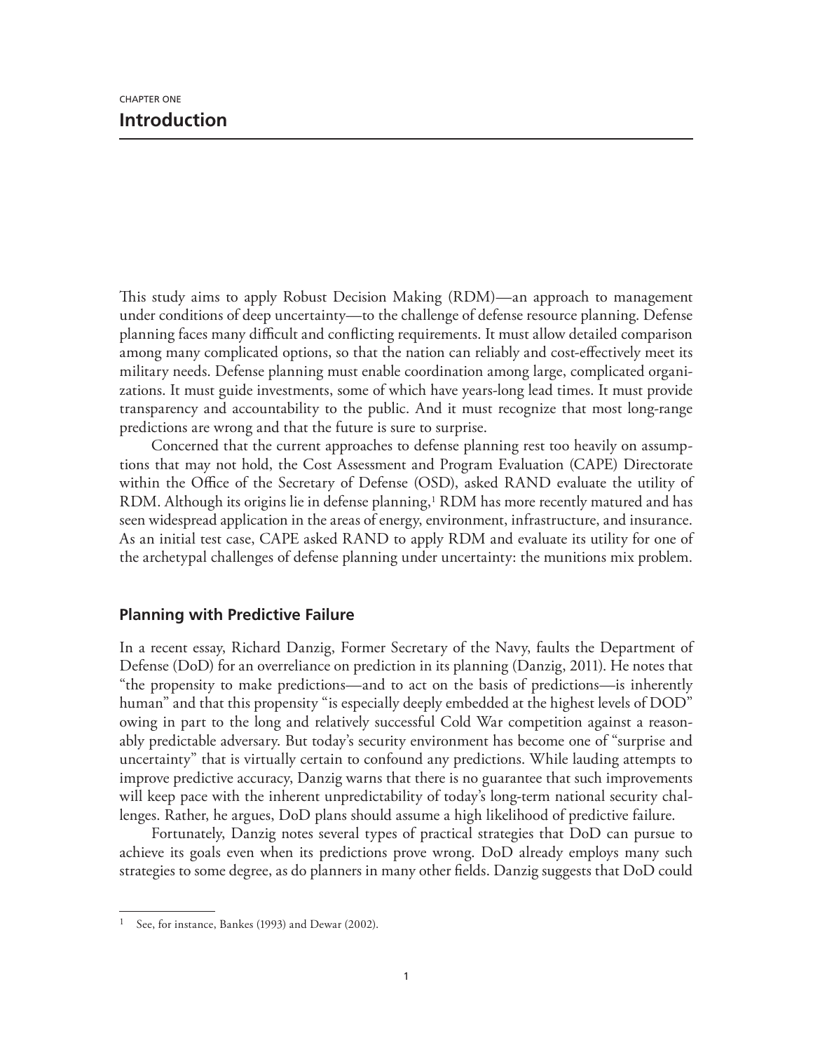CHAPTER ONE

# Introduction

This study aims to apply Robust Decision Making (RDM)—an approach to management under conditions of deep uncertainty—to the challenge of defense resource planning. Defense planning faces many difficult and conflicting requirements. It must allow detailed comparison among many complicated options, so that the nation can reliably and cost-effectively meet its military needs. Defense planning must enable coordination among large, complicated organizations. It must guide investments, some of which have years-long lead times. It must provide transparency and accountability to the public. And it must recognize that most long-range predictions are wrong and that the future is sure to surprise.

Concerned that the current approaches to defense planning rest too heavily on assumptions that may not hold, the Cost Assessment and Program Evaluation (CAPE) Directorate within the Office of the Secretary of Defense (OSD), asked RAND evaluate the utility of RDM. Although its origins lie in defense planning,[1] RDM has more recently matured and has seen widespread application in the areas of energy, environment, infrastructure, and insurance. As an initial test case, CAPE asked RAND to apply RDM and evaluate its utility for one of the archetypal challenges of defense planning under uncertainty: the munitions mix problem.

## Planning with Predictive Failure

In a recent essay, Richard Danzig, Former Secretary of the Navy, faults the Department of Defense (DoD) for an overreliance on prediction in its planning (Danzig, 2011). He notes that "the propensity to make predictions—and to act on the basis of predictions—is inherently human" and that this propensity "is especially deeply embedded at the highest levels of DOD" owing in part to the long and relatively successful Cold War competition against a reasonably predictable adversary. But today's security environment has become one of "surprise and uncertainty" that is virtually certain to confound any predictions. While lauding attempts to improve predictive accuracy, Danzig warns that there is no guarantee that such improvements will keep pace with the inherent unpredictability of today's long-term national security challenges. Rather, he argues, DoD plans should assume a high likelihood of predictive failure.

Fortunately, Danzig notes several types of practical strategies that DoD can pursue to achieve its goals even when its predictions prove wrong. DoD already employs many such strategies to some degree, as do planners in many other fields. Danzig suggests that DoD could

---

[1] See, for instance, Bankes (1993) and Dewar (2002).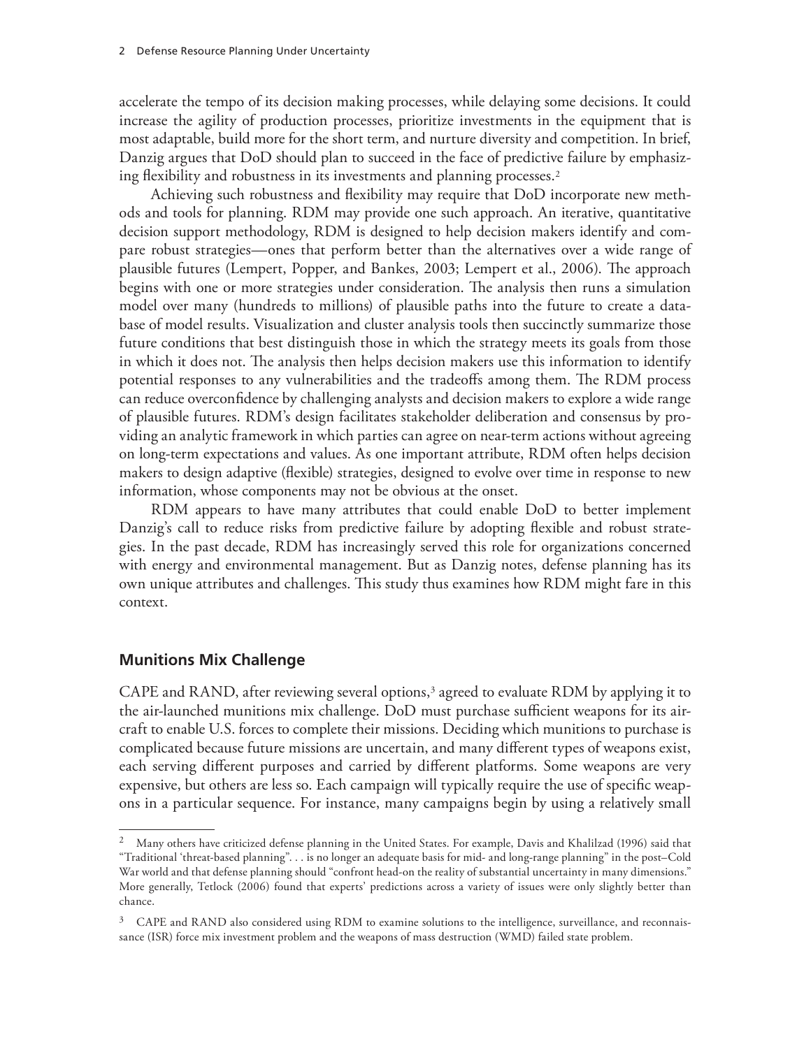accelerate the tempo of its decision making processes, while delaying some decisions. It could increase the agility of production processes, prioritize investments in the equipment that is most adaptable, build more for the short term, and nurture diversity and competition. In brief, Danzig argues that DoD should plan to succeed in the face of predictive failure by emphasizing flexibility and robustness in its investments and planning processes.[2]

Achieving such robustness and flexibility may require that DoD incorporate new methods and tools for planning. RDM may provide one such approach. An iterative, quantitative decision support methodology, RDM is designed to help decision makers identify and compare robust strategies—ones that perform better than the alternatives over a wide range of plausible futures (Lempert, Popper, and Bankes, 2003; Lempert et al., 2006). The approach begins with one or more strategies under consideration. The analysis then runs a simulation model over many (hundreds to millions) of plausible paths into the future to create a database of model results. Visualization and cluster analysis tools then succinctly summarize those future conditions that best distinguish those in which the strategy meets its goals from those in which it does not. The analysis then helps decision makers use this information to identify potential responses to any vulnerabilities and the tradeoffs among them. The RDM process can reduce overconfidence by challenging analysts and decision makers to explore a wide range of plausible futures. RDM's design facilitates stakeholder deliberation and consensus by providing an analytic framework in which parties can agree on near-term actions without agreeing on long-term expectations and values. As one important attribute, RDM often helps decision makers to design adaptive (flexible) strategies, designed to evolve over time in response to new information, whose components may not be obvious at the onset.

RDM appears to have many attributes that could enable DoD to better implement Danzig's call to reduce risks from predictive failure by adopting flexible and robust strategies. In the past decade, RDM has increasingly served this role for organizations concerned with energy and environmental management. But as Danzig notes, defense planning has its own unique attributes and challenges. This study thus examines how RDM might fare in this context.

## Munitions Mix Challenge

CAPE and RAND, after reviewing several options,[3] agreed to evaluate RDM by applying it to the air-launched munitions mix challenge. DoD must purchase sufficient weapons for its aircraft to enable U.S. forces to complete their missions. Deciding which munitions to purchase is complicated because future missions are uncertain, and many different types of weapons exist, each serving different purposes and carried by different platforms. Some weapons are very expensive, but others are less so. Each campaign will typically require the use of specific weapons in a particular sequence. For instance, many campaigns begin by using a relatively small

---

[2] Many others have criticized defense planning in the United States. For example, Davis and Khalilzad (1996) said that "Traditional 'threat-based planning'. . . is no longer an adequate basis for mid- and long-range planning" in the post–Cold War world and that defense planning should "confront head-on the reality of substantial uncertainty in many dimensions." More generally, Tetlock (2006) found that experts' predictions across a variety of issues were only slightly better than chance.

[3] CAPE and RAND also considered using RDM to examine solutions to the intelligence, surveillance, and reconnaissance (ISR) force mix investment problem and the weapons of mass destruction (WMD) failed state problem.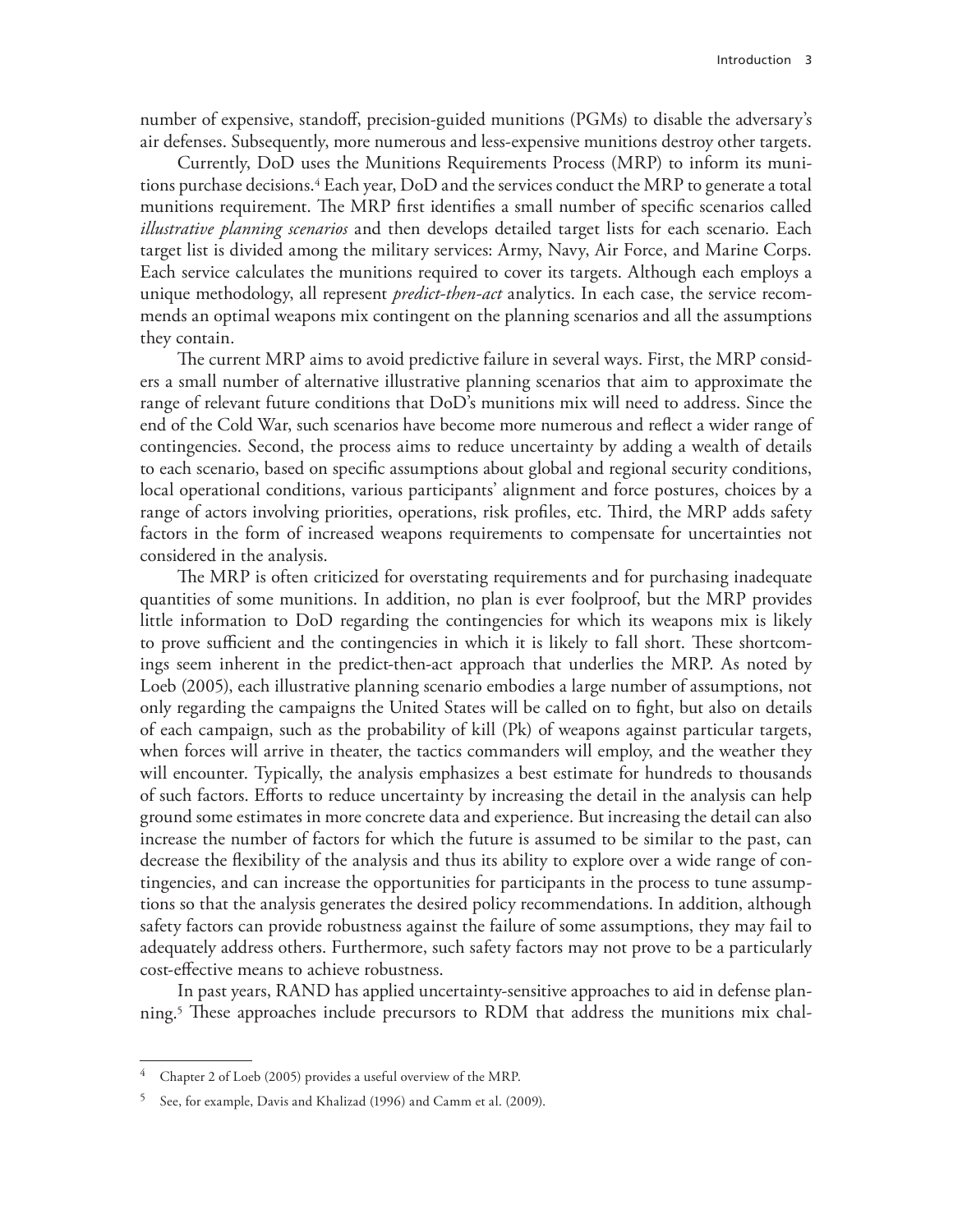number of expensive, standoff, precision-guided munitions (PGMs) to disable the adversary's air defenses. Subsequently, more numerous and less-expensive munitions destroy other targets.

Currently, DoD uses the Munitions Requirements Process (MRP) to inform its munitions purchase decisions.[4] Each year, DoD and the services conduct the MRP to generate a total munitions requirement. The MRP first identifies a small number of specific scenarios called *illustrative planning scenarios* and then develops detailed target lists for each scenario. Each target list is divided among the military services: Army, Navy, Air Force, and Marine Corps. Each service calculates the munitions required to cover its targets. Although each employs a unique methodology, all represent *predict-then-act* analytics. In each case, the service recommends an optimal weapons mix contingent on the planning scenarios and all the assumptions they contain.

The current MRP aims to avoid predictive failure in several ways. First, the MRP considers a small number of alternative illustrative planning scenarios that aim to approximate the range of relevant future conditions that DoD's munitions mix will need to address. Since the end of the Cold War, such scenarios have become more numerous and reflect a wider range of contingencies. Second, the process aims to reduce uncertainty by adding a wealth of details to each scenario, based on specific assumptions about global and regional security conditions, local operational conditions, various participants' alignment and force postures, choices by a range of actors involving priorities, operations, risk profiles, etc. Third, the MRP adds safety factors in the form of increased weapons requirements to compensate for uncertainties not considered in the analysis.

The MRP is often criticized for overstating requirements and for purchasing inadequate quantities of some munitions. In addition, no plan is ever foolproof, but the MRP provides little information to DoD regarding the contingencies for which its weapons mix is likely to prove sufficient and the contingencies in which it is likely to fall short. These shortcomings seem inherent in the predict-then-act approach that underlies the MRP. As noted by Loeb (2005), each illustrative planning scenario embodies a large number of assumptions, not only regarding the campaigns the United States will be called on to fight, but also on details of each campaign, such as the probability of kill (Pk) of weapons against particular targets, when forces will arrive in theater, the tactics commanders will employ, and the weather they will encounter. Typically, the analysis emphasizes a best estimate for hundreds to thousands of such factors. Efforts to reduce uncertainty by increasing the detail in the analysis can help ground some estimates in more concrete data and experience. But increasing the detail can also increase the number of factors for which the future is assumed to be similar to the past, can decrease the flexibility of the analysis and thus its ability to explore over a wide range of contingencies, and can increase the opportunities for participants in the process to tune assumptions so that the analysis generates the desired policy recommendations. In addition, although safety factors can provide robustness against the failure of some assumptions, they may fail to adequately address others. Furthermore, such safety factors may not prove to be a particularly cost-effective means to achieve robustness.

In past years, RAND has applied uncertainty-sensitive approaches to aid in defense planning.[5] These approaches include precursors to RDM that address the munitions mix chal-

---

[4] Chapter 2 of Loeb (2005) provides a useful overview of the MRP.

[5] See, for example, Davis and Khalizad (1996) and Camm et al. (2009).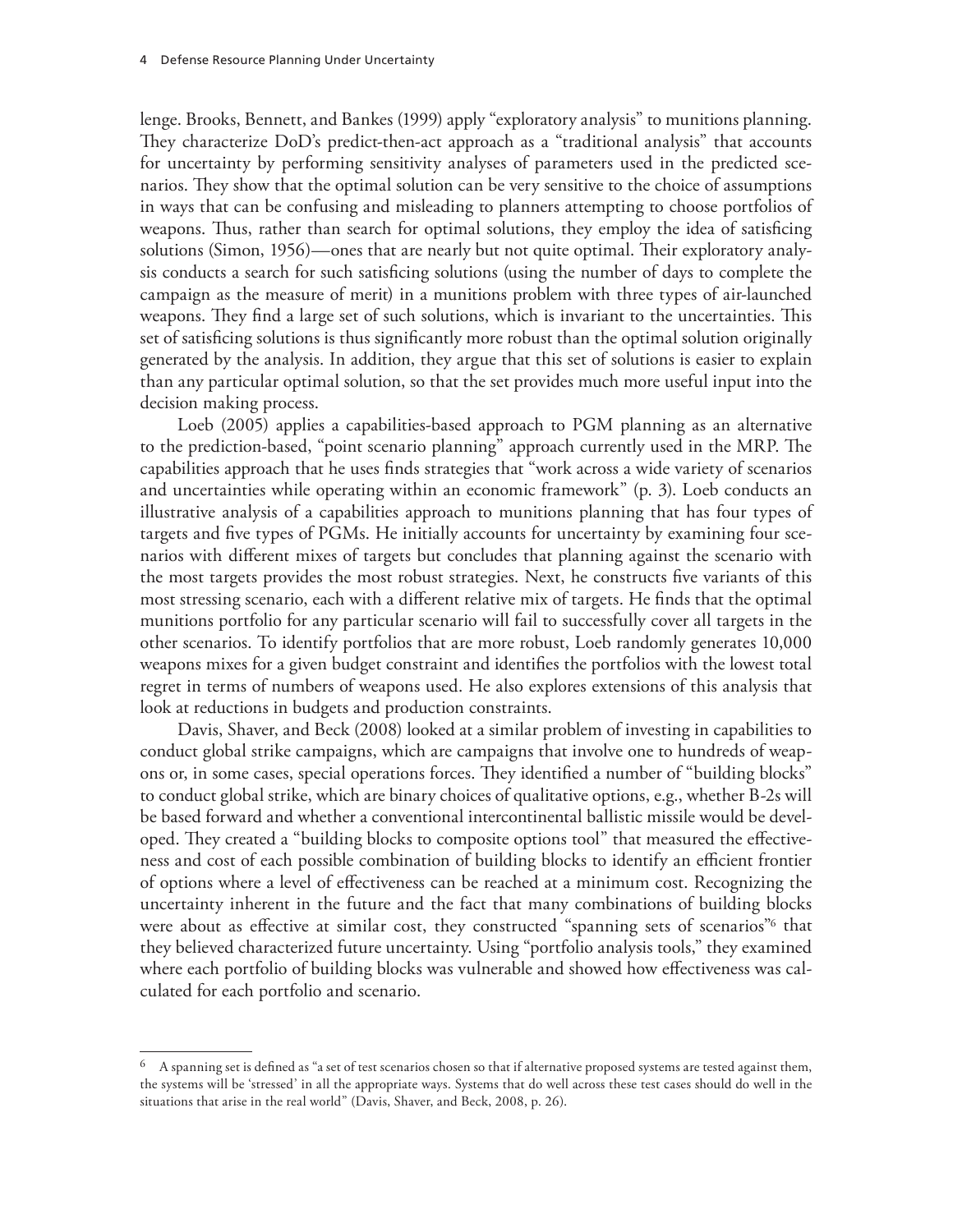lenge. Brooks, Bennett, and Bankes (1999) apply "exploratory analysis" to munitions planning. They characterize DoD's predict-then-act approach as a "traditional analysis" that accounts for uncertainty by performing sensitivity analyses of parameters used in the predicted scenarios. They show that the optimal solution can be very sensitive to the choice of assumptions in ways that can be confusing and misleading to planners attempting to choose portfolios of weapons. Thus, rather than search for optimal solutions, they employ the idea of satisficing solutions (Simon, 1956)—ones that are nearly but not quite optimal. Their exploratory analysis conducts a search for such satisficing solutions (using the number of days to complete the campaign as the measure of merit) in a munitions problem with three types of air-launched weapons. They find a large set of such solutions, which is invariant to the uncertainties. This set of satisficing solutions is thus significantly more robust than the optimal solution originally generated by the analysis. In addition, they argue that this set of solutions is easier to explain than any particular optimal solution, so that the set provides much more useful input into the decision making process.

Loeb (2005) applies a capabilities-based approach to PGM planning as an alternative to the prediction-based, "point scenario planning" approach currently used in the MRP. The capabilities approach that he uses finds strategies that "work across a wide variety of scenarios and uncertainties while operating within an economic framework" (p. 3). Loeb conducts an illustrative analysis of a capabilities approach to munitions planning that has four types of targets and five types of PGMs. He initially accounts for uncertainty by examining four scenarios with different mixes of targets but concludes that planning against the scenario with the most targets provides the most robust strategies. Next, he constructs five variants of this most stressing scenario, each with a different relative mix of targets. He finds that the optimal munitions portfolio for any particular scenario will fail to successfully cover all targets in the other scenarios. To identify portfolios that are more robust, Loeb randomly generates 10,000 weapons mixes for a given budget constraint and identifies the portfolios with the lowest total regret in terms of numbers of weapons used. He also explores extensions of this analysis that look at reductions in budgets and production constraints.

Davis, Shaver, and Beck (2008) looked at a similar problem of investing in capabilities to conduct global strike campaigns, which are campaigns that involve one to hundreds of weapons or, in some cases, special operations forces. They identified a number of "building blocks" to conduct global strike, which are binary choices of qualitative options, e.g., whether B-2s will be based forward and whether a conventional intercontinental ballistic missile would be developed. They created a "building blocks to composite options tool" that measured the effectiveness and cost of each possible combination of building blocks to identify an efficient frontier of options where a level of effectiveness can be reached at a minimum cost. Recognizing the uncertainty inherent in the future and the fact that many combinations of building blocks were about as effective at similar cost, they constructed "spanning sets of scenarios"[6] that they believed characterized future uncertainty. Using "portfolio analysis tools," they examined where each portfolio of building blocks was vulnerable and showed how effectiveness was calculated for each portfolio and scenario.

---

[6] A spanning set is defined as "a set of test scenarios chosen so that if alternative proposed systems are tested against them, the systems will be 'stressed' in all the appropriate ways. Systems that do well across these test cases should do well in the situations that arise in the real world" (Davis, Shaver, and Beck, 2008, p. 26).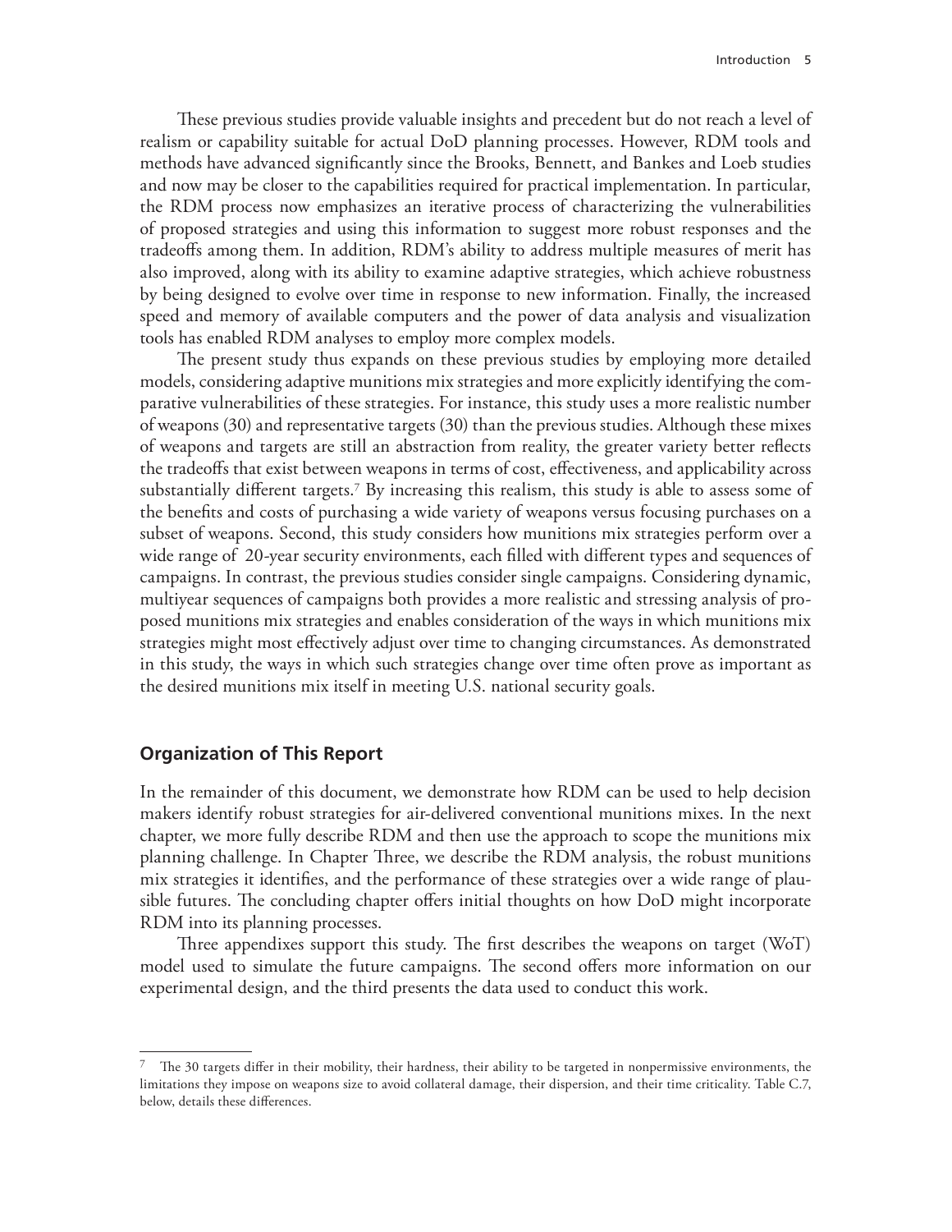These previous studies provide valuable insights and precedent but do not reach a level of realism or capability suitable for actual DoD planning processes. However, RDM tools and methods have advanced significantly since the Brooks, Bennett, and Bankes and Loeb studies and now may be closer to the capabilities required for practical implementation. In particular, the RDM process now emphasizes an iterative process of characterizing the vulnerabilities of proposed strategies and using this information to suggest more robust responses and the tradeoffs among them. In addition, RDM's ability to address multiple measures of merit has also improved, along with its ability to examine adaptive strategies, which achieve robustness by being designed to evolve over time in response to new information. Finally, the increased speed and memory of available computers and the power of data analysis and visualization tools has enabled RDM analyses to employ more complex models.

The present study thus expands on these previous studies by employing more detailed models, considering adaptive munitions mix strategies and more explicitly identifying the comparative vulnerabilities of these strategies. For instance, this study uses a more realistic number of weapons (30) and representative targets (30) than the previous studies. Although these mixes of weapons and targets are still an abstraction from reality, the greater variety better reflects the tradeoffs that exist between weapons in terms of cost, effectiveness, and applicability across substantially different targets.[7] By increasing this realism, this study is able to assess some of the benefits and costs of purchasing a wide variety of weapons versus focusing purchases on a subset of weapons. Second, this study considers how munitions mix strategies perform over a wide range of 20-year security environments, each filled with different types and sequences of campaigns. In contrast, the previous studies consider single campaigns. Considering dynamic, multiyear sequences of campaigns both provides a more realistic and stressing analysis of proposed munitions mix strategies and enables consideration of the ways in which munitions mix strategies might most effectively adjust over time to changing circumstances. As demonstrated in this study, the ways in which such strategies change over time often prove as important as the desired munitions mix itself in meeting U.S. national security goals.

## Organization of This Report

In the remainder of this document, we demonstrate how RDM can be used to help decision makers identify robust strategies for air-delivered conventional munitions mixes. In the next chapter, we more fully describe RDM and then use the approach to scope the munitions mix planning challenge. In Chapter Three, we describe the RDM analysis, the robust munitions mix strategies it identifies, and the performance of these strategies over a wide range of plausible futures. The concluding chapter offers initial thoughts on how DoD might incorporate RDM into its planning processes.

Three appendixes support this study. The first describes the weapons on target (WoT) model used to simulate the future campaigns. The second offers more information on our experimental design, and the third presents the data used to conduct this work.

---

[7] The 30 targets differ in their mobility, their hardness, their ability to be targeted in nonpermissive environments, the limitations they impose on weapons size to avoid collateral damage, their dispersion, and their time criticality. Table C.7, below, details these differences.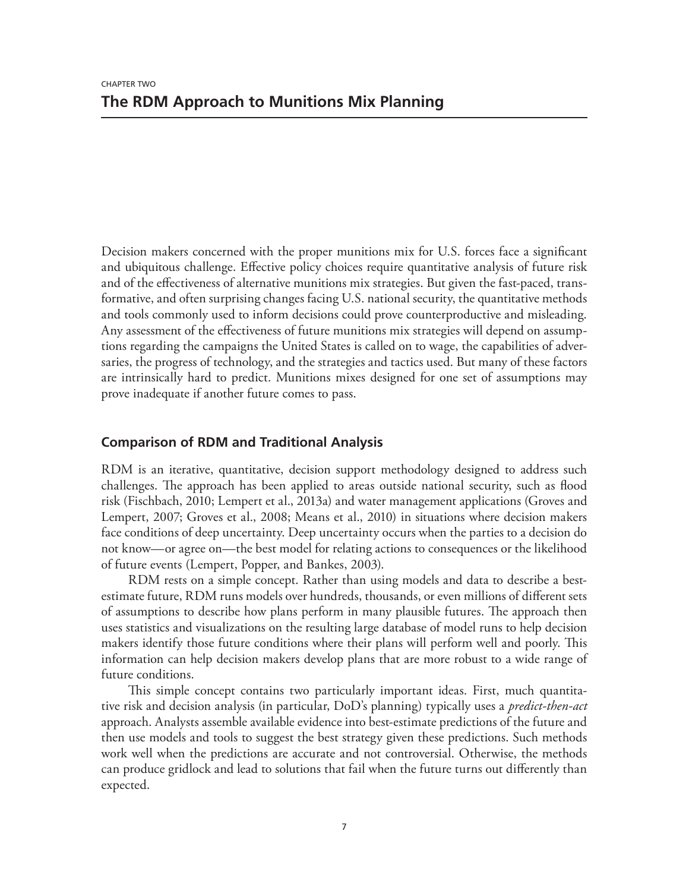CHAPTER TWO

# The RDM Approach to Munitions Mix Planning

Decision makers concerned with the proper munitions mix for U.S. forces face a significant and ubiquitous challenge. Effective policy choices require quantitative analysis of future risk and of the effectiveness of alternative munitions mix strategies. But given the fast-paced, transformative, and often surprising changes facing U.S. national security, the quantitative methods and tools commonly used to inform decisions could prove counterproductive and misleading. Any assessment of the effectiveness of future munitions mix strategies will depend on assumptions regarding the campaigns the United States is called on to wage, the capabilities of adversaries, the progress of technology, and the strategies and tactics used. But many of these factors are intrinsically hard to predict. Munitions mixes designed for one set of assumptions may prove inadequate if another future comes to pass.

## Comparison of RDM and Traditional Analysis

RDM is an iterative, quantitative, decision support methodology designed to address such challenges. The approach has been applied to areas outside national security, such as flood risk (Fischbach, 2010; Lempert et al., 2013a) and water management applications (Groves and Lempert, 2007; Groves et al., 2008; Means et al., 2010) in situations where decision makers face conditions of deep uncertainty. Deep uncertainty occurs when the parties to a decision do not know—or agree on—the best model for relating actions to consequences or the likelihood of future events (Lempert, Popper, and Bankes, 2003).

RDM rests on a simple concept. Rather than using models and data to describe a best-estimate future, RDM runs models over hundreds, thousands, or even millions of different sets of assumptions to describe how plans perform in many plausible futures. The approach then uses statistics and visualizations on the resulting large database of model runs to help decision makers identify those future conditions where their plans will perform well and poorly. This information can help decision makers develop plans that are more robust to a wide range of future conditions.

This simple concept contains two particularly important ideas. First, much quantitative risk and decision analysis (in particular, DoD's planning) typically uses a *predict-then-act* approach. Analysts assemble available evidence into best-estimate predictions of the future and then use models and tools to suggest the best strategy given these predictions. Such methods work well when the predictions are accurate and not controversial. Otherwise, the methods can produce gridlock and lead to solutions that fail when the future turns out differently than expected.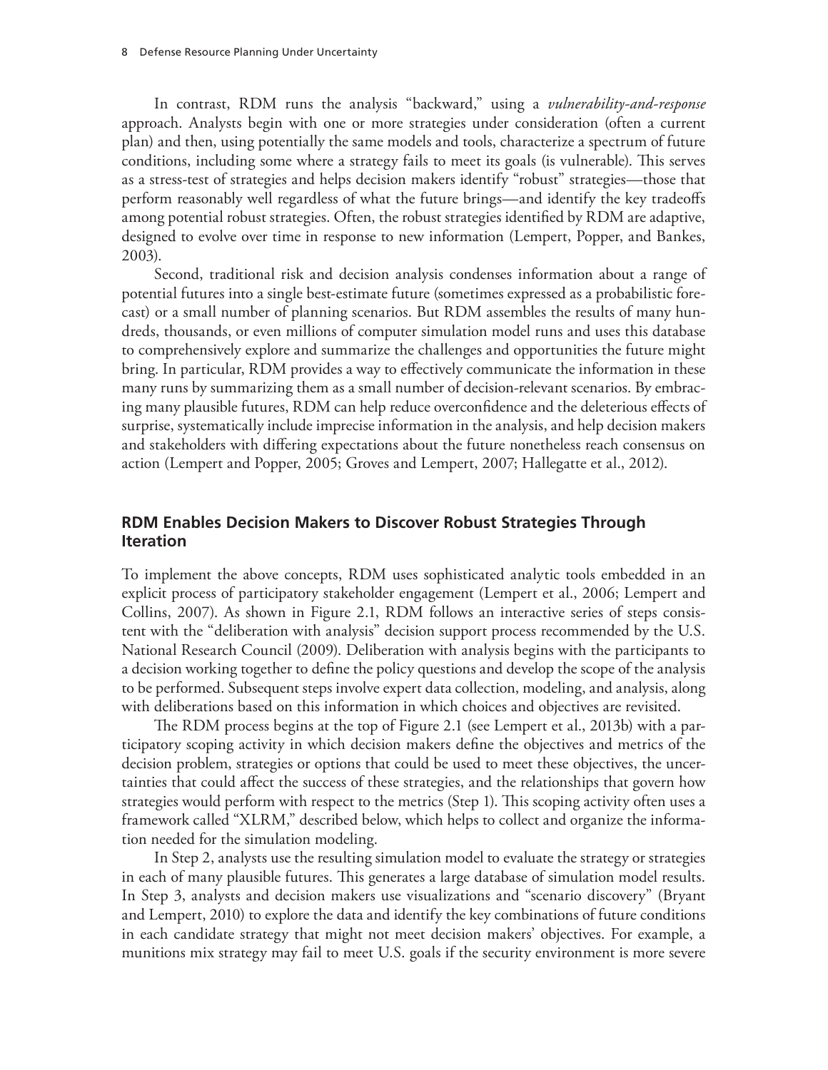In contrast, RDM runs the analysis "backward," using a *vulnerability-and-response* approach. Analysts begin with one or more strategies under consideration (often a current plan) and then, using potentially the same models and tools, characterize a spectrum of future conditions, including some where a strategy fails to meet its goals (is vulnerable). This serves as a stress-test of strategies and helps decision makers identify "robust" strategies—those that perform reasonably well regardless of what the future brings—and identify the key tradeoffs among potential robust strategies. Often, the robust strategies identified by RDM are adaptive, designed to evolve over time in response to new information (Lempert, Popper, and Bankes, 2003).

Second, traditional risk and decision analysis condenses information about a range of potential futures into a single best-estimate future (sometimes expressed as a probabilistic forecast) or a small number of planning scenarios. But RDM assembles the results of many hundreds, thousands, or even millions of computer simulation model runs and uses this database to comprehensively explore and summarize the challenges and opportunities the future might bring. In particular, RDM provides a way to effectively communicate the information in these many runs by summarizing them as a small number of decision-relevant scenarios. By embracing many plausible futures, RDM can help reduce overconfidence and the deleterious effects of surprise, systematically include imprecise information in the analysis, and help decision makers and stakeholders with differing expectations about the future nonetheless reach consensus on action (Lempert and Popper, 2005; Groves and Lempert, 2007; Hallegatte et al., 2012).

## RDM Enables Decision Makers to Discover Robust Strategies Through Iteration

To implement the above concepts, RDM uses sophisticated analytic tools embedded in an explicit process of participatory stakeholder engagement (Lempert et al., 2006; Lempert and Collins, 2007). As shown in Figure 2.1, RDM follows an interactive series of steps consistent with the "deliberation with analysis" decision support process recommended by the U.S. National Research Council (2009). Deliberation with analysis begins with the participants to a decision working together to define the policy questions and develop the scope of the analysis to be performed. Subsequent steps involve expert data collection, modeling, and analysis, along with deliberations based on this information in which choices and objectives are revisited.

The RDM process begins at the top of Figure 2.1 (see Lempert et al., 2013b) with a participatory scoping activity in which decision makers define the objectives and metrics of the decision problem, strategies or options that could be used to meet these objectives, the uncertainties that could affect the success of these strategies, and the relationships that govern how strategies would perform with respect to the metrics (Step 1). This scoping activity often uses a framework called "XLRM," described below, which helps to collect and organize the information needed for the simulation modeling.

In Step 2, analysts use the resulting simulation model to evaluate the strategy or strategies in each of many plausible futures. This generates a large database of simulation model results. In Step 3, analysts and decision makers use visualizations and "scenario discovery" (Bryant and Lempert, 2010) to explore the data and identify the key combinations of future conditions in each candidate strategy that might not meet decision makers' objectives. For example, a munitions mix strategy may fail to meet U.S. goals if the security environment is more severe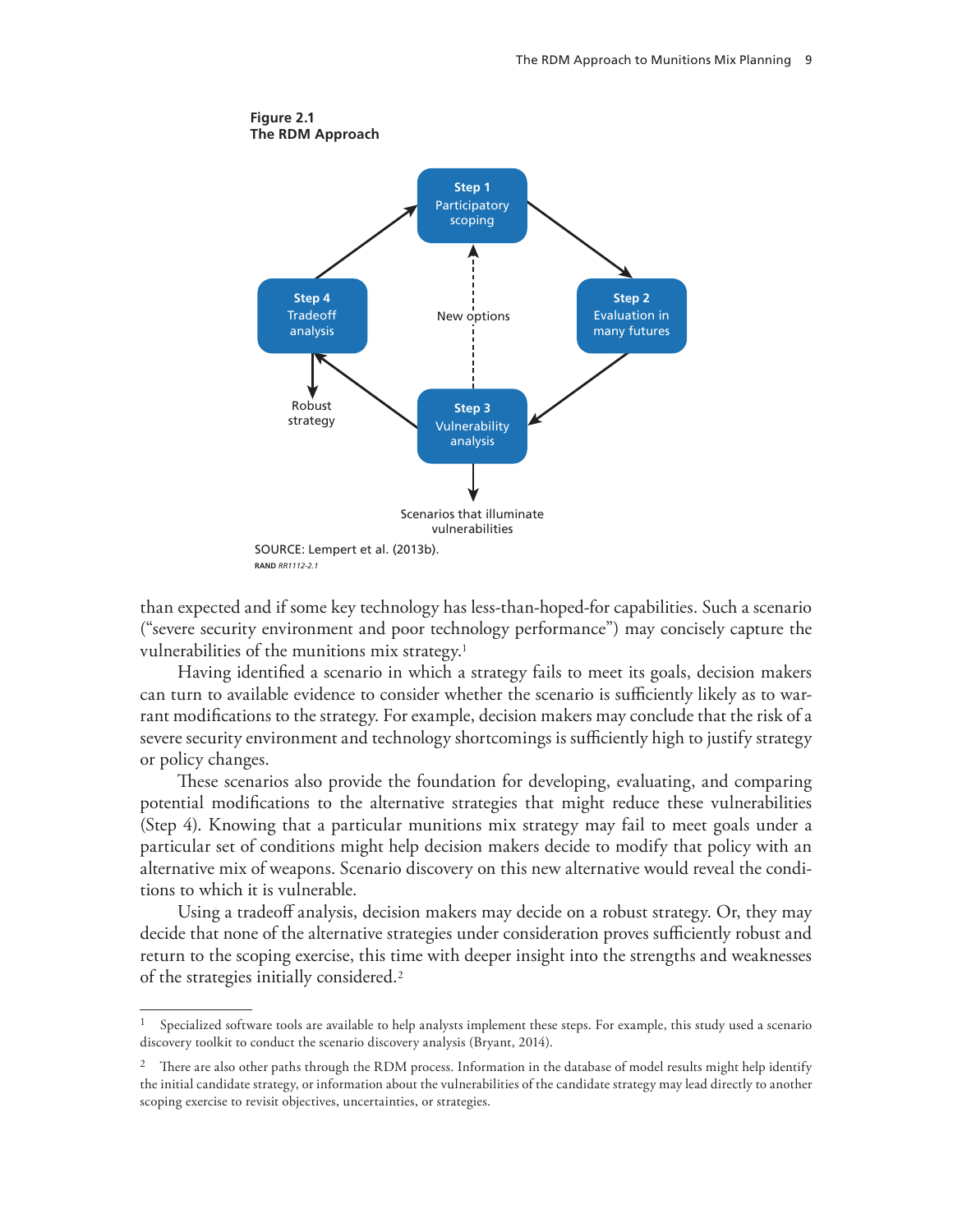**Figure 2.1**
**The RDM Approach**

Step 1 Participatory scoping

Step 2 Evaluation in many futures

Step 3 Vulnerability analysis

Step 4 Tradeoff analysis

New options

Robust strategy

Scenarios that illuminate vulnerabilities

SOURCE: Lempert et al. (2013b).

RAND *RR1112-2.1*

than expected and if some key technology has less-than-hoped-for capabilities. Such a scenario ("severe security environment and poor technology performance") may concisely capture the vulnerabilities of the munitions mix strategy.[1]

Having identified a scenario in which a strategy fails to meet its goals, decision makers can turn to available evidence to consider whether the scenario is sufficiently likely as to warrant modifications to the strategy. For example, decision makers may conclude that the risk of a severe security environment and technology shortcomings is sufficiently high to justify strategy or policy changes.

These scenarios also provide the foundation for developing, evaluating, and comparing potential modifications to the alternative strategies that might reduce these vulnerabilities (Step 4). Knowing that a particular munitions mix strategy may fail to meet goals under a particular set of conditions might help decision makers decide to modify that policy with an alternative mix of weapons. Scenario discovery on this new alternative would reveal the conditions to which it is vulnerable.

Using a tradeoff analysis, decision makers may decide on a robust strategy. Or, they may decide that none of the alternative strategies under consideration proves sufficiently robust and return to the scoping exercise, this time with deeper insight into the strengths and weaknesses of the strategies initially considered.[2]

---

[1] Specialized software tools are available to help analysts implement these steps. For example, this study used a scenario discovery toolkit to conduct the scenario discovery analysis (Bryant, 2014).

[2] There are also other paths through the RDM process. Information in the database of model results might help identify the initial candidate strategy, or information about the vulnerabilities of the candidate strategy may lead directly to another scoping exercise to revisit objectives, uncertainties, or strategies.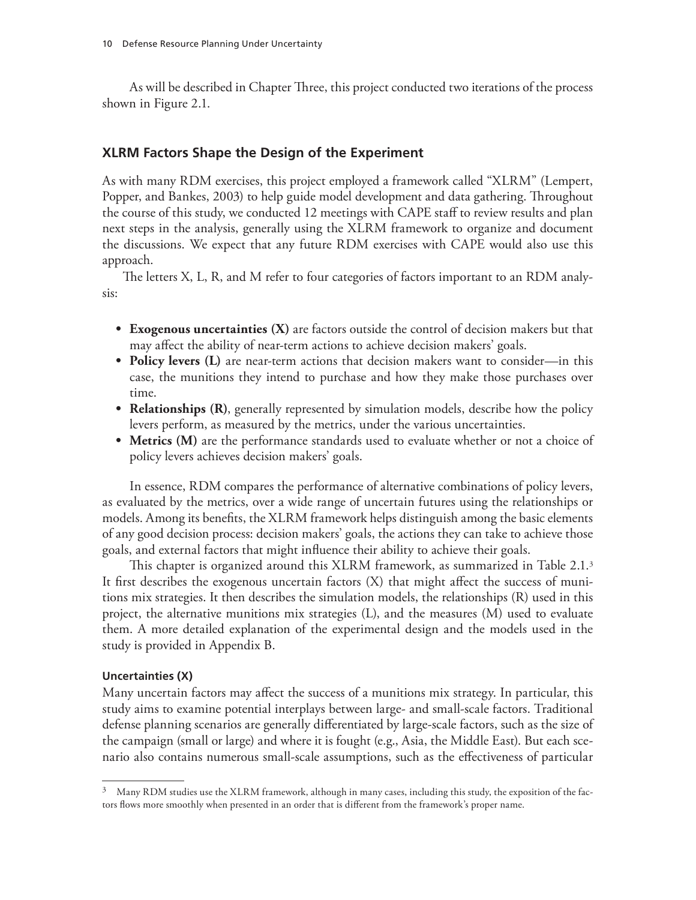As will be described in Chapter Three, this project conducted two iterations of the process shown in Figure 2.1.

## XLRM Factors Shape the Design of the Experiment

As with many RDM exercises, this project employed a framework called "XLRM" (Lempert, Popper, and Bankes, 2003) to help guide model development and data gathering. Throughout the course of this study, we conducted 12 meetings with CAPE staff to review results and plan next steps in the analysis, generally using the XLRM framework to organize and document the discussions. We expect that any future RDM exercises with CAPE would also use this approach.

The letters X, L, R, and M refer to four categories of factors important to an RDM analysis:

- **Exogenous uncertainties (X)** are factors outside the control of decision makers but that may affect the ability of near-term actions to achieve decision makers' goals.
- **Policy levers (L)** are near-term actions that decision makers want to consider—in this case, the munitions they intend to purchase and how they make those purchases over time.
- **Relationships (R)**, generally represented by simulation models, describe how the policy levers perform, as measured by the metrics, under the various uncertainties.
- **Metrics (M)** are the performance standards used to evaluate whether or not a choice of policy levers achieves decision makers' goals.

In essence, RDM compares the performance of alternative combinations of policy levers, as evaluated by the metrics, over a wide range of uncertain futures using the relationships or models. Among its benefits, the XLRM framework helps distinguish among the basic elements of any good decision process: decision makers' goals, the actions they can take to achieve those goals, and external factors that might influence their ability to achieve their goals.

This chapter is organized around this XLRM framework, as summarized in Table 2.1.[3] It first describes the exogenous uncertain factors (X) that might affect the success of munitions mix strategies. It then describes the simulation models, the relationships (R) used in this project, the alternative munitions mix strategies (L), and the measures (M) used to evaluate them. A more detailed explanation of the experimental design and the models used in the study is provided in Appendix B.

### Uncertainties (X)

Many uncertain factors may affect the success of a munitions mix strategy. In particular, this study aims to examine potential interplays between large- and small-scale factors. Traditional defense planning scenarios are generally differentiated by large-scale factors, such as the size of the campaign (small or large) and where it is fought (e.g., Asia, the Middle East). But each scenario also contains numerous small-scale assumptions, such as the effectiveness of particular

---

[3] Many RDM studies use the XLRM framework, although in many cases, including this study, the exposition of the factors flows more smoothly when presented in an order that is different from the framework's proper name.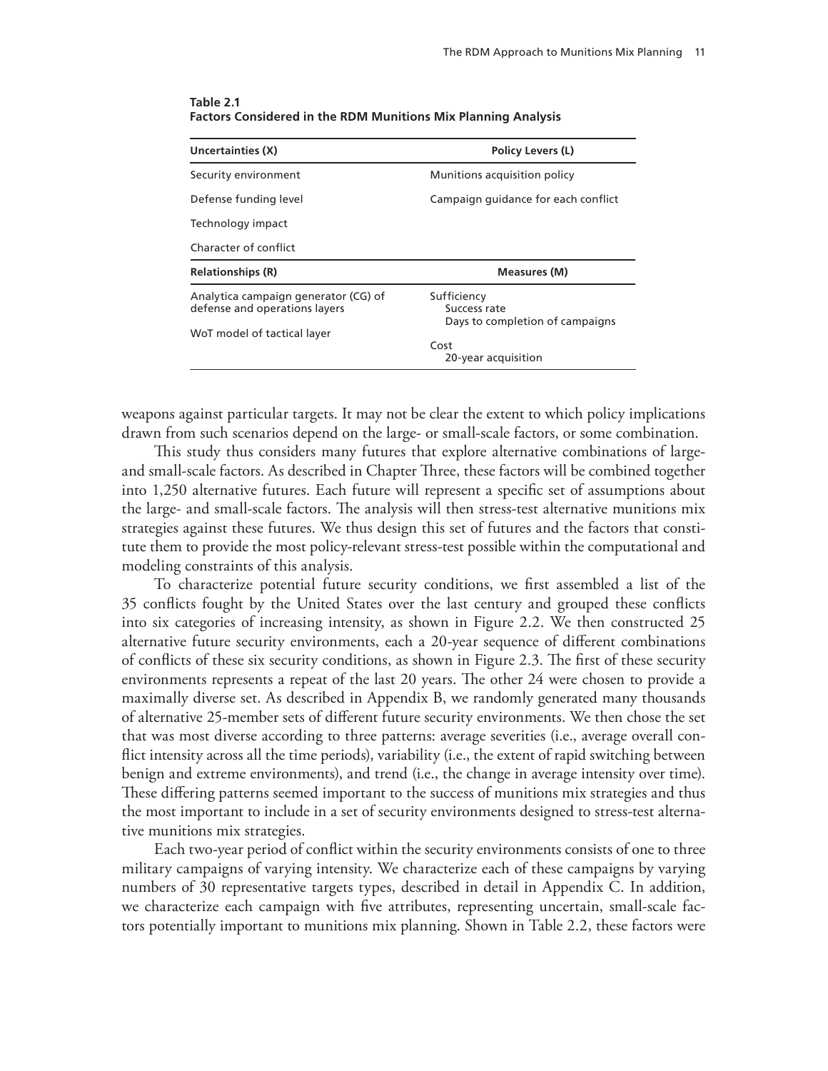**Table 2.1**
**Factors Considered in the RDM Munitions Mix Planning Analysis**

| Uncertainties (X) | Policy Levers (L) |
|---|---|
| Security environment | Munitions acquisition policy |
| Defense funding level | Campaign guidance for each conflict |
| Technology impact | |
| Character of conflict | |
| **Relationships (R)** | **Measures (M)** |
| Analytica campaign generator (CG) of defense and operations layers | Sufficiency<br>Success rate<br>Days to completion of campaigns |
| WoT model of tactical layer | Cost<br>20-year acquisition |

weapons against particular targets. It may not be clear the extent to which policy implications drawn from such scenarios depend on the large- or small-scale factors, or some combination.

This study thus considers many futures that explore alternative combinations of large- and small-scale factors. As described in Chapter Three, these factors will be combined together into 1,250 alternative futures. Each future will represent a specific set of assumptions about the large- and small-scale factors. The analysis will then stress-test alternative munitions mix strategies against these futures. We thus design this set of futures and the factors that constitute them to provide the most policy-relevant stress-test possible within the computational and modeling constraints of this analysis.

To characterize potential future security conditions, we first assembled a list of the 35 conflicts fought by the United States over the last century and grouped these conflicts into six categories of increasing intensity, as shown in Figure 2.2. We then constructed 25 alternative future security environments, each a 20-year sequence of different combinations of conflicts of these six security conditions, as shown in Figure 2.3. The first of these security environments represents a repeat of the last 20 years. The other 24 were chosen to provide a maximally diverse set. As described in Appendix B, we randomly generated many thousands of alternative 25-member sets of different future security environments. We then chose the set that was most diverse according to three patterns: average severities (i.e., average overall conflict intensity across all the time periods), variability (i.e., the extent of rapid switching between benign and extreme environments), and trend (i.e., the change in average intensity over time). These differing patterns seemed important to the success of munitions mix strategies and thus the most important to include in a set of security environments designed to stress-test alternative munitions mix strategies.

Each two-year period of conflict within the security environments consists of one to three military campaigns of varying intensity. We characterize each of these campaigns by varying numbers of 30 representative targets types, described in detail in Appendix C. In addition, we characterize each campaign with five attributes, representing uncertain, small-scale factors potentially important to munitions mix planning. Shown in Table 2.2, these factors were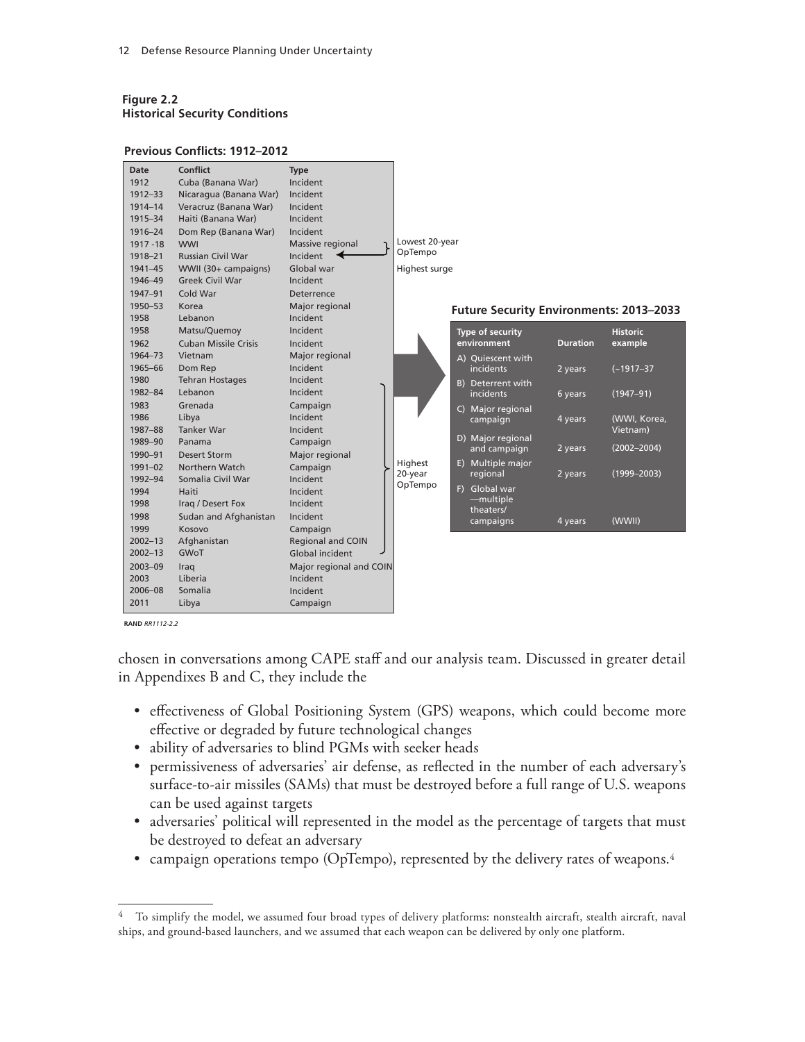**Figure 2.2**
**Historical Security Conditions**

**Previous Conflicts: 1912–2012**

| Date | Conflict | Type |
|---|---|---|
| 1912 | Cuba (Banana War) | Incident |
| 1912–33 | Nicaragua (Banana War) | Incident |
| 1914–14 | Veracruz (Banana War) | Incident |
| 1915–34 | Haiti (Banana War) | Incident |
| 1916–24 | Dom Rep (Banana War) | Incident |
| 1917 -18 | WWI | Massive regional |
| 1918–21 | Russian Civil War | Incident |
| 1941–45 | WWII (30+ campaigns) | Global war |
| 1946–49 | Greek Civil War | Incident |
| 1947–91 | Cold War | Deterrence |
| 1950–53 | Korea | Major regional |
| 1958 | Lebanon | Incident |
| 1958 | Matsu/Quemoy | Incident |
| 1962 | Cuban Missile Crisis | Incident |
| 1964–73 | Vietnam | Major regional |
| 1965–66 | Dom Rep | Incident |
| 1980 | Tehran Hostages | Incident |
| 1982–84 | Lebanon | Incident |
| 1983 | Grenada | Campaign |
| 1986 | Libya | Incident |
| 1987–88 | Tanker War | Incident |
| 1989–90 | Panama | Campaign |
| 1990–91 | Desert Storm | Major regional |
| 1991–02 | Northern Watch | Campaign |
| 1992–94 | Somalia Civil War | Incident |
| 1994 | Haiti | Incident |
| 1998 | Iraq / Desert Fox | Incident |
| 1998 | Sudan and Afghanistan | Incident |
| 1999 | Kosovo | Campaign |
| 2002–13 | Afghanistan | Regional and COIN |
| 2002–13 | GWoT | Global incident |
| 2003–09 | Iraq | Major regional and COIN |
| 2003 | Liberia | Incident |
| 2006–08 | Somalia | Incident |
| 2011 | Libya | Campaign |

Lowest 20-year OpTempo (1917–1937)

Highest surge (WWII)

Highest 20-year OpTempo (1982–2002)

**Future Security Environments: 2013–2033**

| Type of security environment | Duration | Historic example |
|---|---|---|
| A) Quiescent with incidents | 2 years | (~1917–37 |
| B) Deterrent with incidents | 6 years | (1947–91) |
| C) Major regional campaign | 4 years | (WWI, Korea, Vietnam) |
| D) Major regional and campaign | 2 years | (2002–2004) |
| E) Multiple major regional | 2 years | (1999–2003) |
| F) Global war —multiple theaters/ campaigns | 4 years | (WWII) |

RAND *RR1112-2.2*

chosen in conversations among CAPE staff and our analysis team. Discussed in greater detail in Appendixes B and C, they include the

- effectiveness of Global Positioning System (GPS) weapons, which could become more effective or degraded by future technological changes
- ability of adversaries to blind PGMs with seeker heads
- permissiveness of adversaries' air defense, as reflected in the number of each adversary's surface-to-air missiles (SAMs) that must be destroyed before a full range of U.S. weapons can be used against targets
- adversaries' political will represented in the model as the percentage of targets that must be destroyed to defeat an adversary
- campaign operations tempo (OpTempo), represented by the delivery rates of weapons.[4]

---

[4] To simplify the model, we assumed four broad types of delivery platforms: nonstealth aircraft, stealth aircraft, naval ships, and ground-based launchers, and we assumed that each weapon can be delivered by only one platform.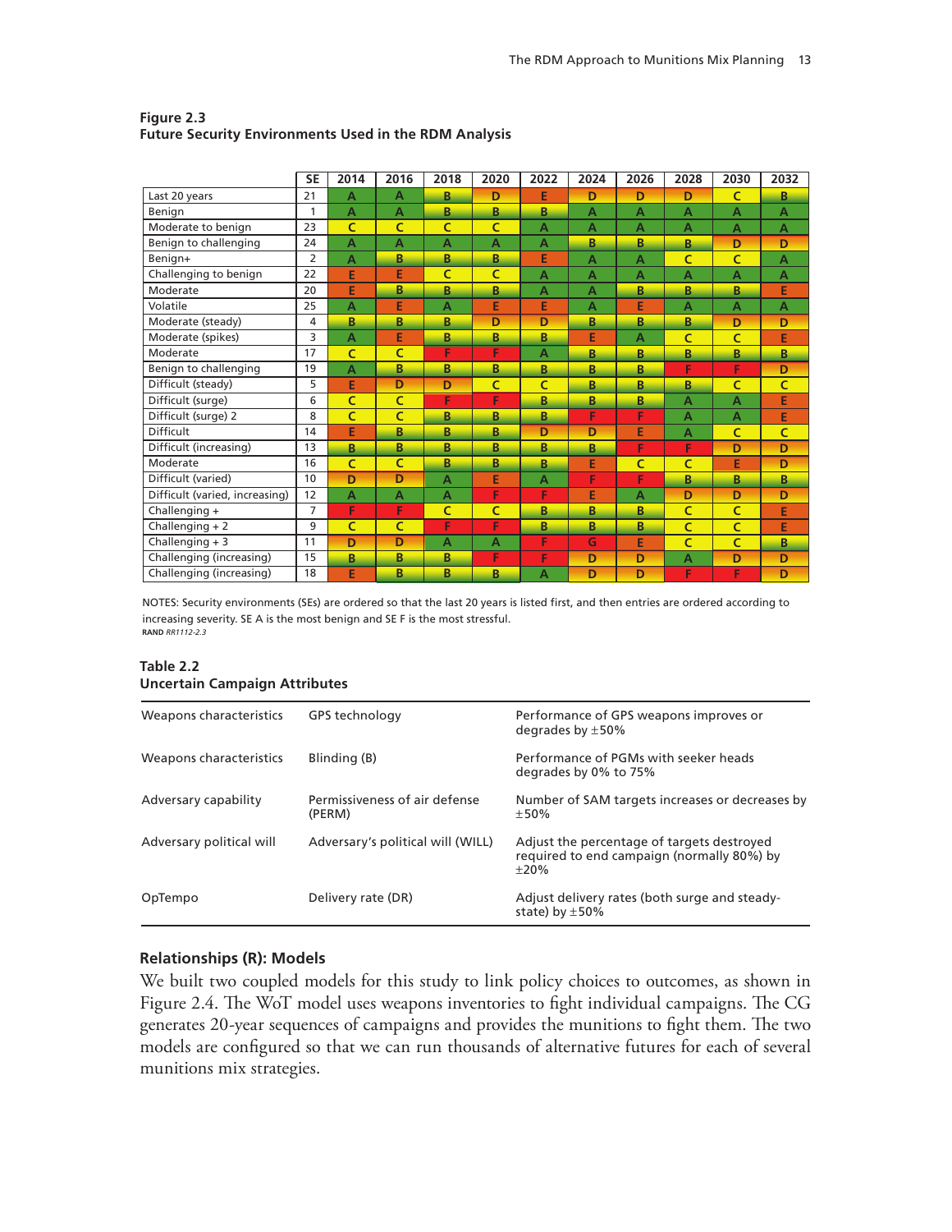**Figure 2.3**
**Future Security Environments Used in the RDM Analysis**

| | SE | 2014 | 2016 | 2018 | 2020 | 2022 | 2024 | 2026 | 2028 | 2030 | 2032 |
|---|---|---|---|---|---|---|---|---|---|---|---|
| Last 20 years | 21 | A | A | B | D | E | D | D | D | C | B |
| Benign | 1 | A | A | B | B | B | A | A | A | A | A |
| Moderate to benign | 23 | C | C | C | C | A | A | A | A | A | A |
| Benign to challenging | 24 | A | A | A | A | A | B | B | B | D | D |
| Benign+ | 2 | A | B | B | B | E | A | A | C | C | A |
| Challenging to benign | 22 | E | E | C | C | A | A | A | A | A | A |
| Moderate | 20 | E | B | B | B | A | A | B | B | B | E |
| Volatile | 25 | A | E | A | E | E | A | E | A | A | A |
| Moderate (steady) | 4 | B | B | B | D | D | B | B | B | D | D |
| Moderate (spikes) | 3 | A | E | B | B | B | E | A | C | C | E |
| Moderate | 17 | C | C | F | F | A | B | B | B | B | B |
| Benign to challenging | 19 | A | B | B | B | B | B | B | F | F | D |
| Difficult (steady) | 5 | E | D | D | C | C | B | B | B | C | C |
| Difficult (surge) | 6 | C | C | F | F | B | B | B | A | A | E |
| Difficult (surge) 2 | 8 | C | C | B | B | B | F | F | A | A | E |
| Difficult | 14 | E | B | B | B | D | D | E | A | C | C |
| Difficult (increasing) | 13 | B | B | B | B | B | B | F | F | D | D |
| Moderate | 16 | C | C | B | B | B | E | C | C | E | D |
| Difficult (varied) | 10 | D | D | A | E | A | F | F | B | B | B |
| Difficult (varied, increasing) | 12 | A | A | A | F | F | E | A | D | D | D |
| Challenging + | 7 | F | F | C | C | B | B | B | C | C | E |
| Challenging + 2 | 9 | C | C | F | F | B | B | B | C | C | E |
| Challenging + 3 | 11 | D | D | A | A | F | G | E | C | C | B |
| Challenging (increasing) | 15 | B | B | B | F | F | D | D | A | D | D |
| Challenging (increasing) | 18 | E | B | B | B | A | D | D | F | F | D |

NOTES: Security environments (SEs) are ordered so that the last 20 years is listed first, and then entries are ordered according to increasing severity. SE A is the most benign and SE F is the most stressful.
RAND *RR1112-2.3*

**Table 2.2**
**Uncertain Campaign Attributes**

| | | |
|---|---|---|
| Weapons characteristics | GPS technology | Performance of GPS weapons improves or degrades by ±50% |
| Weapons characteristics | Blinding (B) | Performance of PGMs with seeker heads degrades by 0% to 75% |
| Adversary capability | Permissiveness of air defense (PERM) | Number of SAM targets increases or decreases by ±50% |
| Adversary political will | Adversary's political will (WILL) | Adjust the percentage of targets destroyed required to end campaign (normally 80%) by ±20% |
| OpTempo | Delivery rate (DR) | Adjust delivery rates (both surge and steady-state) by ±50% |

### Relationships (R): Models

We built two coupled models for this study to link policy choices to outcomes, as shown in Figure 2.4. The WoT model uses weapons inventories to fight individual campaigns. The CG generates 20-year sequences of campaigns and provides the munitions to fight them. The two models are configured so that we can run thousands of alternative futures for each of several munitions mix strategies.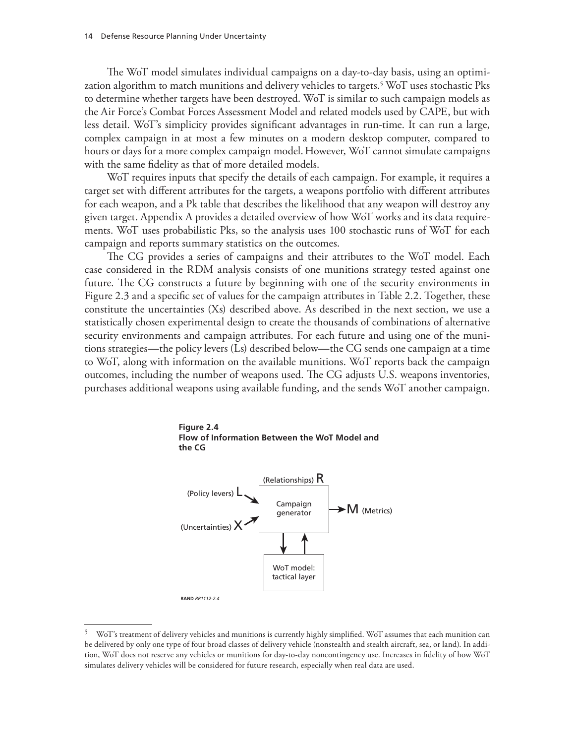The WoT model simulates individual campaigns on a day-to-day basis, using an optimization algorithm to match munitions and delivery vehicles to targets.[5] WoT uses stochastic Pks to determine whether targets have been destroyed. WoT is similar to such campaign models as the Air Force's Combat Forces Assessment Model and related models used by CAPE, but with less detail. WoT's simplicity provides significant advantages in run-time. It can run a large, complex campaign in at most a few minutes on a modern desktop computer, compared to hours or days for a more complex campaign model. However, WoT cannot simulate campaigns with the same fidelity as that of more detailed models.

WoT requires inputs that specify the details of each campaign. For example, it requires a target set with different attributes for the targets, a weapons portfolio with different attributes for each weapon, and a Pk table that describes the likelihood that any weapon will destroy any given target. Appendix A provides a detailed overview of how WoT works and its data requirements. WoT uses probabilistic Pks, so the analysis uses 100 stochastic runs of WoT for each campaign and reports summary statistics on the outcomes.

The CG provides a series of campaigns and their attributes to the WoT model. Each case considered in the RDM analysis consists of one munitions strategy tested against one future. The CG constructs a future by beginning with one of the security environments in Figure 2.3 and a specific set of values for the campaign attributes in Table 2.2. Together, these constitute the uncertainties (Xs) described above. As described in the next section, we use a statistically chosen experimental design to create the thousands of combinations of alternative security environments and campaign attributes. For each future and using one of the munitions strategies—the policy levers (Ls) described below—the CG sends one campaign at a time to WoT, along with information on the available munitions. WoT reports back the campaign outcomes, including the number of weapons used. The CG adjusts U.S. weapons inventories, purchases additional weapons using available funding, and the sends WoT another campaign.

**Figure 2.4**
**Flow of Information Between the WoT Model and the CG**

(Relationships) R

(Policy levers) L

(Uncertainties) X

Campaign generator

M (Metrics)

WoT model: tactical layer

RAND *RR1112-2.4*

---

[5] WoT's treatment of delivery vehicles and munitions is currently highly simplified. WoT assumes that each munition can be delivered by only one type of four broad classes of delivery vehicle (nonstealth and stealth aircraft, sea, or land). In addition, WoT does not reserve any vehicles or munitions for day-to-day noncontingency use. Increases in fidelity of how WoT simulates delivery vehicles will be considered for future research, especially when real data are used.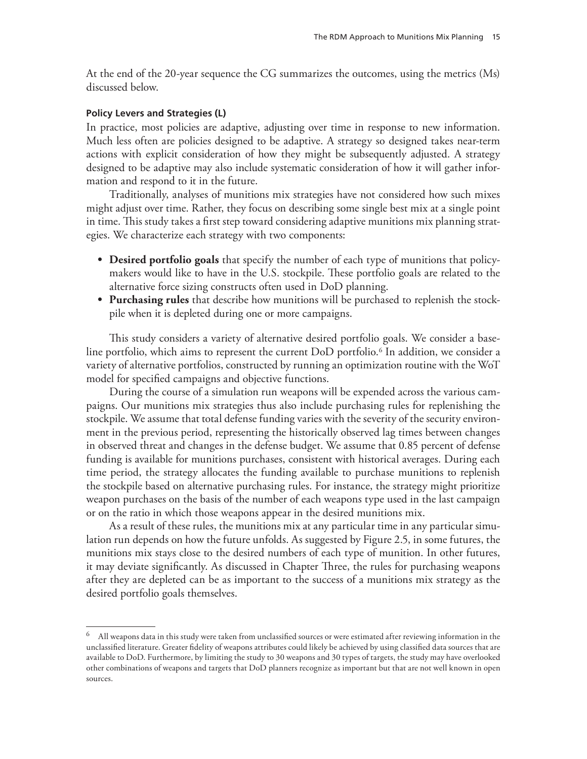At the end of the 20-year sequence the CG summarizes the outcomes, using the metrics (Ms) discussed below.

#### Policy Levers and Strategies (L)

In practice, most policies are adaptive, adjusting over time in response to new information. Much less often are policies designed to be adaptive. A strategy so designed takes near-term actions with explicit consideration of how they might be subsequently adjusted. A strategy designed to be adaptive may also include systematic consideration of how it will gather information and respond to it in the future.

Traditionally, analyses of munitions mix strategies have not considered how such mixes might adjust over time. Rather, they focus on describing some single best mix at a single point in time. This study takes a first step toward considering adaptive munitions mix planning strategies. We characterize each strategy with two components:

- **Desired portfolio goals** that specify the number of each type of munitions that policymakers would like to have in the U.S. stockpile. These portfolio goals are related to the alternative force sizing constructs often used in DoD planning.
- **Purchasing rules** that describe how munitions will be purchased to replenish the stockpile when it is depleted during one or more campaigns.

This study considers a variety of alternative desired portfolio goals. We consider a baseline portfolio, which aims to represent the current DoD portfolio.[6] In addition, we consider a variety of alternative portfolios, constructed by running an optimization routine with the WoT model for specified campaigns and objective functions.

During the course of a simulation run weapons will be expended across the various campaigns. Our munitions mix strategies thus also include purchasing rules for replenishing the stockpile. We assume that total defense funding varies with the severity of the security environment in the previous period, representing the historically observed lag times between changes in observed threat and changes in the defense budget. We assume that 0.85 percent of defense funding is available for munitions purchases, consistent with historical averages. During each time period, the strategy allocates the funding available to purchase munitions to replenish the stockpile based on alternative purchasing rules. For instance, the strategy might prioritize weapon purchases on the basis of the number of each weapons type used in the last campaign or on the ratio in which those weapons appear in the desired munitions mix.

As a result of these rules, the munitions mix at any particular time in any particular simulation run depends on how the future unfolds. As suggested by Figure 2.5, in some futures, the munitions mix stays close to the desired numbers of each type of munition. In other futures, it may deviate significantly. As discussed in Chapter Three, the rules for purchasing weapons after they are depleted can be as important to the success of a munitions mix strategy as the desired portfolio goals themselves.

---

[6] All weapons data in this study were taken from unclassified sources or were estimated after reviewing information in the unclassified literature. Greater fidelity of weapons attributes could likely be achieved by using classified data sources that are available to DoD. Furthermore, by limiting the study to 30 weapons and 30 types of targets, the study may have overlooked other combinations of weapons and targets that DoD planners recognize as important but that are not well known in open sources.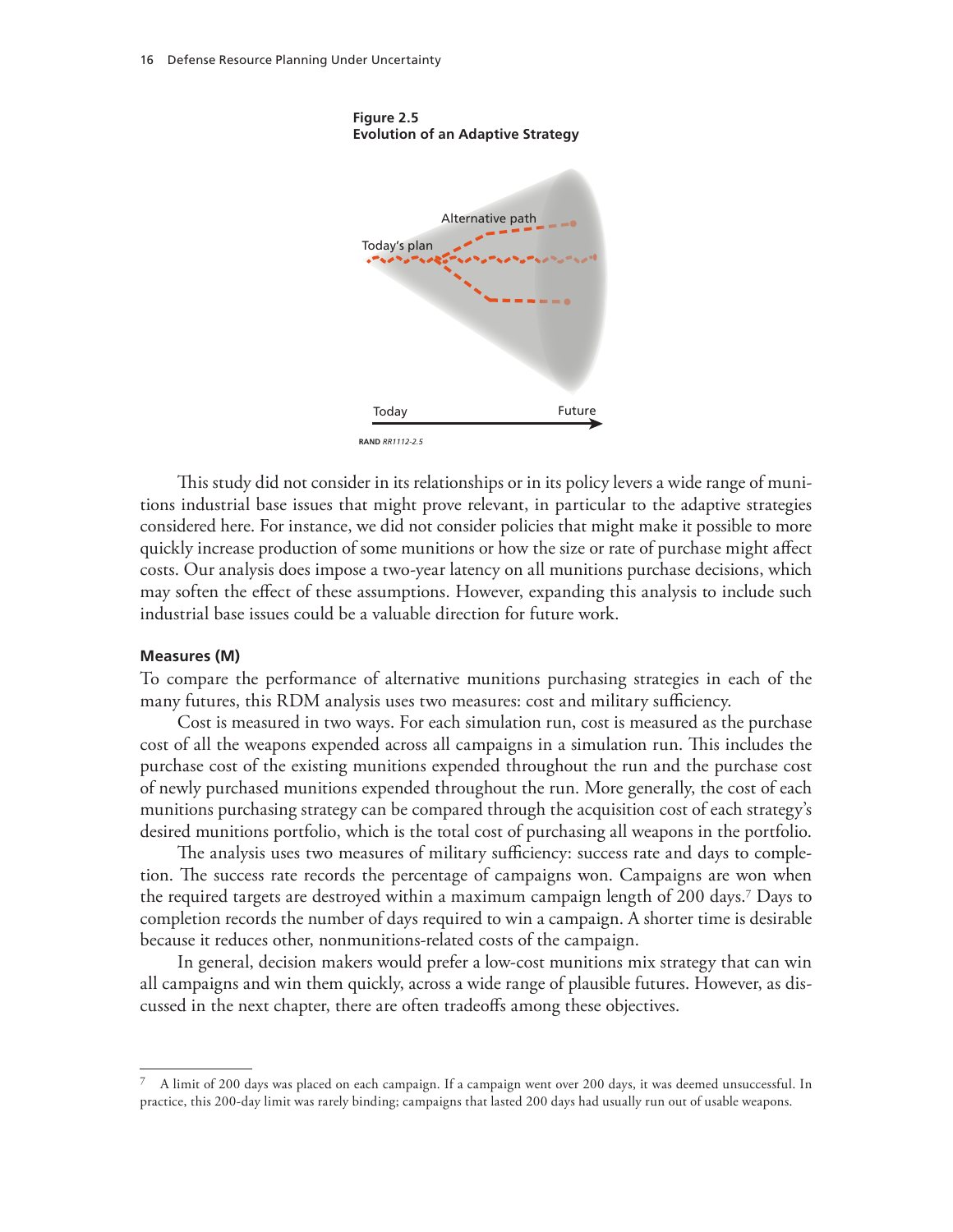**Figure 2.5**
**Evolution of an Adaptive Strategy**

RAND RR1112-2.5

This study did not consider in its relationships or in its policy levers a wide range of munitions industrial base issues that might prove relevant, in particular to the adaptive strategies considered here. For instance, we did not consider policies that might make it possible to more quickly increase production of some munitions or how the size or rate of purchase might affect costs. Our analysis does impose a two-year latency on all munitions purchase decisions, which may soften the effect of these assumptions. However, expanding this analysis to include such industrial base issues could be a valuable direction for future work.

### Measures (M)

To compare the performance of alternative munitions purchasing strategies in each of the many futures, this RDM analysis uses two measures: cost and military sufficiency.

Cost is measured in two ways. For each simulation run, cost is measured as the purchase cost of all the weapons expended across all campaigns in a simulation run. This includes the purchase cost of the existing munitions expended throughout the run and the purchase cost of newly purchased munitions expended throughout the run. More generally, the cost of each munitions purchasing strategy can be compared through the acquisition cost of each strategy's desired munitions portfolio, which is the total cost of purchasing all weapons in the portfolio.

The analysis uses two measures of military sufficiency: success rate and days to completion. The success rate records the percentage of campaigns won. Campaigns are won when the required targets are destroyed within a maximum campaign length of 200 days.[7] Days to completion records the number of days required to win a campaign. A shorter time is desirable because it reduces other, nonmunitions-related costs of the campaign.

In general, decision makers would prefer a low-cost munitions mix strategy that can win all campaigns and win them quickly, across a wide range of plausible futures. However, as discussed in the next chapter, there are often tradeoffs among these objectives.

---

[7] A limit of 200 days was placed on each campaign. If a campaign went over 200 days, it was deemed unsuccessful. In practice, this 200-day limit was rarely binding; campaigns that lasted 200 days had usually run out of usable weapons.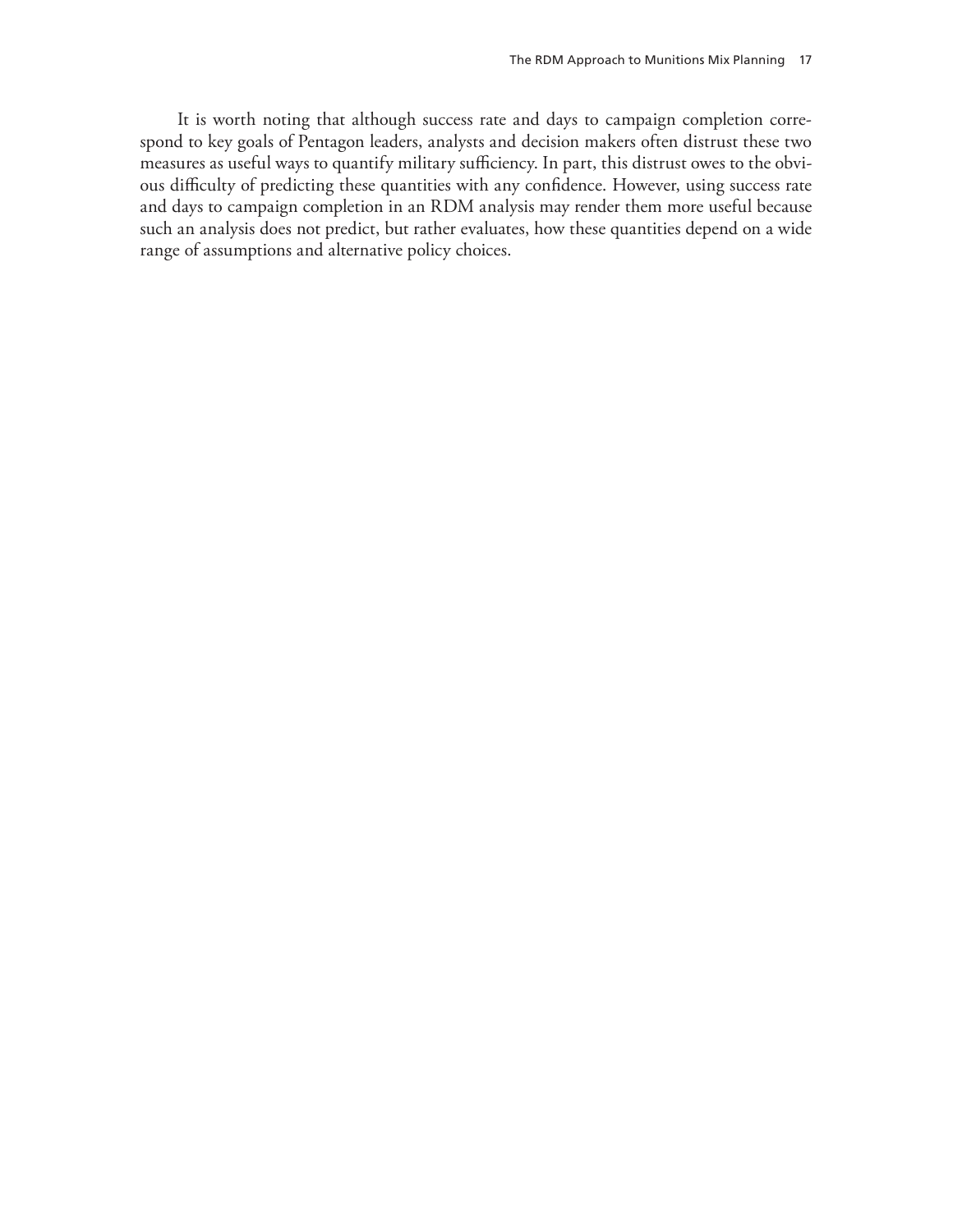It is worth noting that although success rate and days to campaign completion correspond to key goals of Pentagon leaders, analysts and decision makers often distrust these two measures as useful ways to quantify military sufficiency. In part, this distrust owes to the obvious difficulty of predicting these quantities with any confidence. However, using success rate and days to campaign completion in an RDM analysis may render them more useful because such an analysis does not predict, but rather evaluates, how these quantities depend on a wide range of assumptions and alternative policy choices.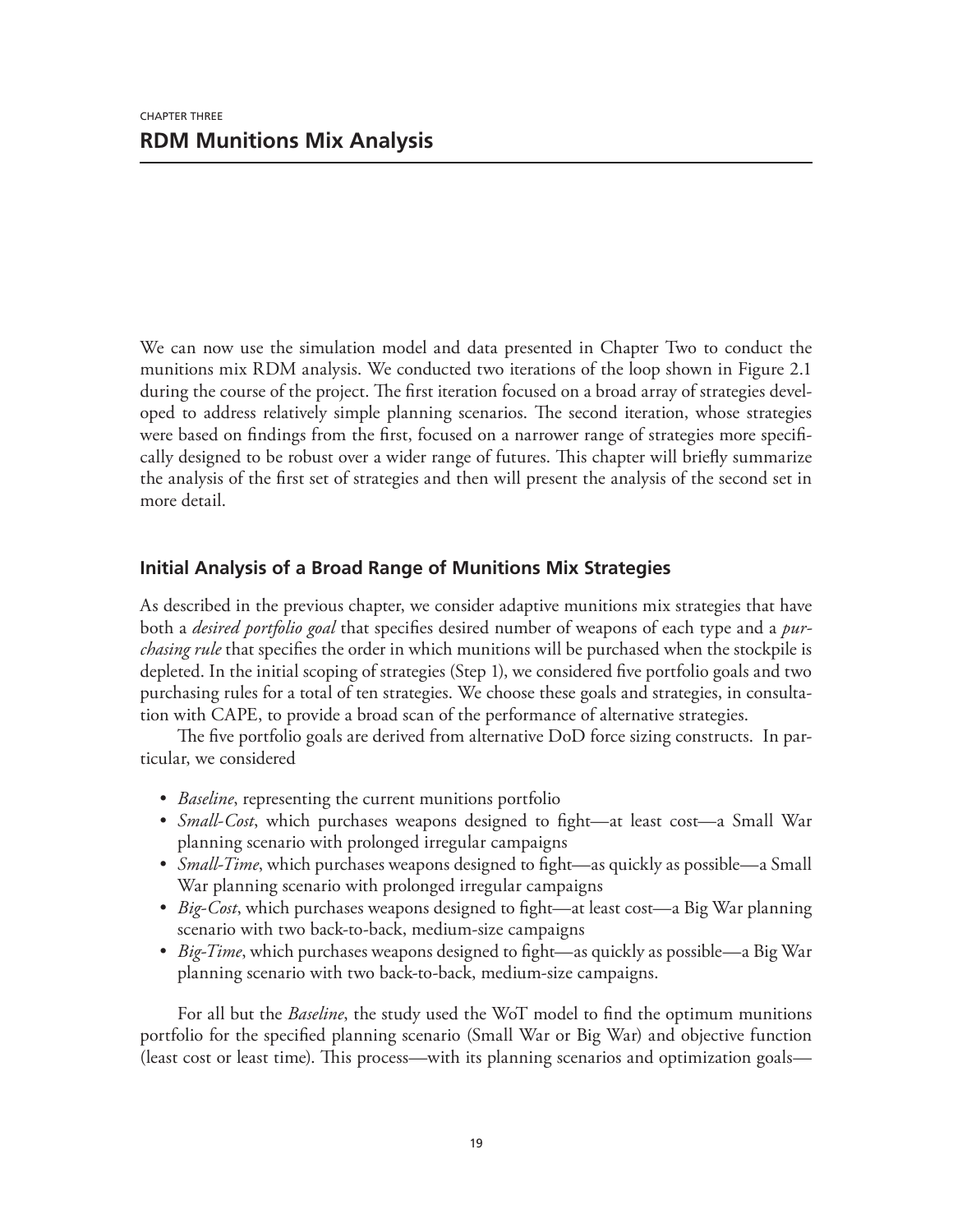CHAPTER THREE

# RDM Munitions Mix Analysis

We can now use the simulation model and data presented in Chapter Two to conduct the munitions mix RDM analysis. We conducted two iterations of the loop shown in Figure 2.1 during the course of the project. The first iteration focused on a broad array of strategies developed to address relatively simple planning scenarios. The second iteration, whose strategies were based on findings from the first, focused on a narrower range of strategies more specifically designed to be robust over a wider range of futures. This chapter will briefly summarize the analysis of the first set of strategies and then will present the analysis of the second set in more detail.

## Initial Analysis of a Broad Range of Munitions Mix Strategies

As described in the previous chapter, we consider adaptive munitions mix strategies that have both a *desired portfolio goal* that specifies desired number of weapons of each type and a *purchasing rule* that specifies the order in which munitions will be purchased when the stockpile is depleted. In the initial scoping of strategies (Step 1), we considered five portfolio goals and two purchasing rules for a total of ten strategies. We choose these goals and strategies, in consultation with CAPE, to provide a broad scan of the performance of alternative strategies.

The five portfolio goals are derived from alternative DoD force sizing constructs. In particular, we considered

- *Baseline*, representing the current munitions portfolio
- *Small-Cost*, which purchases weapons designed to fight—at least cost—a Small War planning scenario with prolonged irregular campaigns
- *Small-Time*, which purchases weapons designed to fight—as quickly as possible—a Small War planning scenario with prolonged irregular campaigns
- *Big-Cost*, which purchases weapons designed to fight—at least cost—a Big War planning scenario with two back-to-back, medium-size campaigns
- *Big-Time*, which purchases weapons designed to fight—as quickly as possible—a Big War planning scenario with two back-to-back, medium-size campaigns.

For all but the *Baseline*, the study used the WoT model to find the optimum munitions portfolio for the specified planning scenario (Small War or Big War) and objective function (least cost or least time). This process—with its planning scenarios and optimization goals—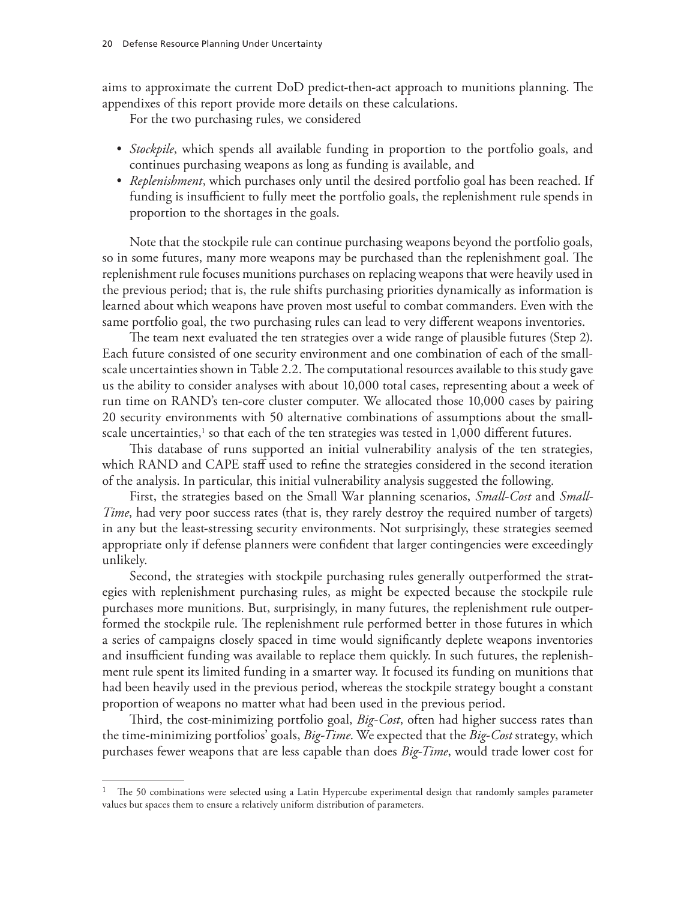aims to approximate the current DoD predict-then-act approach to munitions planning. The appendixes of this report provide more details on these calculations.

For the two purchasing rules, we considered

- *Stockpile*, which spends all available funding in proportion to the portfolio goals, and continues purchasing weapons as long as funding is available, and
- *Replenishment*, which purchases only until the desired portfolio goal has been reached. If funding is insufficient to fully meet the portfolio goals, the replenishment rule spends in proportion to the shortages in the goals.

Note that the stockpile rule can continue purchasing weapons beyond the portfolio goals, so in some futures, many more weapons may be purchased than the replenishment goal. The replenishment rule focuses munitions purchases on replacing weapons that were heavily used in the previous period; that is, the rule shifts purchasing priorities dynamically as information is learned about which weapons have proven most useful to combat commanders. Even with the same portfolio goal, the two purchasing rules can lead to very different weapons inventories.

The team next evaluated the ten strategies over a wide range of plausible futures (Step 2). Each future consisted of one security environment and one combination of each of the small-scale uncertainties shown in Table 2.2. The computational resources available to this study gave us the ability to consider analyses with about 10,000 total cases, representing about a week of run time on RAND's ten-core cluster computer. We allocated those 10,000 cases by pairing 20 security environments with 50 alternative combinations of assumptions about the small-scale uncertainties,[1] so that each of the ten strategies was tested in 1,000 different futures.

This database of runs supported an initial vulnerability analysis of the ten strategies, which RAND and CAPE staff used to refine the strategies considered in the second iteration of the analysis. In particular, this initial vulnerability analysis suggested the following.

First, the strategies based on the Small War planning scenarios, *Small-Cost* and *Small-Time*, had very poor success rates (that is, they rarely destroy the required number of targets) in any but the least-stressing security environments. Not surprisingly, these strategies seemed appropriate only if defense planners were confident that larger contingencies were exceedingly unlikely.

Second, the strategies with stockpile purchasing rules generally outperformed the strategies with replenishment purchasing rules, as might be expected because the stockpile rule purchases more munitions. But, surprisingly, in many futures, the replenishment rule outperformed the stockpile rule. The replenishment rule performed better in those futures in which a series of campaigns closely spaced in time would significantly deplete weapons inventories and insufficient funding was available to replace them quickly. In such futures, the replenishment rule spent its limited funding in a smarter way. It focused its funding on munitions that had been heavily used in the previous period, whereas the stockpile strategy bought a constant proportion of weapons no matter what had been used in the previous period.

Third, the cost-minimizing portfolio goal, *Big-Cost*, often had higher success rates than the time-minimizing portfolios' goals, *Big-Time*. We expected that the *Big-Cost* strategy, which purchases fewer weapons that are less capable than does *Big-Time*, would trade lower cost for

---

[1] The 50 combinations were selected using a Latin Hypercube experimental design that randomly samples parameter values but spaces them to ensure a relatively uniform distribution of parameters.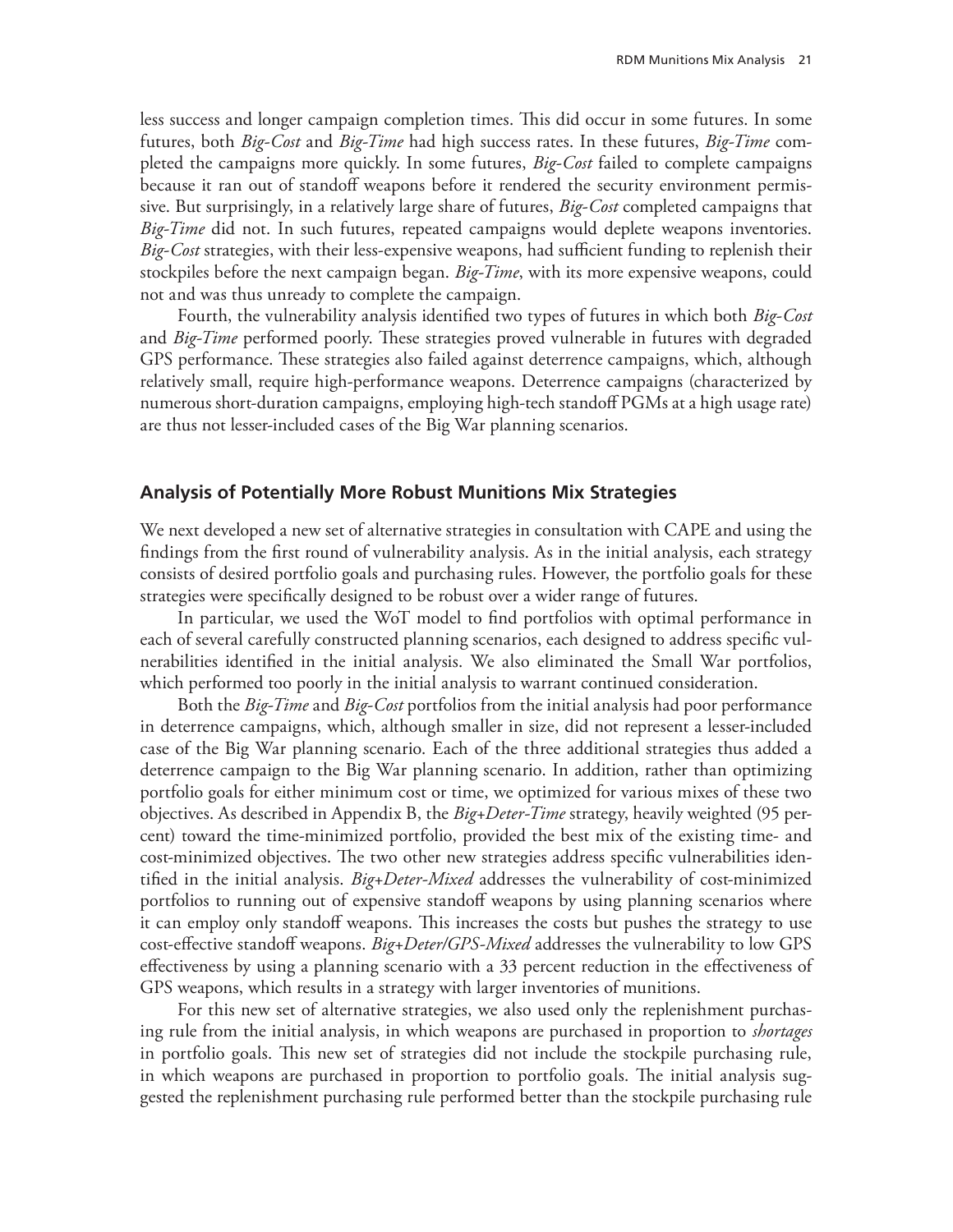less success and longer campaign completion times. This did occur in some futures. In some futures, both *Big-Cost* and *Big-Time* had high success rates. In these futures, *Big-Time* completed the campaigns more quickly. In some futures, *Big-Cost* failed to complete campaigns because it ran out of standoff weapons before it rendered the security environment permissive. But surprisingly, in a relatively large share of futures, *Big-Cost* completed campaigns that *Big-Time* did not. In such futures, repeated campaigns would deplete weapons inventories. *Big-Cost* strategies, with their less-expensive weapons, had sufficient funding to replenish their stockpiles before the next campaign began. *Big-Time*, with its more expensive weapons, could not and was thus unready to complete the campaign.

Fourth, the vulnerability analysis identified two types of futures in which both *Big-Cost* and *Big-Time* performed poorly. These strategies proved vulnerable in futures with degraded GPS performance. These strategies also failed against deterrence campaigns, which, although relatively small, require high-performance weapons. Deterrence campaigns (characterized by numerous short-duration campaigns, employing high-tech standoff PGMs at a high usage rate) are thus not lesser-included cases of the Big War planning scenarios.

## Analysis of Potentially More Robust Munitions Mix Strategies

We next developed a new set of alternative strategies in consultation with CAPE and using the findings from the first round of vulnerability analysis. As in the initial analysis, each strategy consists of desired portfolio goals and purchasing rules. However, the portfolio goals for these strategies were specifically designed to be robust over a wider range of futures.

In particular, we used the WoT model to find portfolios with optimal performance in each of several carefully constructed planning scenarios, each designed to address specific vulnerabilities identified in the initial analysis. We also eliminated the Small War portfolios, which performed too poorly in the initial analysis to warrant continued consideration.

Both the *Big-Time* and *Big-Cost* portfolios from the initial analysis had poor performance in deterrence campaigns, which, although smaller in size, did not represent a lesser-included case of the Big War planning scenario. Each of the three additional strategies thus added a deterrence campaign to the Big War planning scenario. In addition, rather than optimizing portfolio goals for either minimum cost or time, we optimized for various mixes of these two objectives. As described in Appendix B, the *Big+Deter-Time* strategy, heavily weighted (95 percent) toward the time-minimized portfolio, provided the best mix of the existing time- and cost-minimized objectives. The two other new strategies address specific vulnerabilities identified in the initial analysis. *Big+Deter-Mixed* addresses the vulnerability of cost-minimized portfolios to running out of expensive standoff weapons by using planning scenarios where it can employ only standoff weapons. This increases the costs but pushes the strategy to use cost-effective standoff weapons. *Big+Deter/GPS-Mixed* addresses the vulnerability to low GPS effectiveness by using a planning scenario with a 33 percent reduction in the effectiveness of GPS weapons, which results in a strategy with larger inventories of munitions.

For this new set of alternative strategies, we also used only the replenishment purchasing rule from the initial analysis, in which weapons are purchased in proportion to *shortages* in portfolio goals. This new set of strategies did not include the stockpile purchasing rule, in which weapons are purchased in proportion to portfolio goals. The initial analysis suggested the replenishment purchasing rule performed better than the stockpile purchasing rule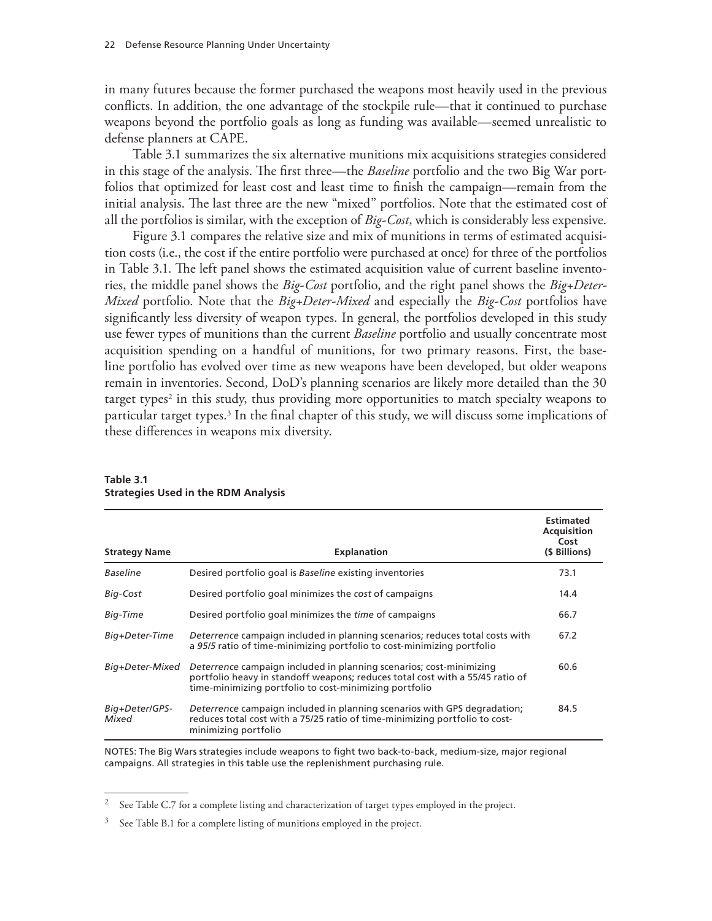in many futures because the former purchased the weapons most heavily used in the previous conflicts. In addition, the one advantage of the stockpile rule—that it continued to purchase weapons beyond the portfolio goals as long as funding was available—seemed unrealistic to defense planners at CAPE.

Table 3.1 summarizes the six alternative munitions mix acquisitions strategies considered in this stage of the analysis. The first three—the *Baseline* portfolio and the two Big War portfolios that optimized for least cost and least time to finish the campaign—remain from the initial analysis. The last three are the new "mixed" portfolios. Note that the estimated cost of all the portfolios is similar, with the exception of *Big-Cost*, which is considerably less expensive.

Figure 3.1 compares the relative size and mix of munitions in terms of estimated acquisition costs (i.e., the cost if the entire portfolio were purchased at once) for three of the portfolios in Table 3.1. The left panel shows the estimated acquisition value of current baseline inventories, the middle panel shows the *Big-Cost* portfolio, and the right panel shows the *Big+Deter-Mixed* portfolio. Note that the *Big+Deter-Mixed* and especially the *Big-Cost* portfolios have significantly less diversity of weapon types. In general, the portfolios developed in this study use fewer types of munitions than the current *Baseline* portfolio and usually concentrate most acquisition spending on a handful of munitions, for two primary reasons. First, the baseline portfolio has evolved over time as new weapons have been developed, but older weapons remain in inventories. Second, DoD's planning scenarios are likely more detailed than the 30 target types[2] in this study, thus providing more opportunities to match specialty weapons to particular target types.[3] In the final chapter of this study, we will discuss some implications of these differences in weapons mix diversity.

**Table 3.1**
**Strategies Used in the RDM Analysis**

| Strategy Name | Explanation | Estimated Acquisition Cost ($ Billions) |
|---|---|---|
| *Baseline* | Desired portfolio goal is *Baseline* existing inventories | 73.1 |
| *Big-Cost* | Desired portfolio goal minimizes the *cost* of campaigns | 14.4 |
| *Big-Time* | Desired portfolio goal minimizes the *time* of campaigns | 66.7 |
| *Big+Deter-Time* | *Deterrence* campaign included in planning scenarios; reduces total costs with a *95/5* ratio of time-minimizing portfolio to cost-minimizing portfolio | 67.2 |
| *Big+Deter-Mixed* | *Deterrence* campaign included in planning scenarios; cost-minimizing portfolio heavy in standoff weapons; reduces total cost with a 55/45 ratio of time-minimizing portfolio to cost-minimizing portfolio | 60.6 |
| *Big+Deter/GPS-Mixed* | *Deterrence* campaign included in planning scenarios with GPS degradation; reduces total cost with a 75/25 ratio of time-minimizing portfolio to cost-minimizing portfolio | 84.5 |

NOTES: The Big Wars strategies include weapons to fight two back-to-back, medium-size, major regional campaigns. All strategies in this table use the replenishment purchasing rule.

[2] See Table C.7 for a complete listing and characterization of target types employed in the project.

[3] See Table B.1 for a complete listing of munitions employed in the project.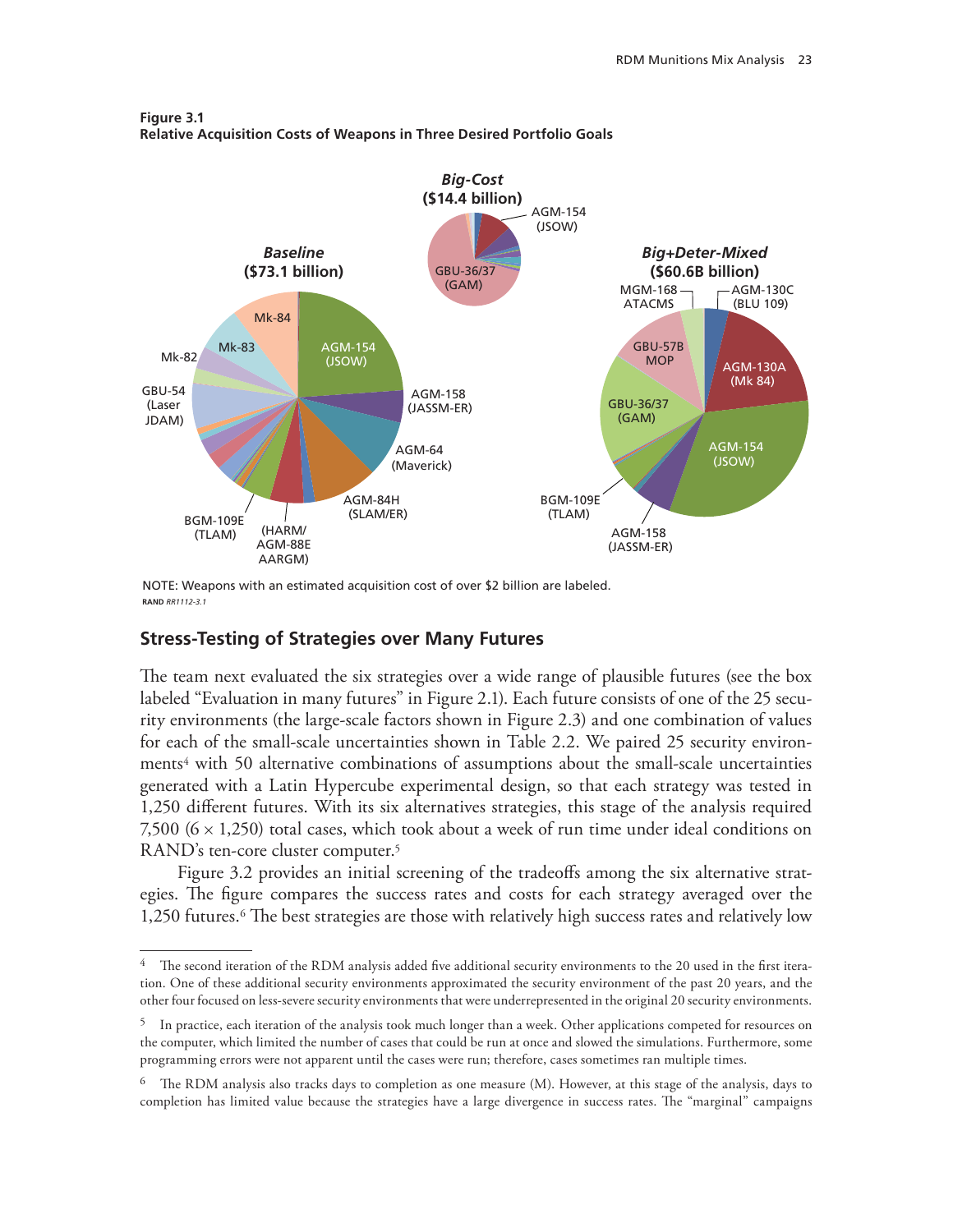**Figure 3.1**
**Relative Acquisition Costs of Weapons in Three Desired Portfolio Goals**

NOTE: Weapons with an estimated acquisition cost of over $2 billion are labeled.
RAND *RR1112-3.1*

## Stress-Testing of Strategies over Many Futures

The team next evaluated the six strategies over a wide range of plausible futures (see the box labeled "Evaluation in many futures" in Figure 2.1). Each future consists of one of the 25 security environments (the large-scale factors shown in Figure 2.3) and one combination of values for each of the small-scale uncertainties shown in Table 2.2. We paired 25 security environments[4] with 50 alternative combinations of assumptions about the small-scale uncertainties generated with a Latin Hypercube experimental design, so that each strategy was tested in 1,250 different futures. With its six alternatives strategies, this stage of the analysis required 7,500 (6 × 1,250) total cases, which took about a week of run time under ideal conditions on RAND's ten-core cluster computer.[5]

Figure 3.2 provides an initial screening of the tradeoffs among the six alternative strategies. The figure compares the success rates and costs for each strategy averaged over the 1,250 futures.[6] The best strategies are those with relatively high success rates and relatively low

---

[4] The second iteration of the RDM analysis added five additional security environments to the 20 used in the first iteration. One of these additional security environments approximated the security environment of the past 20 years, and the other four focused on less-severe security environments that were underrepresented in the original 20 security environments.

[5] In practice, each iteration of the analysis took much longer than a week. Other applications competed for resources on the computer, which limited the number of cases that could be run at once and slowed the simulations. Furthermore, some programming errors were not apparent until the cases were run; therefore, cases sometimes ran multiple times.

[6] The RDM analysis also tracks days to completion as one measure (M). However, at this stage of the analysis, days to completion has limited value because the strategies have a large divergence in success rates. The "marginal" campaigns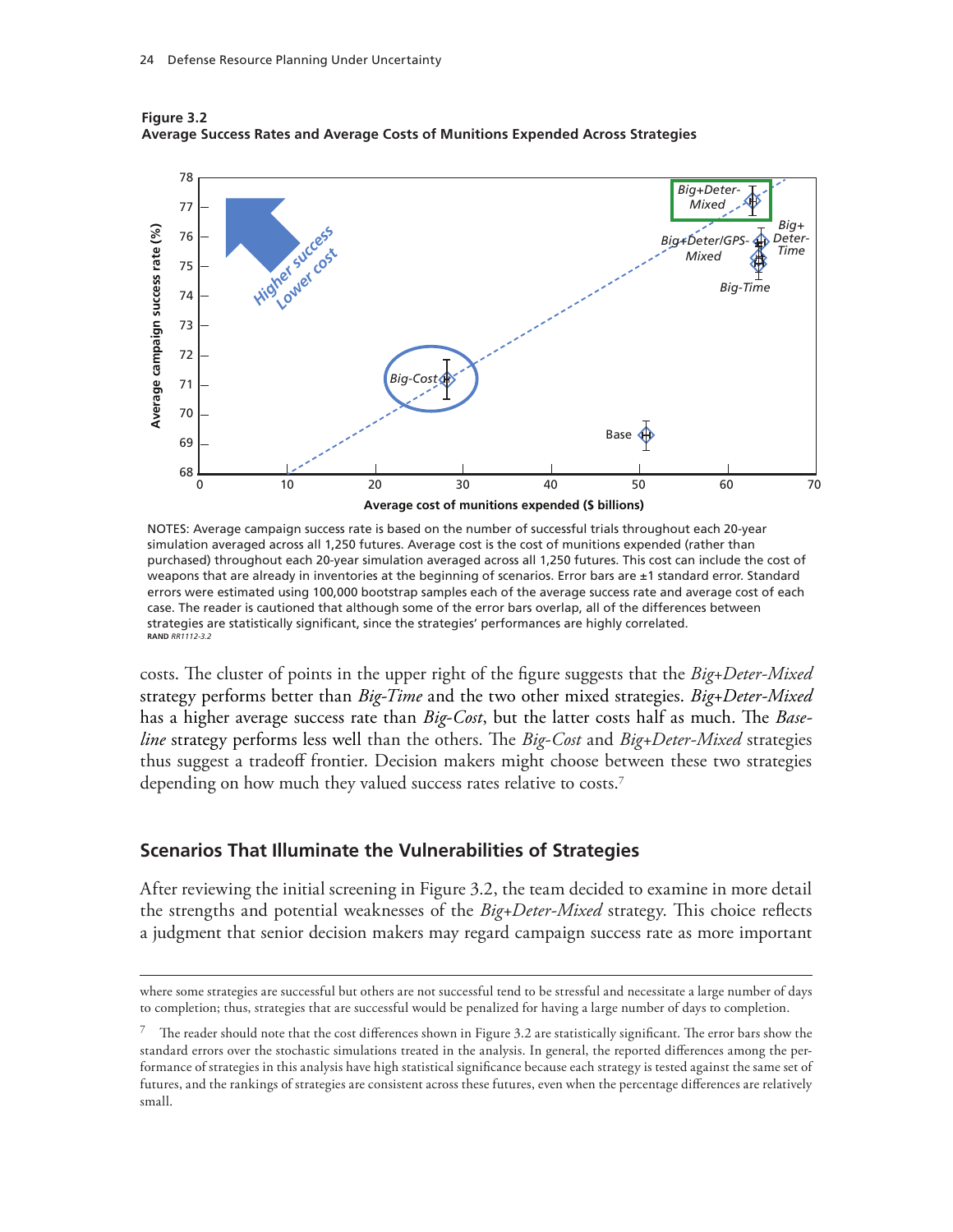**Figure 3.2**
**Average Success Rates and Average Costs of Munitions Expended Across Strategies**

NOTES: Average campaign success rate is based on the number of successful trials throughout each 20-year simulation averaged across all 1,250 futures. Average cost is the cost of munitions expended (rather than purchased) throughout each 20-year simulation averaged across all 1,250 futures. This cost can include the cost of weapons that are already in inventories at the beginning of scenarios. Error bars are ±1 standard error. Standard errors were estimated using 100,000 bootstrap samples each of the average success rate and average cost of each case. The reader is cautioned that although some of the error bars overlap, all of the differences between strategies are statistically significant, since the strategies' performances are highly correlated.
RAND *RR1112-3.2*

costs. The cluster of points in the upper right of the figure suggests that the *Big+Deter-Mixed* strategy performs better than *Big-Time* and the two other mixed strategies. *Big+Deter-Mixed* has a higher average success rate than *Big-Cost*, but the latter costs half as much. The *Baseline* strategy performs less well than the others. The *Big-Cost* and *Big+Deter-Mixed* strategies thus suggest a tradeoff frontier. Decision makers might choose between these two strategies depending on how much they valued success rates relative to costs.[7]

## Scenarios That Illuminate the Vulnerabilities of Strategies

After reviewing the initial screening in Figure 3.2, the team decided to examine in more detail the strengths and potential weaknesses of the *Big+Deter-Mixed* strategy. This choice reflects a judgment that senior decision makers may regard campaign success rate as more important

---

where some strategies are successful but others are not successful tend to be stressful and necessitate a large number of days to completion; thus, strategies that are successful would be penalized for having a large number of days to completion.

[7] The reader should note that the cost differences shown in Figure 3.2 are statistically significant. The error bars show the standard errors over the stochastic simulations treated in the analysis. In general, the reported differences among the performance of strategies in this analysis have high statistical significance because each strategy is tested against the same set of futures, and the rankings of strategies are consistent across these futures, even when the percentage differences are relatively small.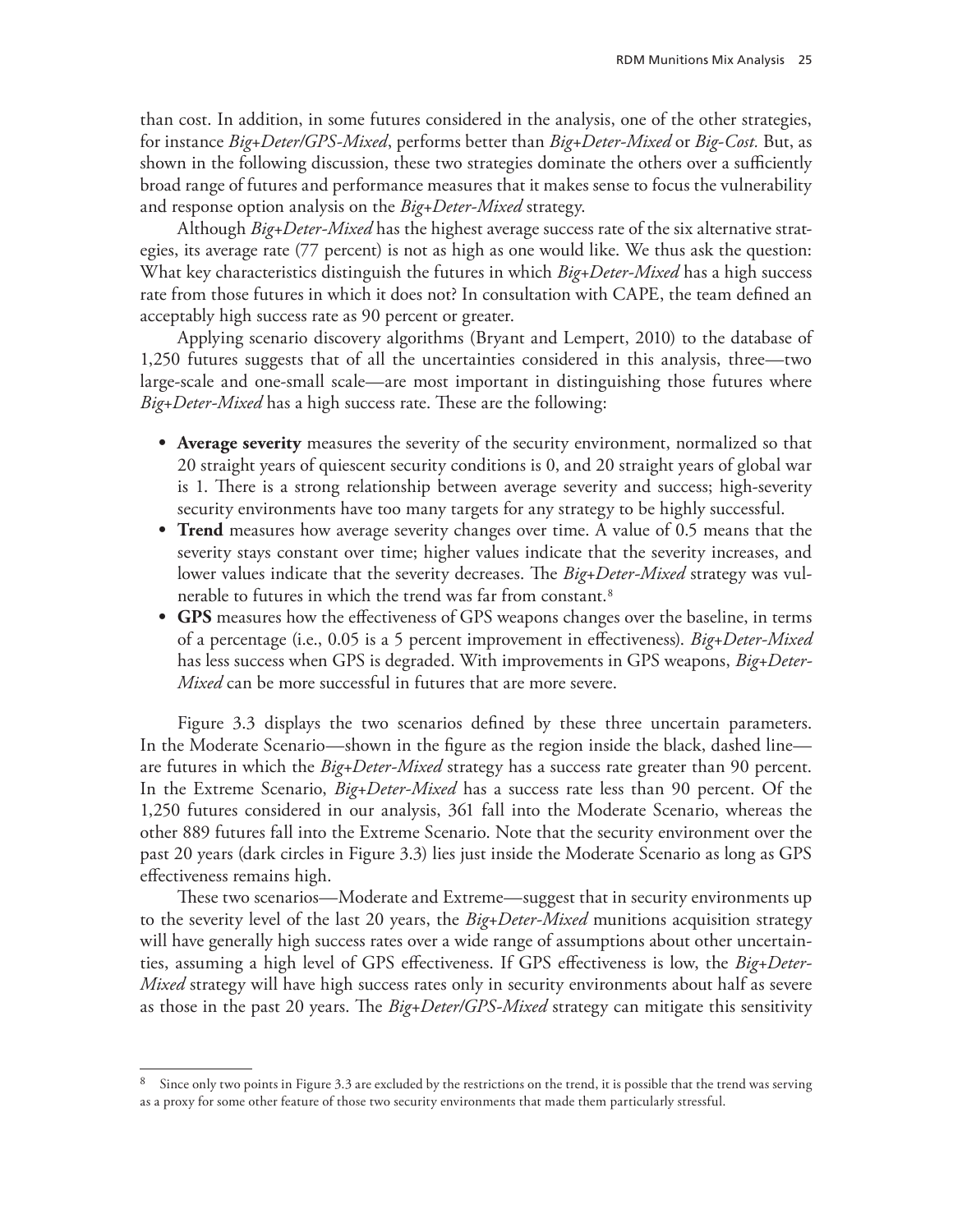than cost. In addition, in some futures considered in the analysis, one of the other strategies, for instance *Big+Deter/GPS-Mixed*, performs better than *Big+Deter-Mixed* or *Big-Cost.* But, as shown in the following discussion, these two strategies dominate the others over a sufficiently broad range of futures and performance measures that it makes sense to focus the vulnerability and response option analysis on the *Big+Deter-Mixed* strategy.

Although *Big+Deter-Mixed* has the highest average success rate of the six alternative strategies, its average rate (77 percent) is not as high as one would like. We thus ask the question: What key characteristics distinguish the futures in which *Big+Deter-Mixed* has a high success rate from those futures in which it does not? In consultation with CAPE, the team defined an acceptably high success rate as 90 percent or greater.

Applying scenario discovery algorithms (Bryant and Lempert, 2010) to the database of 1,250 futures suggests that of all the uncertainties considered in this analysis, three—two large-scale and one-small scale—are most important in distinguishing those futures where *Big+Deter-Mixed* has a high success rate. These are the following:

- **Average severity** measures the severity of the security environment, normalized so that 20 straight years of quiescent security conditions is 0, and 20 straight years of global war is 1. There is a strong relationship between average severity and success; high-severity security environments have too many targets for any strategy to be highly successful.
- **Trend** measures how average severity changes over time. A value of 0.5 means that the severity stays constant over time; higher values indicate that the severity increases, and lower values indicate that the severity decreases. The *Big+Deter-Mixed* strategy was vulnerable to futures in which the trend was far from constant.[8]
- **GPS** measures how the effectiveness of GPS weapons changes over the baseline, in terms of a percentage (i.e., 0.05 is a 5 percent improvement in effectiveness). *Big+Deter-Mixed* has less success when GPS is degraded. With improvements in GPS weapons, *Big+Deter-Mixed* can be more successful in futures that are more severe.

Figure 3.3 displays the two scenarios defined by these three uncertain parameters. In the Moderate Scenario—shown in the figure as the region inside the black, dashed line—are futures in which the *Big+Deter-Mixed* strategy has a success rate greater than 90 percent. In the Extreme Scenario, *Big+Deter-Mixed* has a success rate less than 90 percent. Of the 1,250 futures considered in our analysis, 361 fall into the Moderate Scenario, whereas the other 889 futures fall into the Extreme Scenario. Note that the security environment over the past 20 years (dark circles in Figure 3.3) lies just inside the Moderate Scenario as long as GPS effectiveness remains high.

These two scenarios—Moderate and Extreme—suggest that in security environments up to the severity level of the last 20 years, the *Big+Deter-Mixed* munitions acquisition strategy will have generally high success rates over a wide range of assumptions about other uncertainties, assuming a high level of GPS effectiveness. If GPS effectiveness is low, the *Big+Deter-Mixed* strategy will have high success rates only in security environments about half as severe as those in the past 20 years. The *Big+Deter/GPS-Mixed* strategy can mitigate this sensitivity

---

[8] Since only two points in Figure 3.3 are excluded by the restrictions on the trend, it is possible that the trend was serving as a proxy for some other feature of those two security environments that made them particularly stressful.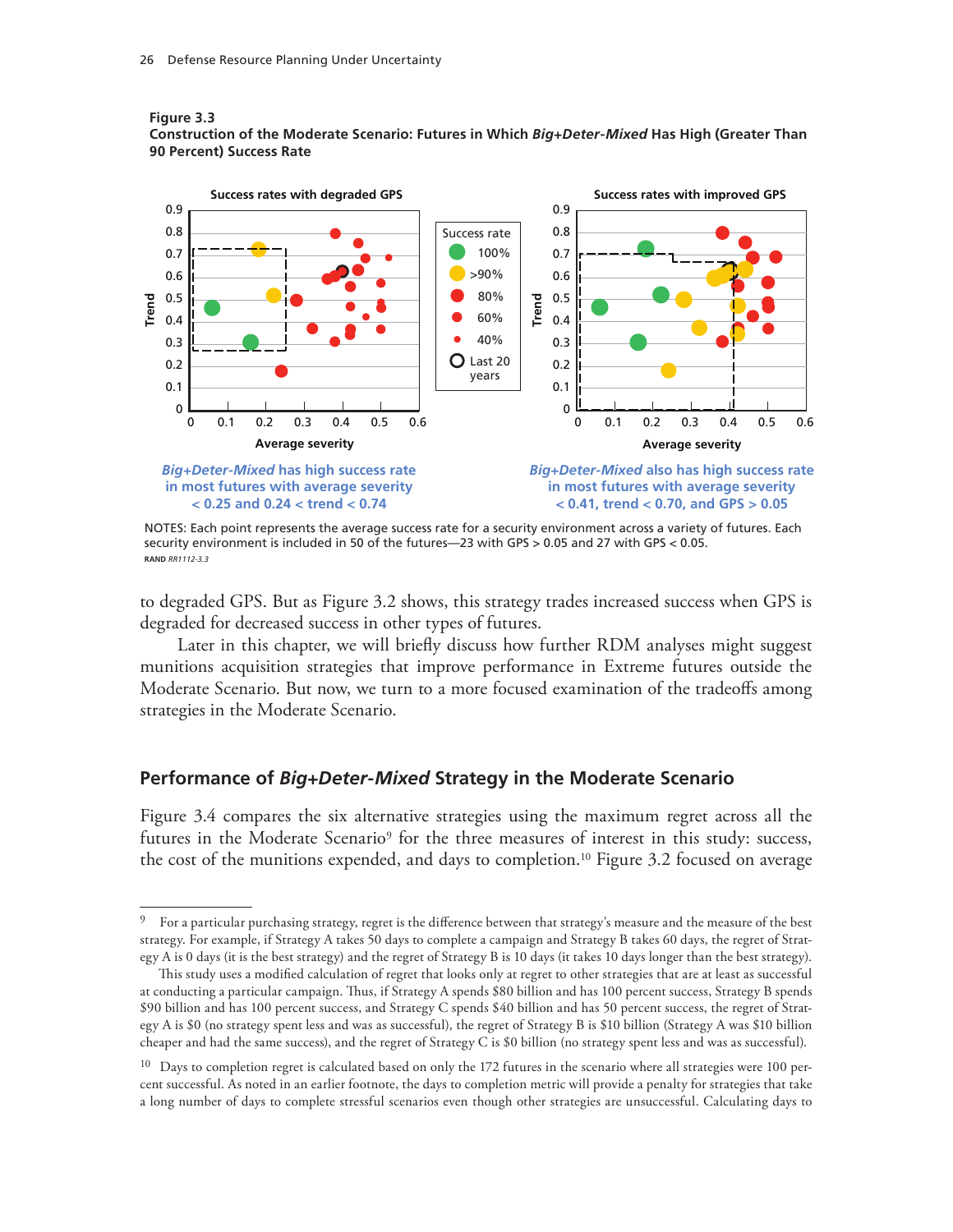**Figure 3.3**
**Construction of the Moderate Scenario: Futures in Which *Big+Deter-Mixed* Has High (Greater Than 90 Percent) Success Rate**

Success rates with degraded GPS

Success rates with improved GPS

Success rate: 100%, >90%, 80%, 60%, 40%, Last 20 years

*Big+Deter-Mixed* has high success rate in most futures with average severity < 0.25 and 0.24 < trend < 0.74

*Big+Deter-Mixed* also has high success rate in most futures with average severity < 0.41, trend < 0.70, and GPS > 0.05

NOTES: Each point represents the average success rate for a security environment across a variety of futures. Each security environment is included in 50 of the futures—23 with GPS > 0.05 and 27 with GPS < 0.05.

RAND *RR1112-3.3*

to degraded GPS. But as Figure 3.2 shows, this strategy trades increased success when GPS is degraded for decreased success in other types of futures.

Later in this chapter, we will briefly discuss how further RDM analyses might suggest munitions acquisition strategies that improve performance in Extreme futures outside the Moderate Scenario. But now, we turn to a more focused examination of the tradeoffs among strategies in the Moderate Scenario.

## Performance of *Big+Deter-Mixed* Strategy in the Moderate Scenario

Figure 3.4 compares the six alternative strategies using the maximum regret across all the futures in the Moderate Scenario[9] for the three measures of interest in this study: success, the cost of the munitions expended, and days to completion.[10] Figure 3.2 focused on average

---

[9] For a particular purchasing strategy, regret is the difference between that strategy's measure and the measure of the best strategy. For example, if Strategy A takes 50 days to complete a campaign and Strategy B takes 60 days, the regret of Strategy A is 0 days (it is the best strategy) and the regret of Strategy B is 10 days (it takes 10 days longer than the best strategy).

This study uses a modified calculation of regret that looks only at regret to other strategies that are at least as successful at conducting a particular campaign. Thus, if Strategy A spends $80 billion and has 100 percent success, Strategy B spends $90 billion and has 100 percent success, and Strategy C spends $40 billion and has 50 percent success, the regret of Strategy A is $0 (no strategy spent less and was as successful), the regret of Strategy B is $10 billion (Strategy A was $10 billion cheaper and had the same success), and the regret of Strategy C is $0 billion (no strategy spent less and was as successful).

[10] Days to completion regret is calculated based on only the 172 futures in the scenario where all strategies were 100 percent successful. As noted in an earlier footnote, the days to completion metric will provide a penalty for strategies that take a long number of days to complete stressful scenarios even though other strategies are unsuccessful. Calculating days to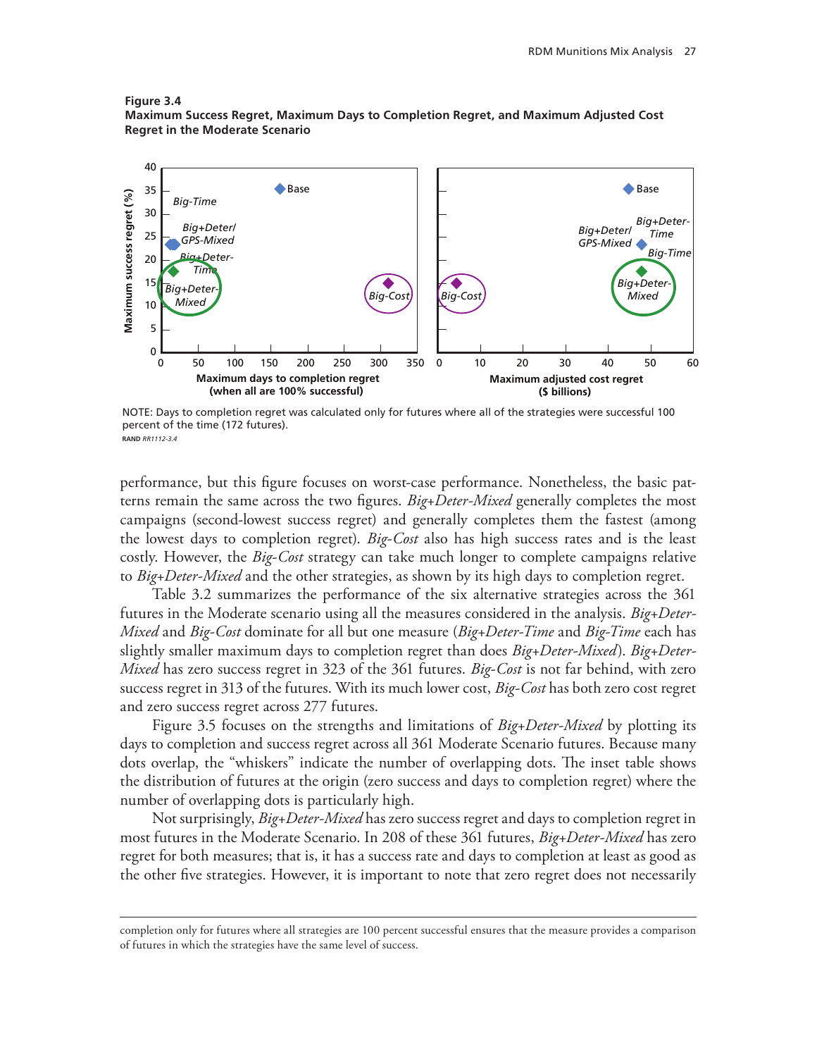**Figure 3.4**
**Maximum Success Regret, Maximum Days to Completion Regret, and Maximum Adjusted Cost Regret in the Moderate Scenario**

NOTE: Days to completion regret was calculated only for futures where all of the strategies were successful 100 percent of the time (172 futures).

RAND RR1112-3.4

performance, but this figure focuses on worst-case performance. Nonetheless, the basic patterns remain the same across the two figures. *Big+Deter-Mixed* generally completes the most campaigns (second-lowest success regret) and generally completes them the fastest (among the lowest days to completion regret). *Big-Cost* also has high success rates and is the least costly. However, the *Big-Cost* strategy can take much longer to complete campaigns relative to *Big+Deter-Mixed* and the other strategies, as shown by its high days to completion regret.

Table 3.2 summarizes the performance of the six alternative strategies across the 361 futures in the Moderate scenario using all the measures considered in the analysis. *Big+Deter-Mixed* and *Big-Cost* dominate for all but one measure (*Big+Deter-Time* and *Big-Time* each has slightly smaller maximum days to completion regret than does *Big+Deter-Mixed*). *Big+Deter-Mixed* has zero success regret in 323 of the 361 futures. *Big-Cost* is not far behind, with zero success regret in 313 of the futures. With its much lower cost, *Big-Cost* has both zero cost regret and zero success regret across 277 futures.

Figure 3.5 focuses on the strengths and limitations of *Big+Deter-Mixed* by plotting its days to completion and success regret across all 361 Moderate Scenario futures. Because many dots overlap, the "whiskers" indicate the number of overlapping dots. The inset table shows the distribution of futures at the origin (zero success and days to completion regret) where the number of overlapping dots is particularly high.

Not surprisingly, *Big+Deter-Mixed* has zero success regret and days to completion regret in most futures in the Moderate Scenario. In 208 of these 361 futures, *Big+Deter-Mixed* has zero regret for both measures; that is, it has a success rate and days to completion at least as good as the other five strategies. However, it is important to note that zero regret does not necessarily

---

completion only for futures where all strategies are 100 percent successful ensures that the measure provides a comparison of futures in which the strategies have the same level of success.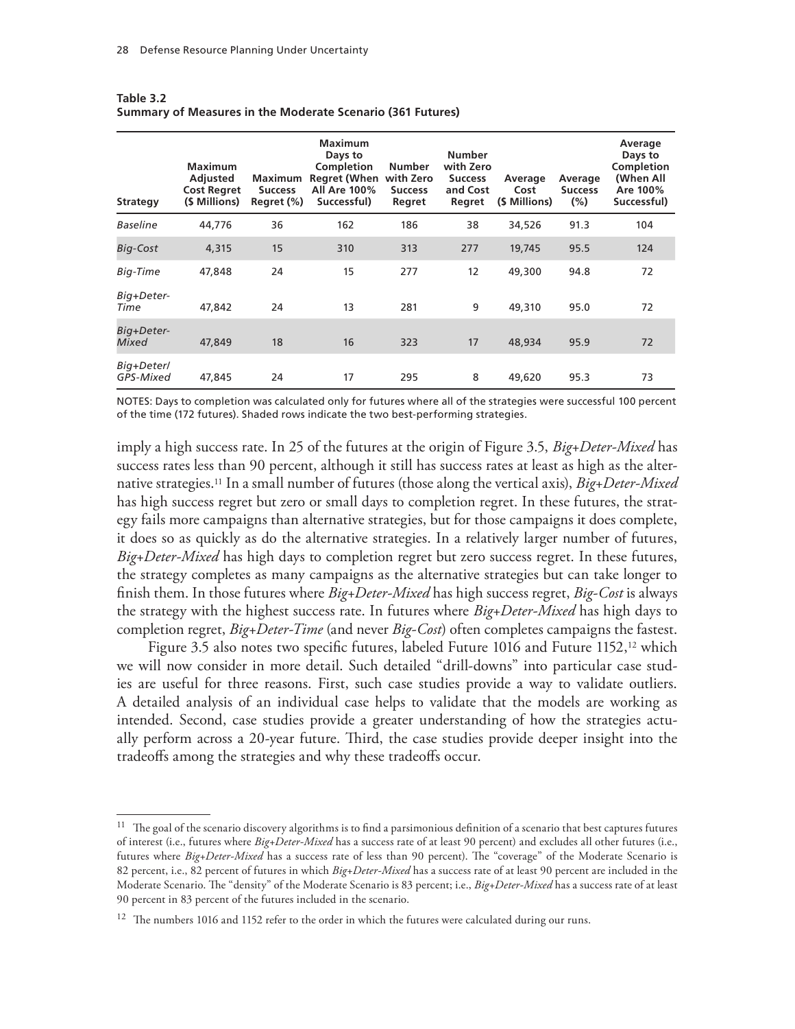**Table 3.2**
**Summary of Measures in the Moderate Scenario (361 Futures)**

| Strategy | Maximum Adjusted Cost Regret ($ Millions) | Maximum Success Regret (%) | Maximum Days to Completion Regret (When All Are 100% Successful) | Number with Zero Success Regret | Number with Zero Success and Cost Regret | Average Cost ($ Millions) | Average Success (%) | Average Days to Completion (When All Are 100% Successful) |
|---|---|---|---|---|---|---|---|---|
| *Baseline* | 44,776 | 36 | 162 | 186 | 38 | 34,526 | 91.3 | 104 |
| *Big-Cost* | 4,315 | 15 | 310 | 313 | 277 | 19,745 | 95.5 | 124 |
| *Big-Time* | 47,848 | 24 | 15 | 277 | 12 | 49,300 | 94.8 | 72 |
| *Big+Deter-Time* | 47,842 | 24 | 13 | 281 | 9 | 49,310 | 95.0 | 72 |
| *Big+Deter-Mixed* | 47,849 | 18 | 16 | 323 | 17 | 48,934 | 95.9 | 72 |
| *Big+Deter/GPS-Mixed* | 47,845 | 24 | 17 | 295 | 8 | 49,620 | 95.3 | 73 |

NOTES: Days to completion was calculated only for futures where all of the strategies were successful 100 percent of the time (172 futures). Shaded rows indicate the two best-performing strategies.

imply a high success rate. In 25 of the futures at the origin of Figure 3.5, *Big+Deter-Mixed* has success rates less than 90 percent, although it still has success rates at least as high as the alternative strategies.[11] In a small number of futures (those along the vertical axis), *Big+Deter-Mixed* has high success regret but zero or small days to completion regret. In these futures, the strategy fails more campaigns than alternative strategies, but for those campaigns it does complete, it does so as quickly as do the alternative strategies. In a relatively larger number of futures, *Big+Deter-Mixed* has high days to completion regret but zero success regret. In these futures, the strategy completes as many campaigns as the alternative strategies but can take longer to finish them. In those futures where *Big+Deter-Mixed* has high success regret, *Big-Cost* is always the strategy with the highest success rate. In futures where *Big+Deter-Mixed* has high days to completion regret, *Big+Deter-Time* (and never *Big-Cost*) often completes campaigns the fastest.

Figure 3.5 also notes two specific futures, labeled Future 1016 and Future 1152,[12] which we will now consider in more detail. Such detailed "drill-downs" into particular case studies are useful for three reasons. First, such case studies provide a way to validate outliers. A detailed analysis of an individual case helps to validate that the models are working as intended. Second, case studies provide a greater understanding of how the strategies actually perform across a 20-year future. Third, the case studies provide deeper insight into the tradeoffs among the strategies and why these tradeoffs occur.

---

[11] The goal of the scenario discovery algorithms is to find a parsimonious definition of a scenario that best captures futures of interest (i.e., futures where *Big+Deter-Mixed* has a success rate of at least 90 percent) and excludes all other futures (i.e., futures where *Big+Deter-Mixed* has a success rate of less than 90 percent). The "coverage" of the Moderate Scenario is 82 percent, i.e., 82 percent of futures in which *Big+Deter-Mixed* has a success rate of at least 90 percent are included in the Moderate Scenario. The "density" of the Moderate Scenario is 83 percent; i.e., *Big+Deter-Mixed* has a success rate of at least 90 percent in 83 percent of the futures included in the scenario.

[12] The numbers 1016 and 1152 refer to the order in which the futures were calculated during our runs.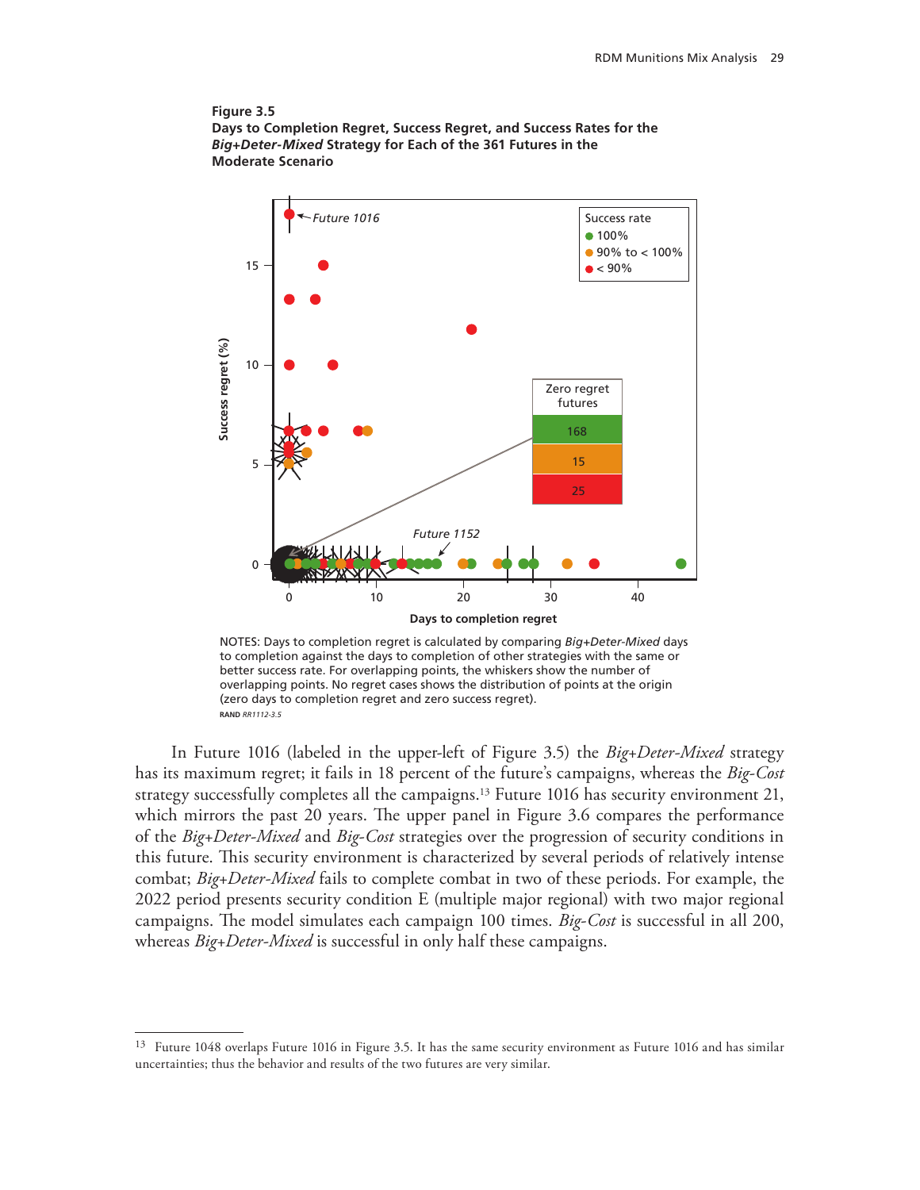**Figure 3.5**
**Days to Completion Regret, Success Regret, and Success Rates for the *Big+Deter-Mixed* Strategy for Each of the 361 Futures in the Moderate Scenario**

NOTES: Days to completion regret is calculated by comparing *Big+Deter-Mixed* days to completion against the days to completion of other strategies with the same or better success rate. For overlapping points, the whiskers show the number of overlapping points. No regret cases shows the distribution of points at the origin (zero days to completion regret and zero success regret).

RAND *RR1112-3.5*

In Future 1016 (labeled in the upper-left of Figure 3.5) the *Big+Deter-Mixed* strategy has its maximum regret; it fails in 18 percent of the future's campaigns, whereas the *Big-Cost* strategy successfully completes all the campaigns.[13] Future 1016 has security environment 21, which mirrors the past 20 years. The upper panel in Figure 3.6 compares the performance of the *Big+Deter-Mixed* and *Big-Cost* strategies over the progression of security conditions in this future. This security environment is characterized by several periods of relatively intense combat; *Big+Deter-Mixed* fails to complete combat in two of these periods. For example, the 2022 period presents security condition E (multiple major regional) with two major regional campaigns. The model simulates each campaign 100 times. *Big-Cost* is successful in all 200, whereas *Big+Deter-Mixed* is successful in only half these campaigns.

---

[13] Future 1048 overlaps Future 1016 in Figure 3.5. It has the same security environment as Future 1016 and has similar uncertainties; thus the behavior and results of the two futures are very similar.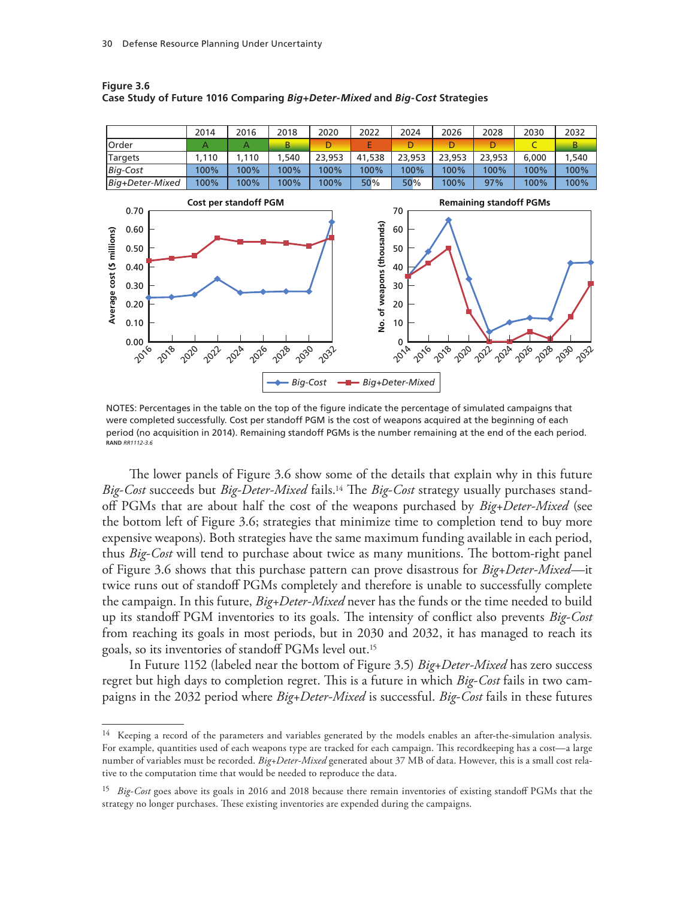**Figure 3.6**
**Case Study of Future 1016 Comparing *Big+Deter-Mixed* and *Big-Cost* Strategies**

| | 2014 | 2016 | 2018 | 2020 | 2022 | 2024 | 2026 | 2028 | 2030 | 2032 |
|---|---|---|---|---|---|---|---|---|---|---|
| Order | A | A | B | D | E | D | D | D | C | B |
| Targets | 1,110 | 1,110 | 1,540 | 23,953 | 41,538 | 23,953 | 23,953 | 23,953 | 6,000 | 1,540 |
| *Big-Cost* | 100% | 100% | 100% | 100% | 100% | 100% | 100% | 100% | 100% | 100% |
| *Big+Deter-Mixed* | 100% | 100% | 100% | 100% | 50% | 50% | 100% | 97% | 100% | 100% |

NOTES: Percentages in the table on the top of the figure indicate the percentage of simulated campaigns that were completed successfully. Cost per standoff PGM is the cost of weapons acquired at the beginning of each period (no acquisition in 2014). Remaining standoff PGMs is the number remaining at the end of the each period.
RAND *RR1112-3.6*

The lower panels of Figure 3.6 show some of the details that explain why in this future *Big-Cost* succeeds but *Big-Deter-Mixed* fails.[14] The *Big-Cost* strategy usually purchases standoff PGMs that are about half the cost of the weapons purchased by *Big+Deter-Mixed* (see the bottom left of Figure 3.6; strategies that minimize time to completion tend to buy more expensive weapons). Both strategies have the same maximum funding available in each period, thus *Big-Cost* will tend to purchase about twice as many munitions. The bottom-right panel of Figure 3.6 shows that this purchase pattern can prove disastrous for *Big+Deter-Mixed*—it twice runs out of standoff PGMs completely and therefore is unable to successfully complete the campaign. In this future, *Big+Deter-Mixed* never has the funds or the time needed to build up its standoff PGM inventories to its goals. The intensity of conflict also prevents *Big-Cost* from reaching its goals in most periods, but in 2030 and 2032, it has managed to reach its goals, so its inventories of standoff PGMs level out.[15]

In Future 1152 (labeled near the bottom of Figure 3.5) *Big+Deter-Mixed* has zero success regret but high days to completion regret. This is a future in which *Big-Cost* fails in two campaigns in the 2032 period where *Big+Deter-Mixed* is successful. *Big-Cost* fails in these futures

---

[14] Keeping a record of the parameters and variables generated by the models enables an after-the-simulation analysis. For example, quantities used of each weapons type are tracked for each campaign. This recordkeeping has a cost—a large number of variables must be recorded. *Big+Deter-Mixed* generated about 37 MB of data. However, this is a small cost relative to the computation time that would be needed to reproduce the data.

[15] *Big-Cost* goes above its goals in 2016 and 2018 because there remain inventories of existing standoff PGMs that the strategy no longer purchases. These existing inventories are expended during the campaigns.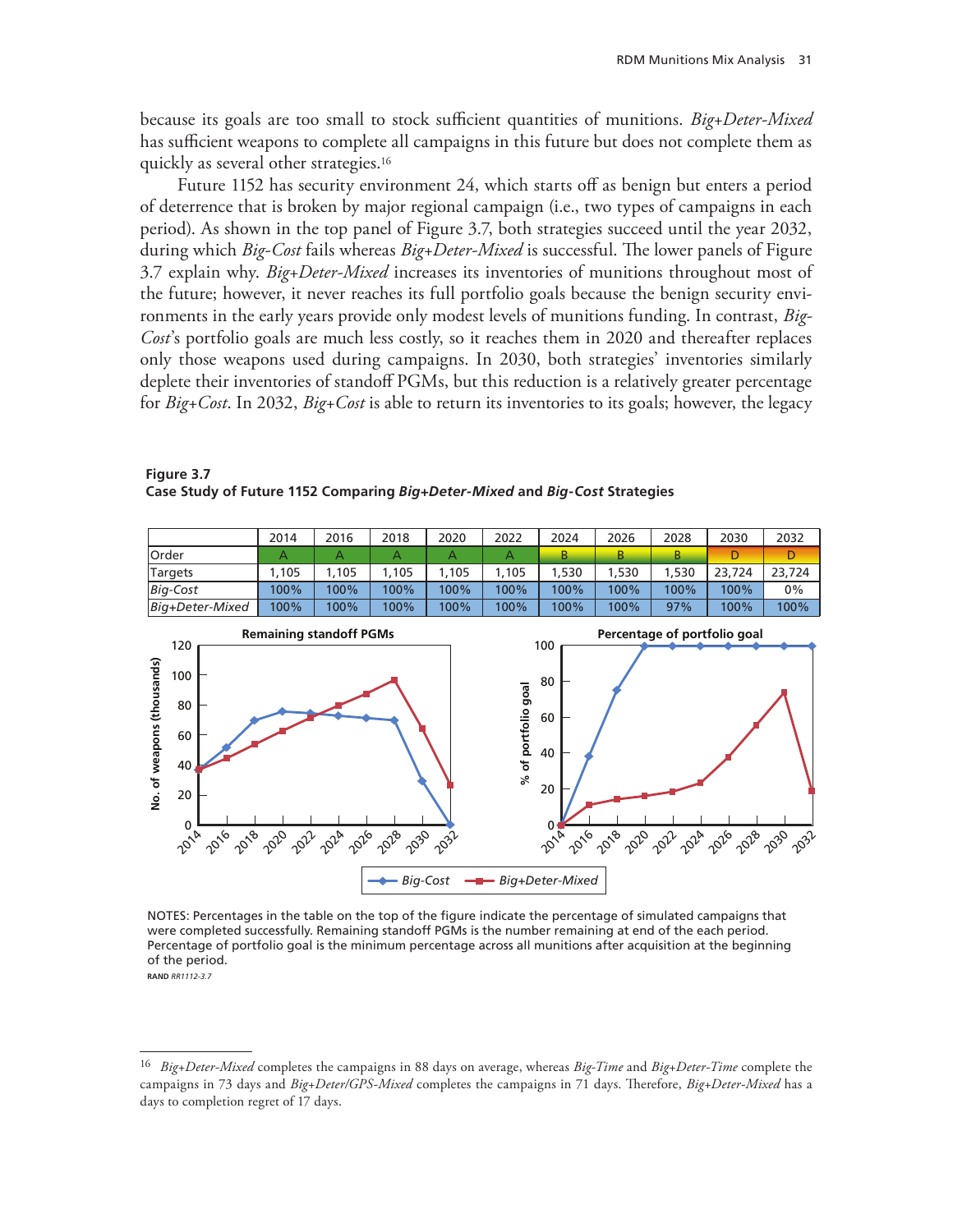because its goals are too small to stock sufficient quantities of munitions. *Big+Deter-Mixed* has sufficient weapons to complete all campaigns in this future but does not complete them as quickly as several other strategies.[16]

Future 1152 has security environment 24, which starts off as benign but enters a period of deterrence that is broken by major regional campaign (i.e., two types of campaigns in each period). As shown in the top panel of Figure 3.7, both strategies succeed until the year 2032, during which *Big-Cost* fails whereas *Big+Deter-Mixed* is successful. The lower panels of Figure 3.7 explain why. *Big+Deter-Mixed* increases its inventories of munitions throughout most of the future; however, it never reaches its full portfolio goals because the benign security environments in the early years provide only modest levels of munitions funding. In contrast, *Big-Cost*'s portfolio goals are much less costly, so it reaches them in 2020 and thereafter replaces only those weapons used during campaigns. In 2030, both strategies' inventories similarly deplete their inventories of standoff PGMs, but this reduction is a relatively greater percentage for *Big+Cost*. In 2032, *Big+Cost* is able to return its inventories to its goals; however, the legacy

**Figure 3.7**
**Case Study of Future 1152 Comparing *Big+Deter-Mixed* and *Big-Cost* Strategies**

| | 2014 | 2016 | 2018 | 2020 | 2022 | 2024 | 2026 | 2028 | 2030 | 2032 |
|---|---|---|---|---|---|---|---|---|---|---|
| Order | A | A | A | A | A | B | B | B | D | D |
| Targets | 1,105 | 1,105 | 1,105 | 1,105 | 1,105 | 1,530 | 1,530 | 1,530 | 23,724 | 23,724 |
| *Big-Cost* | 100% | 100% | 100% | 100% | 100% | 100% | 100% | 100% | 100% | 0% |
| *Big+Deter-Mixed* | 100% | 100% | 100% | 100% | 100% | 100% | 100% | 97% | 100% | 100% |

NOTES: Percentages in the table on the top of the figure indicate the percentage of simulated campaigns that were completed successfully. Remaining standoff PGMs is the number remaining at end of the each period. Percentage of portfolio goal is the minimum percentage across all munitions after acquisition at the beginning of the period.
RAND *RR1112-3.7*

[16] *Big+Deter-Mixed* completes the campaigns in 88 days on average, whereas *Big-Time* and *Big+Deter-Time* complete the campaigns in 73 days and *Big+Deter/GPS-Mixed* completes the campaigns in 71 days. Therefore, *Big+Deter-Mixed* has a days to completion regret of 17 days.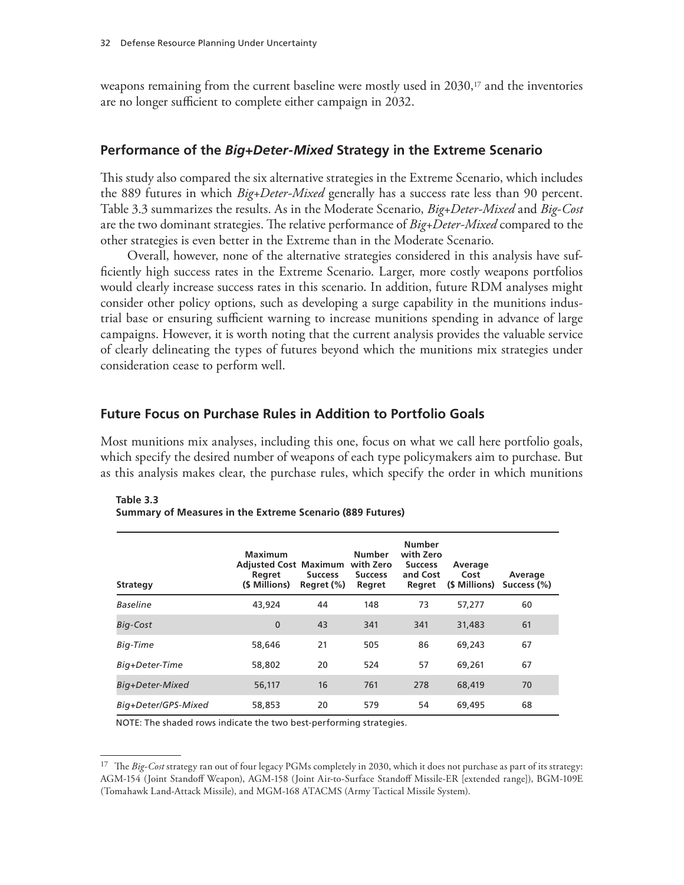weapons remaining from the current baseline were mostly used in 2030,[17] and the inventories are no longer sufficient to complete either campaign in 2032.

## Performance of the *Big+Deter-Mixed* Strategy in the Extreme Scenario

This study also compared the six alternative strategies in the Extreme Scenario, which includes the 889 futures in which *Big+Deter-Mixed* generally has a success rate less than 90 percent. Table 3.3 summarizes the results. As in the Moderate Scenario, *Big+Deter-Mixed* and *Big-Cost* are the two dominant strategies. The relative performance of *Big+Deter-Mixed* compared to the other strategies is even better in the Extreme than in the Moderate Scenario.

Overall, however, none of the alternative strategies considered in this analysis have sufficiently high success rates in the Extreme Scenario. Larger, more costly weapons portfolios would clearly increase success rates in this scenario. In addition, future RDM analyses might consider other policy options, such as developing a surge capability in the munitions industrial base or ensuring sufficient warning to increase munitions spending in advance of large campaigns. However, it is worth noting that the current analysis provides the valuable service of clearly delineating the types of futures beyond which the munitions mix strategies under consideration cease to perform well.

## Future Focus on Purchase Rules in Addition to Portfolio Goals

Most munitions mix analyses, including this one, focus on what we call here portfolio goals, which specify the desired number of weapons of each type policymakers aim to purchase. But as this analysis makes clear, the purchase rules, which specify the order in which munitions

**Table 3.3**
**Summary of Measures in the Extreme Scenario (889 Futures)**

| Strategy | Maximum Adjusted Cost Regret ($ Millions) | Maximum Success Regret (%) | Number with Zero Success Regret | Number with Zero Success and Cost Regret | Average Cost ($ Millions) | Average Success (%) |
|---|---|---|---|---|---|---|
| *Baseline* | 43,924 | 44 | 148 | 73 | 57,277 | 60 |
| *Big-Cost* | 0 | 43 | 341 | 341 | 31,483 | 61 |
| *Big-Time* | 58,646 | 21 | 505 | 86 | 69,243 | 67 |
| *Big+Deter-Time* | 58,802 | 20 | 524 | 57 | 69,261 | 67 |
| *Big+Deter-Mixed* | 56,117 | 16 | 761 | 278 | 68,419 | 70 |
| *Big+Deter/GPS-Mixed* | 58,853 | 20 | 579 | 54 | 69,495 | 68 |

NOTE: The shaded rows indicate the two best-performing strategies.

[17] The *Big-Cost* strategy ran out of four legacy PGMs completely in 2030, which it does not purchase as part of its strategy: AGM-154 (Joint Standoff Weapon), AGM-158 (Joint Air-to-Surface Standoff Missile-ER [extended range]), BGM-109E (Tomahawk Land-Attack Missile), and MGM-168 ATACMS (Army Tactical Missile System).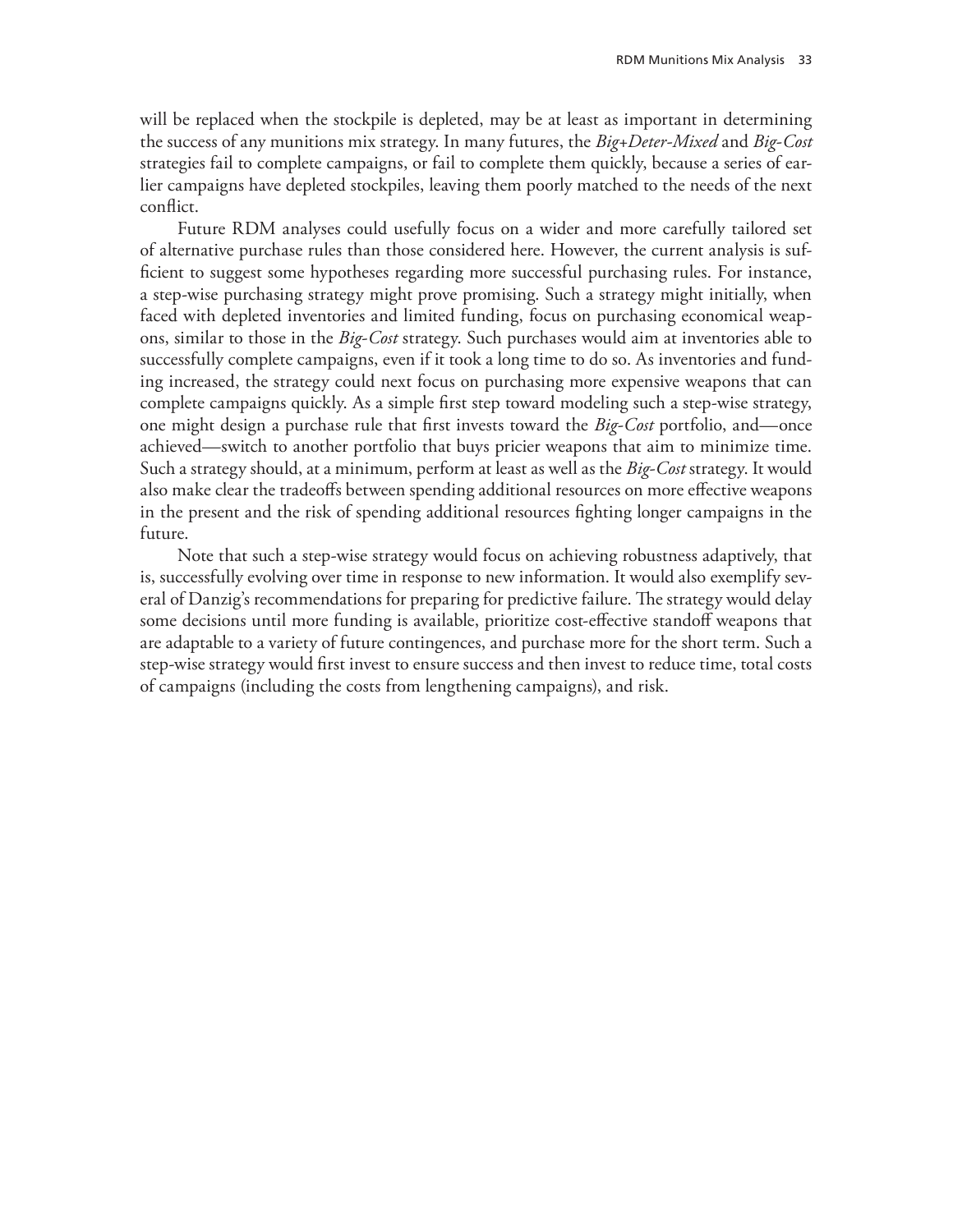will be replaced when the stockpile is depleted, may be at least as important in determining the success of any munitions mix strategy. In many futures, the *Big+Deter-Mixed* and *Big-Cost* strategies fail to complete campaigns, or fail to complete them quickly, because a series of earlier campaigns have depleted stockpiles, leaving them poorly matched to the needs of the next conflict.

Future RDM analyses could usefully focus on a wider and more carefully tailored set of alternative purchase rules than those considered here. However, the current analysis is sufficient to suggest some hypotheses regarding more successful purchasing rules. For instance, a step-wise purchasing strategy might prove promising. Such a strategy might initially, when faced with depleted inventories and limited funding, focus on purchasing economical weapons, similar to those in the *Big-Cost* strategy. Such purchases would aim at inventories able to successfully complete campaigns, even if it took a long time to do so. As inventories and funding increased, the strategy could next focus on purchasing more expensive weapons that can complete campaigns quickly. As a simple first step toward modeling such a step-wise strategy, one might design a purchase rule that first invests toward the *Big-Cost* portfolio, and—once achieved—switch to another portfolio that buys pricier weapons that aim to minimize time. Such a strategy should, at a minimum, perform at least as well as the *Big-Cost* strategy. It would also make clear the tradeoffs between spending additional resources on more effective weapons in the present and the risk of spending additional resources fighting longer campaigns in the future.

Note that such a step-wise strategy would focus on achieving robustness adaptively, that is, successfully evolving over time in response to new information. It would also exemplify several of Danzig's recommendations for preparing for predictive failure. The strategy would delay some decisions until more funding is available, prioritize cost-effective standoff weapons that are adaptable to a variety of future contingences, and purchase more for the short term. Such a step-wise strategy would first invest to ensure success and then invest to reduce time, total costs of campaigns (including the costs from lengthening campaigns), and risk.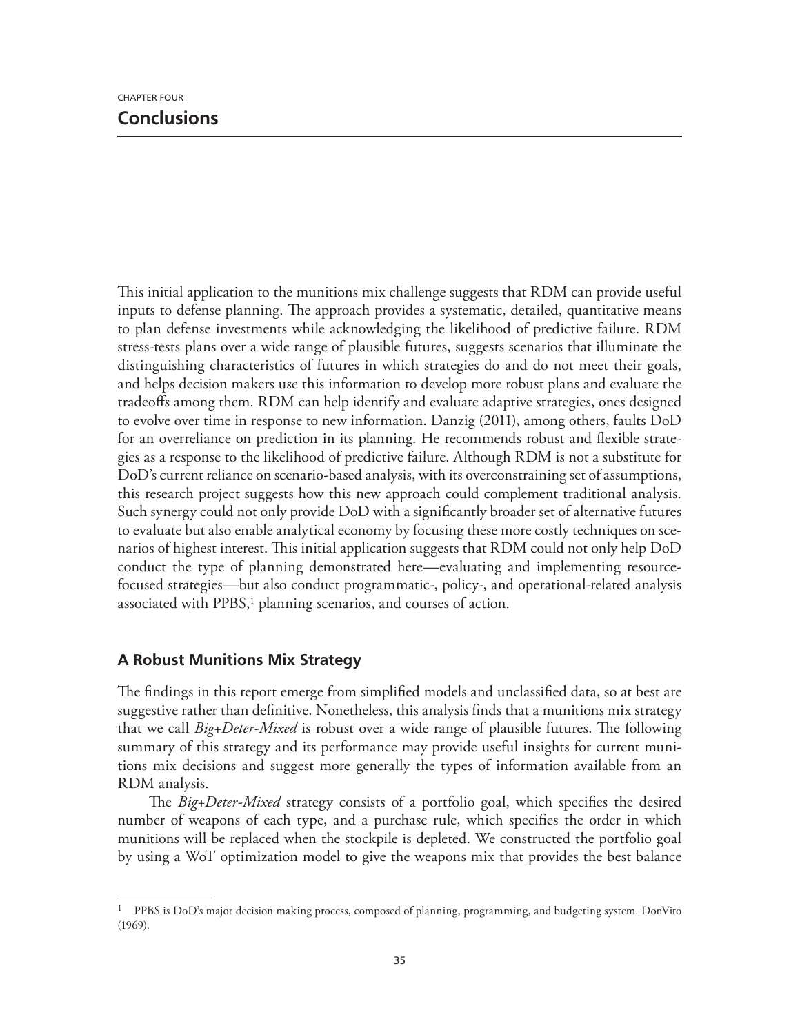CHAPTER FOUR

# Conclusions

This initial application to the munitions mix challenge suggests that RDM can provide useful inputs to defense planning. The approach provides a systematic, detailed, quantitative means to plan defense investments while acknowledging the likelihood of predictive failure. RDM stress-tests plans over a wide range of plausible futures, suggests scenarios that illuminate the distinguishing characteristics of futures in which strategies do and do not meet their goals, and helps decision makers use this information to develop more robust plans and evaluate the tradeoffs among them. RDM can help identify and evaluate adaptive strategies, ones designed to evolve over time in response to new information. Danzig (2011), among others, faults DoD for an overreliance on prediction in its planning. He recommends robust and flexible strategies as a response to the likelihood of predictive failure. Although RDM is not a substitute for DoD's current reliance on scenario-based analysis, with its overconstraining set of assumptions, this research project suggests how this new approach could complement traditional analysis. Such synergy could not only provide DoD with a significantly broader set of alternative futures to evaluate but also enable analytical economy by focusing these more costly techniques on scenarios of highest interest. This initial application suggests that RDM could not only help DoD conduct the type of planning demonstrated here—evaluating and implementing resource-focused strategies—but also conduct programmatic-, policy-, and operational-related analysis associated with PPBS,[1] planning scenarios, and courses of action.

## A Robust Munitions Mix Strategy

The findings in this report emerge from simplified models and unclassified data, so at best are suggestive rather than definitive. Nonetheless, this analysis finds that a munitions mix strategy that we call *Big+Deter-Mixed* is robust over a wide range of plausible futures. The following summary of this strategy and its performance may provide useful insights for current munitions mix decisions and suggest more generally the types of information available from an RDM analysis.

The *Big+Deter-Mixed* strategy consists of a portfolio goal, which specifies the desired number of weapons of each type, and a purchase rule, which specifies the order in which munitions will be replaced when the stockpile is depleted. We constructed the portfolio goal by using a WoT optimization model to give the weapons mix that provides the best balance

---

[1] PPBS is DoD's major decision making process, composed of planning, programming, and budgeting system. DonVito (1969).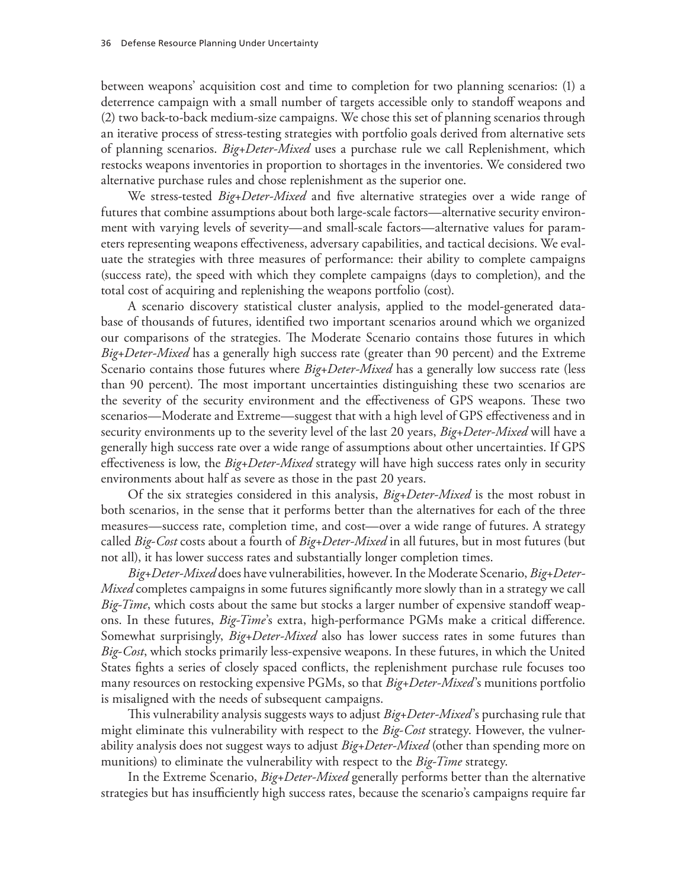between weapons' acquisition cost and time to completion for two planning scenarios: (1) a deterrence campaign with a small number of targets accessible only to standoff weapons and (2) two back-to-back medium-size campaigns. We chose this set of planning scenarios through an iterative process of stress-testing strategies with portfolio goals derived from alternative sets of planning scenarios. *Big+Deter-Mixed* uses a purchase rule we call Replenishment, which restocks weapons inventories in proportion to shortages in the inventories. We considered two alternative purchase rules and chose replenishment as the superior one.

We stress-tested *Big+Deter-Mixed* and five alternative strategies over a wide range of futures that combine assumptions about both large-scale factors—alternative security environment with varying levels of severity—and small-scale factors—alternative values for parameters representing weapons effectiveness, adversary capabilities, and tactical decisions. We evaluate the strategies with three measures of performance: their ability to complete campaigns (success rate), the speed with which they complete campaigns (days to completion), and the total cost of acquiring and replenishing the weapons portfolio (cost).

A scenario discovery statistical cluster analysis, applied to the model-generated database of thousands of futures, identified two important scenarios around which we organized our comparisons of the strategies. The Moderate Scenario contains those futures in which *Big+Deter-Mixed* has a generally high success rate (greater than 90 percent) and the Extreme Scenario contains those futures where *Big+Deter-Mixed* has a generally low success rate (less than 90 percent). The most important uncertainties distinguishing these two scenarios are the severity of the security environment and the effectiveness of GPS weapons. These two scenarios—Moderate and Extreme—suggest that with a high level of GPS effectiveness and in security environments up to the severity level of the last 20 years, *Big+Deter-Mixed* will have a generally high success rate over a wide range of assumptions about other uncertainties. If GPS effectiveness is low, the *Big+Deter-Mixed* strategy will have high success rates only in security environments about half as severe as those in the past 20 years.

Of the six strategies considered in this analysis, *Big+Deter-Mixed* is the most robust in both scenarios, in the sense that it performs better than the alternatives for each of the three measures—success rate, completion time, and cost—over a wide range of futures. A strategy called *Big-Cost* costs about a fourth of *Big+Deter-Mixed* in all futures, but in most futures (but not all), it has lower success rates and substantially longer completion times.

*Big+Deter-Mixed* does have vulnerabilities, however. In the Moderate Scenario, *Big+Deter-Mixed* completes campaigns in some futures significantly more slowly than in a strategy we call *Big-Time*, which costs about the same but stocks a larger number of expensive standoff weapons. In these futures, *Big-Time*'s extra, high-performance PGMs make a critical difference. Somewhat surprisingly, *Big+Deter-Mixed* also has lower success rates in some futures than *Big-Cost*, which stocks primarily less-expensive weapons. In these futures, in which the United States fights a series of closely spaced conflicts, the replenishment purchase rule focuses too many resources on restocking expensive PGMs, so that *Big+Deter-Mixed*'s munitions portfolio is misaligned with the needs of subsequent campaigns.

This vulnerability analysis suggests ways to adjust *Big+Deter-Mixed*'s purchasing rule that might eliminate this vulnerability with respect to the *Big-Cost* strategy. However, the vulnerability analysis does not suggest ways to adjust *Big+Deter-Mixed* (other than spending more on munitions) to eliminate the vulnerability with respect to the *Big-Time* strategy.

In the Extreme Scenario, *Big+Deter-Mixed* generally performs better than the alternative strategies but has insufficiently high success rates, because the scenario's campaigns require far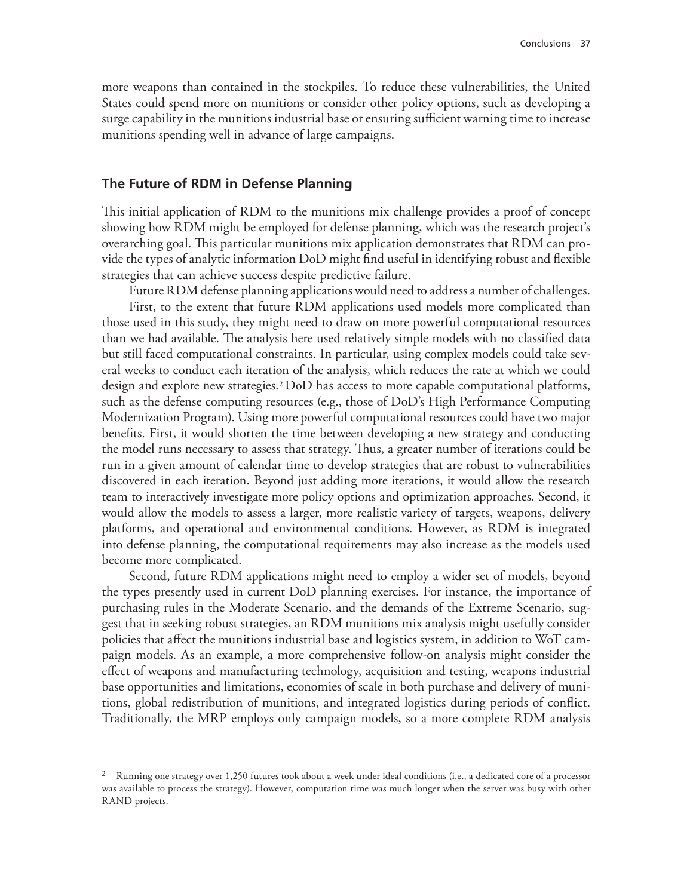more weapons than contained in the stockpiles. To reduce these vulnerabilities, the United States could spend more on munitions or consider other policy options, such as developing a surge capability in the munitions industrial base or ensuring sufficient warning time to increase munitions spending well in advance of large campaigns.

## The Future of RDM in Defense Planning

This initial application of RDM to the munitions mix challenge provides a proof of concept showing how RDM might be employed for defense planning, which was the research project's overarching goal. This particular munitions mix application demonstrates that RDM can provide the types of analytic information DoD might find useful in identifying robust and flexible strategies that can achieve success despite predictive failure.

Future RDM defense planning applications would need to address a number of challenges.

First, to the extent that future RDM applications used models more complicated than those used in this study, they might need to draw on more powerful computational resources than we had available. The analysis here used relatively simple models with no classified data but still faced computational constraints. In particular, using complex models could take several weeks to conduct each iteration of the analysis, which reduces the rate at which we could design and explore new strategies.[2] DoD has access to more capable computational platforms, such as the defense computing resources (e.g., those of DoD's High Performance Computing Modernization Program). Using more powerful computational resources could have two major benefits. First, it would shorten the time between developing a new strategy and conducting the model runs necessary to assess that strategy. Thus, a greater number of iterations could be run in a given amount of calendar time to develop strategies that are robust to vulnerabilities discovered in each iteration. Beyond just adding more iterations, it would allow the research team to interactively investigate more policy options and optimization approaches. Second, it would allow the models to assess a larger, more realistic variety of targets, weapons, delivery platforms, and operational and environmental conditions. However, as RDM is integrated into defense planning, the computational requirements may also increase as the models used become more complicated.

Second, future RDM applications might need to employ a wider set of models, beyond the types presently used in current DoD planning exercises. For instance, the importance of purchasing rules in the Moderate Scenario, and the demands of the Extreme Scenario, suggest that in seeking robust strategies, an RDM munitions mix analysis might usefully consider policies that affect the munitions industrial base and logistics system, in addition to WoT campaign models. As an example, a more comprehensive follow-on analysis might consider the effect of weapons and manufacturing technology, acquisition and testing, weapons industrial base opportunities and limitations, economies of scale in both purchase and delivery of munitions, global redistribution of munitions, and integrated logistics during periods of conflict. Traditionally, the MRP employs only campaign models, so a more complete RDM analysis

---

[2] Running one strategy over 1,250 futures took about a week under ideal conditions (i.e., a dedicated core of a processor was available to process the strategy). However, computation time was much longer when the server was busy with other RAND projects.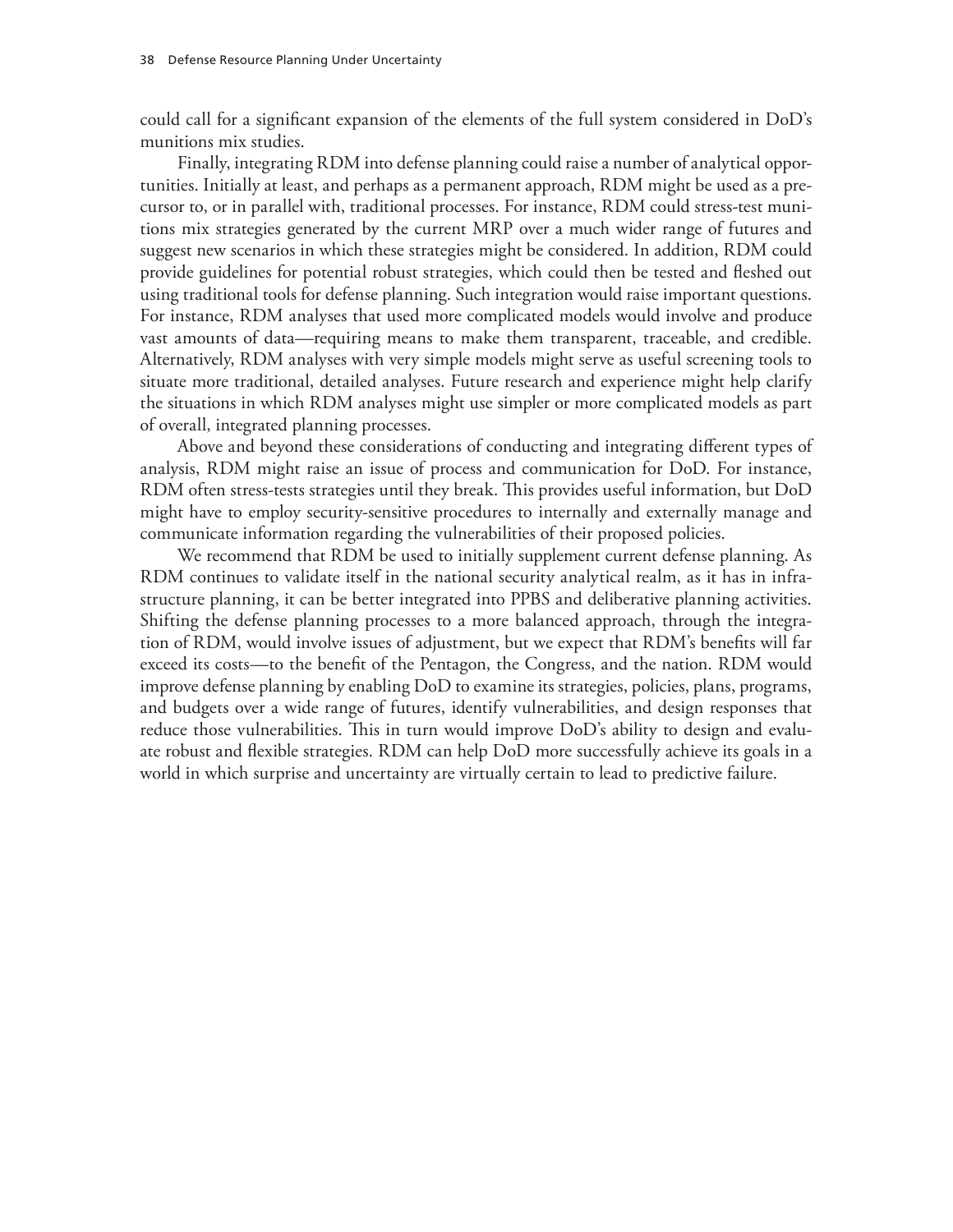could call for a significant expansion of the elements of the full system considered in DoD's munitions mix studies.

Finally, integrating RDM into defense planning could raise a number of analytical opportunities. Initially at least, and perhaps as a permanent approach, RDM might be used as a precursor to, or in parallel with, traditional processes. For instance, RDM could stress-test munitions mix strategies generated by the current MRP over a much wider range of futures and suggest new scenarios in which these strategies might be considered. In addition, RDM could provide guidelines for potential robust strategies, which could then be tested and fleshed out using traditional tools for defense planning. Such integration would raise important questions. For instance, RDM analyses that used more complicated models would involve and produce vast amounts of data—requiring means to make them transparent, traceable, and credible. Alternatively, RDM analyses with very simple models might serve as useful screening tools to situate more traditional, detailed analyses. Future research and experience might help clarify the situations in which RDM analyses might use simpler or more complicated models as part of overall, integrated planning processes.

Above and beyond these considerations of conducting and integrating different types of analysis, RDM might raise an issue of process and communication for DoD. For instance, RDM often stress-tests strategies until they break. This provides useful information, but DoD might have to employ security-sensitive procedures to internally and externally manage and communicate information regarding the vulnerabilities of their proposed policies.

We recommend that RDM be used to initially supplement current defense planning. As RDM continues to validate itself in the national security analytical realm, as it has in infrastructure planning, it can be better integrated into PPBS and deliberative planning activities. Shifting the defense planning processes to a more balanced approach, through the integration of RDM, would involve issues of adjustment, but we expect that RDM's benefits will far exceed its costs—to the benefit of the Pentagon, the Congress, and the nation. RDM would improve defense planning by enabling DoD to examine its strategies, policies, plans, programs, and budgets over a wide range of futures, identify vulnerabilities, and design responses that reduce those vulnerabilities. This in turn would improve DoD's ability to design and evaluate robust and flexible strategies. RDM can help DoD more successfully achieve its goals in a world in which surprise and uncertainty are virtually certain to lead to predictive failure.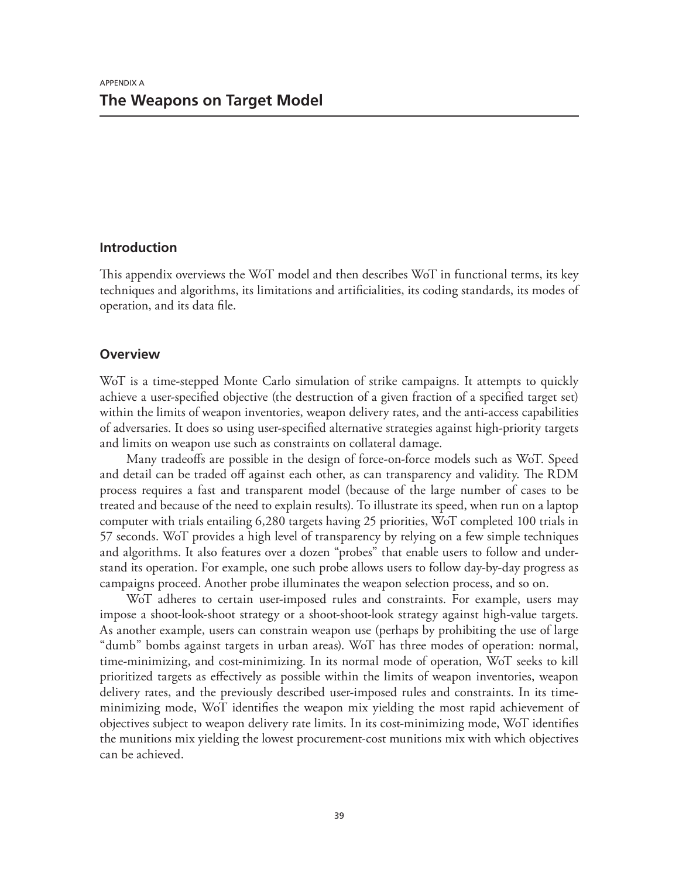APPENDIX A

# The Weapons on Target Model

## Introduction

This appendix overviews the WoT model and then describes WoT in functional terms, its key techniques and algorithms, its limitations and artificialities, its coding standards, its modes of operation, and its data file.

## Overview

WoT is a time-stepped Monte Carlo simulation of strike campaigns. It attempts to quickly achieve a user-specified objective (the destruction of a given fraction of a specified target set) within the limits of weapon inventories, weapon delivery rates, and the anti-access capabilities of adversaries. It does so using user-specified alternative strategies against high-priority targets and limits on weapon use such as constraints on collateral damage.

Many tradeoffs are possible in the design of force-on-force models such as WoT. Speed and detail can be traded off against each other, as can transparency and validity. The RDM process requires a fast and transparent model (because of the large number of cases to be treated and because of the need to explain results). To illustrate its speed, when run on a laptop computer with trials entailing 6,280 targets having 25 priorities, WoT completed 100 trials in 57 seconds. WoT provides a high level of transparency by relying on a few simple techniques and algorithms. It also features over a dozen "probes" that enable users to follow and understand its operation. For example, one such probe allows users to follow day-by-day progress as campaigns proceed. Another probe illuminates the weapon selection process, and so on.

WoT adheres to certain user-imposed rules and constraints. For example, users may impose a shoot-look-shoot strategy or a shoot-shoot-look strategy against high-value targets. As another example, users can constrain weapon use (perhaps by prohibiting the use of large "dumb" bombs against targets in urban areas). WoT has three modes of operation: normal, time-minimizing, and cost-minimizing. In its normal mode of operation, WoT seeks to kill prioritized targets as effectively as possible within the limits of weapon inventories, weapon delivery rates, and the previously described user-imposed rules and constraints. In its time-minimizing mode, WoT identifies the weapon mix yielding the most rapid achievement of objectives subject to weapon delivery rate limits. In its cost-minimizing mode, WoT identifies the munitions mix yielding the lowest procurement-cost munitions mix with which objectives can be achieved.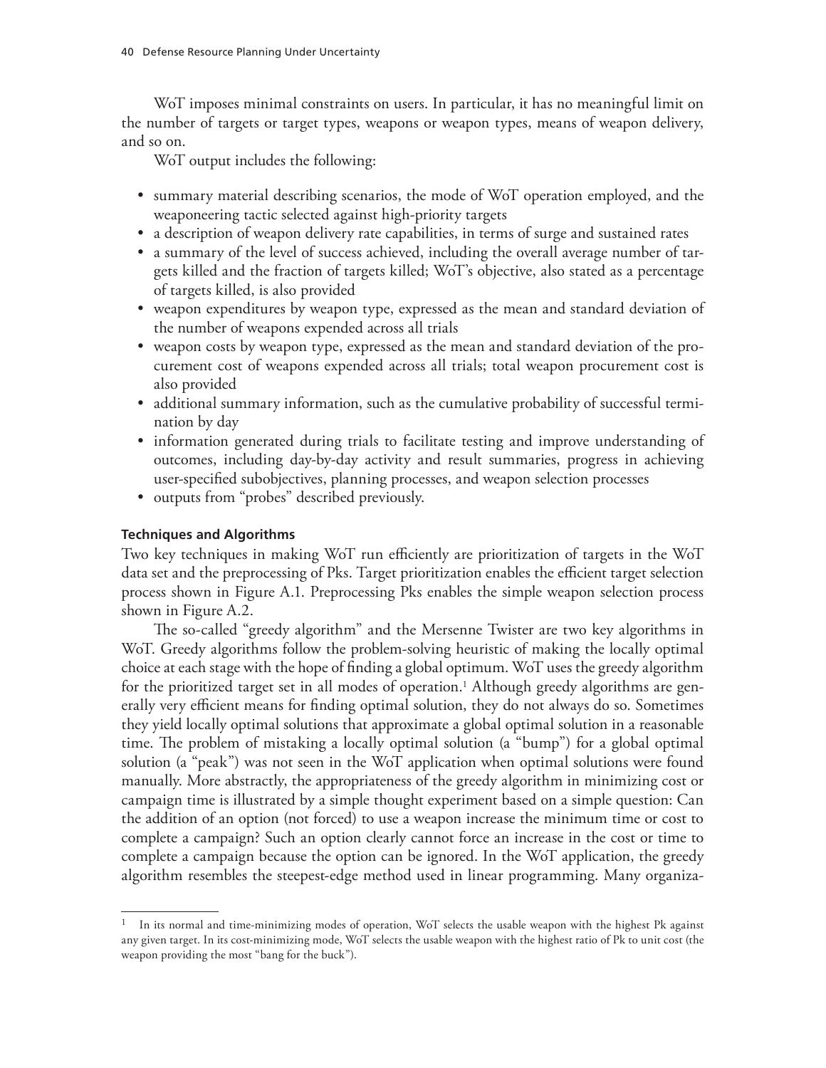WoT imposes minimal constraints on users. In particular, it has no meaningful limit on the number of targets or target types, weapons or weapon types, means of weapon delivery, and so on.

WoT output includes the following:

- summary material describing scenarios, the mode of WoT operation employed, and the weaponeering tactic selected against high-priority targets
- a description of weapon delivery rate capabilities, in terms of surge and sustained rates
- a summary of the level of success achieved, including the overall average number of targets killed and the fraction of targets killed; WoT's objective, also stated as a percentage of targets killed, is also provided
- weapon expenditures by weapon type, expressed as the mean and standard deviation of the number of weapons expended across all trials
- weapon costs by weapon type, expressed as the mean and standard deviation of the procurement cost of weapons expended across all trials; total weapon procurement cost is also provided
- additional summary information, such as the cumulative probability of successful termination by day
- information generated during trials to facilitate testing and improve understanding of outcomes, including day-by-day activity and result summaries, progress in achieving user-specified subobjectives, planning processes, and weapon selection processes
- outputs from "probes" described previously.

#### Techniques and Algorithms

Two key techniques in making WoT run efficiently are prioritization of targets in the WoT data set and the preprocessing of Pks. Target prioritization enables the efficient target selection process shown in Figure A.1. Preprocessing Pks enables the simple weapon selection process shown in Figure A.2.

The so-called "greedy algorithm" and the Mersenne Twister are two key algorithms in WoT. Greedy algorithms follow the problem-solving heuristic of making the locally optimal choice at each stage with the hope of finding a global optimum. WoT uses the greedy algorithm for the prioritized target set in all modes of operation.[1] Although greedy algorithms are generally very efficient means for finding optimal solution, they do not always do so. Sometimes they yield locally optimal solutions that approximate a global optimal solution in a reasonable time. The problem of mistaking a locally optimal solution (a "bump") for a global optimal solution (a "peak") was not seen in the WoT application when optimal solutions were found manually. More abstractly, the appropriateness of the greedy algorithm in minimizing cost or campaign time is illustrated by a simple thought experiment based on a simple question: Can the addition of an option (not forced) to use a weapon increase the minimum time or cost to complete a campaign? Such an option clearly cannot force an increase in the cost or time to complete a campaign because the option can be ignored. In the WoT application, the greedy algorithm resembles the steepest-edge method used in linear programming. Many organiza-

[1] In its normal and time-minimizing modes of operation, WoT selects the usable weapon with the highest Pk against any given target. In its cost-minimizing mode, WoT selects the usable weapon with the highest ratio of Pk to unit cost (the weapon providing the most "bang for the buck").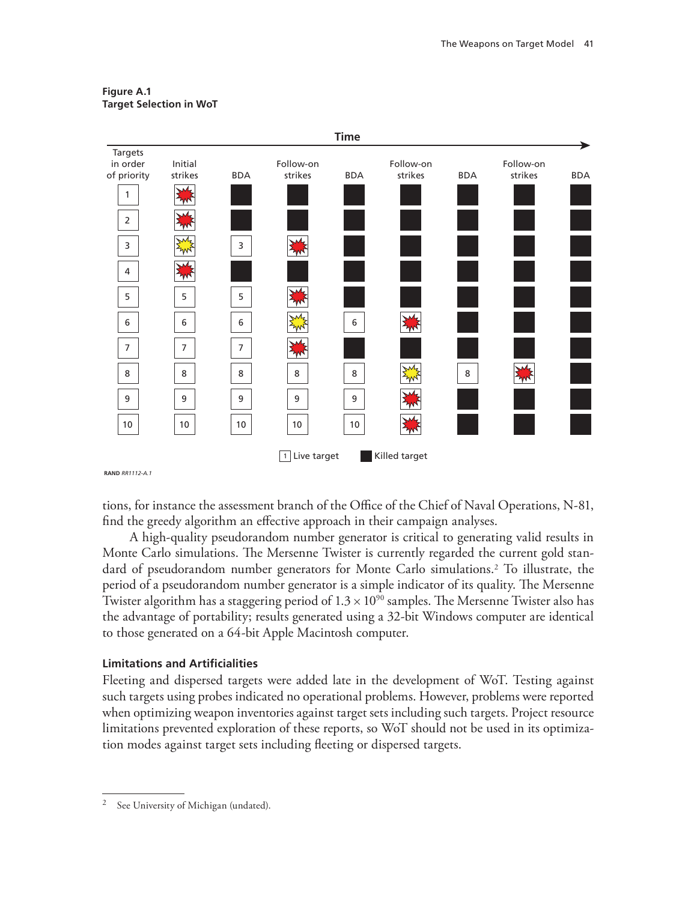**Figure A.1**
**Target Selection in WoT**

RAND *RR1112-A.1*

tions, for instance the assessment branch of the Office of the Chief of Naval Operations, N-81, find the greedy algorithm an effective approach in their campaign analyses.

A high-quality pseudorandom number generator is critical to generating valid results in Monte Carlo simulations. The Mersenne Twister is currently regarded the current gold standard of pseudorandom number generators for Monte Carlo simulations.[2] To illustrate, the period of a pseudorandom number generator is a simple indicator of its quality. The Mersenne Twister algorithm has a staggering period of $1.3 \times 10^{90}$ samples. The Mersenne Twister also has the advantage of portability; results generated using a 32-bit Windows computer are identical to those generated on a 64-bit Apple Macintosh computer.

### Limitations and Artificialities

Fleeting and dispersed targets were added late in the development of WoT. Testing against such targets using probes indicated no operational problems. However, problems were reported when optimizing weapon inventories against target sets including such targets. Project resource limitations prevented exploration of these reports, so WoT should not be used in its optimization modes against target sets including fleeting or dispersed targets.

---

[2] See University of Michigan (undated).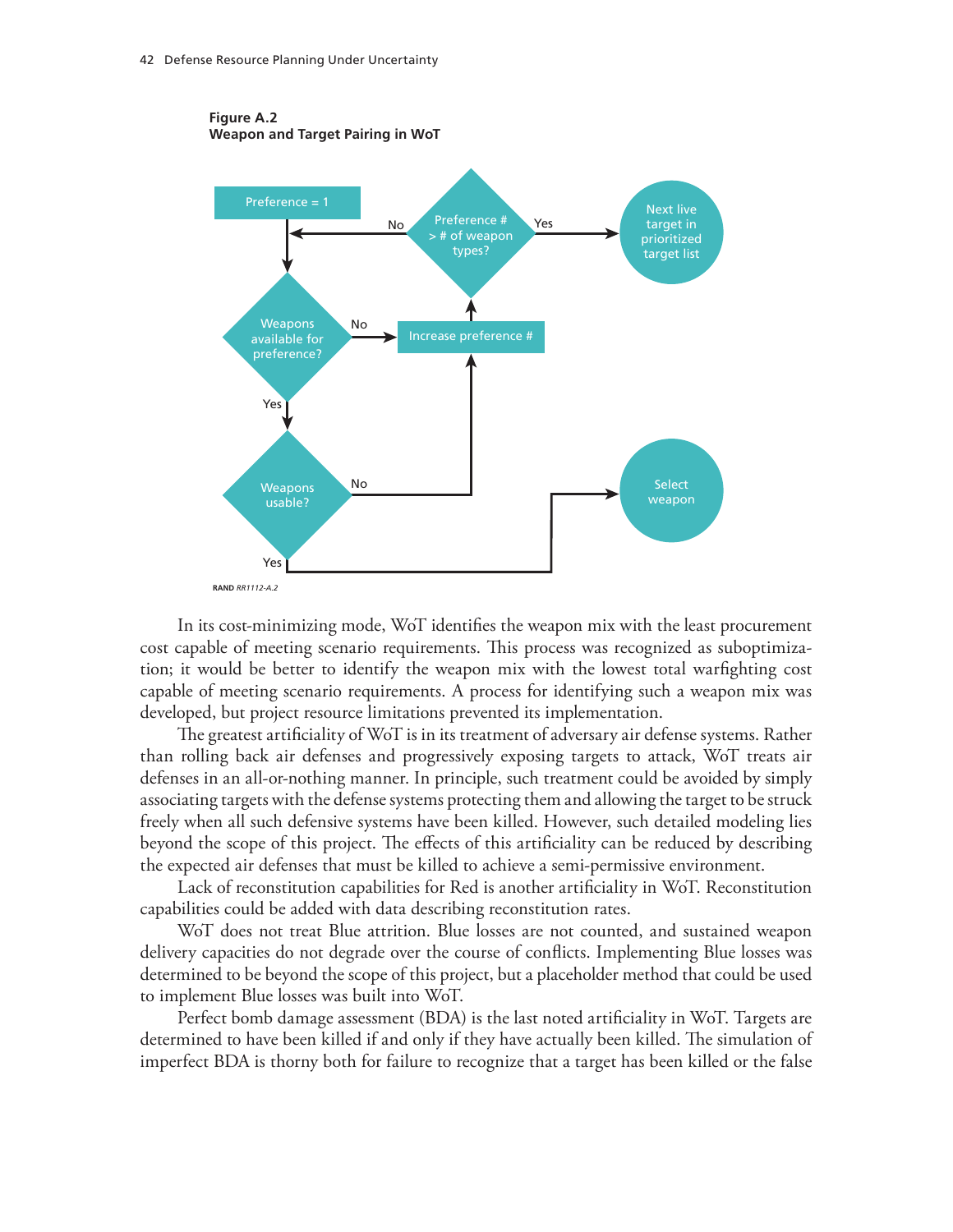**Figure A.2**
**Weapon and Target Pairing in WoT**

RAND RR1112-A.2

In its cost-minimizing mode, WoT identifies the weapon mix with the least procurement cost capable of meeting scenario requirements. This process was recognized as suboptimization; it would be better to identify the weapon mix with the lowest total warfighting cost capable of meeting scenario requirements. A process for identifying such a weapon mix was developed, but project resource limitations prevented its implementation.

The greatest artificiality of WoT is in its treatment of adversary air defense systems. Rather than rolling back air defenses and progressively exposing targets to attack, WoT treats air defenses in an all-or-nothing manner. In principle, such treatment could be avoided by simply associating targets with the defense systems protecting them and allowing the target to be struck freely when all such defensive systems have been killed. However, such detailed modeling lies beyond the scope of this project. The effects of this artificiality can be reduced by describing the expected air defenses that must be killed to achieve a semi-permissive environment.

Lack of reconstitution capabilities for Red is another artificiality in WoT. Reconstitution capabilities could be added with data describing reconstitution rates.

WoT does not treat Blue attrition. Blue losses are not counted, and sustained weapon delivery capacities do not degrade over the course of conflicts. Implementing Blue losses was determined to be beyond the scope of this project, but a placeholder method that could be used to implement Blue losses was built into WoT.

Perfect bomb damage assessment (BDA) is the last noted artificiality in WoT. Targets are determined to have been killed if and only if they have actually been killed. The simulation of imperfect BDA is thorny both for failure to recognize that a target has been killed or the false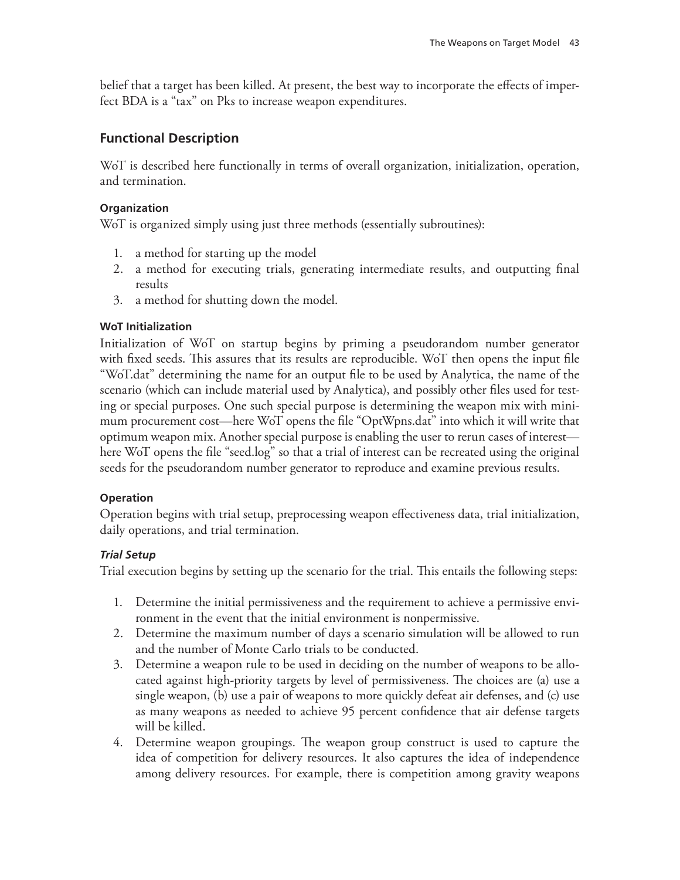belief that a target has been killed. At present, the best way to incorporate the effects of imperfect BDA is a "tax" on Pks to increase weapon expenditures.

## Functional Description

WoT is described here functionally in terms of overall organization, initialization, operation, and termination.

### Organization

WoT is organized simply using just three methods (essentially subroutines):

1. a method for starting up the model
2. a method for executing trials, generating intermediate results, and outputting final results
3. a method for shutting down the model.

### WoT Initialization

Initialization of WoT on startup begins by priming a pseudorandom number generator with fixed seeds. This assures that its results are reproducible. WoT then opens the input file "WoT.dat" determining the name for an output file to be used by Analytica, the name of the scenario (which can include material used by Analytica), and possibly other files used for testing or special purposes. One such special purpose is determining the weapon mix with minimum procurement cost—here WoT opens the file "OptWpns.dat" into which it will write that optimum weapon mix. Another special purpose is enabling the user to rerun cases of interest—here WoT opens the file "seed.log" so that a trial of interest can be recreated using the original seeds for the pseudorandom number generator to reproduce and examine previous results.

### Operation

Operation begins with trial setup, preprocessing weapon effectiveness data, trial initialization, daily operations, and trial termination.

#### *Trial Setup*

Trial execution begins by setting up the scenario for the trial. This entails the following steps:

1. Determine the initial permissiveness and the requirement to achieve a permissive environment in the event that the initial environment is nonpermissive.
2. Determine the maximum number of days a scenario simulation will be allowed to run and the number of Monte Carlo trials to be conducted.
3. Determine a weapon rule to be used in deciding on the number of weapons to be allocated against high-priority targets by level of permissiveness. The choices are (a) use a single weapon, (b) use a pair of weapons to more quickly defeat air defenses, and (c) use as many weapons as needed to achieve 95 percent confidence that air defense targets will be killed.
4. Determine weapon groupings. The weapon group construct is used to capture the idea of competition for delivery resources. It also captures the idea of independence among delivery resources. For example, there is competition among gravity weapons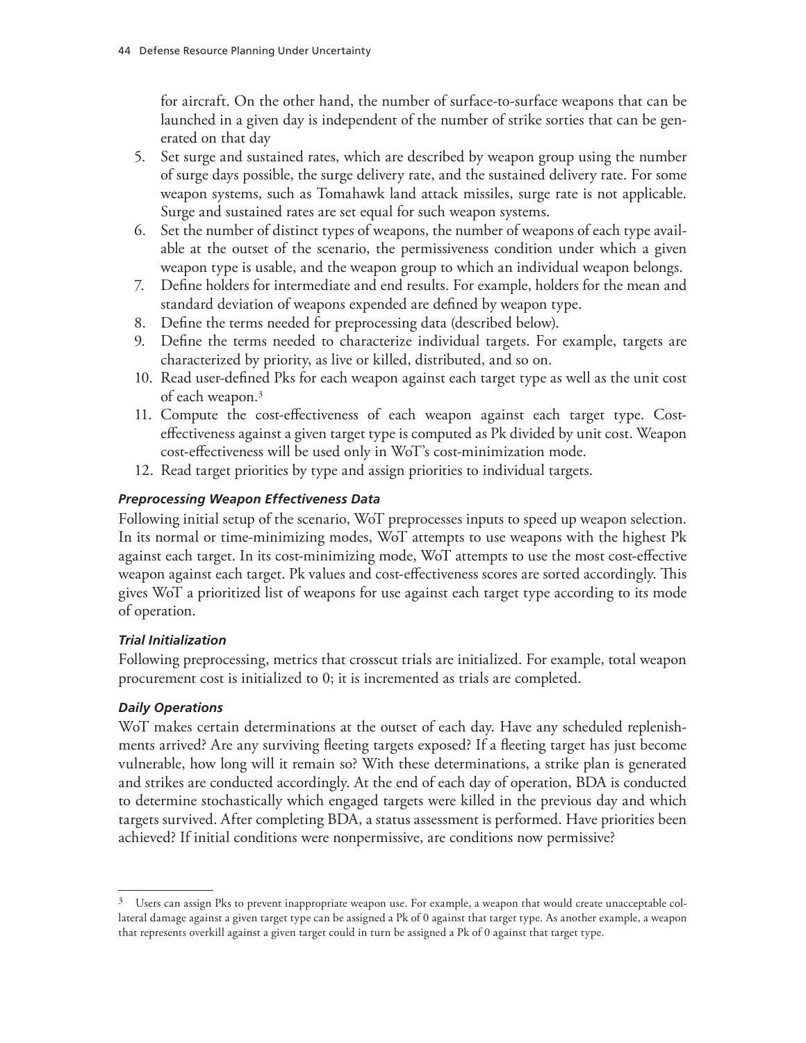for aircraft. On the other hand, the number of surface-to-surface weapons that can be launched in a given day is independent of the number of strike sorties that can be generated on that day

5. Set surge and sustained rates, which are described by weapon group using the number of surge days possible, the surge delivery rate, and the sustained delivery rate. For some weapon systems, such as Tomahawk land attack missiles, surge rate is not applicable. Surge and sustained rates are set equal for such weapon systems.
6. Set the number of distinct types of weapons, the number of weapons of each type available at the outset of the scenario, the permissiveness condition under which a given weapon type is usable, and the weapon group to which an individual weapon belongs.
7. Define holders for intermediate and end results. For example, holders for the mean and standard deviation of weapons expended are defined by weapon type.
8. Define the terms needed for preprocessing data (described below).
9. Define the terms needed to characterize individual targets. For example, targets are characterized by priority, as live or killed, distributed, and so on.
10. Read user-defined Pks for each weapon against each target type as well as the unit cost of each weapon.[3]
11. Compute the cost-effectiveness of each weapon against each target type. Cost-effectiveness against a given target type is computed as Pk divided by unit cost. Weapon cost-effectiveness will be used only in WoT's cost-minimization mode.
12. Read target priorities by type and assign priorities to individual targets.

#### *Preprocessing Weapon Effectiveness Data*

Following initial setup of the scenario, WoT preprocesses inputs to speed up weapon selection. In its normal or time-minimizing modes, WoT attempts to use weapons with the highest Pk against each target. In its cost-minimizing mode, WoT attempts to use the most cost-effective weapon against each target. Pk values and cost-effectiveness scores are sorted accordingly. This gives WoT a prioritized list of weapons for use against each target type according to its mode of operation.

#### *Trial Initialization*

Following preprocessing, metrics that crosscut trials are initialized. For example, total weapon procurement cost is initialized to 0; it is incremented as trials are completed.

#### *Daily Operations*

WoT makes certain determinations at the outset of each day. Have any scheduled replenishments arrived? Are any surviving fleeting targets exposed? If a fleeting target has just become vulnerable, how long will it remain so? With these determinations, a strike plan is generated and strikes are conducted accordingly. At the end of each day of operation, BDA is conducted to determine stochastically which engaged targets were killed in the previous day and which targets survived. After completing BDA, a status assessment is performed. Have priorities been achieved? If initial conditions were nonpermissive, are conditions now permissive?

---

[3] Users can assign Pks to prevent inappropriate weapon use. For example, a weapon that would create unacceptable collateral damage against a given target type can be assigned a Pk of 0 against that target type. As another example, a weapon that represents overkill against a given target could in turn be assigned a Pk of 0 against that target type.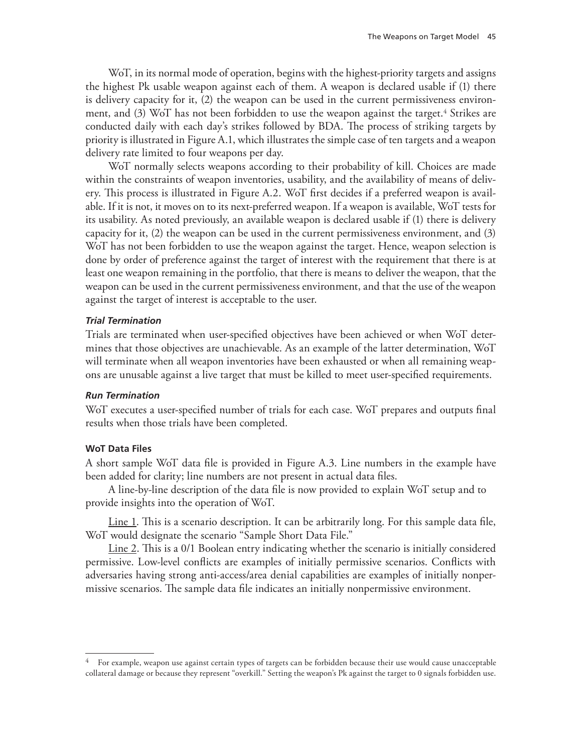WoT, in its normal mode of operation, begins with the highest-priority targets and assigns the highest Pk usable weapon against each of them. A weapon is declared usable if (1) there is delivery capacity for it, (2) the weapon can be used in the current permissiveness environment, and (3) WoT has not been forbidden to use the weapon against the target.[4] Strikes are conducted daily with each day's strikes followed by BDA. The process of striking targets by priority is illustrated in Figure A.1, which illustrates the simple case of ten targets and a weapon delivery rate limited to four weapons per day.

WoT normally selects weapons according to their probability of kill. Choices are made within the constraints of weapon inventories, usability, and the availability of means of delivery. This process is illustrated in Figure A.2. WoT first decides if a preferred weapon is available. If it is not, it moves on to its next-preferred weapon. If a weapon is available, WoT tests for its usability. As noted previously, an available weapon is declared usable if (1) there is delivery capacity for it, (2) the weapon can be used in the current permissiveness environment, and (3) WoT has not been forbidden to use the weapon against the target. Hence, weapon selection is done by order of preference against the target of interest with the requirement that there is at least one weapon remaining in the portfolio, that there is means to deliver the weapon, that the weapon can be used in the current permissiveness environment, and that the use of the weapon against the target of interest is acceptable to the user.

#### *Trial Termination*

Trials are terminated when user-specified objectives have been achieved or when WoT determines that those objectives are unachievable. As an example of the latter determination, WoT will terminate when all weapon inventories have been exhausted or when all remaining weapons are unusable against a live target that must be killed to meet user-specified requirements.

#### *Run Termination*

WoT executes a user-specified number of trials for each case. WoT prepares and outputs final results when those trials have been completed.

### WoT Data Files

A short sample WoT data file is provided in Figure A.3. Line numbers in the example have been added for clarity; line numbers are not present in actual data files.

A line-by-line description of the data file is now provided to explain WoT setup and to provide insights into the operation of WoT.

Line 1. This is a scenario description. It can be arbitrarily long. For this sample data file, WoT would designate the scenario "Sample Short Data File."

Line 2. This is a 0/1 Boolean entry indicating whether the scenario is initially considered permissive. Low-level conflicts are examples of initially permissive scenarios. Conflicts with adversaries having strong anti-access/area denial capabilities are examples of initially nonpermissive scenarios. The sample data file indicates an initially nonpermissive environment.

---

[4] For example, weapon use against certain types of targets can be forbidden because their use would cause unacceptable collateral damage or because they represent "overkill." Setting the weapon's Pk against the target to 0 signals forbidden use.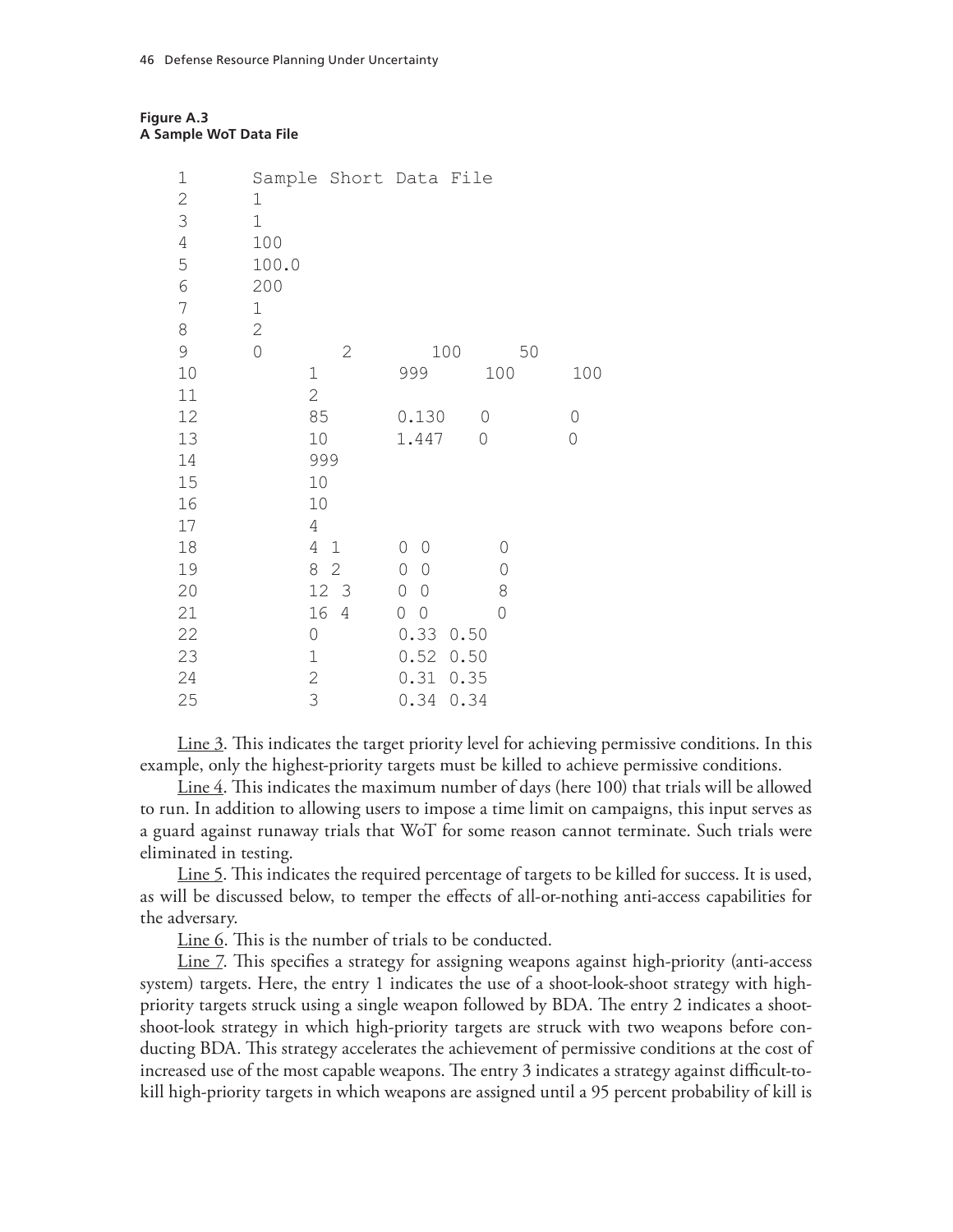**Figure A.3**
**A Sample WoT Data File**

```
1       Sample Short Data File
2       1
3       1
4       100
5       100.0
6       200
7       1
8       2
9       0         2        100      50
10          1        999      100      100
11          2
12          85       0.130    0        0
13          10       1.447    0        0
14          999
15          10
16          10
17          4
18          4  1     0  0       0
19          8  2     0  0       0
20          12  3    0  0       8
21          16  4    0  0      0
22          0        0.33  0.50
23          1        0.52  0.50
24          2        0.31  0.35
25          3        0.34  0.34
```

Line 3. This indicates the target priority level for achieving permissive conditions. In this example, only the highest-priority targets must be killed to achieve permissive conditions.

Line 4. This indicates the maximum number of days (here 100) that trials will be allowed to run. In addition to allowing users to impose a time limit on campaigns, this input serves as a guard against runaway trials that WoT for some reason cannot terminate. Such trials were eliminated in testing.

Line 5. This indicates the required percentage of targets to be killed for success. It is used, as will be discussed below, to temper the effects of all-or-nothing anti-access capabilities for the adversary.

Line 6. This is the number of trials to be conducted.

Line 7. This specifies a strategy for assigning weapons against high-priority (anti-access system) targets. Here, the entry 1 indicates the use of a shoot-look-shoot strategy with high-priority targets struck using a single weapon followed by BDA. The entry 2 indicates a shoot-shoot-look strategy in which high-priority targets are struck with two weapons before conducting BDA. This strategy accelerates the achievement of permissive conditions at the cost of increased use of the most capable weapons. The entry 3 indicates a strategy against difficult-to-kill high-priority targets in which weapons are assigned until a 95 percent probability of kill is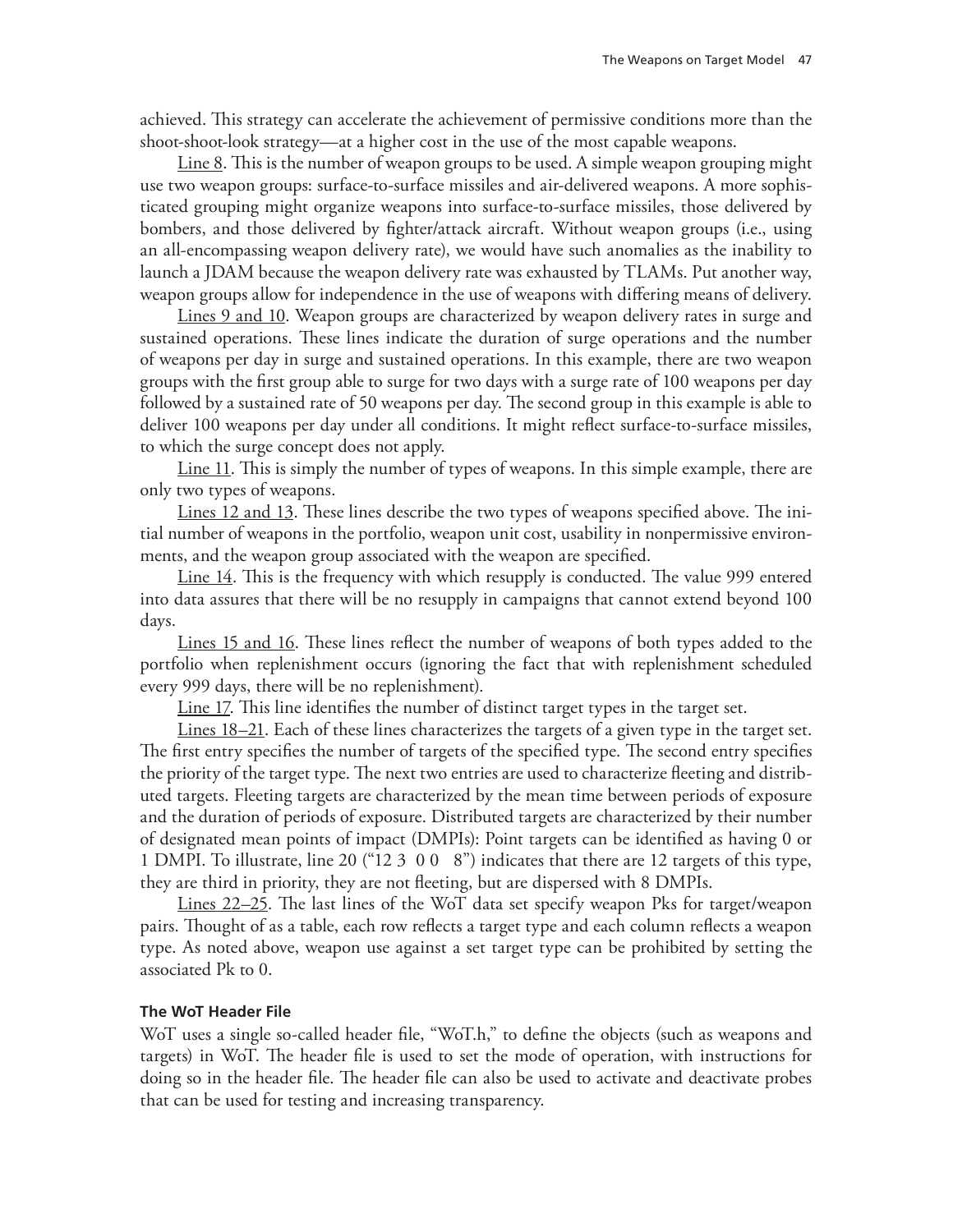achieved. This strategy can accelerate the achievement of permissive conditions more than the shoot-shoot-look strategy—at a higher cost in the use of the most capable weapons.

Line 8. This is the number of weapon groups to be used. A simple weapon grouping might use two weapon groups: surface-to-surface missiles and air-delivered weapons. A more sophisticated grouping might organize weapons into surface-to-surface missiles, those delivered by bombers, and those delivered by fighter/attack aircraft. Without weapon groups (i.e., using an all-encompassing weapon delivery rate), we would have such anomalies as the inability to launch a JDAM because the weapon delivery rate was exhausted by TLAMs. Put another way, weapon groups allow for independence in the use of weapons with differing means of delivery.

Lines 9 and 10. Weapon groups are characterized by weapon delivery rates in surge and sustained operations. These lines indicate the duration of surge operations and the number of weapons per day in surge and sustained operations. In this example, there are two weapon groups with the first group able to surge for two days with a surge rate of 100 weapons per day followed by a sustained rate of 50 weapons per day. The second group in this example is able to deliver 100 weapons per day under all conditions. It might reflect surface-to-surface missiles, to which the surge concept does not apply.

Line 11. This is simply the number of types of weapons. In this simple example, there are only two types of weapons.

Lines 12 and 13. These lines describe the two types of weapons specified above. The initial number of weapons in the portfolio, weapon unit cost, usability in nonpermissive environments, and the weapon group associated with the weapon are specified.

Line 14. This is the frequency with which resupply is conducted. The value 999 entered into data assures that there will be no resupply in campaigns that cannot extend beyond 100 days.

Lines 15 and 16. These lines reflect the number of weapons of both types added to the portfolio when replenishment occurs (ignoring the fact that with replenishment scheduled every 999 days, there will be no replenishment).

Line 17. This line identifies the number of distinct target types in the target set.

Lines 18–21. Each of these lines characterizes the targets of a given type in the target set. The first entry specifies the number of targets of the specified type. The second entry specifies the priority of the target type. The next two entries are used to characterize fleeting and distributed targets. Fleeting targets are characterized by the mean time between periods of exposure and the duration of periods of exposure. Distributed targets are characterized by their number of designated mean points of impact (DMPIs): Point targets can be identified as having 0 or 1 DMPI. To illustrate, line 20 ("12 3  0 0   8") indicates that there are 12 targets of this type, they are third in priority, they are not fleeting, but are dispersed with 8 DMPIs.

Lines 22–25. The last lines of the WoT data set specify weapon Pks for target/weapon pairs. Thought of as a table, each row reflects a target type and each column reflects a weapon type. As noted above, weapon use against a set target type can be prohibited by setting the associated Pk to 0.

### The WoT Header File

WoT uses a single so-called header file, "WoT.h," to define the objects (such as weapons and targets) in WoT. The header file is used to set the mode of operation, with instructions for doing so in the header file. The header file can also be used to activate and deactivate probes that can be used for testing and increasing transparency.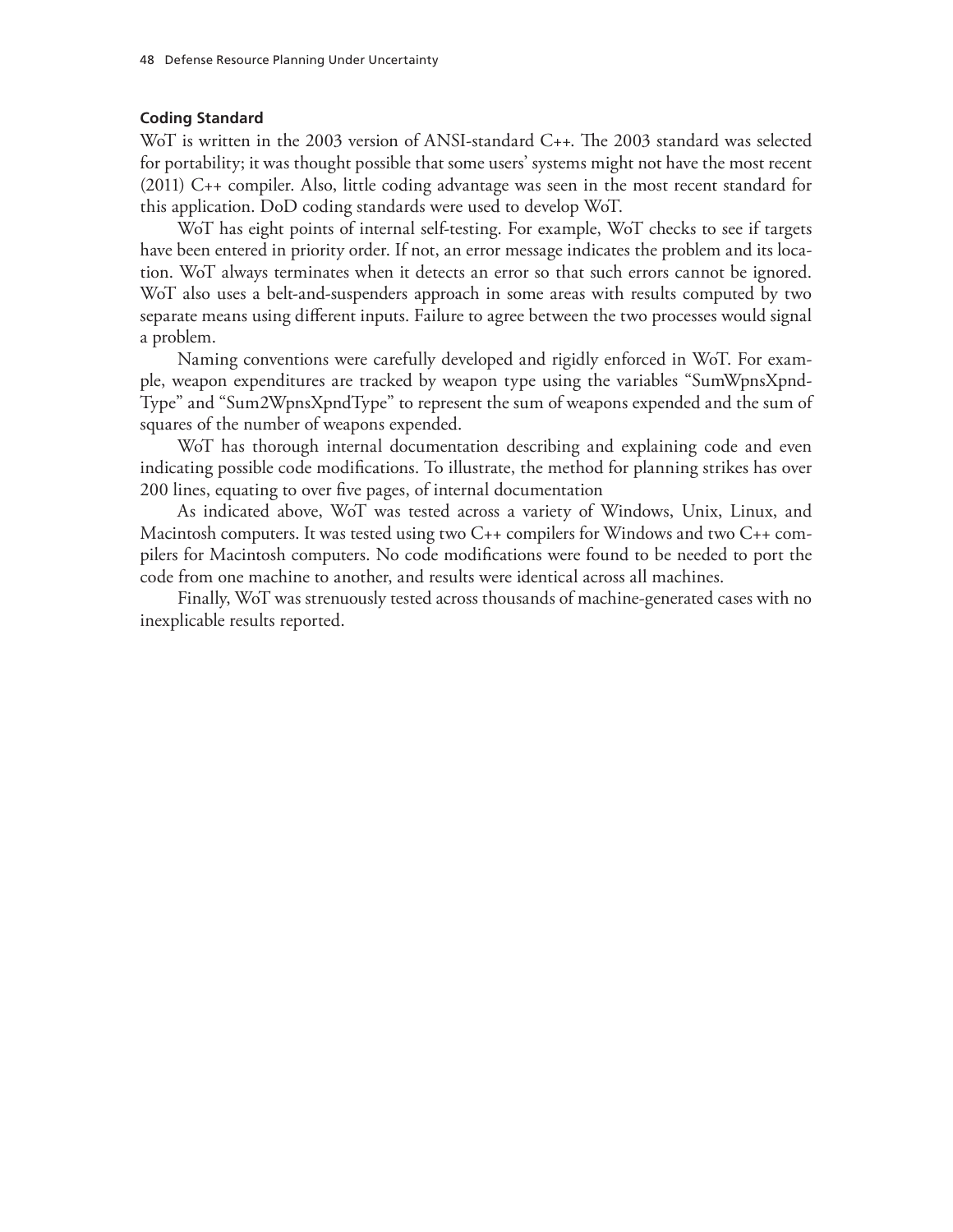#### Coding Standard

WoT is written in the 2003 version of ANSI-standard C++. The 2003 standard was selected for portability; it was thought possible that some users' systems might not have the most recent (2011) C++ compiler. Also, little coding advantage was seen in the most recent standard for this application. DoD coding standards were used to develop WoT.

WoT has eight points of internal self-testing. For example, WoT checks to see if targets have been entered in priority order. If not, an error message indicates the problem and its location. WoT always terminates when it detects an error so that such errors cannot be ignored. WoT also uses a belt-and-suspenders approach in some areas with results computed by two separate means using different inputs. Failure to agree between the two processes would signal a problem.

Naming conventions were carefully developed and rigidly enforced in WoT. For example, weapon expenditures are tracked by weapon type using the variables "SumWpnsXpndType" and "Sum2WpnsXpndType" to represent the sum of weapons expended and the sum of squares of the number of weapons expended.

WoT has thorough internal documentation describing and explaining code and even indicating possible code modifications. To illustrate, the method for planning strikes has over 200 lines, equating to over five pages, of internal documentation

As indicated above, WoT was tested across a variety of Windows, Unix, Linux, and Macintosh computers. It was tested using two C++ compilers for Windows and two C++ compilers for Macintosh computers. No code modifications were found to be needed to port the code from one machine to another, and results were identical across all machines.

Finally, WoT was strenuously tested across thousands of machine-generated cases with no inexplicable results reported.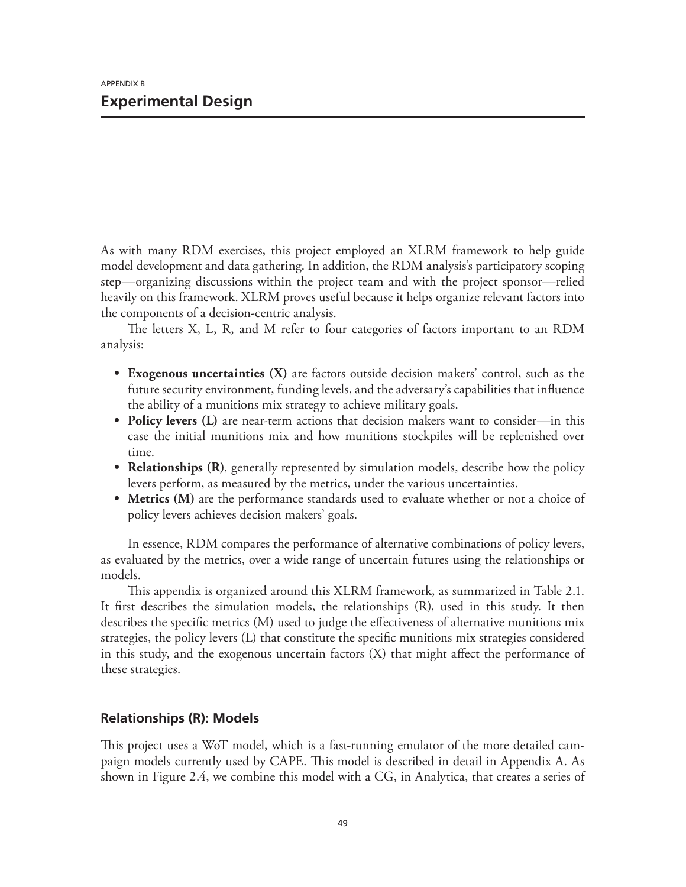APPENDIX B

# Experimental Design

As with many RDM exercises, this project employed an XLRM framework to help guide model development and data gathering. In addition, the RDM analysis's participatory scoping step—organizing discussions within the project team and with the project sponsor—relied heavily on this framework. XLRM proves useful because it helps organize relevant factors into the components of a decision-centric analysis.

The letters X, L, R, and M refer to four categories of factors important to an RDM analysis:

- **Exogenous uncertainties (X)** are factors outside decision makers' control, such as the future security environment, funding levels, and the adversary's capabilities that influence the ability of a munitions mix strategy to achieve military goals.
- **Policy levers (L)** are near-term actions that decision makers want to consider—in this case the initial munitions mix and how munitions stockpiles will be replenished over time.
- **Relationships (R)**, generally represented by simulation models, describe how the policy levers perform, as measured by the metrics, under the various uncertainties.
- **Metrics (M)** are the performance standards used to evaluate whether or not a choice of policy levers achieves decision makers' goals.

In essence, RDM compares the performance of alternative combinations of policy levers, as evaluated by the metrics, over a wide range of uncertain futures using the relationships or models.

This appendix is organized around this XLRM framework, as summarized in Table 2.1. It first describes the simulation models, the relationships (R), used in this study. It then describes the specific metrics (M) used to judge the effectiveness of alternative munitions mix strategies, the policy levers (L) that constitute the specific munitions mix strategies considered in this study, and the exogenous uncertain factors (X) that might affect the performance of these strategies.

## Relationships (R): Models

This project uses a WoT model, which is a fast-running emulator of the more detailed campaign models currently used by CAPE. This model is described in detail in Appendix A. As shown in Figure 2.4, we combine this model with a CG, in Analytica, that creates a series of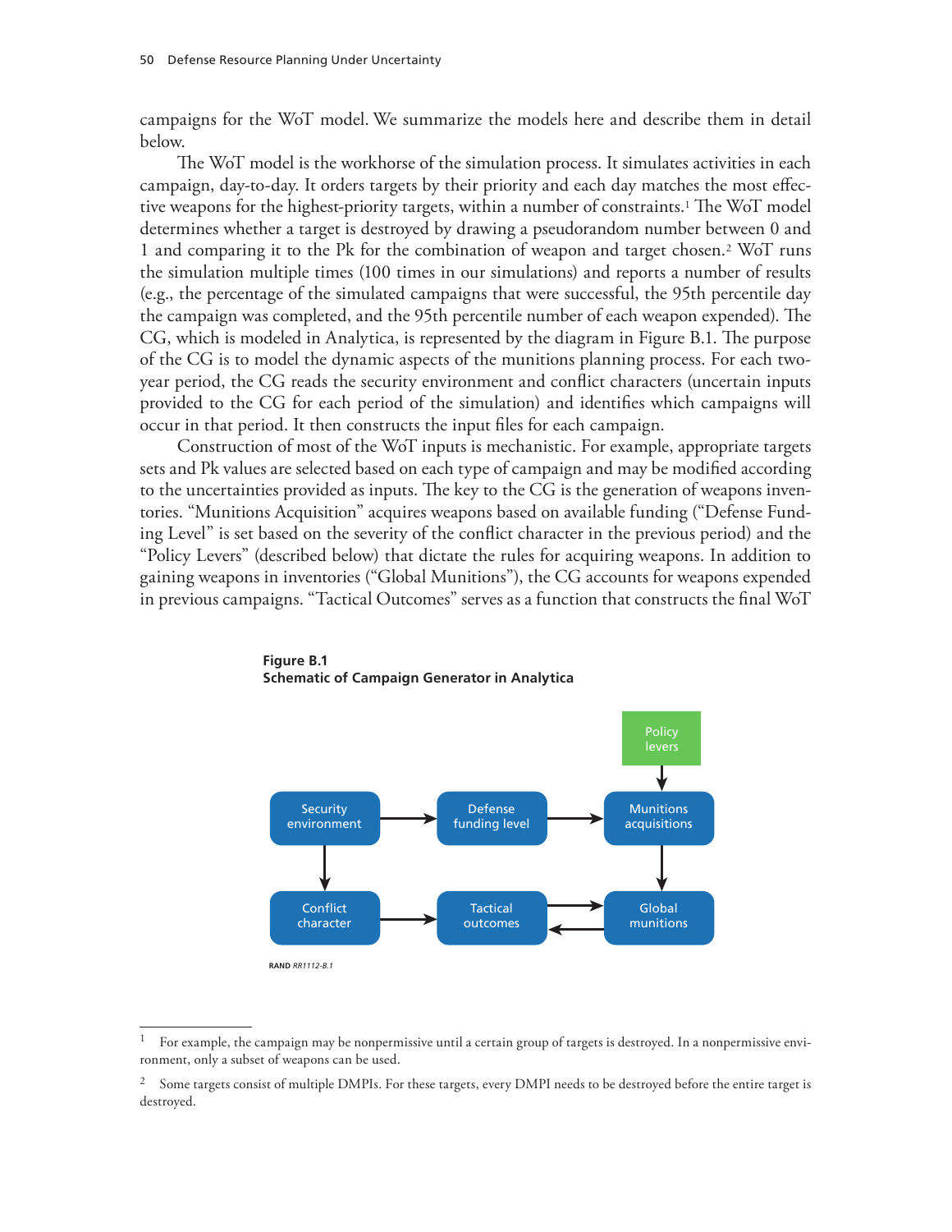campaigns for the WoT model. We summarize the models here and describe them in detail below.

The WoT model is the workhorse of the simulation process. It simulates activities in each campaign, day-to-day. It orders targets by their priority and each day matches the most effective weapons for the highest-priority targets, within a number of constraints.[1] The WoT model determines whether a target is destroyed by drawing a pseudorandom number between 0 and 1 and comparing it to the Pk for the combination of weapon and target chosen.[2] WoT runs the simulation multiple times (100 times in our simulations) and reports a number of results (e.g., the percentage of the simulated campaigns that were successful, the 95th percentile day the campaign was completed, and the 95th percentile number of each weapon expended). The CG, which is modeled in Analytica, is represented by the diagram in Figure B.1. The purpose of the CG is to model the dynamic aspects of the munitions planning process. For each two-year period, the CG reads the security environment and conflict characters (uncertain inputs provided to the CG for each period of the simulation) and identifies which campaigns will occur in that period. It then constructs the input files for each campaign.

Construction of most of the WoT inputs is mechanistic. For example, appropriate targets sets and Pk values are selected based on each type of campaign and may be modified according to the uncertainties provided as inputs. The key to the CG is the generation of weapons inventories. "Munitions Acquisition" acquires weapons based on available funding ("Defense Funding Level" is set based on the severity of the conflict character in the previous period) and the "Policy Levers" (described below) that dictate the rules for acquiring weapons. In addition to gaining weapons in inventories ("Global Munitions"), the CG accounts for weapons expended in previous campaigns. "Tactical Outcomes" serves as a function that constructs the final WoT

**Figure B.1**
**Schematic of Campaign Generator in Analytica**

Policy levers → Munitions acquisitions

Security environment → Defense funding level → Munitions acquisitions

Security environment → Conflict character

Munitions acquisitions → Global munitions

Conflict character → Tactical outcomes ⇄ Global munitions

RAND *RR1112-B.1*

---

[1] For example, the campaign may be nonpermissive until a certain group of targets is destroyed. In a nonpermissive environment, only a subset of weapons can be used.

[2] Some targets consist of multiple DMPIs. For these targets, every DMPI needs to be destroyed before the entire target is destroyed.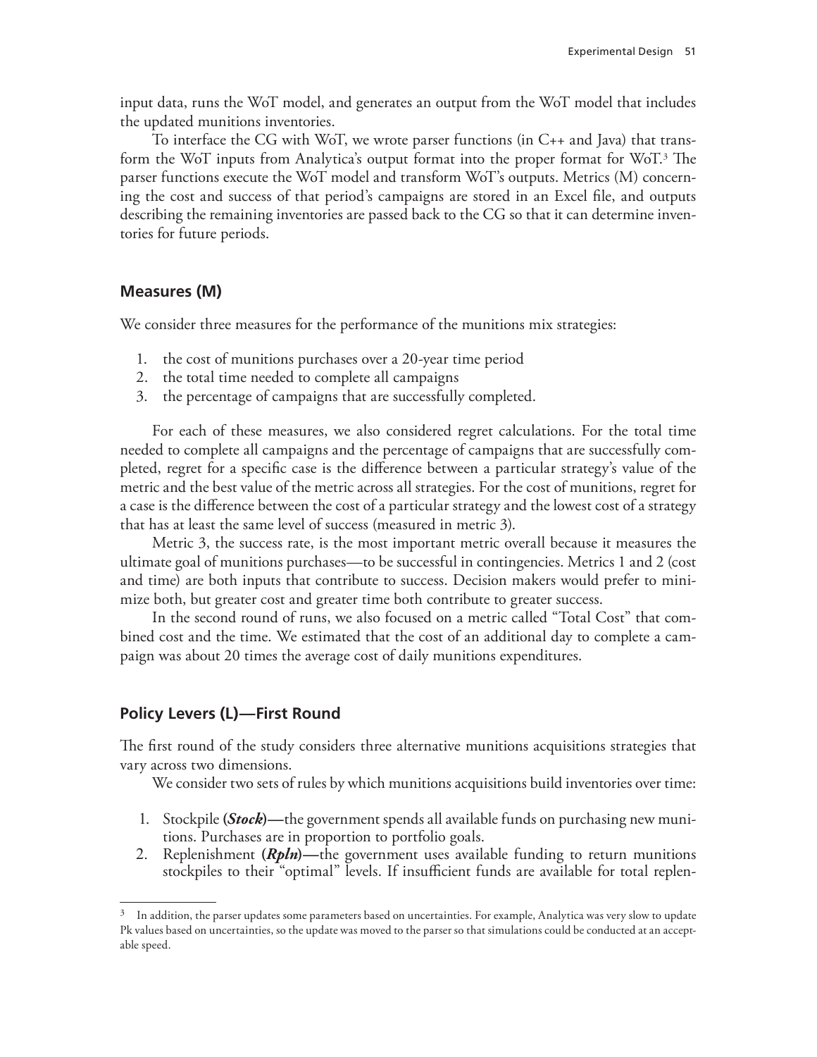input data, runs the WoT model, and generates an output from the WoT model that includes the updated munitions inventories.

To interface the CG with WoT, we wrote parser functions (in C++ and Java) that transform the WoT inputs from Analytica's output format into the proper format for WoT.[3] The parser functions execute the WoT model and transform WoT's outputs. Metrics (M) concerning the cost and success of that period's campaigns are stored in an Excel file, and outputs describing the remaining inventories are passed back to the CG so that it can determine inventories for future periods.

## Measures (M)

We consider three measures for the performance of the munitions mix strategies:

1. the cost of munitions purchases over a 20-year time period
2. the total time needed to complete all campaigns
3. the percentage of campaigns that are successfully completed.

For each of these measures, we also considered regret calculations. For the total time needed to complete all campaigns and the percentage of campaigns that are successfully completed, regret for a specific case is the difference between a particular strategy's value of the metric and the best value of the metric across all strategies. For the cost of munitions, regret for a case is the difference between the cost of a particular strategy and the lowest cost of a strategy that has at least the same level of success (measured in metric 3).

Metric 3, the success rate, is the most important metric overall because it measures the ultimate goal of munitions purchases—to be successful in contingencies. Metrics 1 and 2 (cost and time) are both inputs that contribute to success. Decision makers would prefer to minimize both, but greater cost and greater time both contribute to greater success.

In the second round of runs, we also focused on a metric called "Total Cost" that combined cost and the time. We estimated that the cost of an additional day to complete a campaign was about 20 times the average cost of daily munitions expenditures.

## Policy Levers (L)—First Round

The first round of the study considers three alternative munitions acquisitions strategies that vary across two dimensions.

We consider two sets of rules by which munitions acquisitions build inventories over time:

1. Stockpile **(*Stock*)**—the government spends all available funds on purchasing new munitions. Purchases are in proportion to portfolio goals.
2. Replenishment **(*Rpln*)**—the government uses available funding to return munitions stockpiles to their "optimal" levels. If insufficient funds are available for total replen-

[3] In addition, the parser updates some parameters based on uncertainties. For example, Analytica was very slow to update Pk values based on uncertainties, so the update was moved to the parser so that simulations could be conducted at an acceptable speed.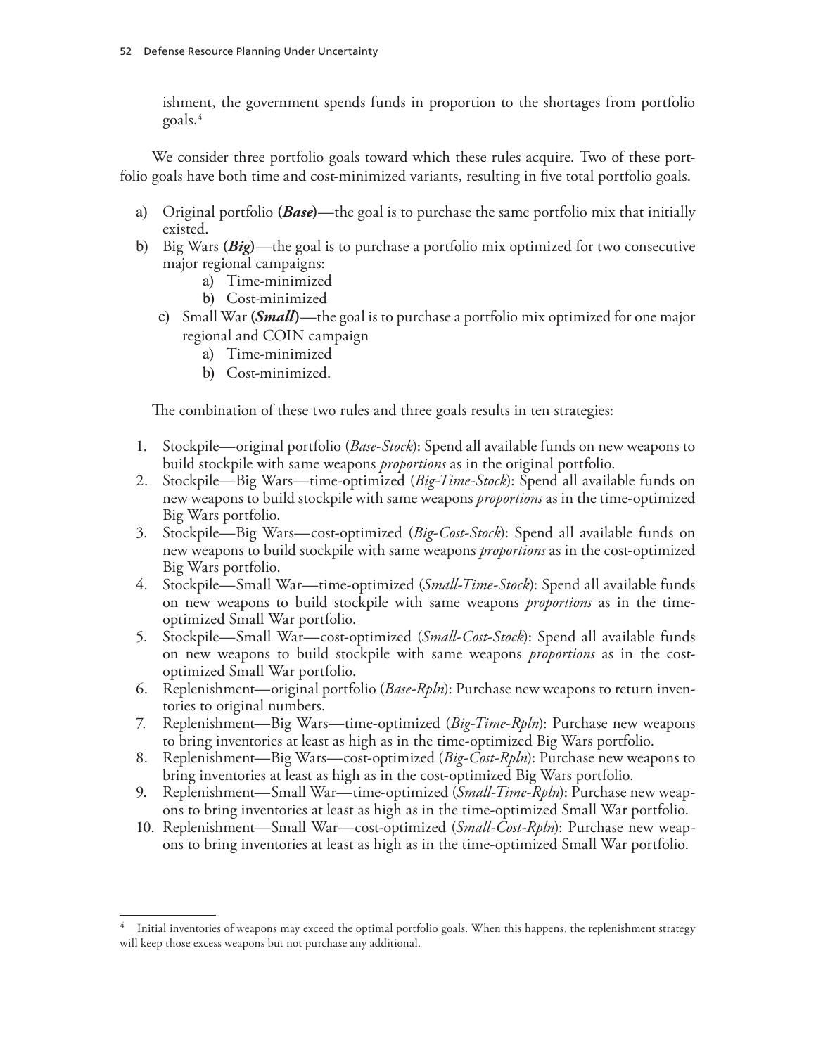ishment, the government spends funds in proportion to the shortages from portfolio goals.[4]

We consider three portfolio goals toward which these rules acquire. Two of these portfolio goals have both time and cost-minimized variants, resulting in five total portfolio goals.

a) Original portfolio (***Base***)—the goal is to purchase the same portfolio mix that initially existed.
b) Big Wars (***Big***)—the goal is to purchase a portfolio mix optimized for two consecutive major regional campaigns:
    a) Time-minimized
    b) Cost-minimized
    c) Small War (***Small***)—the goal is to purchase a portfolio mix optimized for one major regional and COIN campaign
        a) Time-minimized
        b) Cost-minimized.

The combination of these two rules and three goals results in ten strategies:

1. Stockpile—original portfolio (*Base-Stock*): Spend all available funds on new weapons to build stockpile with same weapons *proportions* as in the original portfolio.
2. Stockpile—Big Wars—time-optimized (*Big-Time-Stock*): Spend all available funds on new weapons to build stockpile with same weapons *proportions* as in the time-optimized Big Wars portfolio.
3. Stockpile—Big Wars—cost-optimized (*Big-Cost-Stock*): Spend all available funds on new weapons to build stockpile with same weapons *proportions* as in the cost-optimized Big Wars portfolio.
4. Stockpile—Small War—time-optimized (*Small-Time-Stock*): Spend all available funds on new weapons to build stockpile with same weapons *proportions* as in the time-optimized Small War portfolio.
5. Stockpile—Small War—cost-optimized (*Small-Cost-Stock*): Spend all available funds on new weapons to build stockpile with same weapons *proportions* as in the cost-optimized Small War portfolio.
6. Replenishment—original portfolio (*Base-Rpln*): Purchase new weapons to return inventories to original numbers.
7. Replenishment—Big Wars—time-optimized (*Big-Time-Rpln*): Purchase new weapons to bring inventories at least as high as in the time-optimized Big Wars portfolio.
8. Replenishment—Big Wars—cost-optimized (*Big-Cost-Rpln*): Purchase new weapons to bring inventories at least as high as in the cost-optimized Big Wars portfolio.
9. Replenishment—Small War—time-optimized (*Small-Time-Rpln*): Purchase new weapons to bring inventories at least as high as in the time-optimized Small War portfolio.
10. Replenishment—Small War—cost-optimized (*Small-Cost-Rpln*): Purchase new weapons to bring inventories at least as high as in the time-optimized Small War portfolio.

---

[4] Initial inventories of weapons may exceed the optimal portfolio goals. When this happens, the replenishment strategy will keep those excess weapons but not purchase any additional.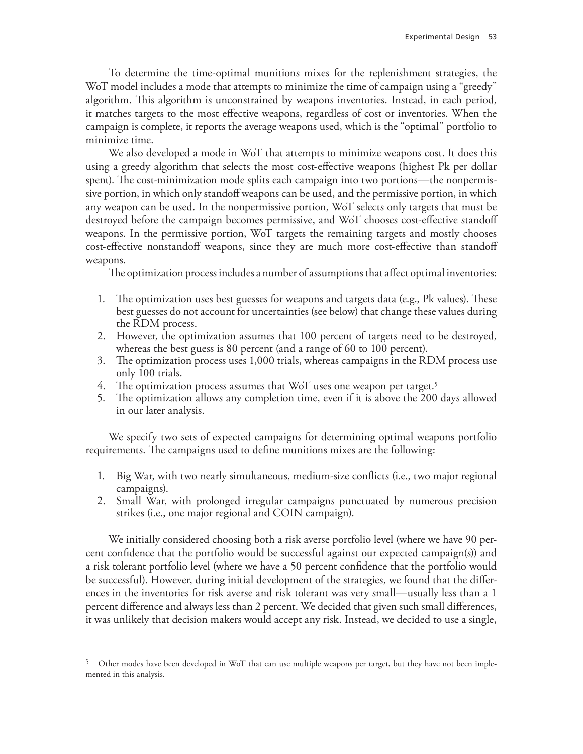To determine the time-optimal munitions mixes for the replenishment strategies, the WoT model includes a mode that attempts to minimize the time of campaign using a "greedy" algorithm. This algorithm is unconstrained by weapons inventories. Instead, in each period, it matches targets to the most effective weapons, regardless of cost or inventories. When the campaign is complete, it reports the average weapons used, which is the "optimal" portfolio to minimize time.

We also developed a mode in WoT that attempts to minimize weapons cost. It does this using a greedy algorithm that selects the most cost-effective weapons (highest Pk per dollar spent). The cost-minimization mode splits each campaign into two portions—the nonpermissive portion, in which only standoff weapons can be used, and the permissive portion, in which any weapon can be used. In the nonpermissive portion, WoT selects only targets that must be destroyed before the campaign becomes permissive, and WoT chooses cost-effective standoff weapons. In the permissive portion, WoT targets the remaining targets and mostly chooses cost-effective nonstandoff weapons, since they are much more cost-effective than standoff weapons.

The optimization process includes a number of assumptions that affect optimal inventories:

1. The optimization uses best guesses for weapons and targets data (e.g., Pk values). These best guesses do not account for uncertainties (see below) that change these values during the RDM process.
2. However, the optimization assumes that 100 percent of targets need to be destroyed, whereas the best guess is 80 percent (and a range of 60 to 100 percent).
3. The optimization process uses 1,000 trials, whereas campaigns in the RDM process use only 100 trials.
4. The optimization process assumes that WoT uses one weapon per target.[5]
5. The optimization allows any completion time, even if it is above the 200 days allowed in our later analysis.

We specify two sets of expected campaigns for determining optimal weapons portfolio requirements. The campaigns used to define munitions mixes are the following:

1. Big War, with two nearly simultaneous, medium-size conflicts (i.e., two major regional campaigns).
2. Small War, with prolonged irregular campaigns punctuated by numerous precision strikes (i.e., one major regional and COIN campaign).

We initially considered choosing both a risk averse portfolio level (where we have 90 percent confidence that the portfolio would be successful against our expected campaign(s)) and a risk tolerant portfolio level (where we have a 50 percent confidence that the portfolio would be successful). However, during initial development of the strategies, we found that the differences in the inventories for risk averse and risk tolerant was very small—usually less than a 1 percent difference and always less than 2 percent. We decided that given such small differences, it was unlikely that decision makers would accept any risk. Instead, we decided to use a single,

---

[5] Other modes have been developed in WoT that can use multiple weapons per target, but they have not been implemented in this analysis.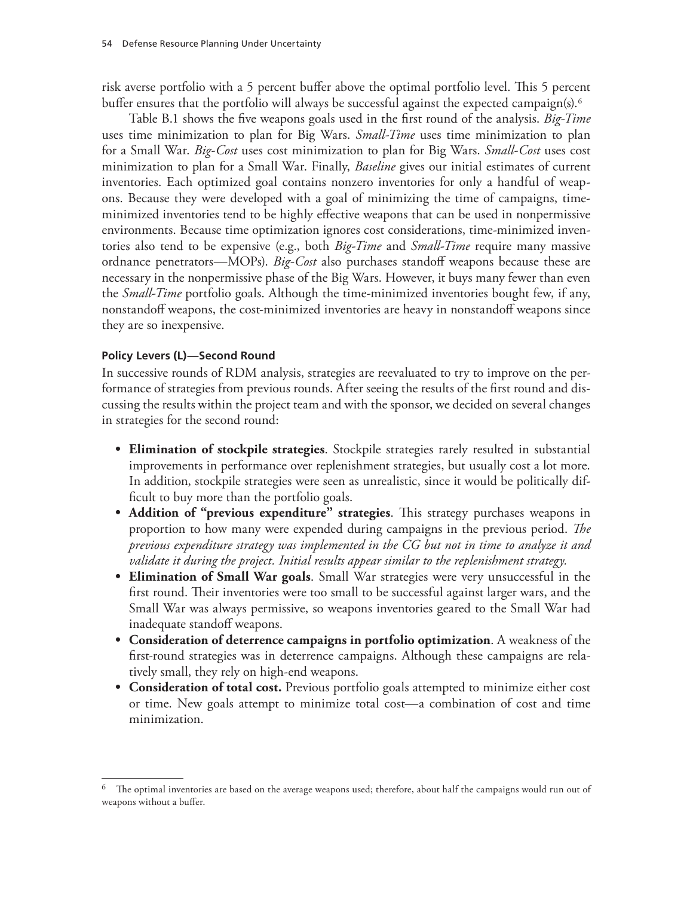risk averse portfolio with a 5 percent buffer above the optimal portfolio level. This 5 percent buffer ensures that the portfolio will always be successful against the expected campaign(s).[6]

Table B.1 shows the five weapons goals used in the first round of the analysis. *Big-Time* uses time minimization to plan for Big Wars. *Small-Time* uses time minimization to plan for a Small War. *Big-Cost* uses cost minimization to plan for Big Wars. *Small-Cost* uses cost minimization to plan for a Small War. Finally, *Baseline* gives our initial estimates of current inventories. Each optimized goal contains nonzero inventories for only a handful of weapons. Because they were developed with a goal of minimizing the time of campaigns, time-minimized inventories tend to be highly effective weapons that can be used in nonpermissive environments. Because time optimization ignores cost considerations, time-minimized inventories also tend to be expensive (e.g., both *Big-Time* and *Small-Time* require many massive ordnance penetrators—MOPs). *Big-Cost* also purchases standoff weapons because these are necessary in the nonpermissive phase of the Big Wars. However, it buys many fewer than even the *Small-Time* portfolio goals. Although the time-minimized inventories bought few, if any, nonstandoff weapons, the cost-minimized inventories are heavy in nonstandoff weapons since they are so inexpensive.

#### Policy Levers (L)—Second Round

In successive rounds of RDM analysis, strategies are reevaluated to try to improve on the performance of strategies from previous rounds. After seeing the results of the first round and discussing the results within the project team and with the sponsor, we decided on several changes in strategies for the second round:

- **Elimination of stockpile strategies**. Stockpile strategies rarely resulted in substantial improvements in performance over replenishment strategies, but usually cost a lot more. In addition, stockpile strategies were seen as unrealistic, since it would be politically difficult to buy more than the portfolio goals.
- **Addition of "previous expenditure" strategies**. This strategy purchases weapons in proportion to how many were expended during campaigns in the previous period. *The previous expenditure strategy was implemented in the CG but not in time to analyze it and validate it during the project. Initial results appear similar to the replenishment strategy.*
- **Elimination of Small War goals**. Small War strategies were very unsuccessful in the first round. Their inventories were too small to be successful against larger wars, and the Small War was always permissive, so weapons inventories geared to the Small War had inadequate standoff weapons.
- **Consideration of deterrence campaigns in portfolio optimization**. A weakness of the first-round strategies was in deterrence campaigns. Although these campaigns are relatively small, they rely on high-end weapons.
- **Consideration of total cost.** Previous portfolio goals attempted to minimize either cost or time. New goals attempt to minimize total cost—a combination of cost and time minimization.

[6] The optimal inventories are based on the average weapons used; therefore, about half the campaigns would run out of weapons without a buffer.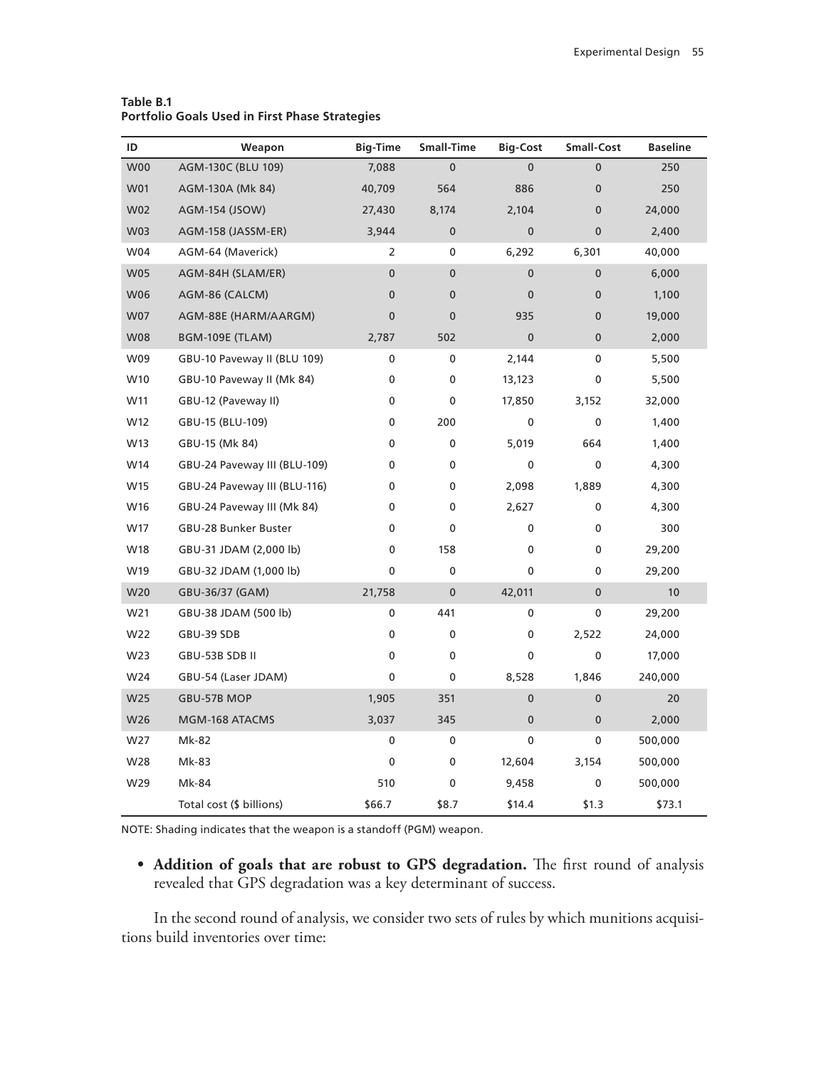**Table B.1**
**Portfolio Goals Used in First Phase Strategies**

| ID | Weapon | Big-Time | Small-Time | Big-Cost | Small-Cost | Baseline |
|---|---|---|---|---|---|---|
| W00 | AGM-130C (BLU 109) | 7,088 | 0 | 0 | 0 | 250 |
| W01 | AGM-130A (Mk 84) | 40,709 | 564 | 886 | 0 | 250 |
| W02 | AGM-154 (JSOW) | 27,430 | 8,174 | 2,104 | 0 | 24,000 |
| W03 | AGM-158 (JASSM-ER) | 3,944 | 0 | 0 | 0 | 2,400 |
| W04 | AGM-64 (Maverick) | 2 | 0 | 6,292 | 6,301 | 40,000 |
| W05 | AGM-84H (SLAM/ER) | 0 | 0 | 0 | 0 | 6,000 |
| W06 | AGM-86 (CALCM) | 0 | 0 | 0 | 0 | 1,100 |
| W07 | AGM-88E (HARM/AARGM) | 0 | 0 | 935 | 0 | 19,000 |
| W08 | BGM-109E (TLAM) | 2,787 | 502 | 0 | 0 | 2,000 |
| W09 | GBU-10 Paveway II (BLU 109) | 0 | 0 | 2,144 | 0 | 5,500 |
| W10 | GBU-10 Paveway II (Mk 84) | 0 | 0 | 13,123 | 0 | 5,500 |
| W11 | GBU-12 (Paveway II) | 0 | 0 | 17,850 | 3,152 | 32,000 |
| W12 | GBU-15 (BLU-109) | 0 | 200 | 0 | 0 | 1,400 |
| W13 | GBU-15 (Mk 84) | 0 | 0 | 5,019 | 664 | 1,400 |
| W14 | GBU-24 Paveway III (BLU-109) | 0 | 0 | 0 | 0 | 4,300 |
| W15 | GBU-24 Paveway III (BLU-116) | 0 | 0 | 2,098 | 1,889 | 4,300 |
| W16 | GBU-24 Paveway III (Mk 84) | 0 | 0 | 2,627 | 0 | 4,300 |
| W17 | GBU-28 Bunker Buster | 0 | 0 | 0 | 0 | 300 |
| W18 | GBU-31 JDAM (2,000 lb) | 0 | 158 | 0 | 0 | 29,200 |
| W19 | GBU-32 JDAM (1,000 lb) | 0 | 0 | 0 | 0 | 29,200 |
| W20 | GBU-36/37 (GAM) | 21,758 | 0 | 42,011 | 0 | 10 |
| W21 | GBU-38 JDAM (500 lb) | 0 | 441 | 0 | 0 | 29,200 |
| W22 | GBU-39 SDB | 0 | 0 | 0 | 2,522 | 24,000 |
| W23 | GBU-53B SDB II | 0 | 0 | 0 | 0 | 17,000 |
| W24 | GBU-54 (Laser JDAM) | 0 | 0 | 8,528 | 1,846 | 240,000 |
| W25 | GBU-57B MOP | 1,905 | 351 | 0 | 0 | 20 |
| W26 | MGM-168 ATACMS | 3,037 | 345 | 0 | 0 | 2,000 |
| W27 | Mk-82 | 0 | 0 | 0 | 0 | 500,000 |
| W28 | Mk-83 | 0 | 0 | 12,604 | 3,154 | 500,000 |
| W29 | Mk-84 | 510 | 0 | 9,458 | 0 | 500,000 |
| | Total cost ($ billions) | $66.7 | $8.7 | $14.4 | $1.3 | $73.1 |

NOTE: Shading indicates that the weapon is a standoff (PGM) weapon.

- **Addition of goals that are robust to GPS degradation.** The first round of analysis revealed that GPS degradation was a key determinant of success.

In the second round of analysis, we consider two sets of rules by which munitions acquisitions build inventories over time: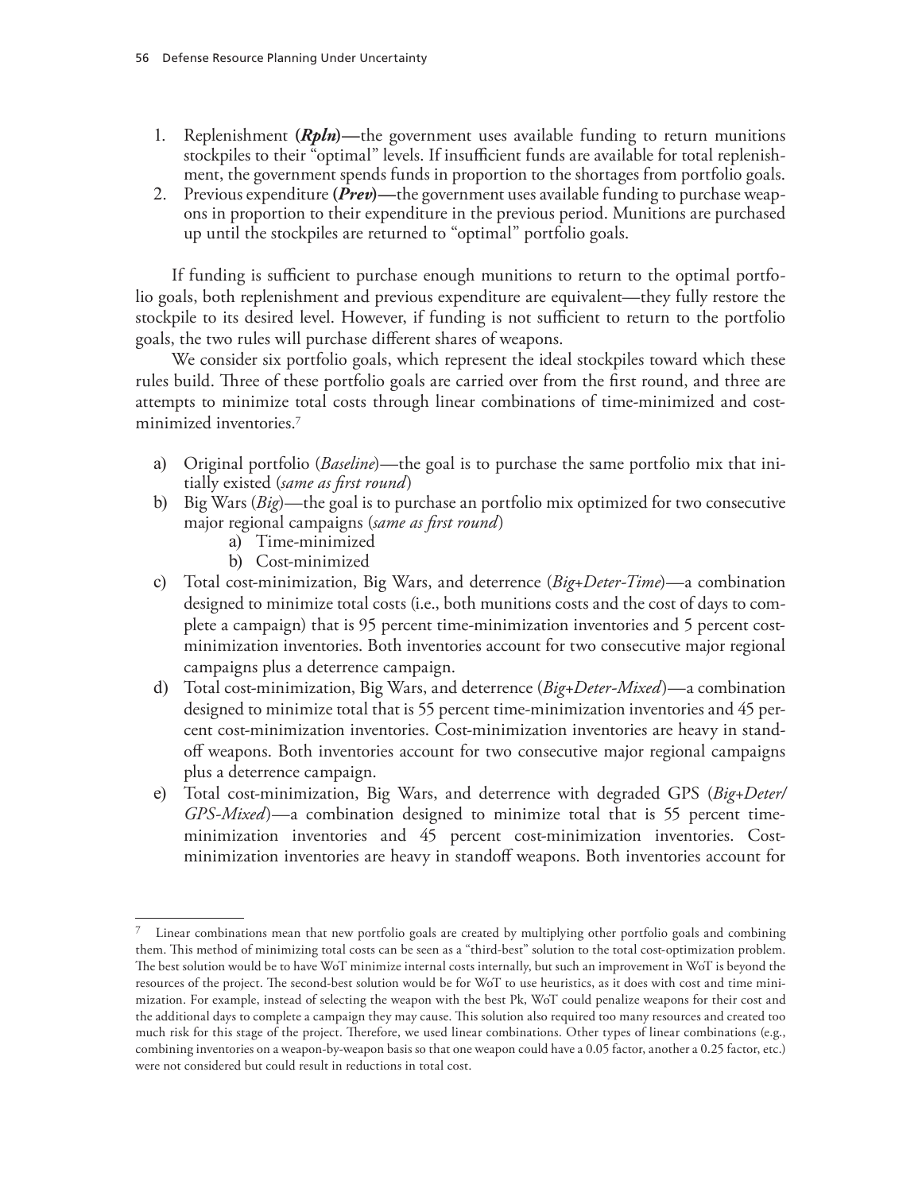1. Replenishment (***Rpln***)—the government uses available funding to return munitions stockpiles to their "optimal" levels. If insufficient funds are available for total replenishment, the government spends funds in proportion to the shortages from portfolio goals.
2. Previous expenditure (***Prev***)—the government uses available funding to purchase weapons in proportion to their expenditure in the previous period. Munitions are purchased up until the stockpiles are returned to "optimal" portfolio goals.

If funding is sufficient to purchase enough munitions to return to the optimal portfolio goals, both replenishment and previous expenditure are equivalent—they fully restore the stockpile to its desired level. However, if funding is not sufficient to return to the portfolio goals, the two rules will purchase different shares of weapons.

We consider six portfolio goals, which represent the ideal stockpiles toward which these rules build. Three of these portfolio goals are carried over from the first round, and three are attempts to minimize total costs through linear combinations of time-minimized and cost-minimized inventories.[7]

a) Original portfolio (*Baseline*)—the goal is to purchase the same portfolio mix that initially existed (*same as first round*)
b) Big Wars (*Big*)—the goal is to purchase an portfolio mix optimized for two consecutive major regional campaigns (*same as first round*)
    a) Time-minimized
    b) Cost-minimized
c) Total cost-minimization, Big Wars, and deterrence (*Big+Deter-Time*)—a combination designed to minimize total costs (i.e., both munitions costs and the cost of days to complete a campaign) that is 95 percent time-minimization inventories and 5 percent cost-minimization inventories. Both inventories account for two consecutive major regional campaigns plus a deterrence campaign.
d) Total cost-minimization, Big Wars, and deterrence (*Big+Deter-Mixed*)—a combination designed to minimize total that is 55 percent time-minimization inventories and 45 percent cost-minimization inventories. Cost-minimization inventories are heavy in standoff weapons. Both inventories account for two consecutive major regional campaigns plus a deterrence campaign.
e) Total cost-minimization, Big Wars, and deterrence with degraded GPS (*Big+Deter/GPS-Mixed*)—a combination designed to minimize total that is 55 percent time-minimization inventories and 45 percent cost-minimization inventories. Cost-minimization inventories are heavy in standoff weapons. Both inventories account for

---

[7] Linear combinations mean that new portfolio goals are created by multiplying other portfolio goals and combining them. This method of minimizing total costs can be seen as a "third-best" solution to the total cost-optimization problem. The best solution would be to have WoT minimize internal costs internally, but such an improvement in WoT is beyond the resources of the project. The second-best solution would be for WoT to use heuristics, as it does with cost and time minimization. For example, instead of selecting the weapon with the best Pk, WoT could penalize weapons for their cost and the additional days to complete a campaign they may cause. This solution also required too many resources and created too much risk for this stage of the project. Therefore, we used linear combinations. Other types of linear combinations (e.g., combining inventories on a weapon-by-weapon basis so that one weapon could have a 0.05 factor, another a 0.25 factor, etc.) were not considered but could result in reductions in total cost.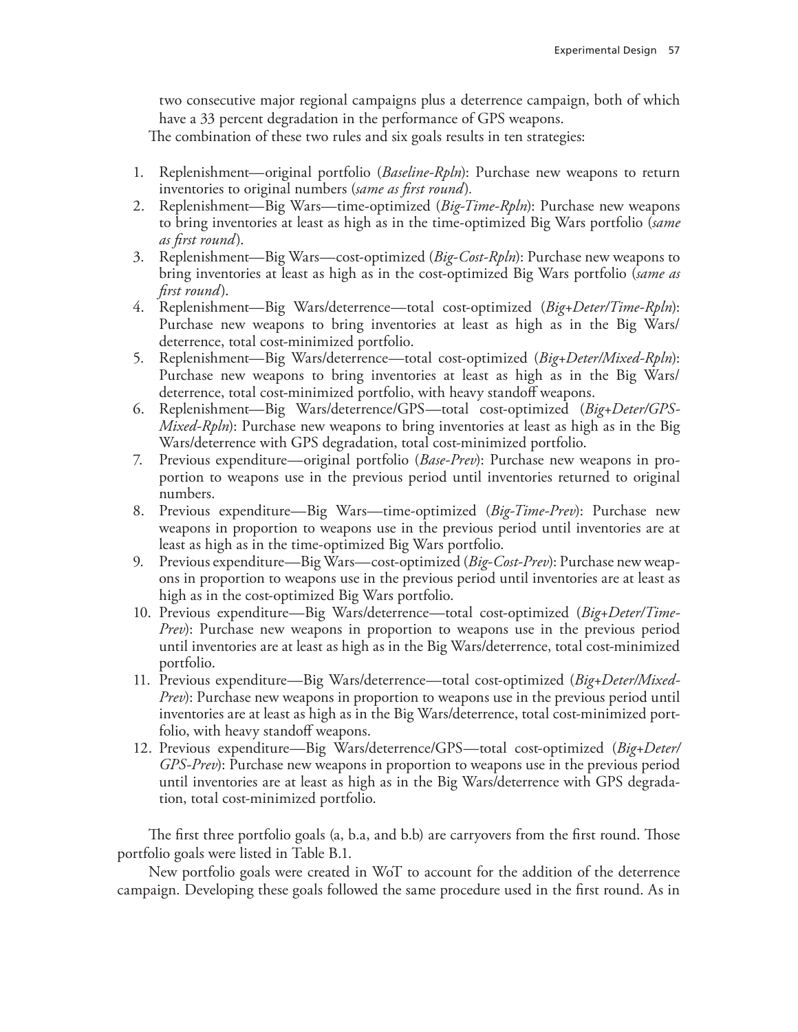two consecutive major regional campaigns plus a deterrence campaign, both of which have a 33 percent degradation in the performance of GPS weapons.

The combination of these two rules and six goals results in ten strategies:

1. Replenishment—original portfolio (*Baseline-Rpln*): Purchase new weapons to return inventories to original numbers (*same as first round*).
2. Replenishment—Big Wars—time-optimized (*Big-Time-Rpln*): Purchase new weapons to bring inventories at least as high as in the time-optimized Big Wars portfolio (*same as first round*).
3. Replenishment—Big Wars—cost-optimized (*Big-Cost-Rpln*): Purchase new weapons to bring inventories at least as high as in the cost-optimized Big Wars portfolio (*same as first round*).
4. Replenishment—Big Wars/deterrence—total cost-optimized (*Big+Deter/Time-Rpln*): Purchase new weapons to bring inventories at least as high as in the Big Wars/deterrence, total cost-minimized portfolio.
5. Replenishment—Big Wars/deterrence—total cost-optimized (*Big+Deter/Mixed-Rpln*): Purchase new weapons to bring inventories at least as high as in the Big Wars/deterrence, total cost-minimized portfolio, with heavy standoff weapons.
6. Replenishment—Big Wars/deterrence/GPS—total cost-optimized (*Big+Deter/GPS-Mixed-Rpln*): Purchase new weapons to bring inventories at least as high as in the Big Wars/deterrence with GPS degradation, total cost-minimized portfolio.
7. Previous expenditure—original portfolio (*Base-Prev*): Purchase new weapons in proportion to weapons use in the previous period until inventories returned to original numbers.
8. Previous expenditure—Big Wars—time-optimized (*Big-Time-Prev*): Purchase new weapons in proportion to weapons use in the previous period until inventories are at least as high as in the time-optimized Big Wars portfolio.
9. Previous expenditure—Big Wars—cost-optimized (*Big-Cost-Prev*): Purchase new weapons in proportion to weapons use in the previous period until inventories are at least as high as in the cost-optimized Big Wars portfolio.
10. Previous expenditure—Big Wars/deterrence—total cost-optimized (*Big+Deter/Time-Prev*): Purchase new weapons in proportion to weapons use in the previous period until inventories are at least as high as in the Big Wars/deterrence, total cost-minimized portfolio.
11. Previous expenditure—Big Wars/deterrence—total cost-optimized (*Big+Deter/Mixed-Prev*): Purchase new weapons in proportion to weapons use in the previous period until inventories are at least as high as in the Big Wars/deterrence, total cost-minimized portfolio, with heavy standoff weapons.
12. Previous expenditure—Big Wars/deterrence/GPS—total cost-optimized (*Big+Deter/GPS-Prev*): Purchase new weapons in proportion to weapons use in the previous period until inventories are at least as high as in the Big Wars/deterrence with GPS degradation, total cost-minimized portfolio.

The first three portfolio goals (a, b.a, and b.b) are carryovers from the first round. Those portfolio goals were listed in Table B.1.

New portfolio goals were created in WoT to account for the addition of the deterrence campaign. Developing these goals followed the same procedure used in the first round. As in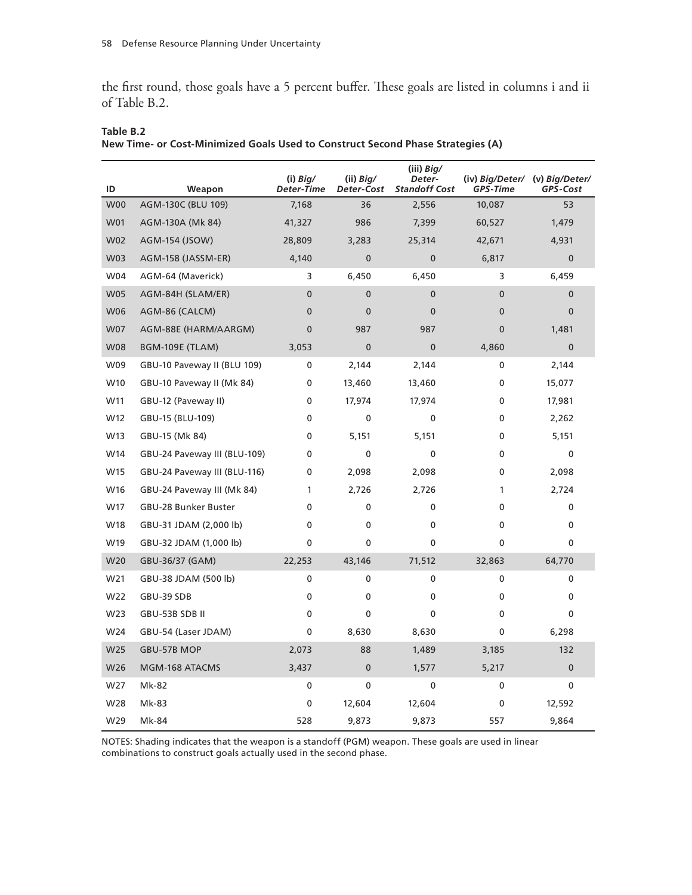the first round, those goals have a 5 percent buffer. These goals are listed in columns i and ii of Table B.2.

**Table B.2**
**New Time- or Cost-Minimized Goals Used to Construct Second Phase Strategies (A)**

| ID | Weapon | (i) *Big/ Deter-Time* | (ii) *Big/ Deter-Cost* | (iii) *Big/ Deter-Standoff Cost* | (iv) *Big/Deter/ GPS-Time* | (v) *Big/Deter/ GPS-Cost* |
|---|---|---|---|---|---|---|
| W00 | AGM-130C (BLU 109) | 7,168 | 36 | 2,556 | 10,087 | 53 |
| W01 | AGM-130A (Mk 84) | 41,327 | 986 | 7,399 | 60,527 | 1,479 |
| W02 | AGM-154 (JSOW) | 28,809 | 3,283 | 25,314 | 42,671 | 4,931 |
| W03 | AGM-158 (JASSM-ER) | 4,140 | 0 | 0 | 6,817 | 0 |
| W04 | AGM-64 (Maverick) | 3 | 6,450 | 6,450 | 3 | 6,459 |
| W05 | AGM-84H (SLAM/ER) | 0 | 0 | 0 | 0 | 0 |
| W06 | AGM-86 (CALCM) | 0 | 0 | 0 | 0 | 0 |
| W07 | AGM-88E (HARM/AARGM) | 0 | 987 | 987 | 0 | 1,481 |
| W08 | BGM-109E (TLAM) | 3,053 | 0 | 0 | 4,860 | 0 |
| W09 | GBU-10 Paveway II (BLU 109) | 0 | 2,144 | 2,144 | 0 | 2,144 |
| W10 | GBU-10 Paveway II (Mk 84) | 0 | 13,460 | 13,460 | 0 | 15,077 |
| W11 | GBU-12 (Paveway II) | 0 | 17,974 | 17,974 | 0 | 17,981 |
| W12 | GBU-15 (BLU-109) | 0 | 0 | 0 | 0 | 2,262 |
| W13 | GBU-15 (Mk 84) | 0 | 5,151 | 5,151 | 0 | 5,151 |
| W14 | GBU-24 Paveway III (BLU-109) | 0 | 0 | 0 | 0 | 0 |
| W15 | GBU-24 Paveway III (BLU-116) | 0 | 2,098 | 2,098 | 0 | 2,098 |
| W16 | GBU-24 Paveway III (Mk 84) | 1 | 2,726 | 2,726 | 1 | 2,724 |
| W17 | GBU-28 Bunker Buster | 0 | 0 | 0 | 0 | 0 |
| W18 | GBU-31 JDAM (2,000 lb) | 0 | 0 | 0 | 0 | 0 |
| W19 | GBU-32 JDAM (1,000 lb) | 0 | 0 | 0 | 0 | 0 |
| W20 | GBU-36/37 (GAM) | 22,253 | 43,146 | 71,512 | 32,863 | 64,770 |
| W21 | GBU-38 JDAM (500 lb) | 0 | 0 | 0 | 0 | 0 |
| W22 | GBU-39 SDB | 0 | 0 | 0 | 0 | 0 |
| W23 | GBU-53B SDB II | 0 | 0 | 0 | 0 | 0 |
| W24 | GBU-54 (Laser JDAM) | 0 | 8,630 | 8,630 | 0 | 6,298 |
| W25 | GBU-57B MOP | 2,073 | 88 | 1,489 | 3,185 | 132 |
| W26 | MGM-168 ATACMS | 3,437 | 0 | 1,577 | 5,217 | 0 |
| W27 | Mk-82 | 0 | 0 | 0 | 0 | 0 |
| W28 | Mk-83 | 0 | 12,604 | 12,604 | 0 | 12,592 |
| W29 | Mk-84 | 528 | 9,873 | 9,873 | 557 | 9,864 |

NOTES: Shading indicates that the weapon is a standoff (PGM) weapon. These goals are used in linear combinations to construct goals actually used in the second phase.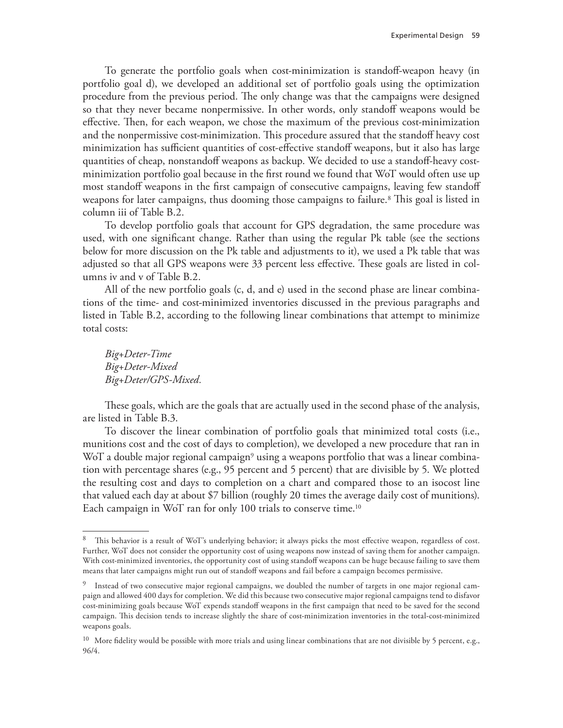To generate the portfolio goals when cost-minimization is standoff-weapon heavy (in portfolio goal d), we developed an additional set of portfolio goals using the optimization procedure from the previous period. The only change was that the campaigns were designed so that they never became nonpermissive. In other words, only standoff weapons would be effective. Then, for each weapon, we chose the maximum of the previous cost-minimization and the nonpermissive cost-minimization. This procedure assured that the standoff heavy cost minimization has sufficient quantities of cost-effective standoff weapons, but it also has large quantities of cheap, nonstandoff weapons as backup. We decided to use a standoff-heavy cost-minimization portfolio goal because in the first round we found that WoT would often use up most standoff weapons in the first campaign of consecutive campaigns, leaving few standoff weapons for later campaigns, thus dooming those campaigns to failure.[8] This goal is listed in column iii of Table B.2.

To develop portfolio goals that account for GPS degradation, the same procedure was used, with one significant change. Rather than using the regular Pk table (see the sections below for more discussion on the Pk table and adjustments to it), we used a Pk table that was adjusted so that all GPS weapons were 33 percent less effective. These goals are listed in columns iv and v of Table B.2.

All of the new portfolio goals (c, d, and e) used in the second phase are linear combinations of the time- and cost-minimized inventories discussed in the previous paragraphs and listed in Table B.2, according to the following linear combinations that attempt to minimize total costs:

*Big+Deter-Time*
*Big+Deter-Mixed*
*Big+Deter/GPS-Mixed.*

These goals, which are the goals that are actually used in the second phase of the analysis, are listed in Table B.3.

To discover the linear combination of portfolio goals that minimized total costs (i.e., munitions cost and the cost of days to completion), we developed a new procedure that ran in WoT a double major regional campaign[9] using a weapons portfolio that was a linear combination with percentage shares (e.g., 95 percent and 5 percent) that are divisible by 5. We plotted the resulting cost and days to completion on a chart and compared those to an isocost line that valued each day at about \$7 billion (roughly 20 times the average daily cost of munitions). Each campaign in WoT ran for only 100 trials to conserve time.[10]

---

[8] This behavior is a result of WoT's underlying behavior; it always picks the most effective weapon, regardless of cost. Further, WoT does not consider the opportunity cost of using weapons now instead of saving them for another campaign. With cost-minimized inventories, the opportunity cost of using standoff weapons can be huge because failing to save them means that later campaigns might run out of standoff weapons and fail before a campaign becomes permissive.

[9] Instead of two consecutive major regional campaigns, we doubled the number of targets in one major regional campaign and allowed 400 days for completion. We did this because two consecutive major regional campaigns tend to disfavor cost-minimizing goals because WoT expends standoff weapons in the first campaign that need to be saved for the second campaign. This decision tends to increase slightly the share of cost-minimization inventories in the total-cost-minimized weapons goals.

[10] More fidelity would be possible with more trials and using linear combinations that are not divisible by 5 percent, e.g., 96/4.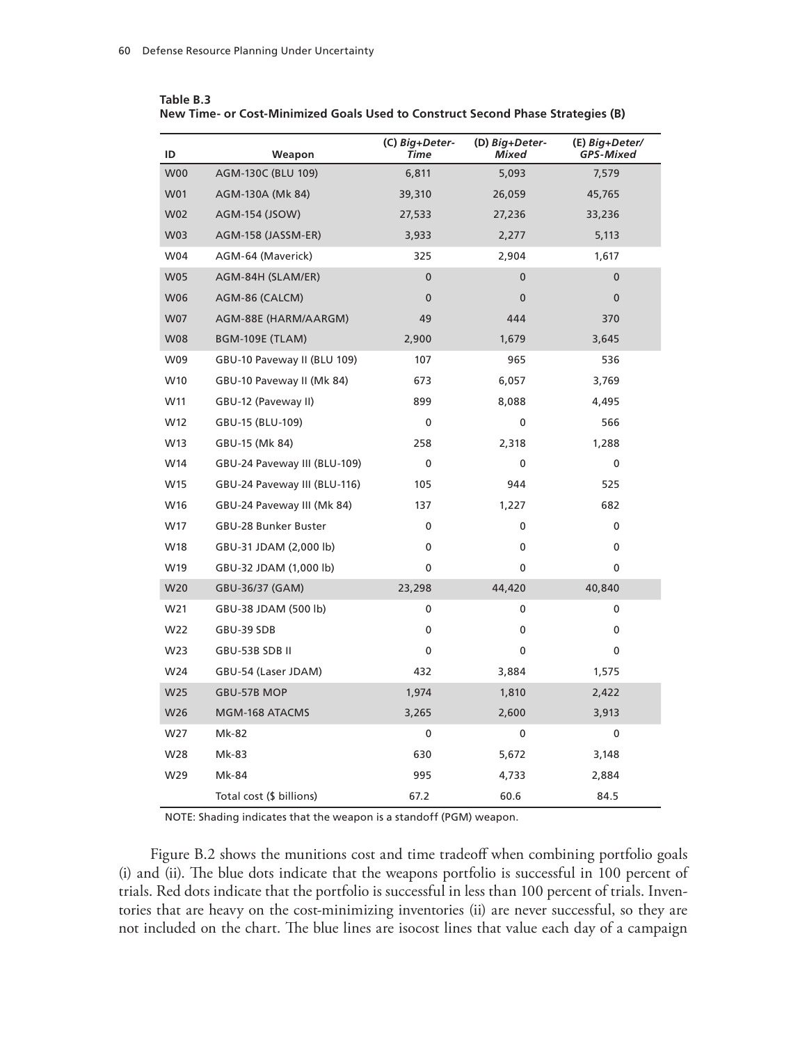**Table B.3**
**New Time- or Cost-Minimized Goals Used to Construct Second Phase Strategies (B)**

| ID | Weapon | (C) *Big+Deter-Time* | (D) *Big+Deter-Mixed* | (E) *Big+Deter/ GPS-Mixed* |
|---|---|---|---|---|
| W00 | AGM-130C (BLU 109) | 6,811 | 5,093 | 7,579 |
| W01 | AGM-130A (Mk 84) | 39,310 | 26,059 | 45,765 |
| W02 | AGM-154 (JSOW) | 27,533 | 27,236 | 33,236 |
| W03 | AGM-158 (JASSM-ER) | 3,933 | 2,277 | 5,113 |
| W04 | AGM-64 (Maverick) | 325 | 2,904 | 1,617 |
| W05 | AGM-84H (SLAM/ER) | 0 | 0 | 0 |
| W06 | AGM-86 (CALCM) | 0 | 0 | 0 |
| W07 | AGM-88E (HARM/AARGM) | 49 | 444 | 370 |
| W08 | BGM-109E (TLAM) | 2,900 | 1,679 | 3,645 |
| W09 | GBU-10 Paveway II (BLU 109) | 107 | 965 | 536 |
| W10 | GBU-10 Paveway II (Mk 84) | 673 | 6,057 | 3,769 |
| W11 | GBU-12 (Paveway II) | 899 | 8,088 | 4,495 |
| W12 | GBU-15 (BLU-109) | 0 | 0 | 566 |
| W13 | GBU-15 (Mk 84) | 258 | 2,318 | 1,288 |
| W14 | GBU-24 Paveway III (BLU-109) | 0 | 0 | 0 |
| W15 | GBU-24 Paveway III (BLU-116) | 105 | 944 | 525 |
| W16 | GBU-24 Paveway III (Mk 84) | 137 | 1,227 | 682 |
| W17 | GBU-28 Bunker Buster | 0 | 0 | 0 |
| W18 | GBU-31 JDAM (2,000 lb) | 0 | 0 | 0 |
| W19 | GBU-32 JDAM (1,000 lb) | 0 | 0 | 0 |
| W20 | GBU-36/37 (GAM) | 23,298 | 44,420 | 40,840 |
| W21 | GBU-38 JDAM (500 lb) | 0 | 0 | 0 |
| W22 | GBU-39 SDB | 0 | 0 | 0 |
| W23 | GBU-53B SDB II | 0 | 0 | 0 |
| W24 | GBU-54 (Laser JDAM) | 432 | 3,884 | 1,575 |
| W25 | GBU-57B MOP | 1,974 | 1,810 | 2,422 |
| W26 | MGM-168 ATACMS | 3,265 | 2,600 | 3,913 |
| W27 | Mk-82 | 0 | 0 | 0 |
| W28 | Mk-83 | 630 | 5,672 | 3,148 |
| W29 | Mk-84 | 995 | 4,733 | 2,884 |
| | Total cost ($ billions) | 67.2 | 60.6 | 84.5 |

NOTE: Shading indicates that the weapon is a standoff (PGM) weapon.

Figure B.2 shows the munitions cost and time tradeoff when combining portfolio goals (i) and (ii). The blue dots indicate that the weapons portfolio is successful in 100 percent of trials. Red dots indicate that the portfolio is successful in less than 100 percent of trials. Inventories that are heavy on the cost-minimizing inventories (ii) are never successful, so they are not included on the chart. The blue lines are isocost lines that value each day of a campaign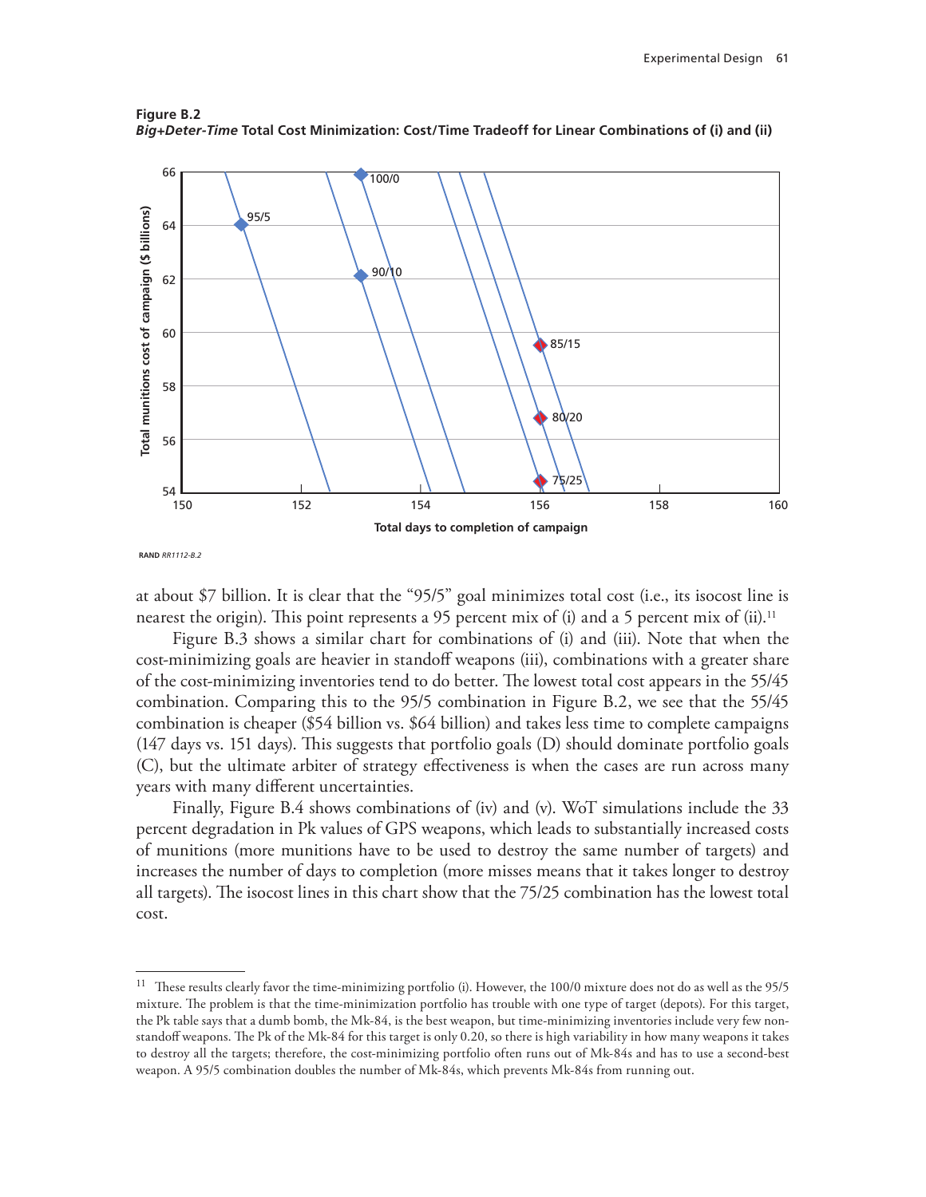**Figure B.2**
***Big+Deter-Time* Total Cost Minimization: Cost/Time Tradeoff for Linear Combinations of (i) and (ii)**

RAND *RR1112-B.2*

at about $7 billion. It is clear that the "95/5" goal minimizes total cost (i.e., its isocost line is nearest the origin). This point represents a 95 percent mix of (i) and a 5 percent mix of (ii).[11]

Figure B.3 shows a similar chart for combinations of (i) and (iii). Note that when the cost-minimizing goals are heavier in standoff weapons (iii), combinations with a greater share of the cost-minimizing inventories tend to do better. The lowest total cost appears in the 55/45 combination. Comparing this to the 95/5 combination in Figure B.2, we see that the 55/45 combination is cheaper ($54 billion vs. $64 billion) and takes less time to complete campaigns (147 days vs. 151 days). This suggests that portfolio goals (D) should dominate portfolio goals (C), but the ultimate arbiter of strategy effectiveness is when the cases are run across many years with many different uncertainties.

Finally, Figure B.4 shows combinations of (iv) and (v). WoT simulations include the 33 percent degradation in Pk values of GPS weapons, which leads to substantially increased costs of munitions (more munitions have to be used to destroy the same number of targets) and increases the number of days to completion (more misses means that it takes longer to destroy all targets). The isocost lines in this chart show that the 75/25 combination has the lowest total cost.

---

[11] These results clearly favor the time-minimizing portfolio (i). However, the 100/0 mixture does not do as well as the 95/5 mixture. The problem is that the time-minimization portfolio has trouble with one type of target (depots). For this target, the Pk table says that a dumb bomb, the Mk-84, is the best weapon, but time-minimizing inventories include very few non-standoff weapons. The Pk of the Mk-84 for this target is only 0.20, so there is high variability in how many weapons it takes to destroy all the targets; therefore, the cost-minimizing portfolio often runs out of Mk-84s and has to use a second-best weapon. A 95/5 combination doubles the number of Mk-84s, which prevents Mk-84s from running out.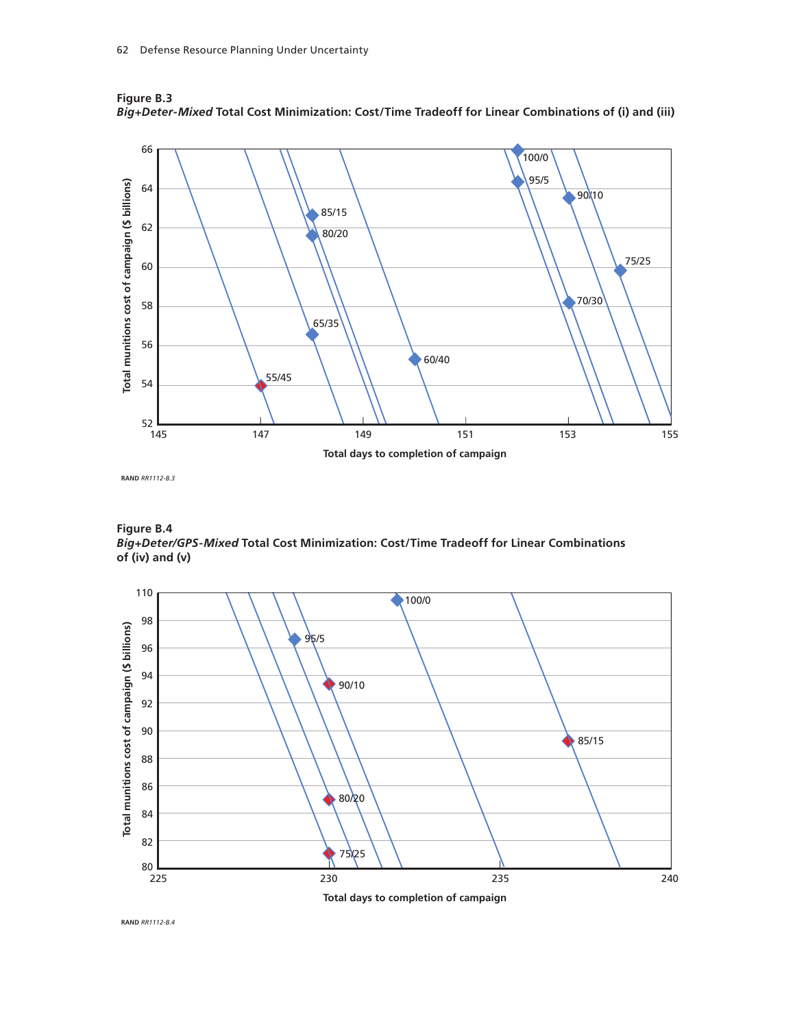**Figure B.3**
***Big+Deter-Mixed* Total Cost Minimization: Cost/Time Tradeoff for Linear Combinations of (i) and (iii)**

Total munitions cost of campaign ($ billions)

Total days to completion of campaign

100/0, 95/5, 90/10, 85/15, 80/20, 75/25, 70/30, 65/35, 60/40, 55/45

RAND *RR1112-B.3*

**Figure B.4**
***Big+Deter/GPS-Mixed* Total Cost Minimization: Cost/Time Tradeoff for Linear Combinations of (iv) and (v)**

Total munitions cost of campaign ($ billions)

Total days to completion of campaign

100/0, 95/5, 90/10, 85/15, 80/20, 75/25

RAND *RR1112-B.4*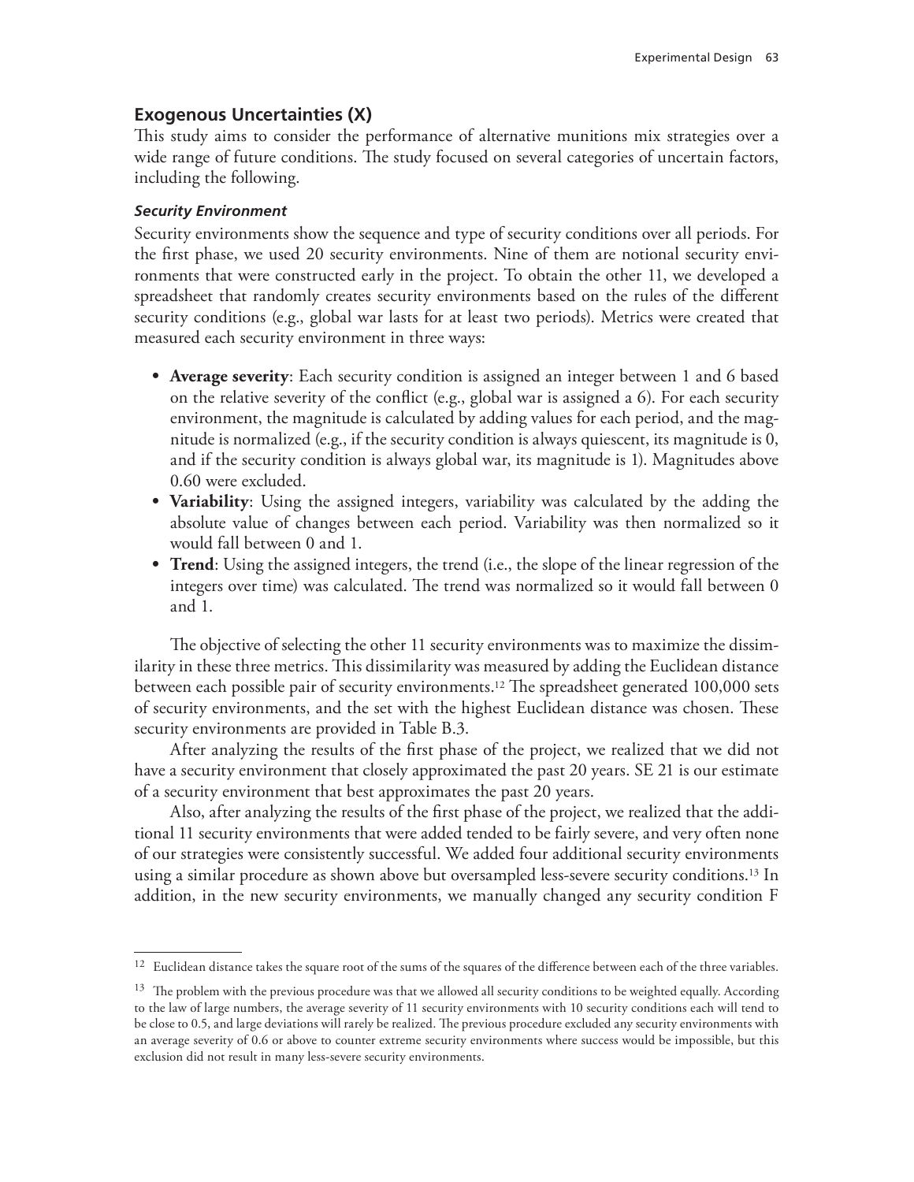## Exogenous Uncertainties (X)

This study aims to consider the performance of alternative munitions mix strategies over a wide range of future conditions. The study focused on several categories of uncertain factors, including the following.

### *Security Environment*

Security environments show the sequence and type of security conditions over all periods. For the first phase, we used 20 security environments. Nine of them are notional security environments that were constructed early in the project. To obtain the other 11, we developed a spreadsheet that randomly creates security environments based on the rules of the different security conditions (e.g., global war lasts for at least two periods). Metrics were created that measured each security environment in three ways:

- **Average severity**: Each security condition is assigned an integer between 1 and 6 based on the relative severity of the conflict (e.g., global war is assigned a 6). For each security environment, the magnitude is calculated by adding values for each period, and the magnitude is normalized (e.g., if the security condition is always quiescent, its magnitude is 0, and if the security condition is always global war, its magnitude is 1). Magnitudes above 0.60 were excluded.
- **Variability**: Using the assigned integers, variability was calculated by the adding the absolute value of changes between each period. Variability was then normalized so it would fall between 0 and 1.
- **Trend**: Using the assigned integers, the trend (i.e., the slope of the linear regression of the integers over time) was calculated. The trend was normalized so it would fall between 0 and 1.

The objective of selecting the other 11 security environments was to maximize the dissimilarity in these three metrics. This dissimilarity was measured by adding the Euclidean distance between each possible pair of security environments.[12] The spreadsheet generated 100,000 sets of security environments, and the set with the highest Euclidean distance was chosen. These security environments are provided in Table B.3.

After analyzing the results of the first phase of the project, we realized that we did not have a security environment that closely approximated the past 20 years. SE 21 is our estimate of a security environment that best approximates the past 20 years.

Also, after analyzing the results of the first phase of the project, we realized that the additional 11 security environments that were added tended to be fairly severe, and very often none of our strategies were consistently successful. We added four additional security environments using a similar procedure as shown above but oversampled less-severe security conditions.[13] In addition, in the new security environments, we manually changed any security condition F

---

[12] Euclidean distance takes the square root of the sums of the squares of the difference between each of the three variables.

[13] The problem with the previous procedure was that we allowed all security conditions to be weighted equally. According to the law of large numbers, the average severity of 11 security environments with 10 security conditions each will tend to be close to 0.5, and large deviations will rarely be realized. The previous procedure excluded any security environments with an average severity of 0.6 or above to counter extreme security environments where success would be impossible, but this exclusion did not result in many less-severe security environments.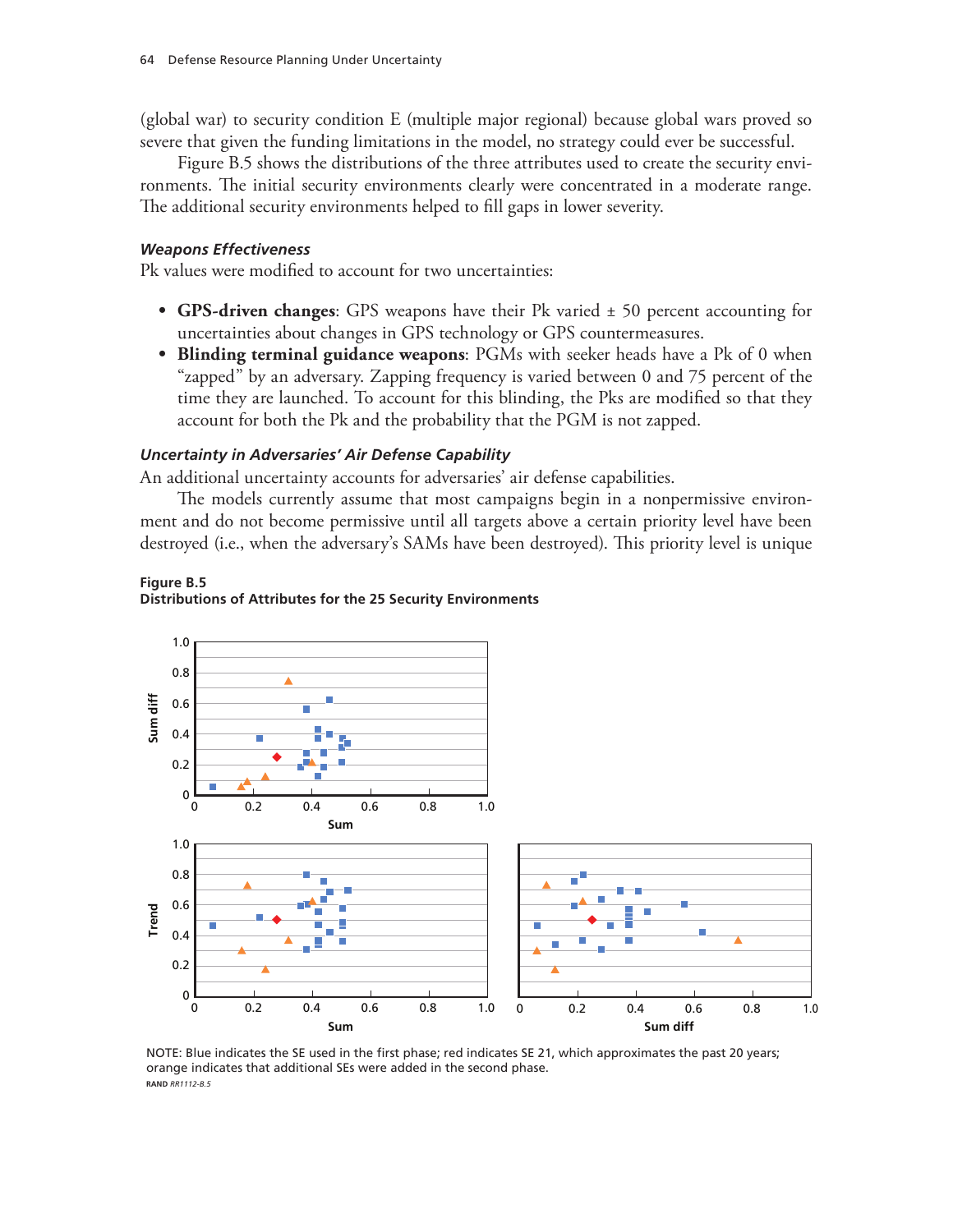(global war) to security condition E (multiple major regional) because global wars proved so severe that given the funding limitations in the model, no strategy could ever be successful.

Figure B.5 shows the distributions of the three attributes used to create the security environments. The initial security environments clearly were concentrated in a moderate range. The additional security environments helped to fill gaps in lower severity.

### *Weapons Effectiveness*

Pk values were modified to account for two uncertainties:

- **GPS-driven changes**: GPS weapons have their Pk varied ± 50 percent accounting for uncertainties about changes in GPS technology or GPS countermeasures.
- **Blinding terminal guidance weapons**: PGMs with seeker heads have a Pk of 0 when "zapped" by an adversary. Zapping frequency is varied between 0 and 75 percent of the time they are launched. To account for this blinding, the Pks are modified so that they account for both the Pk and the probability that the PGM is not zapped.

### *Uncertainty in Adversaries' Air Defense Capability*

An additional uncertainty accounts for adversaries' air defense capabilities.

The models currently assume that most campaigns begin in a nonpermissive environment and do not become permissive until all targets above a certain priority level have been destroyed (i.e., when the adversary's SAMs have been destroyed). This priority level is unique

**Figure B.5**
**Distributions of Attributes for the 25 Security Environments**

NOTE: Blue indicates the SE used in the first phase; red indicates SE 21, which approximates the past 20 years; orange indicates that additional SEs were added in the second phase.

RAND *RR1112-B.5*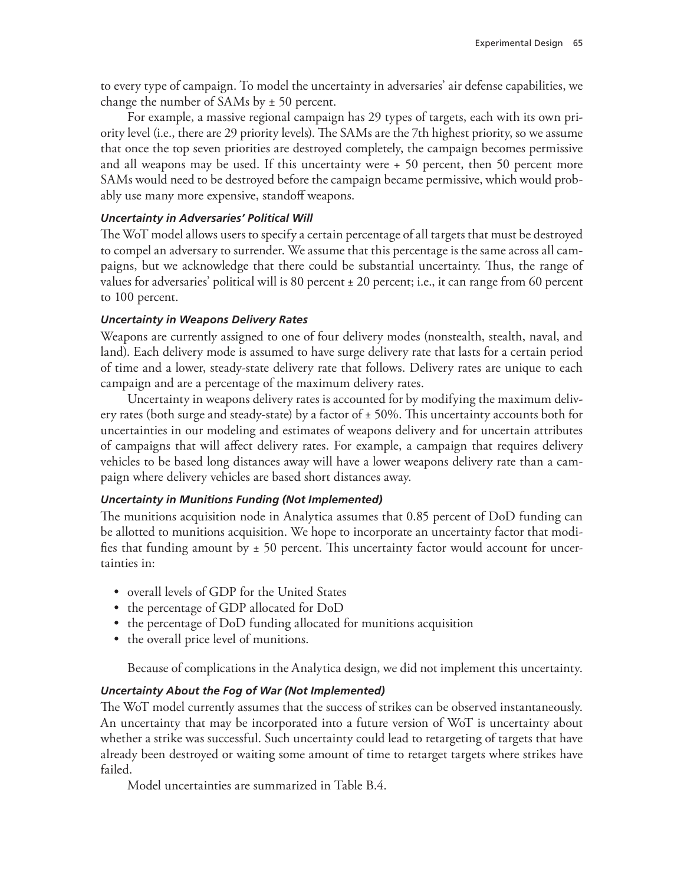to every type of campaign. To model the uncertainty in adversaries' air defense capabilities, we change the number of SAMs by ± 50 percent.

For example, a massive regional campaign has 29 types of targets, each with its own priority level (i.e., there are 29 priority levels). The SAMs are the 7th highest priority, so we assume that once the top seven priorities are destroyed completely, the campaign becomes permissive and all weapons may be used. If this uncertainty were + 50 percent, then 50 percent more SAMs would need to be destroyed before the campaign became permissive, which would probably use many more expensive, standoff weapons.

#### *Uncertainty in Adversaries' Political Will*

The WoT model allows users to specify a certain percentage of all targets that must be destroyed to compel an adversary to surrender. We assume that this percentage is the same across all campaigns, but we acknowledge that there could be substantial uncertainty. Thus, the range of values for adversaries' political will is 80 percent ± 20 percent; i.e., it can range from 60 percent to 100 percent.

#### *Uncertainty in Weapons Delivery Rates*

Weapons are currently assigned to one of four delivery modes (nonstealth, stealth, naval, and land). Each delivery mode is assumed to have surge delivery rate that lasts for a certain period of time and a lower, steady-state delivery rate that follows. Delivery rates are unique to each campaign and are a percentage of the maximum delivery rates.

Uncertainty in weapons delivery rates is accounted for by modifying the maximum delivery rates (both surge and steady-state) by a factor of ± 50%. This uncertainty accounts both for uncertainties in our modeling and estimates of weapons delivery and for uncertain attributes of campaigns that will affect delivery rates. For example, a campaign that requires delivery vehicles to be based long distances away will have a lower weapons delivery rate than a campaign where delivery vehicles are based short distances away.

#### *Uncertainty in Munitions Funding (Not Implemented)*

The munitions acquisition node in Analytica assumes that 0.85 percent of DoD funding can be allotted to munitions acquisition. We hope to incorporate an uncertainty factor that modifies that funding amount by ± 50 percent. This uncertainty factor would account for uncertainties in:

- overall levels of GDP for the United States
- the percentage of GDP allocated for DoD
- the percentage of DoD funding allocated for munitions acquisition
- the overall price level of munitions.

Because of complications in the Analytica design, we did not implement this uncertainty.

#### *Uncertainty About the Fog of War (Not Implemented)*

The WoT model currently assumes that the success of strikes can be observed instantaneously. An uncertainty that may be incorporated into a future version of WoT is uncertainty about whether a strike was successful. Such uncertainty could lead to retargeting of targets that have already been destroyed or waiting some amount of time to retarget targets where strikes have failed.

Model uncertainties are summarized in Table B.4.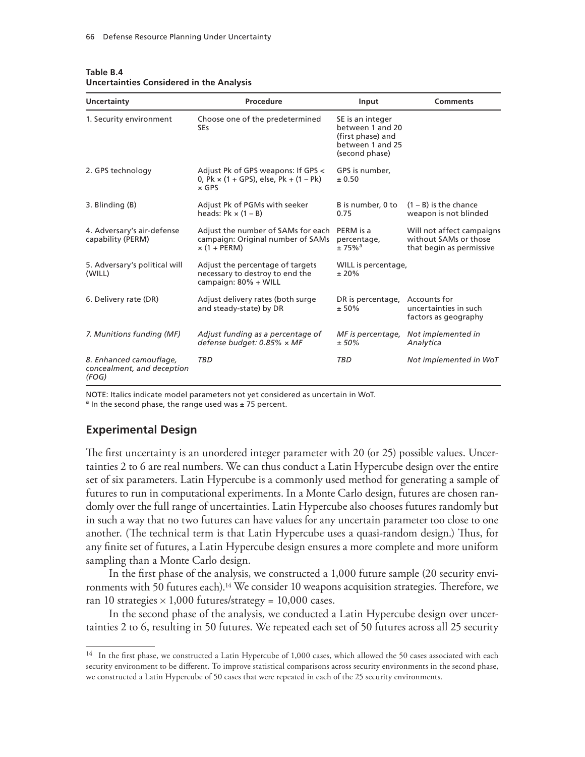**Table B.4**
**Uncertainties Considered in the Analysis**

| Uncertainty | Procedure | Input | Comments |
|---|---|---|---|
| 1. Security environment | Choose one of the predetermined SEs | SE is an integer between 1 and 20 (first phase) and between 1 and 25 (second phase) | |
| 2. GPS technology | Adjust Pk of GPS weapons: If GPS < 0, Pk × (1 + GPS), else, Pk + (1 – Pk) × GPS | GPS is number, ± 0.50 | |
| 3. Blinding (B) | Adjust Pk of PGMs with seeker heads: Pk × (1 – B) | B is number, 0 to 0.75 | (1 – B) is the chance weapon is not blinded |
| 4. Adversary's air-defense capability (PERM) | Adjust the number of SAMs for each campaign: Original number of SAMs × (1 + PERM) | PERM is a percentage, ± 75%[a] | Will not affect campaigns without SAMs or those that begin as permissive |
| 5. Adversary's political will (WILL) | Adjust the percentage of targets necessary to destroy to end the campaign: 80% + WILL | WILL is percentage, ± 20% | |
| 6. Delivery rate (DR) | Adjust delivery rates (both surge and steady-state) by DR | DR is percentage, ± 50% | Accounts for uncertainties in such factors as geography |
| *7. Munitions funding (MF)* | *Adjust funding as a percentage of defense budget: 0.85% × MF* | *MF is percentage, ± 50%* | *Not implemented in Analytica* |
| *8. Enhanced camouflage, concealment, and deception (FOG)* | *TBD* | *TBD* | *Not implemented in WoT* |

NOTE: Italics indicate model parameters not yet considered as uncertain in WoT.
[a] In the second phase, the range used was ± 75 percent.

## Experimental Design

The first uncertainty is an unordered integer parameter with 20 (or 25) possible values. Uncertainties 2 to 6 are real numbers. We can thus conduct a Latin Hypercube design over the entire set of six parameters. Latin Hypercube is a commonly used method for generating a sample of futures to run in computational experiments. In a Monte Carlo design, futures are chosen randomly over the full range of uncertainties. Latin Hypercube also chooses futures randomly but in such a way that no two futures can have values for any uncertain parameter too close to one another. (The technical term is that Latin Hypercube uses a quasi-random design.) Thus, for any finite set of futures, a Latin Hypercube design ensures a more complete and more uniform sampling than a Monte Carlo design.

In the first phase of the analysis, we constructed a 1,000 future sample (20 security environments with 50 futures each).[14] We consider 10 weapons acquisition strategies. Therefore, we ran 10 strategies × 1,000 futures/strategy = 10,000 cases.

In the second phase of the analysis, we conducted a Latin Hypercube design over uncertainties 2 to 6, resulting in 50 futures. We repeated each set of 50 futures across all 25 security

[14] In the first phase, we constructed a Latin Hypercube of 1,000 cases, which allowed the 50 cases associated with each security environment to be different. To improve statistical comparisons across security environments in the second phase, we constructed a Latin Hypercube of 50 cases that were repeated in each of the 25 security environments.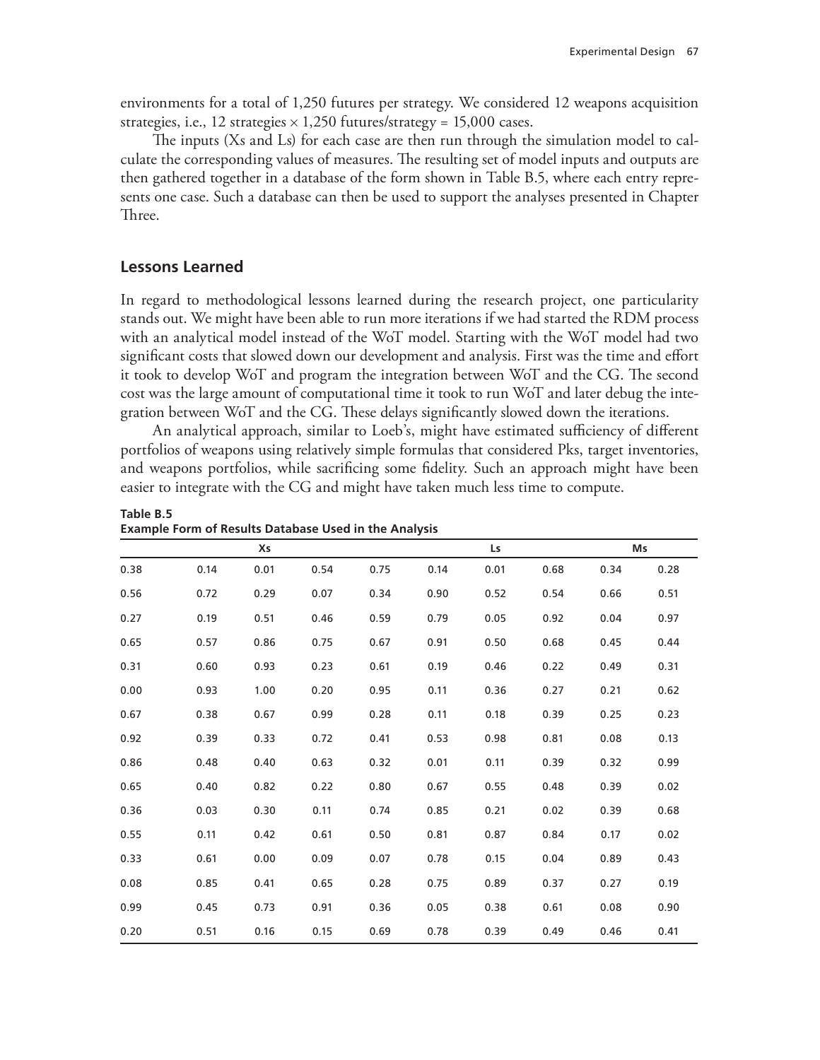environments for a total of 1,250 futures per strategy. We considered 12 weapons acquisition strategies, i.e., 12 strategies × 1,250 futures/strategy = 15,000 cases.

The inputs (Xs and Ls) for each case are then run through the simulation model to calculate the corresponding values of measures. The resulting set of model inputs and outputs are then gathered together in a database of the form shown in Table B.5, where each entry represents one case. Such a database can then be used to support the analyses presented in Chapter Three.

## Lessons Learned

In regard to methodological lessons learned during the research project, one particularity stands out. We might have been able to run more iterations if we had started the RDM process with an analytical model instead of the WoT model. Starting with the WoT model had two significant costs that slowed down our development and analysis. First was the time and effort it took to develop WoT and program the integration between WoT and the CG. The second cost was the large amount of computational time it took to run WoT and later debug the integration between WoT and the CG. These delays significantly slowed down the iterations.

An analytical approach, similar to Loeb's, might have estimated sufficiency of different portfolios of weapons using relatively simple formulas that considered Pks, target inventories, and weapons portfolios, while sacrificing some fidelity. Such an approach might have been easier to integrate with the CG and might have taken much less time to compute.

**Table B.5**
**Example Form of Results Database Used in the Analysis**

| Xs | | | | | Ls | | | Ms | |
|---|---|---|---|---|---|---|---|---|---|
| 0.38 | 0.14 | 0.01 | 0.54 | 0.75 | 0.14 | 0.01 | 0.68 | 0.34 | 0.28 |
| 0.56 | 0.72 | 0.29 | 0.07 | 0.34 | 0.90 | 0.52 | 0.54 | 0.66 | 0.51 |
| 0.27 | 0.19 | 0.51 | 0.46 | 0.59 | 0.79 | 0.05 | 0.92 | 0.04 | 0.97 |
| 0.65 | 0.57 | 0.86 | 0.75 | 0.67 | 0.91 | 0.50 | 0.68 | 0.45 | 0.44 |
| 0.31 | 0.60 | 0.93 | 0.23 | 0.61 | 0.19 | 0.46 | 0.22 | 0.49 | 0.31 |
| 0.00 | 0.93 | 1.00 | 0.20 | 0.95 | 0.11 | 0.36 | 0.27 | 0.21 | 0.62 |
| 0.67 | 0.38 | 0.67 | 0.99 | 0.28 | 0.11 | 0.18 | 0.39 | 0.25 | 0.23 |
| 0.92 | 0.39 | 0.33 | 0.72 | 0.41 | 0.53 | 0.98 | 0.81 | 0.08 | 0.13 |
| 0.86 | 0.48 | 0.40 | 0.63 | 0.32 | 0.01 | 0.11 | 0.39 | 0.32 | 0.99 |
| 0.65 | 0.40 | 0.82 | 0.22 | 0.80 | 0.67 | 0.55 | 0.48 | 0.39 | 0.02 |
| 0.36 | 0.03 | 0.30 | 0.11 | 0.74 | 0.85 | 0.21 | 0.02 | 0.39 | 0.68 |
| 0.55 | 0.11 | 0.42 | 0.61 | 0.50 | 0.81 | 0.87 | 0.84 | 0.17 | 0.02 |
| 0.33 | 0.61 | 0.00 | 0.09 | 0.07 | 0.78 | 0.15 | 0.04 | 0.89 | 0.43 |
| 0.08 | 0.85 | 0.41 | 0.65 | 0.28 | 0.75 | 0.89 | 0.37 | 0.27 | 0.19 |
| 0.99 | 0.45 | 0.73 | 0.91 | 0.36 | 0.05 | 0.38 | 0.61 | 0.08 | 0.90 |
| 0.20 | 0.51 | 0.16 | 0.15 | 0.69 | 0.78 | 0.39 | 0.49 | 0.46 | 0.41 |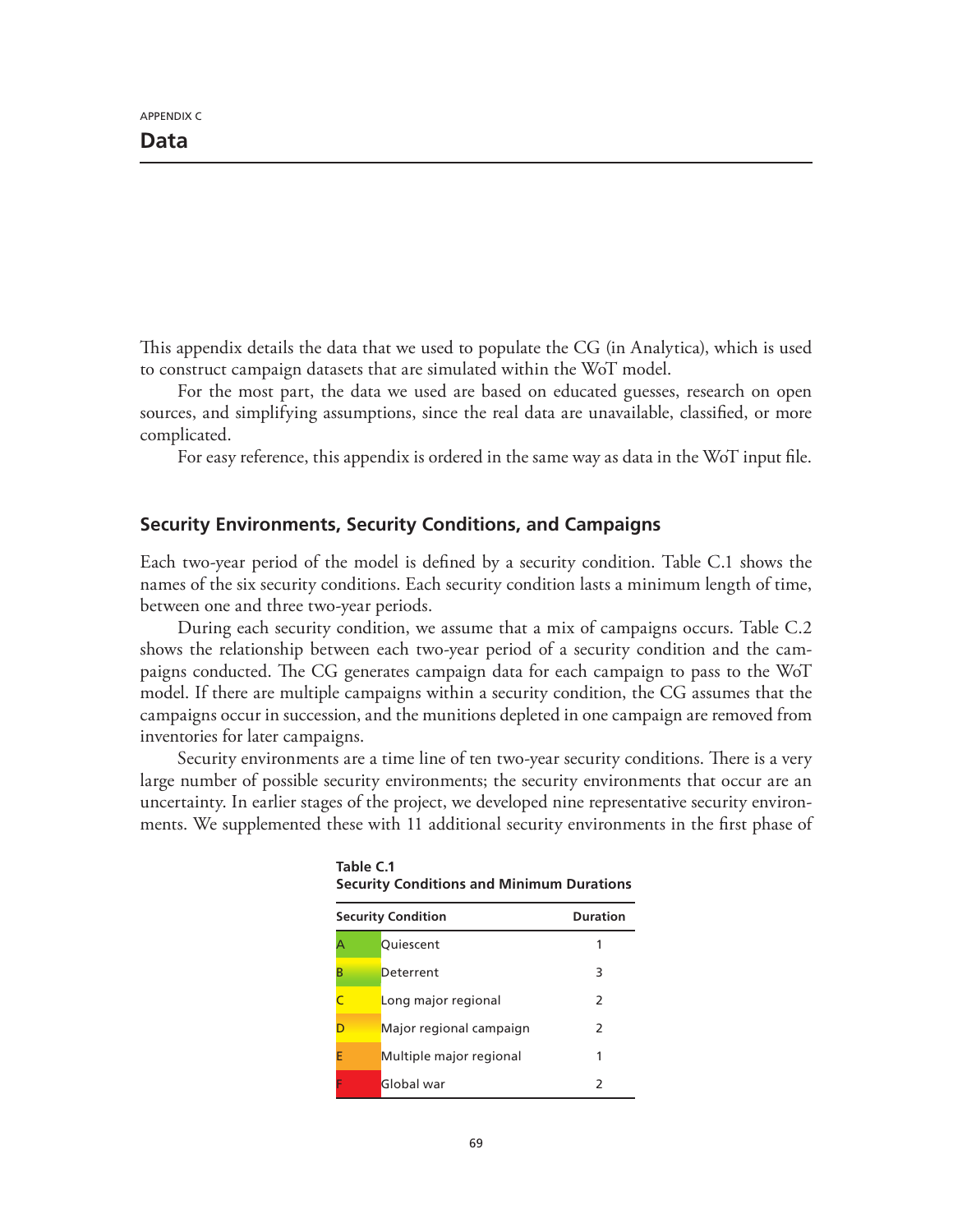APPENDIX C

# Data

This appendix details the data that we used to populate the CG (in Analytica), which is used to construct campaign datasets that are simulated within the WoT model.

For the most part, the data we used are based on educated guesses, research on open sources, and simplifying assumptions, since the real data are unavailable, classified, or more complicated.

For easy reference, this appendix is ordered in the same way as data in the WoT input file.

## Security Environments, Security Conditions, and Campaigns

Each two-year period of the model is defined by a security condition. Table C.1 shows the names of the six security conditions. Each security condition lasts a minimum length of time, between one and three two-year periods.

During each security condition, we assume that a mix of campaigns occurs. Table C.2 shows the relationship between each two-year period of a security condition and the campaigns conducted. The CG generates campaign data for each campaign to pass to the WoT model. If there are multiple campaigns within a security condition, the CG assumes that the campaigns occur in succession, and the munitions depleted in one campaign are removed from inventories for later campaigns.

Security environments are a time line of ten two-year security conditions. There is a very large number of possible security environments; the security environments that occur are an uncertainty. In earlier stages of the project, we developed nine representative security environments. We supplemented these with 11 additional security environments in the first phase of

**Table C.1**
**Security Conditions and Minimum Durations**

| Security Condition | | Duration |
|---|---|---|
| A | Quiescent | 1 |
| B | Deterrent | 3 |
| C | Long major regional | 2 |
| D | Major regional campaign | 2 |
| E | Multiple major regional | 1 |
| F | Global war | 2 |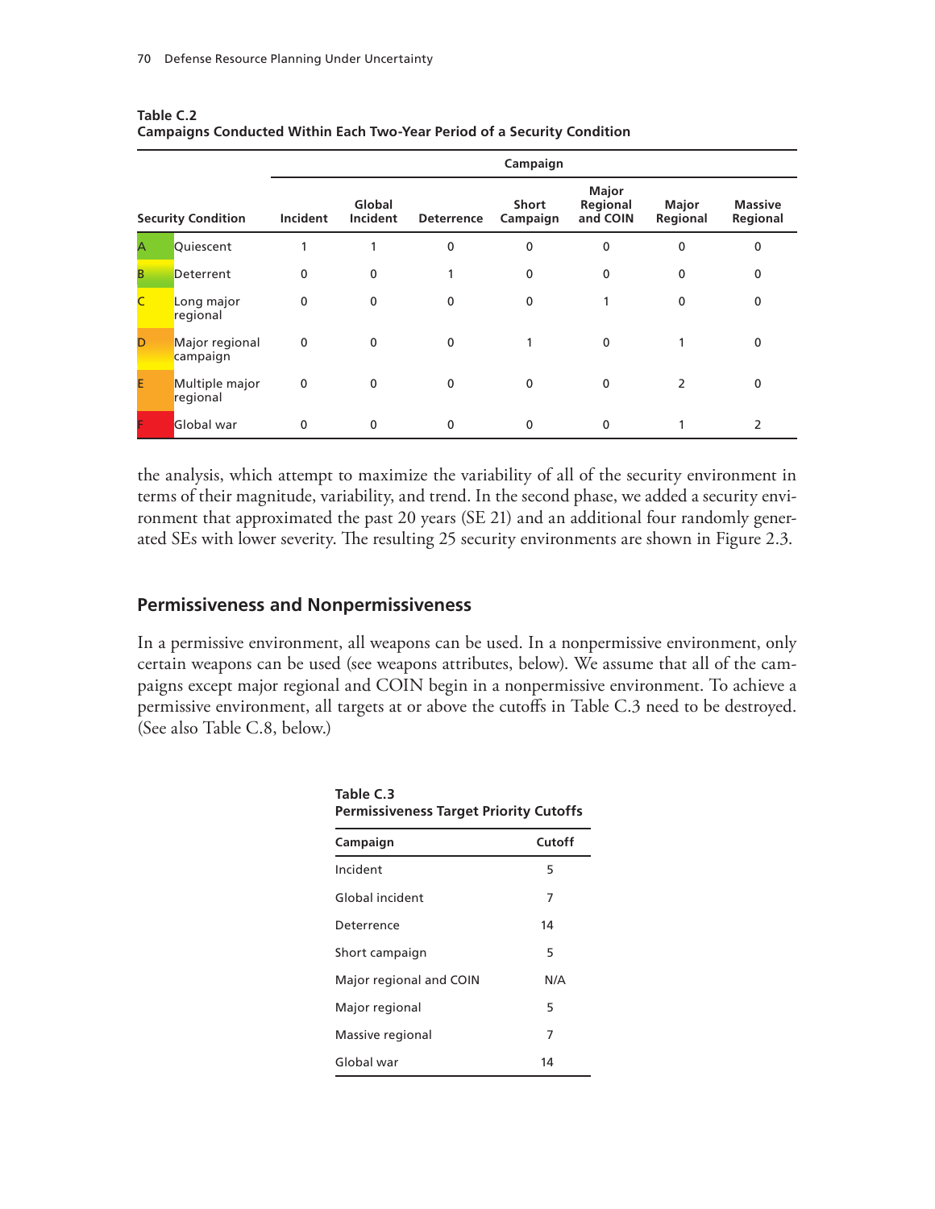**Table C.2**
**Campaigns Conducted Within Each Two-Year Period of a Security Condition**

| | | Campaign | | | | | | |
|---|---|---|---|---|---|---|---|---|
| Security Condition | | Incident | Global Incident | Deterrence | Short Campaign | Major Regional and COIN | Major Regional | Massive Regional |
| A | Quiescent | 1 | 1 | 0 | 0 | 0 | 0 | 0 |
| B | Deterrent | 0 | 0 | 1 | 0 | 0 | 0 | 0 |
| C | Long major regional | 0 | 0 | 0 | 0 | 1 | 0 | 0 |
| D | Major regional campaign | 0 | 0 | 0 | 1 | 0 | 1 | 0 |
| E | Multiple major regional | 0 | 0 | 0 | 0 | 0 | 2 | 0 |
| F | Global war | 0 | 0 | 0 | 0 | 0 | 1 | 2 |

the analysis, which attempt to maximize the variability of all of the security environment in terms of their magnitude, variability, and trend. In the second phase, we added a security environment that approximated the past 20 years (SE 21) and an additional four randomly generated SEs with lower severity. The resulting 25 security environments are shown in Figure 2.3.

## Permissiveness and Nonpermissiveness

In a permissive environment, all weapons can be used. In a nonpermissive environment, only certain weapons can be used (see weapons attributes, below). We assume that all of the campaigns except major regional and COIN begin in a nonpermissive environment. To achieve a permissive environment, all targets at or above the cutoffs in Table C.3 need to be destroyed. (See also Table C.8, below.)

**Table C.3**
**Permissiveness Target Priority Cutoffs**

| Campaign | Cutoff |
|---|---|
| Incident | 5 |
| Global incident | 7 |
| Deterrence | 14 |
| Short campaign | 5 |
| Major regional and COIN | N/A |
| Major regional | 5 |
| Massive regional | 7 |
| Global war | 14 |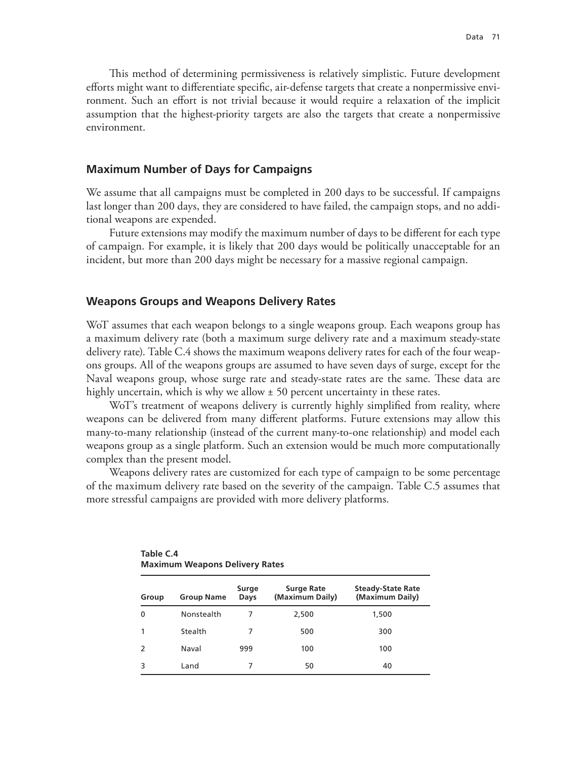This method of determining permissiveness is relatively simplistic. Future development efforts might want to differentiate specific, air-defense targets that create a nonpermissive environment. Such an effort is not trivial because it would require a relaxation of the implicit assumption that the highest-priority targets are also the targets that create a nonpermissive environment.

## Maximum Number of Days for Campaigns

We assume that all campaigns must be completed in 200 days to be successful. If campaigns last longer than 200 days, they are considered to have failed, the campaign stops, and no additional weapons are expended.

Future extensions may modify the maximum number of days to be different for each type of campaign. For example, it is likely that 200 days would be politically unacceptable for an incident, but more than 200 days might be necessary for a massive regional campaign.

## Weapons Groups and Weapons Delivery Rates

WoT assumes that each weapon belongs to a single weapons group. Each weapons group has a maximum delivery rate (both a maximum surge delivery rate and a maximum steady-state delivery rate). Table C.4 shows the maximum weapons delivery rates for each of the four weapons groups. All of the weapons groups are assumed to have seven days of surge, except for the Naval weapons group, whose surge rate and steady-state rates are the same. These data are highly uncertain, which is why we allow ± 50 percent uncertainty in these rates.

WoT's treatment of weapons delivery is currently highly simplified from reality, where weapons can be delivered from many different platforms. Future extensions may allow this many-to-many relationship (instead of the current many-to-one relationship) and model each weapons group as a single platform. Such an extension would be much more computationally complex than the present model.

Weapons delivery rates are customized for each type of campaign to be some percentage of the maximum delivery rate based on the severity of the campaign. Table C.5 assumes that more stressful campaigns are provided with more delivery platforms.

**Table C.4**
**Maximum Weapons Delivery Rates**

| Group | Group Name | Surge Days | Surge Rate (Maximum Daily) | Steady-State Rate (Maximum Daily) |
|---|---|---|---|---|
| 0 | Nonstealth | 7 | 2,500 | 1,500 |
| 1 | Stealth | 7 | 500 | 300 |
| 2 | Naval | 999 | 100 | 100 |
| 3 | Land | 7 | 50 | 40 |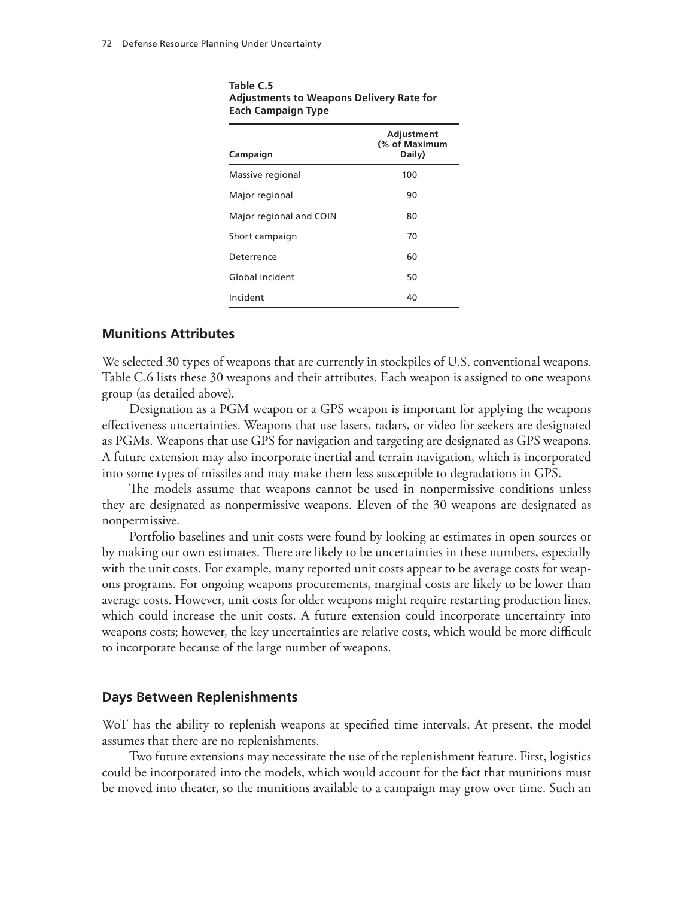**Table C.5**
**Adjustments to Weapons Delivery Rate for Each Campaign Type**

| Campaign | Adjustment (% of Maximum Daily) |
|---|---|
| Massive regional | 100 |
| Major regional | 90 |
| Major regional and COIN | 80 |
| Short campaign | 70 |
| Deterrence | 60 |
| Global incident | 50 |
| Incident | 40 |

## Munitions Attributes

We selected 30 types of weapons that are currently in stockpiles of U.S. conventional weapons. Table C.6 lists these 30 weapons and their attributes. Each weapon is assigned to one weapons group (as detailed above).

Designation as a PGM weapon or a GPS weapon is important for applying the weapons effectiveness uncertainties. Weapons that use lasers, radars, or video for seekers are designated as PGMs. Weapons that use GPS for navigation and targeting are designated as GPS weapons. A future extension may also incorporate inertial and terrain navigation, which is incorporated into some types of missiles and may make them less susceptible to degradations in GPS.

The models assume that weapons cannot be used in nonpermissive conditions unless they are designated as nonpermissive weapons. Eleven of the 30 weapons are designated as nonpermissive.

Portfolio baselines and unit costs were found by looking at estimates in open sources or by making our own estimates. There are likely to be uncertainties in these numbers, especially with the unit costs. For example, many reported unit costs appear to be average costs for weapons programs. For ongoing weapons procurements, marginal costs are likely to be lower than average costs. However, unit costs for older weapons might require restarting production lines, which could increase the unit costs. A future extension could incorporate uncertainty into weapons costs; however, the key uncertainties are relative costs, which would be more difficult to incorporate because of the large number of weapons.

## Days Between Replenishments

WoT has the ability to replenish weapons at specified time intervals. At present, the model assumes that there are no replenishments.

Two future extensions may necessitate the use of the replenishment feature. First, logistics could be incorporated into the models, which would account for the fact that munitions must be moved into theater, so the munitions available to a campaign may grow over time. Such an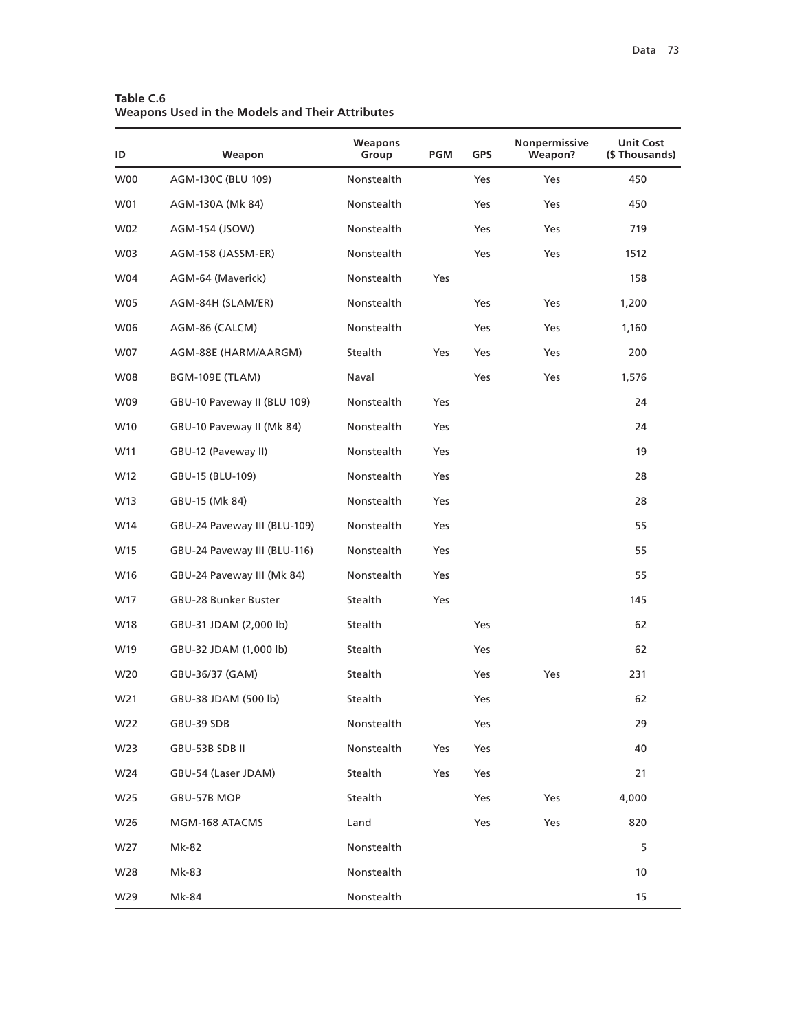**Table C.6**
**Weapons Used in the Models and Their Attributes**

| ID | Weapon | Weapons Group | PGM | GPS | Nonpermissive Weapon? | Unit Cost ($ Thousands) |
|---|---|---|---|---|---|---|
| W00 | AGM-130C (BLU 109) | Nonstealth | | Yes | Yes | 450 |
| W01 | AGM-130A (Mk 84) | Nonstealth | | Yes | Yes | 450 |
| W02 | AGM-154 (JSOW) | Nonstealth | | Yes | Yes | 719 |
| W03 | AGM-158 (JASSM-ER) | Nonstealth | | Yes | Yes | 1512 |
| W04 | AGM-64 (Maverick) | Nonstealth | Yes | | | 158 |
| W05 | AGM-84H (SLAM/ER) | Nonstealth | | Yes | Yes | 1,200 |
| W06 | AGM-86 (CALCM) | Nonstealth | | Yes | Yes | 1,160 |
| W07 | AGM-88E (HARM/AARGM) | Stealth | Yes | Yes | Yes | 200 |
| W08 | BGM-109E (TLAM) | Naval | | Yes | Yes | 1,576 |
| W09 | GBU-10 Paveway II (BLU 109) | Nonstealth | Yes | | | 24 |
| W10 | GBU-10 Paveway II (Mk 84) | Nonstealth | Yes | | | 24 |
| W11 | GBU-12 (Paveway II) | Nonstealth | Yes | | | 19 |
| W12 | GBU-15 (BLU-109) | Nonstealth | Yes | | | 28 |
| W13 | GBU-15 (Mk 84) | Nonstealth | Yes | | | 28 |
| W14 | GBU-24 Paveway III (BLU-109) | Nonstealth | Yes | | | 55 |
| W15 | GBU-24 Paveway III (BLU-116) | Nonstealth | Yes | | | 55 |
| W16 | GBU-24 Paveway III (Mk 84) | Nonstealth | Yes | | | 55 |
| W17 | GBU-28 Bunker Buster | Stealth | Yes | | | 145 |
| W18 | GBU-31 JDAM (2,000 lb) | Stealth | | Yes | | 62 |
| W19 | GBU-32 JDAM (1,000 lb) | Stealth | | Yes | | 62 |
| W20 | GBU-36/37 (GAM) | Stealth | | Yes | Yes | 231 |
| W21 | GBU-38 JDAM (500 lb) | Stealth | | Yes | | 62 |
| W22 | GBU-39 SDB | Nonstealth | | Yes | | 29 |
| W23 | GBU-53B SDB II | Nonstealth | Yes | Yes | | 40 |
| W24 | GBU-54 (Laser JDAM) | Stealth | Yes | Yes | | 21 |
| W25 | GBU-57B MOP | Stealth | | Yes | Yes | 4,000 |
| W26 | MGM-168 ATACMS | Land | | Yes | Yes | 820 |
| W27 | Mk-82 | Nonstealth | | | | 5 |
| W28 | Mk-83 | Nonstealth | | | | 10 |
| W29 | Mk-84 | Nonstealth | | | | 15 |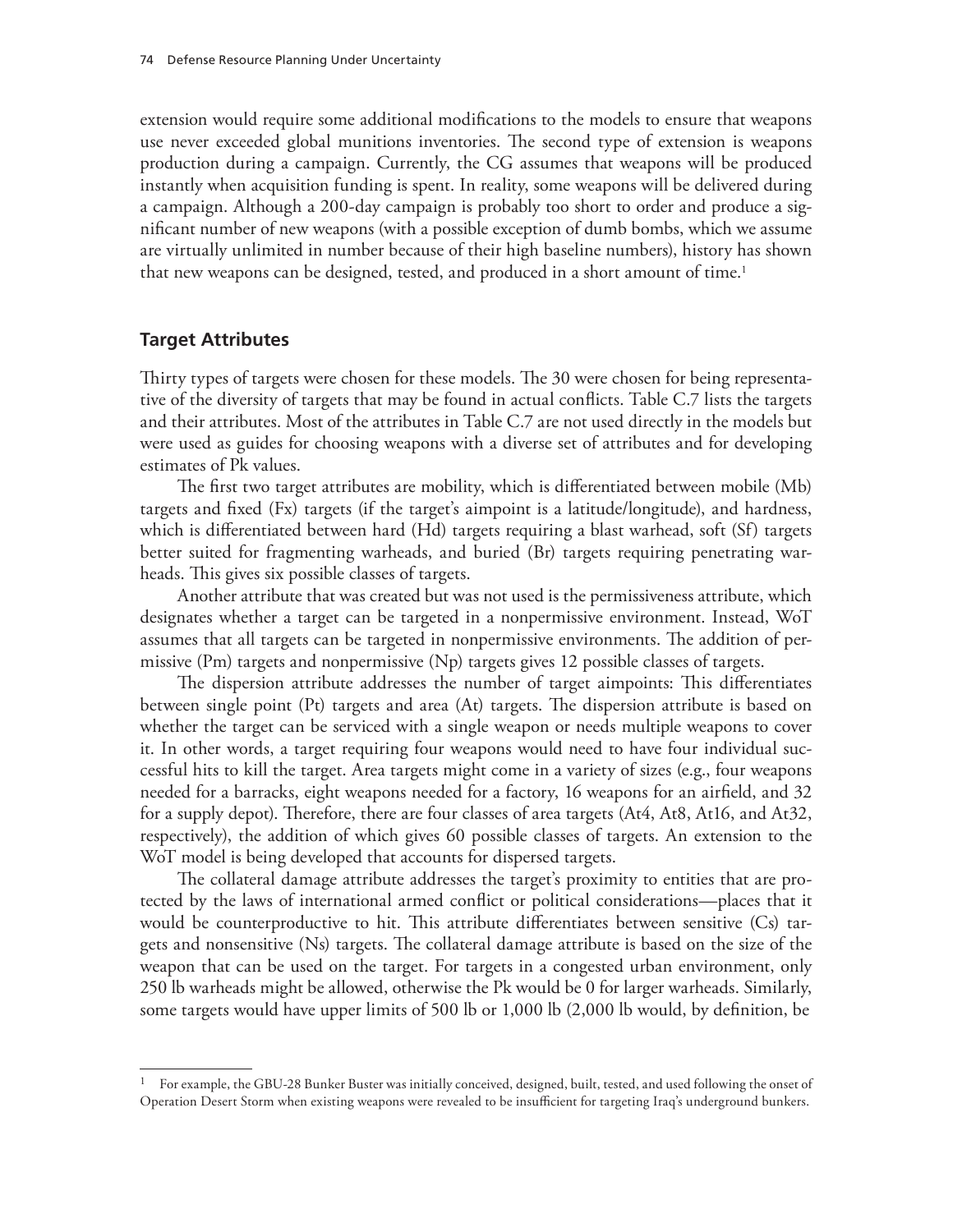extension would require some additional modifications to the models to ensure that weapons use never exceeded global munitions inventories. The second type of extension is weapons production during a campaign. Currently, the CG assumes that weapons will be produced instantly when acquisition funding is spent. In reality, some weapons will be delivered during a campaign. Although a 200-day campaign is probably too short to order and produce a significant number of new weapons (with a possible exception of dumb bombs, which we assume are virtually unlimited in number because of their high baseline numbers), history has shown that new weapons can be designed, tested, and produced in a short amount of time.[1]

## Target Attributes

Thirty types of targets were chosen for these models. The 30 were chosen for being representative of the diversity of targets that may be found in actual conflicts. Table C.7 lists the targets and their attributes. Most of the attributes in Table C.7 are not used directly in the models but were used as guides for choosing weapons with a diverse set of attributes and for developing estimates of Pk values.

The first two target attributes are mobility, which is differentiated between mobile (Mb) targets and fixed (Fx) targets (if the target's aimpoint is a latitude/longitude), and hardness, which is differentiated between hard (Hd) targets requiring a blast warhead, soft (Sf) targets better suited for fragmenting warheads, and buried (Br) targets requiring penetrating warheads. This gives six possible classes of targets.

Another attribute that was created but was not used is the permissiveness attribute, which designates whether a target can be targeted in a nonpermissive environment. Instead, WoT assumes that all targets can be targeted in nonpermissive environments. The addition of permissive (Pm) targets and nonpermissive (Np) targets gives 12 possible classes of targets.

The dispersion attribute addresses the number of target aimpoints: This differentiates between single point (Pt) targets and area (At) targets. The dispersion attribute is based on whether the target can be serviced with a single weapon or needs multiple weapons to cover it. In other words, a target requiring four weapons would need to have four individual successful hits to kill the target. Area targets might come in a variety of sizes (e.g., four weapons needed for a barracks, eight weapons needed for a factory, 16 weapons for an airfield, and 32 for a supply depot). Therefore, there are four classes of area targets (At4, At8, At16, and At32, respectively), the addition of which gives 60 possible classes of targets. An extension to the WoT model is being developed that accounts for dispersed targets.

The collateral damage attribute addresses the target's proximity to entities that are protected by the laws of international armed conflict or political considerations—places that it would be counterproductive to hit. This attribute differentiates between sensitive (Cs) targets and nonsensitive (Ns) targets. The collateral damage attribute is based on the size of the weapon that can be used on the target. For targets in a congested urban environment, only 250 lb warheads might be allowed, otherwise the Pk would be 0 for larger warheads. Similarly, some targets would have upper limits of 500 lb or 1,000 lb (2,000 lb would, by definition, be

---

[1] For example, the GBU-28 Bunker Buster was initially conceived, designed, built, tested, and used following the onset of Operation Desert Storm when existing weapons were revealed to be insufficient for targeting Iraq's underground bunkers.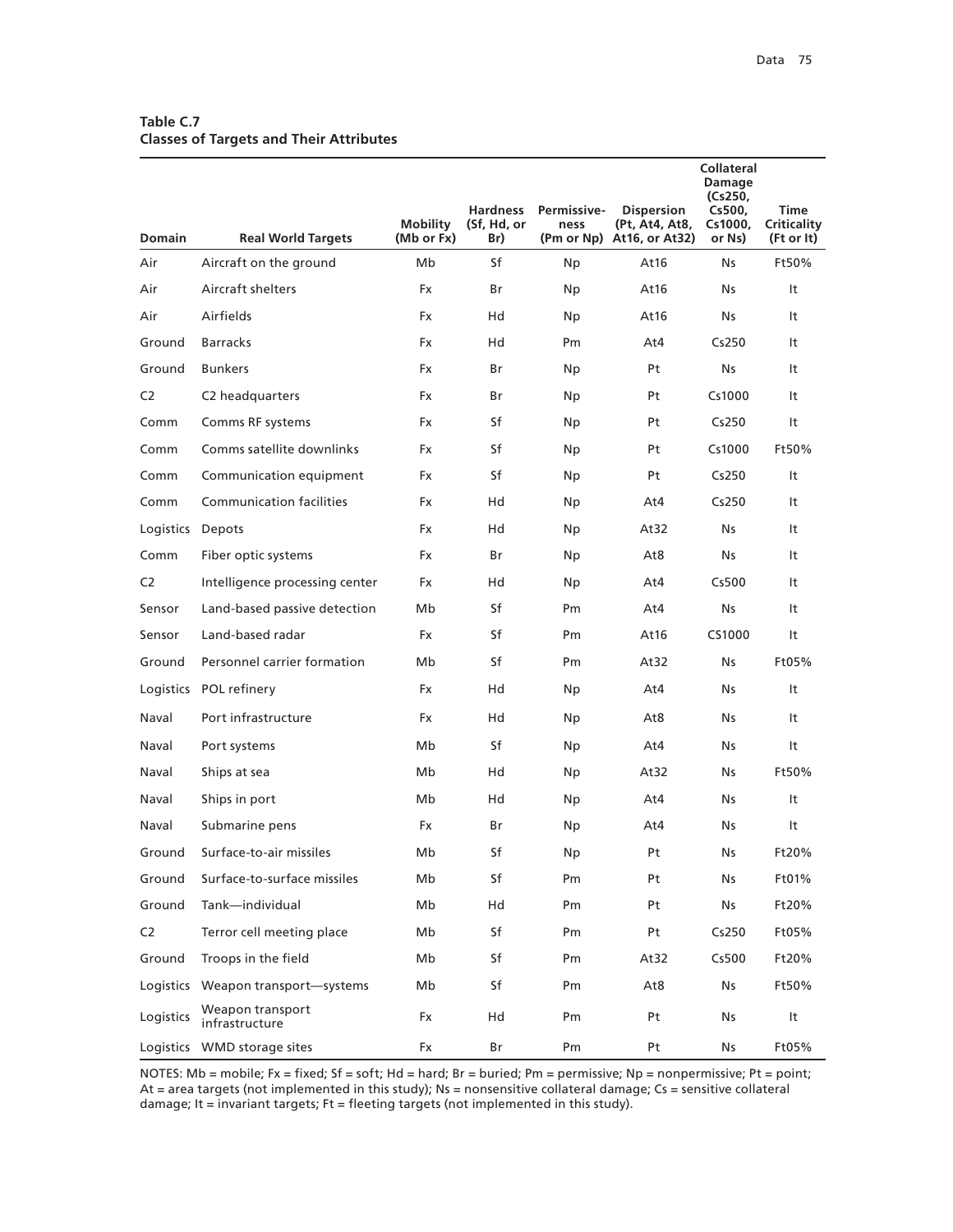**Table C.7**
**Classes of Targets and Their Attributes**

| Domain | Real World Targets | Mobility (Mb or Fx) | Hardness (Sf, Hd, or Br) | Permissive-ness (Pm or Np) | Dispersion (Pt, At4, At8, At16, or At32) | Collateral Damage (Cs250, Cs500, Cs1000, or Ns) | Time Criticality (Ft or It) |
|---|---|---|---|---|---|---|---|
| Air | Aircraft on the ground | Mb | Sf | Np | At16 | Ns | Ft50% |
| Air | Aircraft shelters | Fx | Br | Np | At16 | Ns | It |
| Air | Airfields | Fx | Hd | Np | At16 | Ns | It |
| Ground | Barracks | Fx | Hd | Pm | At4 | Cs250 | It |
| Ground | Bunkers | Fx | Br | Np | Pt | Ns | It |
| C2 | C2 headquarters | Fx | Br | Np | Pt | Cs1000 | It |
| Comm | Comms RF systems | Fx | Sf | Np | Pt | Cs250 | It |
| Comm | Comms satellite downlinks | Fx | Sf | Np | Pt | Cs1000 | Ft50% |
| Comm | Communication equipment | Fx | Sf | Np | Pt | Cs250 | It |
| Comm | Communication facilities | Fx | Hd | Np | At4 | Cs250 | It |
| Logistics | Depots | Fx | Hd | Np | At32 | Ns | It |
| Comm | Fiber optic systems | Fx | Br | Np | At8 | Ns | It |
| C2 | Intelligence processing center | Fx | Hd | Np | At4 | Cs500 | It |
| Sensor | Land-based passive detection | Mb | Sf | Pm | At4 | Ns | It |
| Sensor | Land-based radar | Fx | Sf | Pm | At16 | CS1000 | It |
| Ground | Personnel carrier formation | Mb | Sf | Pm | At32 | Ns | Ft05% |
| Logistics | POL refinery | Fx | Hd | Np | At4 | Ns | It |
| Naval | Port infrastructure | Fx | Hd | Np | At8 | Ns | It |
| Naval | Port systems | Mb | Sf | Np | At4 | Ns | It |
| Naval | Ships at sea | Mb | Hd | Np | At32 | Ns | Ft50% |
| Naval | Ships in port | Mb | Hd | Np | At4 | Ns | It |
| Naval | Submarine pens | Fx | Br | Np | At4 | Ns | It |
| Ground | Surface-to-air missiles | Mb | Sf | Np | Pt | Ns | Ft20% |
| Ground | Surface-to-surface missiles | Mb | Sf | Pm | Pt | Ns | Ft01% |
| Ground | Tank—individual | Mb | Hd | Pm | Pt | Ns | Ft20% |
| C2 | Terror cell meeting place | Mb | Sf | Pm | Pt | Cs250 | Ft05% |
| Ground | Troops in the field | Mb | Sf | Pm | At32 | Cs500 | Ft20% |
| Logistics | Weapon transport—systems | Mb | Sf | Pm | At8 | Ns | Ft50% |
| Logistics | Weapon transport infrastructure | Fx | Hd | Pm | Pt | Ns | It |
| Logistics | WMD storage sites | Fx | Br | Pm | Pt | Ns | Ft05% |

NOTES: Mb = mobile; Fx = fixed; Sf = soft; Hd = hard; Br = buried; Pm = permissive; Np = nonpermissive; Pt = point; At = area targets (not implemented in this study); Ns = nonsensitive collateral damage; Cs = sensitive collateral damage; It = invariant targets; Ft = fleeting targets (not implemented in this study).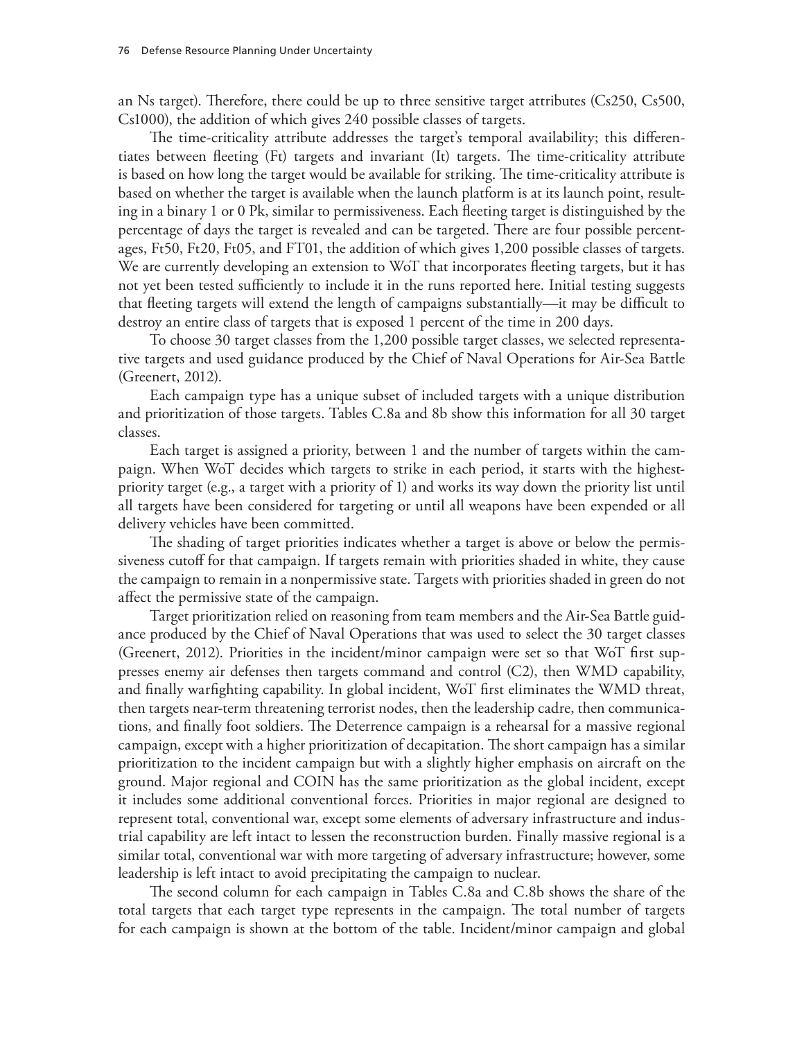an Ns target). Therefore, there could be up to three sensitive target attributes (Cs250, Cs500, Cs1000), the addition of which gives 240 possible classes of targets.

The time-criticality attribute addresses the target's temporal availability; this differentiates between fleeting (Ft) targets and invariant (It) targets. The time-criticality attribute is based on how long the target would be available for striking. The time-criticality attribute is based on whether the target is available when the launch platform is at its launch point, resulting in a binary 1 or 0 Pk, similar to permissiveness. Each fleeting target is distinguished by the percentage of days the target is revealed and can be targeted. There are four possible percentages, Ft50, Ft20, Ft05, and FT01, the addition of which gives 1,200 possible classes of targets. We are currently developing an extension to WoT that incorporates fleeting targets, but it has not yet been tested sufficiently to include it in the runs reported here. Initial testing suggests that fleeting targets will extend the length of campaigns substantially—it may be difficult to destroy an entire class of targets that is exposed 1 percent of the time in 200 days.

To choose 30 target classes from the 1,200 possible target classes, we selected representative targets and used guidance produced by the Chief of Naval Operations for Air-Sea Battle (Greenert, 2012).

Each campaign type has a unique subset of included targets with a unique distribution and prioritization of those targets. Tables C.8a and 8b show this information for all 30 target classes.

Each target is assigned a priority, between 1 and the number of targets within the campaign. When WoT decides which targets to strike in each period, it starts with the highest-priority target (e.g., a target with a priority of 1) and works its way down the priority list until all targets have been considered for targeting or until all weapons have been expended or all delivery vehicles have been committed.

The shading of target priorities indicates whether a target is above or below the permissiveness cutoff for that campaign. If targets remain with priorities shaded in white, they cause the campaign to remain in a nonpermissive state. Targets with priorities shaded in green do not affect the permissive state of the campaign.

Target prioritization relied on reasoning from team members and the Air-Sea Battle guidance produced by the Chief of Naval Operations that was used to select the 30 target classes (Greenert, 2012). Priorities in the incident/minor campaign were set so that WoT first suppresses enemy air defenses then targets command and control (C2), then WMD capability, and finally warfighting capability. In global incident, WoT first eliminates the WMD threat, then targets near-term threatening terrorist nodes, then the leadership cadre, then communications, and finally foot soldiers. The Deterrence campaign is a rehearsal for a massive regional campaign, except with a higher prioritization of decapitation. The short campaign has a similar prioritization to the incident campaign but with a slightly higher emphasis on aircraft on the ground. Major regional and COIN has the same prioritization as the global incident, except it includes some additional conventional forces. Priorities in major regional are designed to represent total, conventional war, except some elements of adversary infrastructure and industrial capability are left intact to lessen the reconstruction burden. Finally massive regional is a similar total, conventional war with more targeting of adversary infrastructure; however, some leadership is left intact to avoid precipitating the campaign to nuclear.

The second column for each campaign in Tables C.8a and C.8b shows the share of the total targets that each target type represents in the campaign. The total number of targets for each campaign is shown at the bottom of the table. Incident/minor campaign and global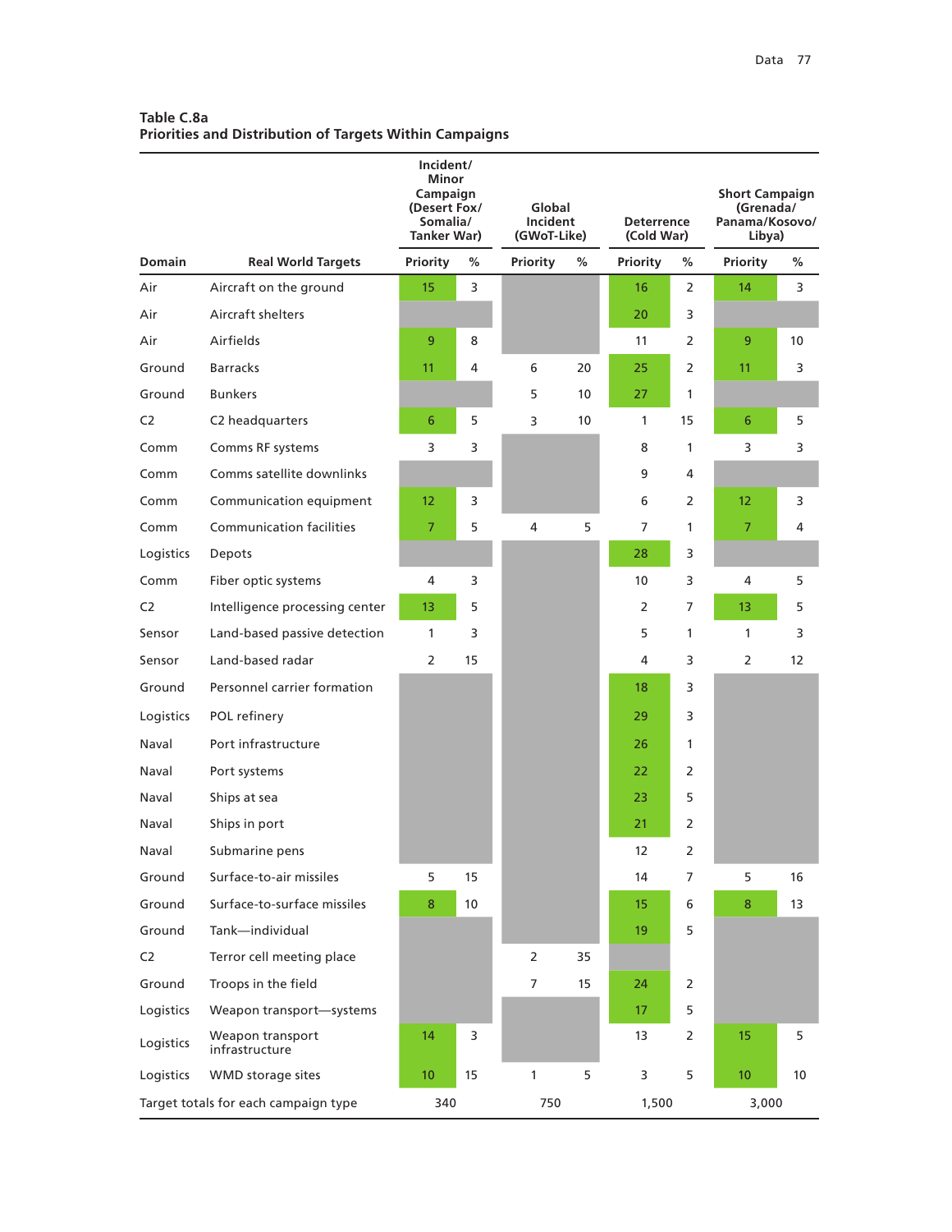**Table C.8a**
**Priorities and Distribution of Targets Within Campaigns**

| Domain | Real World Targets | Incident/ Minor Campaign (Desert Fox/ Somalia/ Tanker War) | | Global Incident (GWoT-Like) | | Deterrence (Cold War) | | Short Campaign (Grenada/ Panama/Kosovo/ Libya) | |
|---|---|---|---|---|---|---|---|---|---|
| | | Priority | % | Priority | % | Priority | % | Priority | % |
| Air | Aircraft on the ground | 15 | 3 | | | 16 | 2 | 14 | 3 |
| Air | Aircraft shelters | | | | | 20 | 3 | | |
| Air | Airfields | 9 | 8 | | | 11 | 2 | 9 | 10 |
| Ground | Barracks | 11 | 4 | 6 | 20 | 25 | 2 | 11 | 3 |
| Ground | Bunkers | | | 5 | 10 | 27 | 1 | | |
| C2 | C2 headquarters | 6 | 5 | 3 | 10 | 1 | 15 | 6 | 5 |
| Comm | Comms RF systems | 3 | 3 | | | 8 | 1 | 3 | 3 |
| Comm | Comms satellite downlinks | | | | | 9 | 4 | | |
| Comm | Communication equipment | 12 | 3 | | | 6 | 2 | 12 | 3 |
| Comm | Communication facilities | 7 | 5 | 4 | 5 | 7 | 1 | 7 | 4 |
| Logistics | Depots | | | | | 28 | 3 | | |
| Comm | Fiber optic systems | 4 | 3 | | | 10 | 3 | 4 | 5 |
| C2 | Intelligence processing center | 13 | 5 | | | 2 | 7 | 13 | 5 |
| Sensor | Land-based passive detection | 1 | 3 | | | 5 | 1 | 1 | 3 |
| Sensor | Land-based radar | 2 | 15 | | | 4 | 3 | 2 | 12 |
| Ground | Personnel carrier formation | | | | | 18 | 3 | | |
| Logistics | POL refinery | | | | | 29 | 3 | | |
| Naval | Port infrastructure | | | | | 26 | 1 | | |
| Naval | Port systems | | | | | 22 | 2 | | |
| Naval | Ships at sea | | | | | 23 | 5 | | |
| Naval | Ships in port | | | | | 21 | 2 | | |
| Naval | Submarine pens | | | | | 12 | 2 | | |
| Ground | Surface-to-air missiles | 5 | 15 | | | 14 | 7 | 5 | 16 |
| Ground | Surface-to-surface missiles | 8 | 10 | | | 15 | 6 | 8 | 13 |
| Ground | Tank—individual | | | | | 19 | 5 | | |
| C2 | Terror cell meeting place | | | 2 | 35 | | | | |
| Ground | Troops in the field | | | 7 | 15 | 24 | 2 | | |
| Logistics | Weapon transport—systems | | | | | 17 | 5 | | |
| Logistics | Weapon transport infrastructure | 14 | 3 | | | 13 | 2 | 15 | 5 |
| Logistics | WMD storage sites | 10 | 15 | 1 | 5 | 3 | 5 | 10 | 10 |
| Target totals for each campaign type | | 340 | | 750 | | 1,500 | | 3,000 | |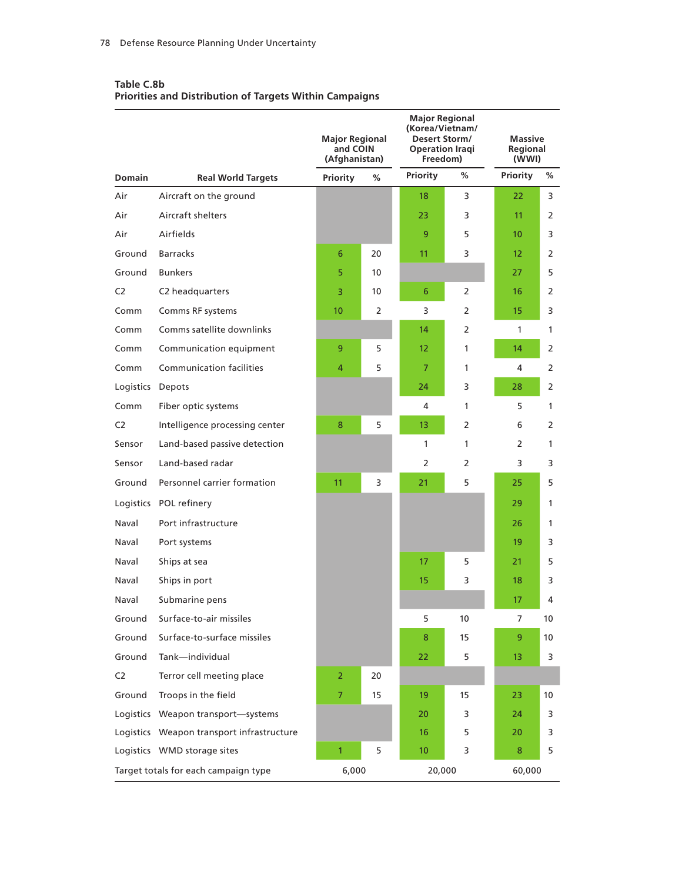**Table C.8b**
**Priorities and Distribution of Targets Within Campaigns**

| Domain | Real World Targets | Major Regional and COIN (Afghanistan) | | Major Regional (Korea/Vietnam/ Desert Storm/ Operation Iraqi Freedom) | | Massive Regional (WWI) | |
|---|---|---|---|---|---|---|---|
| | | Priority | % | Priority | % | Priority | % |
| Air | Aircraft on the ground | | | 18 | 3 | 22 | 3 |
| Air | Aircraft shelters | | | 23 | 3 | 11 | 2 |
| Air | Airfields | | | 9 | 5 | 10 | 3 |
| Ground | Barracks | 6 | 20 | 11 | 3 | 12 | 2 |
| Ground | Bunkers | 5 | 10 | | | 27 | 5 |
| C2 | C2 headquarters | 3 | 10 | 6 | 2 | 16 | 2 |
| Comm | Comms RF systems | 10 | 2 | 3 | 2 | 15 | 3 |
| Comm | Comms satellite downlinks | | | 14 | 2 | 1 | 1 |
| Comm | Communication equipment | 9 | 5 | 12 | 1 | 14 | 2 |
| Comm | Communication facilities | 4 | 5 | 7 | 1 | 4 | 2 |
| Logistics | Depots | | | 24 | 3 | 28 | 2 |
| Comm | Fiber optic systems | | | 4 | 1 | 5 | 1 |
| C2 | Intelligence processing center | 8 | 5 | 13 | 2 | 6 | 2 |
| Sensor | Land-based passive detection | | | 1 | 1 | 2 | 1 |
| Sensor | Land-based radar | | | 2 | 2 | 3 | 3 |
| Ground | Personnel carrier formation | 11 | 3 | 21 | 5 | 25 | 5 |
| Logistics | POL refinery | | | | | 29 | 1 |
| Naval | Port infrastructure | | | | | 26 | 1 |
| Naval | Port systems | | | | | 19 | 3 |
| Naval | Ships at sea | | | 17 | 5 | 21 | 5 |
| Naval | Ships in port | | | 15 | 3 | 18 | 3 |
| Naval | Submarine pens | | | | | 17 | 4 |
| Ground | Surface-to-air missiles | | | 5 | 10 | 7 | 10 |
| Ground | Surface-to-surface missiles | | | 8 | 15 | 9 | 10 |
| Ground | Tank—individual | | | 22 | 5 | 13 | 3 |
| C2 | Terror cell meeting place | 2 | 20 | | | | |
| Ground | Troops in the field | 7 | 15 | 19 | 15 | 23 | 10 |
| Logistics | Weapon transport—systems | | | 20 | 3 | 24 | 3 |
| Logistics | Weapon transport infrastructure | | | 16 | 5 | 20 | 3 |
| Logistics | WMD storage sites | 1 | 5 | 10 | 3 | 8 | 5 |
| Target totals for each campaign type | | 6,000 | | 20,000 | | 60,000 | |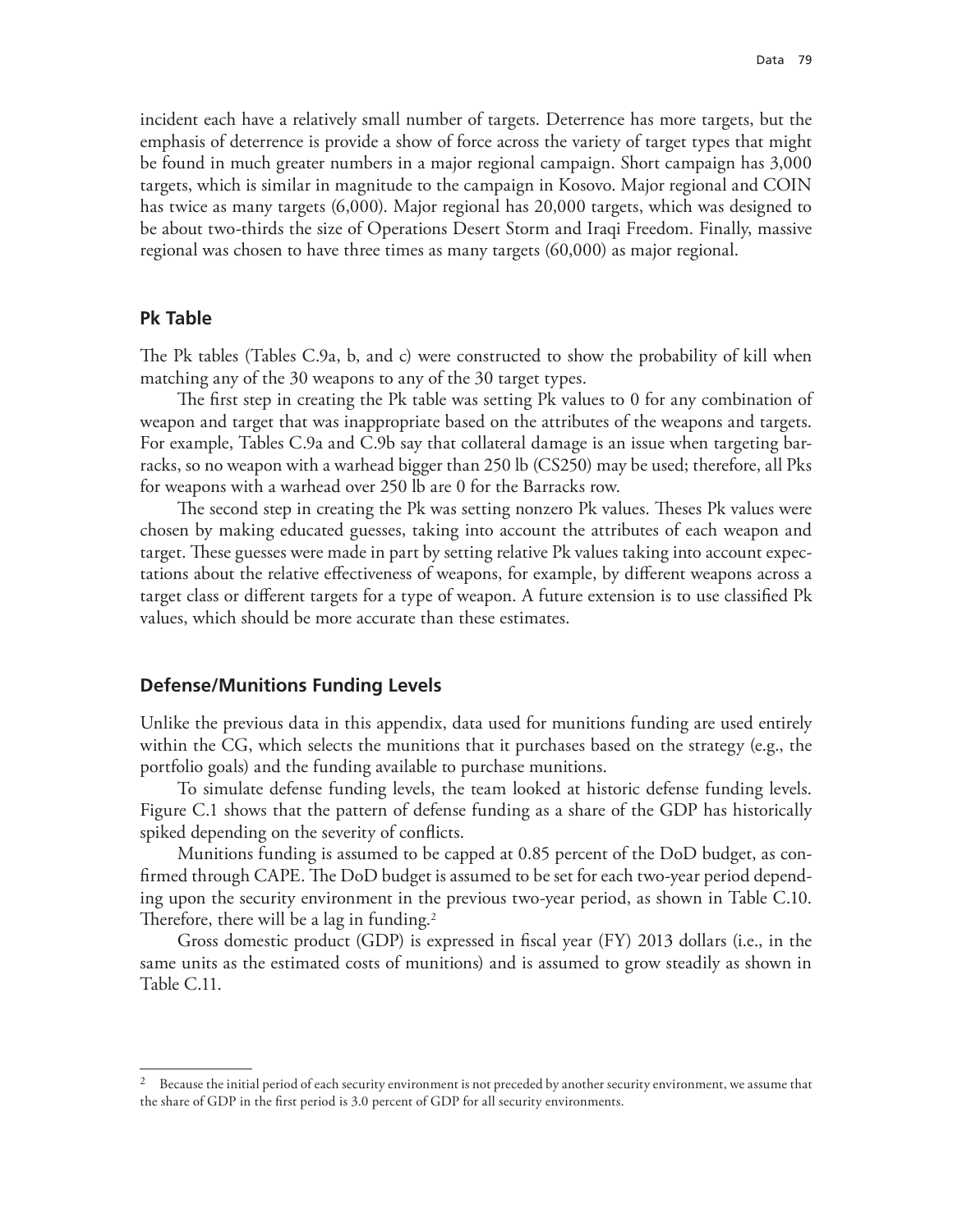incident each have a relatively small number of targets. Deterrence has more targets, but the emphasis of deterrence is provide a show of force across the variety of target types that might be found in much greater numbers in a major regional campaign. Short campaign has 3,000 targets, which is similar in magnitude to the campaign in Kosovo. Major regional and COIN has twice as many targets (6,000). Major regional has 20,000 targets, which was designed to be about two-thirds the size of Operations Desert Storm and Iraqi Freedom. Finally, massive regional was chosen to have three times as many targets (60,000) as major regional.

## Pk Table

The Pk tables (Tables C.9a, b, and c) were constructed to show the probability of kill when matching any of the 30 weapons to any of the 30 target types.

The first step in creating the Pk table was setting Pk values to 0 for any combination of weapon and target that was inappropriate based on the attributes of the weapons and targets. For example, Tables C.9a and C.9b say that collateral damage is an issue when targeting barracks, so no weapon with a warhead bigger than 250 lb (CS250) may be used; therefore, all Pks for weapons with a warhead over 250 lb are 0 for the Barracks row.

The second step in creating the Pk was setting nonzero Pk values. Theses Pk values were chosen by making educated guesses, taking into account the attributes of each weapon and target. These guesses were made in part by setting relative Pk values taking into account expectations about the relative effectiveness of weapons, for example, by different weapons across a target class or different targets for a type of weapon. A future extension is to use classified Pk values, which should be more accurate than these estimates.

## Defense/Munitions Funding Levels

Unlike the previous data in this appendix, data used for munitions funding are used entirely within the CG, which selects the munitions that it purchases based on the strategy (e.g., the portfolio goals) and the funding available to purchase munitions.

To simulate defense funding levels, the team looked at historic defense funding levels. Figure C.1 shows that the pattern of defense funding as a share of the GDP has historically spiked depending on the severity of conflicts.

Munitions funding is assumed to be capped at 0.85 percent of the DoD budget, as confirmed through CAPE. The DoD budget is assumed to be set for each two-year period depending upon the security environment in the previous two-year period, as shown in Table C.10. Therefore, there will be a lag in funding.[2]

Gross domestic product (GDP) is expressed in fiscal year (FY) 2013 dollars (i.e., in the same units as the estimated costs of munitions) and is assumed to grow steadily as shown in Table C.11.

---

[2] Because the initial period of each security environment is not preceded by another security environment, we assume that the share of GDP in the first period is 3.0 percent of GDP for all security environments.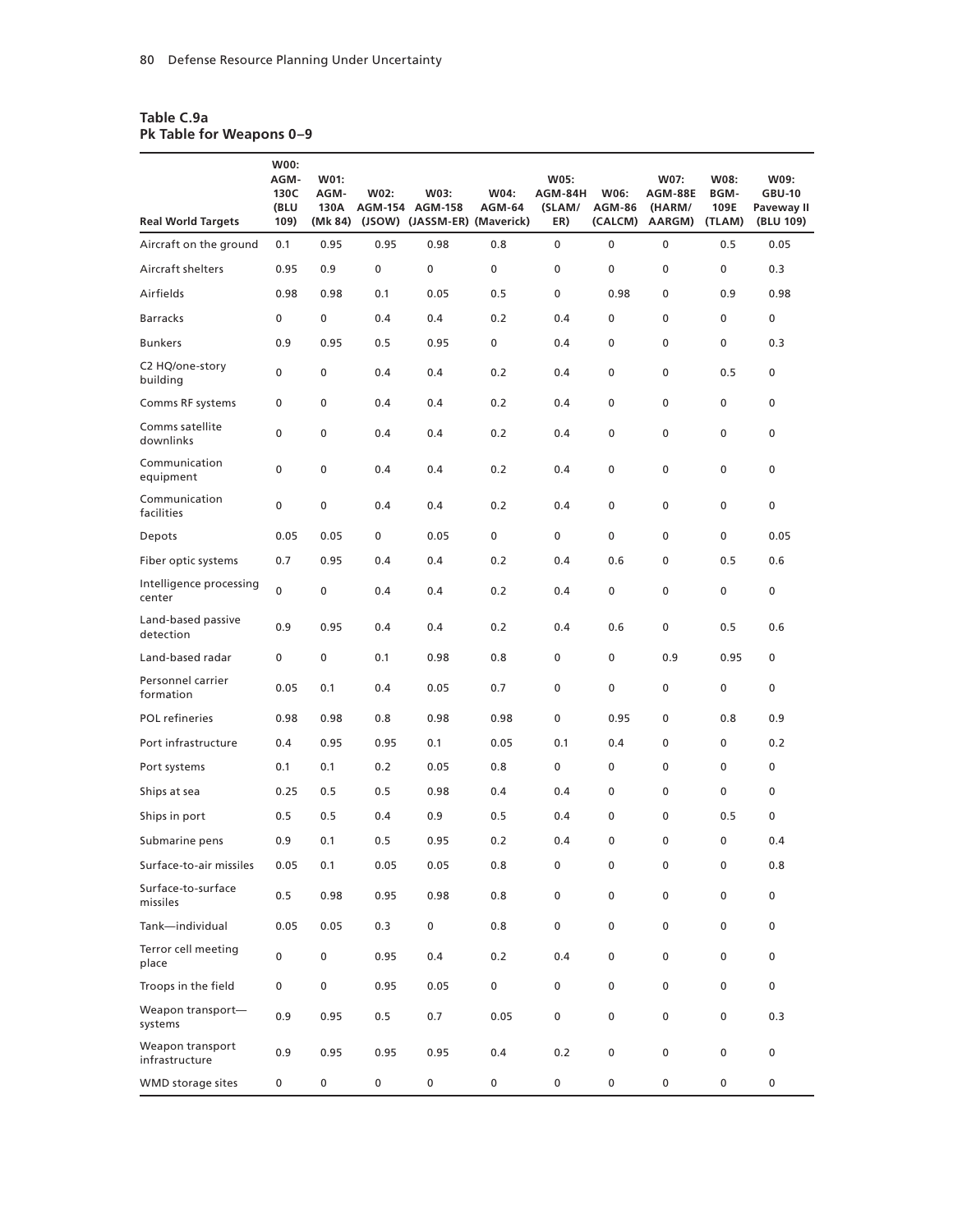**Table C.9a**
**Pk Table for Weapons 0–9**

| Real World Targets | W00: AGM-130C (BLU 109) | W01: AGM-130A (Mk 84) | W02: AGM-154 (JSOW) | W03: AGM-158 (JASSM-ER) | W04: AGM-64 (Maverick) | W05: AGM-84H (SLAM/ER) | W06: AGM-86 (CALCM) | W07: AGM-88E (HARM/AARGM) | W08: BGM-109E (TLAM) | W09: GBU-10 Paveway II (BLU 109) |
|---|---|---|---|---|---|---|---|---|---|---|
| Aircraft on the ground | 0.1 | 0.95 | 0.95 | 0.98 | 0.8 | 0 | 0 | 0 | 0.5 | 0.05 |
| Aircraft shelters | 0.95 | 0.9 | 0 | 0 | 0 | 0 | 0 | 0 | 0 | 0.3 |
| Airfields | 0.98 | 0.98 | 0.1 | 0.05 | 0.5 | 0 | 0.98 | 0 | 0.9 | 0.98 |
| Barracks | 0 | 0 | 0.4 | 0.4 | 0.2 | 0.4 | 0 | 0 | 0 | 0 |
| Bunkers | 0.9 | 0.95 | 0.5 | 0.95 | 0 | 0.4 | 0 | 0 | 0 | 0.3 |
| C2 HQ/one-story building | 0 | 0 | 0.4 | 0.4 | 0.2 | 0.4 | 0 | 0 | 0.5 | 0 |
| Comms RF systems | 0 | 0 | 0.4 | 0.4 | 0.2 | 0.4 | 0 | 0 | 0 | 0 |
| Comms satellite downlinks | 0 | 0 | 0.4 | 0.4 | 0.2 | 0.4 | 0 | 0 | 0 | 0 |
| Communication equipment | 0 | 0 | 0.4 | 0.4 | 0.2 | 0.4 | 0 | 0 | 0 | 0 |
| Communication facilities | 0 | 0 | 0.4 | 0.4 | 0.2 | 0.4 | 0 | 0 | 0 | 0 |
| Depots | 0.05 | 0.05 | 0 | 0.05 | 0 | 0 | 0 | 0 | 0 | 0.05 |
| Fiber optic systems | 0.7 | 0.95 | 0.4 | 0.4 | 0.2 | 0.4 | 0.6 | 0 | 0.5 | 0.6 |
| Intelligence processing center | 0 | 0 | 0.4 | 0.4 | 0.2 | 0.4 | 0 | 0 | 0 | 0 |
| Land-based passive detection | 0.9 | 0.95 | 0.4 | 0.4 | 0.2 | 0.4 | 0.6 | 0 | 0.5 | 0.6 |
| Land-based radar | 0 | 0 | 0.1 | 0.98 | 0.8 | 0 | 0 | 0.9 | 0.95 | 0 |
| Personnel carrier formation | 0.05 | 0.1 | 0.4 | 0.05 | 0.7 | 0 | 0 | 0 | 0 | 0 |
| POL refineries | 0.98 | 0.98 | 0.8 | 0.98 | 0.98 | 0 | 0.95 | 0 | 0.8 | 0.9 |
| Port infrastructure | 0.4 | 0.95 | 0.95 | 0.1 | 0.05 | 0.1 | 0.4 | 0 | 0 | 0.2 |
| Port systems | 0.1 | 0.1 | 0.2 | 0.05 | 0.8 | 0 | 0 | 0 | 0 | 0 |
| Ships at sea | 0.25 | 0.5 | 0.5 | 0.98 | 0.4 | 0.4 | 0 | 0 | 0 | 0 |
| Ships in port | 0.5 | 0.5 | 0.4 | 0.9 | 0.5 | 0.4 | 0 | 0 | 0.5 | 0 |
| Submarine pens | 0.9 | 0.1 | 0.5 | 0.95 | 0.2 | 0.4 | 0 | 0 | 0 | 0.4 |
| Surface-to-air missiles | 0.05 | 0.1 | 0.05 | 0.05 | 0.8 | 0 | 0 | 0 | 0 | 0.8 |
| Surface-to-surface missiles | 0.5 | 0.98 | 0.95 | 0.98 | 0.8 | 0 | 0 | 0 | 0 | 0 |
| Tank—individual | 0.05 | 0.05 | 0.3 | 0 | 0.8 | 0 | 0 | 0 | 0 | 0 |
| Terror cell meeting place | 0 | 0 | 0.95 | 0.4 | 0.2 | 0.4 | 0 | 0 | 0 | 0 |
| Troops in the field | 0 | 0 | 0.95 | 0.05 | 0 | 0 | 0 | 0 | 0 | 0 |
| Weapon transport—systems | 0.9 | 0.95 | 0.5 | 0.7 | 0.05 | 0 | 0 | 0 | 0 | 0.3 |
| Weapon transport infrastructure | 0.9 | 0.95 | 0.95 | 0.95 | 0.4 | 0.2 | 0 | 0 | 0 | 0 |
| WMD storage sites | 0 | 0 | 0 | 0 | 0 | 0 | 0 | 0 | 0 | 0 |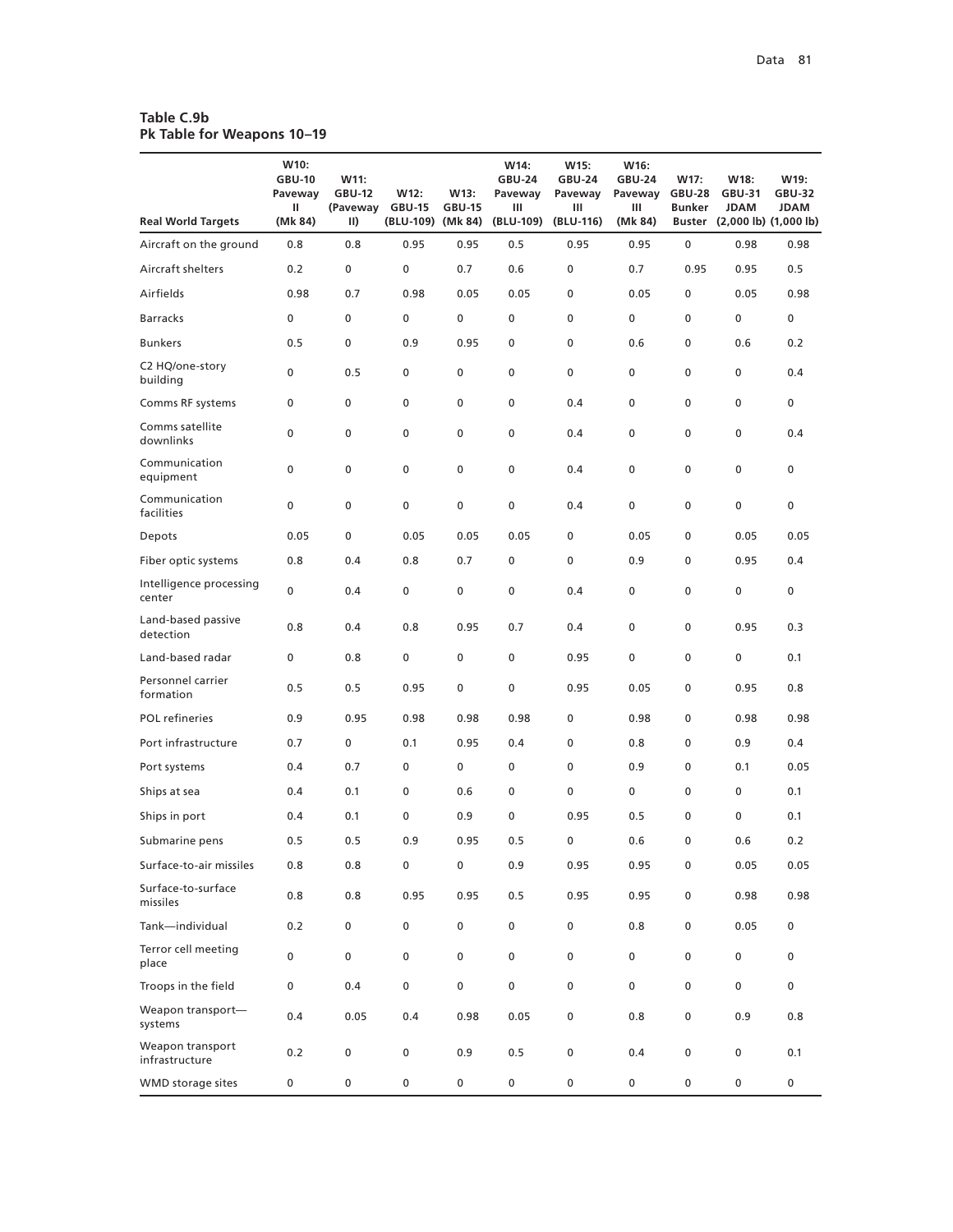**Table C.9b**
**Pk Table for Weapons 10–19**

| Real World Targets | W10: GBU-10 Paveway II (Mk 84) | W11: GBU-12 (Paveway II) | W12: GBU-15 (BLU-109) | W13: GBU-15 (Mk 84) | W14: GBU-24 Paveway III (BLU-109) | W15: GBU-24 Paveway III (BLU-116) | W16: GBU-24 Paveway III (Mk 84) | W17: GBU-28 Bunker Buster | W18: GBU-31 JDAM (2,000 lb) | W19: GBU-32 JDAM (1,000 lb) |
|---|---|---|---|---|---|---|---|---|---|---|
| Aircraft on the ground | 0.8 | 0.8 | 0.95 | 0.95 | 0.5 | 0.95 | 0.95 | 0 | 0.98 | 0.98 |
| Aircraft shelters | 0.2 | 0 | 0 | 0.7 | 0.6 | 0 | 0.7 | 0.95 | 0.95 | 0.5 |
| Airfields | 0.98 | 0.7 | 0.98 | 0.05 | 0.05 | 0 | 0.05 | 0 | 0.05 | 0.98 |
| Barracks | 0 | 0 | 0 | 0 | 0 | 0 | 0 | 0 | 0 | 0 |
| Bunkers | 0.5 | 0 | 0.9 | 0.95 | 0 | 0 | 0.6 | 0 | 0.6 | 0.2 |
| C2 HQ/one-story building | 0 | 0.5 | 0 | 0 | 0 | 0 | 0 | 0 | 0 | 0.4 |
| Comms RF systems | 0 | 0 | 0 | 0 | 0 | 0.4 | 0 | 0 | 0 | 0 |
| Comms satellite downlinks | 0 | 0 | 0 | 0 | 0 | 0.4 | 0 | 0 | 0 | 0.4 |
| Communication equipment | 0 | 0 | 0 | 0 | 0 | 0.4 | 0 | 0 | 0 | 0 |
| Communication facilities | 0 | 0 | 0 | 0 | 0 | 0.4 | 0 | 0 | 0 | 0 |
| Depots | 0.05 | 0 | 0.05 | 0.05 | 0.05 | 0 | 0.05 | 0 | 0.05 | 0.05 |
| Fiber optic systems | 0.8 | 0.4 | 0.8 | 0.7 | 0 | 0 | 0.9 | 0 | 0.95 | 0.4 |
| Intelligence processing center | 0 | 0.4 | 0 | 0 | 0 | 0.4 | 0 | 0 | 0 | 0 |
| Land-based passive detection | 0.8 | 0.4 | 0.8 | 0.95 | 0.7 | 0.4 | 0 | 0 | 0.95 | 0.3 |
| Land-based radar | 0 | 0.8 | 0 | 0 | 0 | 0.95 | 0 | 0 | 0 | 0.1 |
| Personnel carrier formation | 0.5 | 0.5 | 0.95 | 0 | 0 | 0.95 | 0.05 | 0 | 0.95 | 0.8 |
| POL refineries | 0.9 | 0.95 | 0.98 | 0.98 | 0.98 | 0 | 0.98 | 0 | 0.98 | 0.98 |
| Port infrastructure | 0.7 | 0 | 0.1 | 0.95 | 0.4 | 0 | 0.8 | 0 | 0.9 | 0.4 |
| Port systems | 0.4 | 0.7 | 0 | 0 | 0 | 0 | 0.9 | 0 | 0.1 | 0.05 |
| Ships at sea | 0.4 | 0.1 | 0 | 0.6 | 0 | 0 | 0 | 0 | 0 | 0.1 |
| Ships in port | 0.4 | 0.1 | 0 | 0.9 | 0 | 0.95 | 0.5 | 0 | 0 | 0.1 |
| Submarine pens | 0.5 | 0.5 | 0.9 | 0.95 | 0.5 | 0 | 0.6 | 0 | 0.6 | 0.2 |
| Surface-to-air missiles | 0.8 | 0.8 | 0 | 0 | 0.9 | 0.95 | 0.95 | 0 | 0.05 | 0.05 |
| Surface-to-surface missiles | 0.8 | 0.8 | 0.95 | 0.95 | 0.5 | 0.95 | 0.95 | 0 | 0.98 | 0.98 |
| Tank—individual | 0.2 | 0 | 0 | 0 | 0 | 0 | 0.8 | 0 | 0.05 | 0 |
| Terror cell meeting place | 0 | 0 | 0 | 0 | 0 | 0 | 0 | 0 | 0 | 0 |
| Troops in the field | 0 | 0.4 | 0 | 0 | 0 | 0 | 0 | 0 | 0 | 0 |
| Weapon transport—systems | 0.4 | 0.05 | 0.4 | 0.98 | 0.05 | 0 | 0.8 | 0 | 0.9 | 0.8 |
| Weapon transport infrastructure | 0.2 | 0 | 0 | 0.9 | 0.5 | 0 | 0.4 | 0 | 0 | 0.1 |
| WMD storage sites | 0 | 0 | 0 | 0 | 0 | 0 | 0 | 0 | 0 | 0 |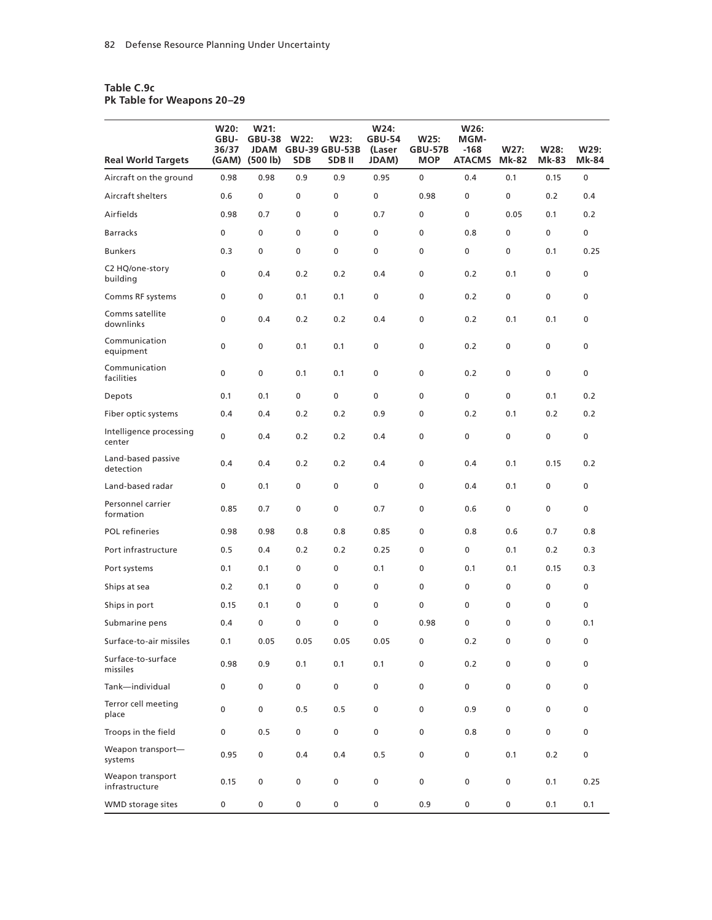**Table C.9c**
**Pk Table for Weapons 20–29**

| Real World Targets | W20: GBU-36/37 (GAM) | W21: GBU-38 JDAM (500 lb) | W22: GBU-39 SDB | W23: GBU-53B SDB II | W24: GBU-54 (Laser JDAM) | W25: GBU-57B MOP | W26: MGM-168 ATACMS | W27: Mk-82 | W28: Mk-83 | W29: Mk-84 |
|---|---|---|---|---|---|---|---|---|---|---|
| Aircraft on the ground | 0.98 | 0.98 | 0.9 | 0.9 | 0.95 | 0 | 0.4 | 0.1 | 0.15 | 0 |
| Aircraft shelters | 0.6 | 0 | 0 | 0 | 0 | 0.98 | 0 | 0 | 0.2 | 0.4 |
| Airfields | 0.98 | 0.7 | 0 | 0 | 0.7 | 0 | 0 | 0.05 | 0.1 | 0.2 |
| Barracks | 0 | 0 | 0 | 0 | 0 | 0 | 0.8 | 0 | 0 | 0 |
| Bunkers | 0.3 | 0 | 0 | 0 | 0 | 0 | 0 | 0 | 0.1 | 0.25 |
| C2 HQ/one-story building | 0 | 0.4 | 0.2 | 0.2 | 0.4 | 0 | 0.2 | 0.1 | 0 | 0 |
| Comms RF systems | 0 | 0 | 0.1 | 0.1 | 0 | 0 | 0.2 | 0 | 0 | 0 |
| Comms satellite downlinks | 0 | 0.4 | 0.2 | 0.2 | 0.4 | 0 | 0.2 | 0.1 | 0.1 | 0 |
| Communication equipment | 0 | 0 | 0.1 | 0.1 | 0 | 0 | 0.2 | 0 | 0 | 0 |
| Communication facilities | 0 | 0 | 0.1 | 0.1 | 0 | 0 | 0.2 | 0 | 0 | 0 |
| Depots | 0.1 | 0.1 | 0 | 0 | 0 | 0 | 0 | 0 | 0.1 | 0.2 |
| Fiber optic systems | 0.4 | 0.4 | 0.2 | 0.2 | 0.9 | 0 | 0.2 | 0.1 | 0.2 | 0.2 |
| Intelligence processing center | 0 | 0.4 | 0.2 | 0.2 | 0.4 | 0 | 0 | 0 | 0 | 0 |
| Land-based passive detection | 0.4 | 0.4 | 0.2 | 0.2 | 0.4 | 0 | 0.4 | 0.1 | 0.15 | 0.2 |
| Land-based radar | 0 | 0.1 | 0 | 0 | 0 | 0 | 0.4 | 0.1 | 0 | 0 |
| Personnel carrier formation | 0.85 | 0.7 | 0 | 0 | 0.7 | 0 | 0.6 | 0 | 0 | 0 |
| POL refineries | 0.98 | 0.98 | 0.8 | 0.8 | 0.85 | 0 | 0.8 | 0.6 | 0.7 | 0.8 |
| Port infrastructure | 0.5 | 0.4 | 0.2 | 0.2 | 0.25 | 0 | 0 | 0.1 | 0.2 | 0.3 |
| Port systems | 0.1 | 0.1 | 0 | 0 | 0.1 | 0 | 0.1 | 0.1 | 0.15 | 0.3 |
| Ships at sea | 0.2 | 0.1 | 0 | 0 | 0 | 0 | 0 | 0 | 0 | 0 |
| Ships in port | 0.15 | 0.1 | 0 | 0 | 0 | 0 | 0 | 0 | 0 | 0 |
| Submarine pens | 0.4 | 0 | 0 | 0 | 0 | 0.98 | 0 | 0 | 0 | 0.1 |
| Surface-to-air missiles | 0.1 | 0.05 | 0.05 | 0.05 | 0.05 | 0 | 0.2 | 0 | 0 | 0 |
| Surface-to-surface missiles | 0.98 | 0.9 | 0.1 | 0.1 | 0.1 | 0 | 0.2 | 0 | 0 | 0 |
| Tank—individual | 0 | 0 | 0 | 0 | 0 | 0 | 0 | 0 | 0 | 0 |
| Terror cell meeting place | 0 | 0 | 0.5 | 0.5 | 0 | 0 | 0.9 | 0 | 0 | 0 |
| Troops in the field | 0 | 0.5 | 0 | 0 | 0 | 0 | 0.8 | 0 | 0 | 0 |
| Weapon transport—systems | 0.95 | 0 | 0.4 | 0.4 | 0.5 | 0 | 0 | 0.1 | 0.2 | 0 |
| Weapon transport infrastructure | 0.15 | 0 | 0 | 0 | 0 | 0 | 0 | 0 | 0.1 | 0.25 |
| WMD storage sites | 0 | 0 | 0 | 0 | 0 | 0.9 | 0 | 0 | 0.1 | 0.1 |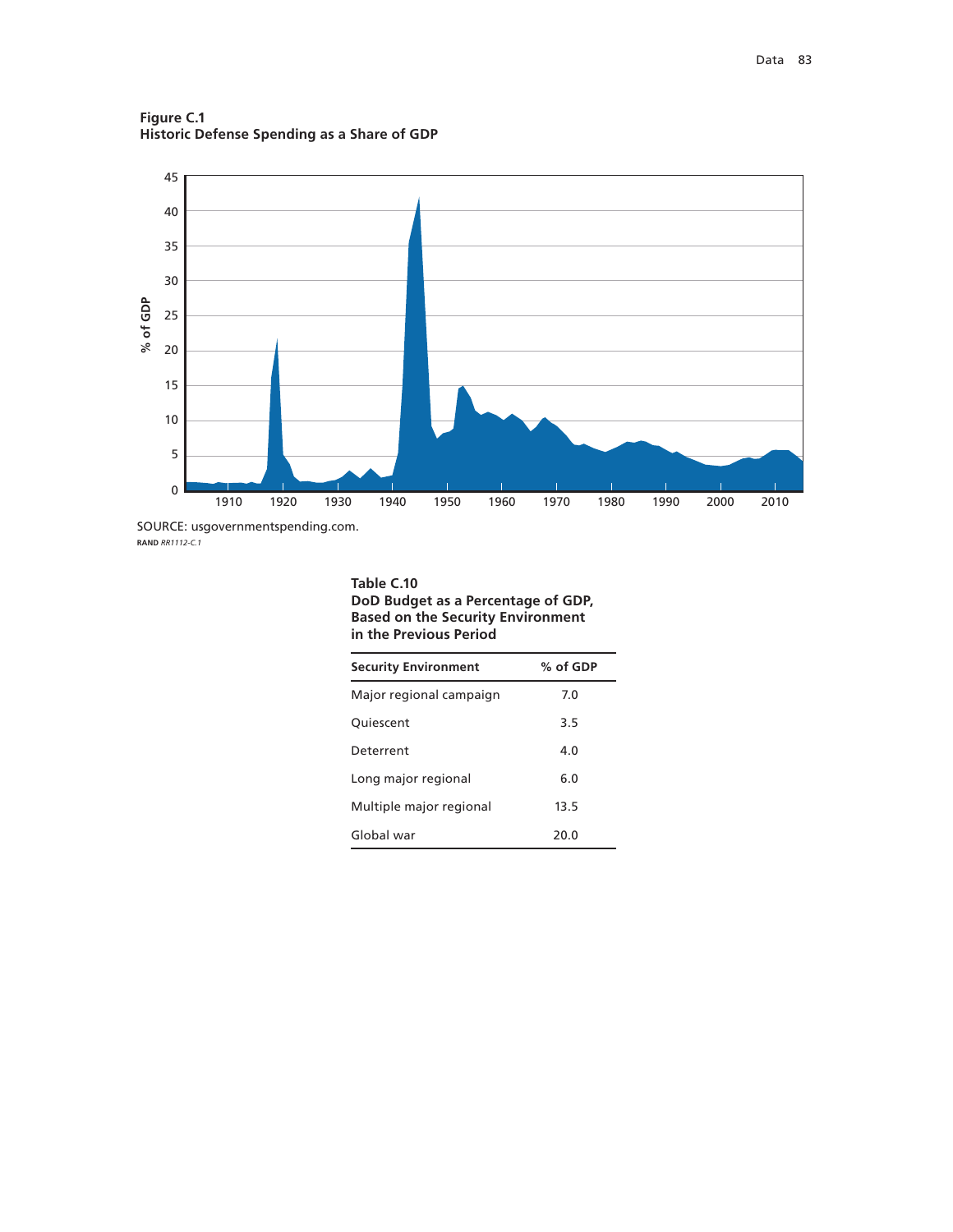**Figure C.1**
**Historic Defense Spending as a Share of GDP**

SOURCE: usgovernmentspending.com.
RAND *RR1112-C.1*

**Table C.10**
**DoD Budget as a Percentage of GDP, Based on the Security Environment in the Previous Period**

| Security Environment | % of GDP |
|---|---|
| Major regional campaign | 7.0 |
| Quiescent | 3.5 |
| Deterrent | 4.0 |
| Long major regional | 6.0 |
| Multiple major regional | 13.5 |
| Global war | 20.0 |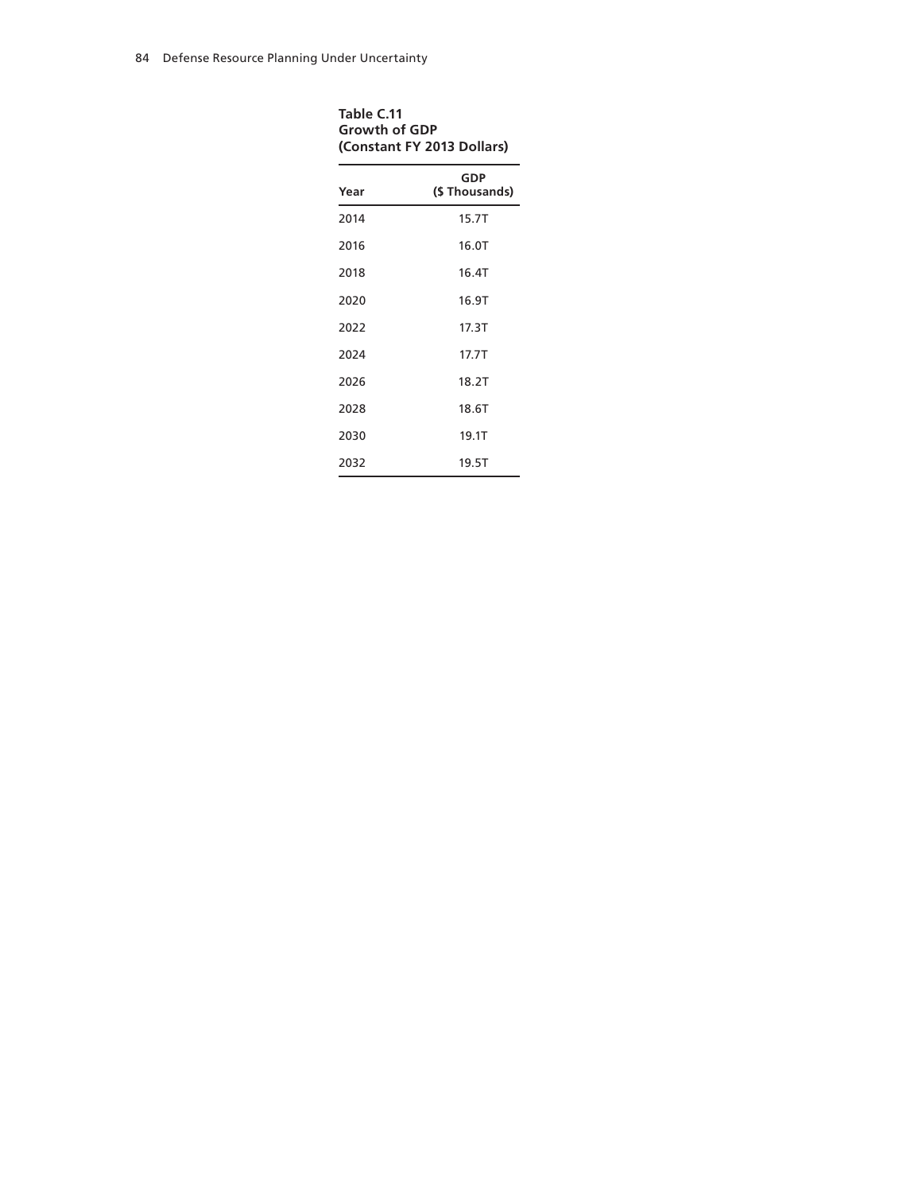**Table C.11**
**Growth of GDP**
**(Constant FY 2013 Dollars)**

| Year | GDP ($ Thousands) |
|---|---|
| 2014 | 15.7T |
| 2016 | 16.0T |
| 2018 | 16.4T |
| 2020 | 16.9T |
| 2022 | 17.3T |
| 2024 | 17.7T |
| 2026 | 18.2T |
| 2028 | 18.6T |
| 2030 | 19.1T |
| 2032 | 19.5T |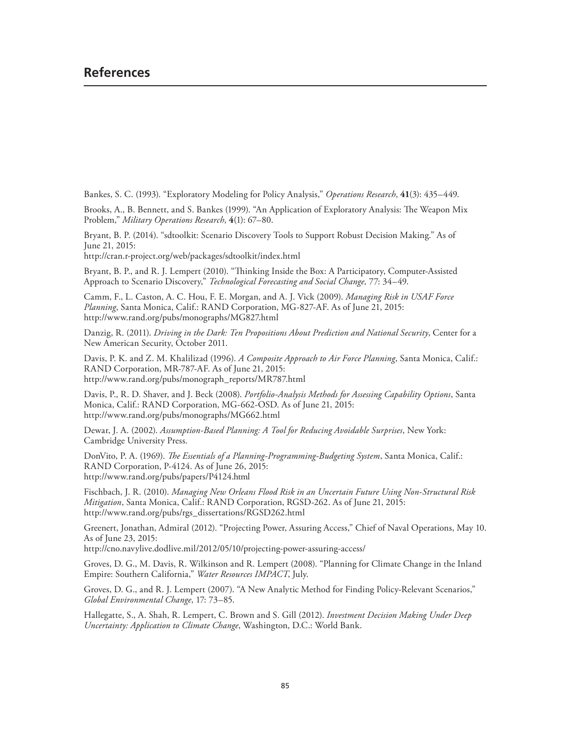# References

Bankes, S. C. (1993). "Exploratory Modeling for Policy Analysis," *Operations Research*, **41**(3): 435–449.

Brooks, A., B. Bennett, and S. Bankes (1999). "An Application of Exploratory Analysis: The Weapon Mix Problem," *Military Operations Research*, **4**(1): 67–80.

Bryant, B. P. (2014). "sdtoolkit: Scenario Discovery Tools to Support Robust Decision Making." As of June 21, 2015:
http://cran.r-project.org/web/packages/sdtoolkit/index.html

Bryant, B. P., and R. J. Lempert (2010). "Thinking Inside the Box: A Participatory, Computer-Assisted Approach to Scenario Discovery," *Technological Forecasting and Social Change,* 77: 34–49.

Camm, F., L. Caston, A. C. Hou, F. E. Morgan, and A. J. Vick (2009). *Managing Risk in USAF Force Planning*, Santa Monica, Calif.: RAND Corporation, MG-827-AF. As of June 21, 2015:
http://www.rand.org/pubs/monographs/MG827.html

Danzig, R. (2011). *Driving in the Dark: Ten Propositions About Prediction and National Security*, Center for a New American Security, October 2011.

Davis, P. K. and Z. M. Khalilizad (1996). *A Composite Approach to Air Force Planning*, Santa Monica, Calif.: RAND Corporation, MR-787-AF. As of June 21, 2015:
http://www.rand.org/pubs/monograph_reports/MR787.html

Davis, P., R. D. Shaver, and J. Beck (2008). *Portfolio-Analysis Methods for Assessing Capability Options*, Santa Monica, Calif.: RAND Corporation, MG-662-OSD. As of June 21, 2015:
http://www.rand.org/pubs/monographs/MG662.html

Dewar, J. A. (2002). *Assumption-Based Planning: A Tool for Reducing Avoidable Surprises*, New York: Cambridge University Press.

DonVito, P. A. (1969). *The Essentials of a Planning-Programming-Budgeting System*, Santa Monica, Calif.: RAND Corporation, P-4124. As of June 26, 2015:
http://www.rand.org/pubs/papers/P4124.html

Fischbach, J. R. (2010). *Managing New Orleans Flood Risk in an Uncertain Future Using Non-Structural Risk Mitigation*, Santa Monica, Calif.: RAND Corporation, RGSD-262. As of June 21, 2015:
http://www.rand.org/pubs/rgs_dissertations/RGSD262.html

Greenert, Jonathan, Admiral (2012). "Projecting Power, Assuring Access," Chief of Naval Operations, May 10. As of June 23, 2015:
http://cno.navylive.dodlive.mil/2012/05/10/projecting-power-assuring-access/

Groves, D. G., M. Davis, R. Wilkinson and R. Lempert (2008). "Planning for Climate Change in the Inland Empire: Southern California," *Water Resources IMPACT*, July.

Groves, D. G., and R. J. Lempert (2007). "A New Analytic Method for Finding Policy-Relevant Scenarios," *Global Environmental Change*, 17: 73–85.

Hallegatte, S., A. Shah, R. Lempert, C. Brown and S. Gill (2012). *Investment Decision Making Under Deep Uncertainty: Application to Climate Change*, Washington, D.C.: World Bank.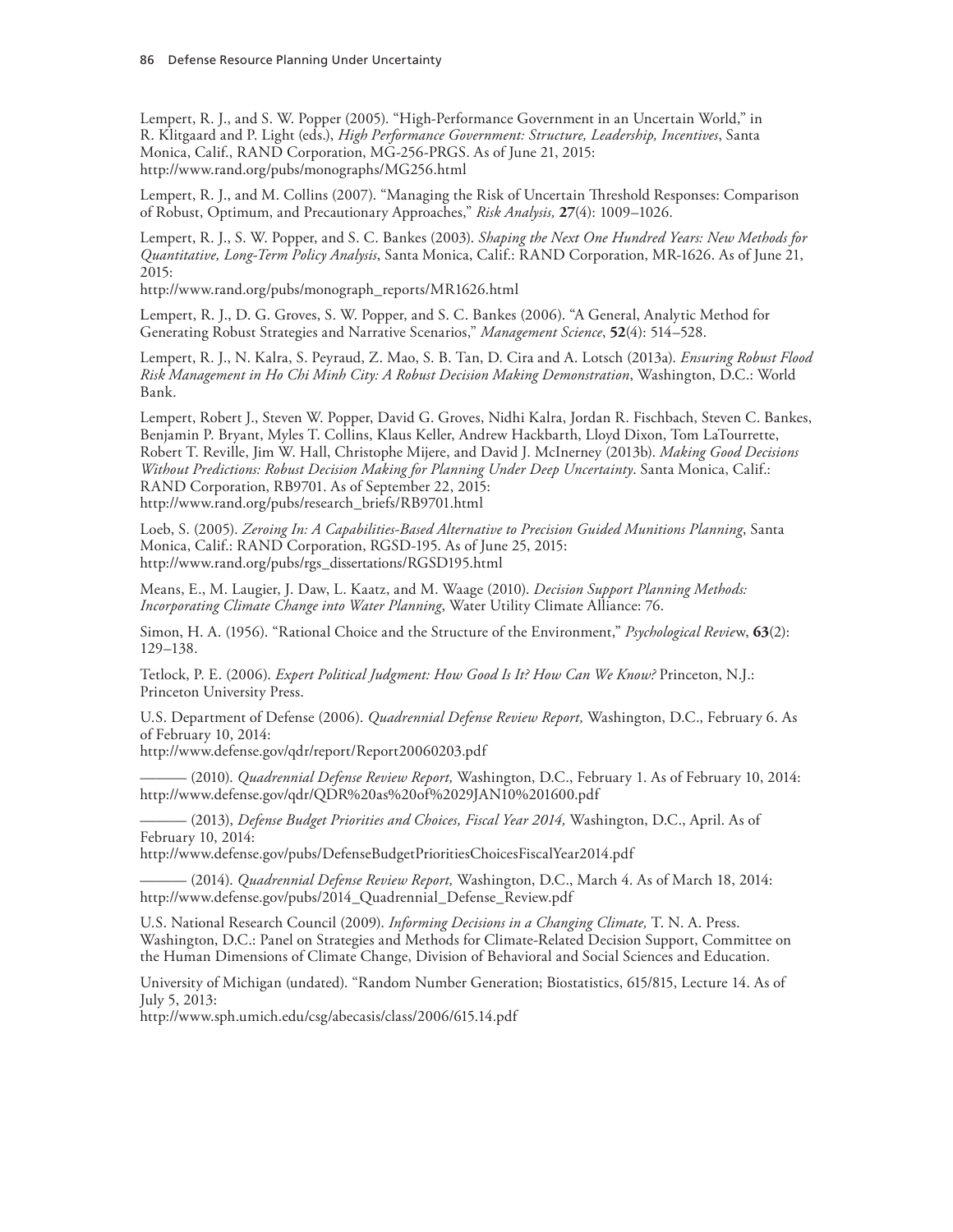Lempert, R. J., and S. W. Popper (2005). "High-Performance Government in an Uncertain World," in R. Klitgaard and P. Light (eds.), *High Performance Government: Structure, Leadership, Incentives*, Santa Monica, Calif., RAND Corporation, MG-256-PRGS. As of June 21, 2015: http://www.rand.org/pubs/monographs/MG256.html

Lempert, R. J., and M. Collins (2007). "Managing the Risk of Uncertain Threshold Responses: Comparison of Robust, Optimum, and Precautionary Approaches," *Risk Analysis,* **27**(4): 1009–1026.

Lempert, R. J., S. W. Popper, and S. C. Bankes (2003). *Shaping the Next One Hundred Years: New Methods for Quantitative, Long-Term Policy Analysis*, Santa Monica, Calif.: RAND Corporation, MR-1626. As of June 21, 2015:
http://www.rand.org/pubs/monograph_reports/MR1626.html

Lempert, R. J., D. G. Groves, S. W. Popper, and S. C. Bankes (2006). "A General, Analytic Method for Generating Robust Strategies and Narrative Scenarios," *Management Science*, **52**(4): 514–528.

Lempert, R. J., N. Kalra, S. Peyraud, Z. Mao, S. B. Tan, D. Cira and A. Lotsch (2013a). *Ensuring Robust Flood Risk Management in Ho Chi Minh City: A Robust Decision Making Demonstration*, Washington, D.C.: World Bank.

Lempert, Robert J., Steven W. Popper, David G. Groves, Nidhi Kalra, Jordan R. Fischbach, Steven C. Bankes, Benjamin P. Bryant, Myles T. Collins, Klaus Keller, Andrew Hackbarth, Lloyd Dixon, Tom LaTourrette, Robert T. Reville, Jim W. Hall, Christophe Mijere, and David J. McInerney (2013b). *Making Good Decisions Without Predictions: Robust Decision Making for Planning Under Deep Uncertainty*. Santa Monica, Calif.: RAND Corporation, RB9701. As of September 22, 2015:
http://www.rand.org/pubs/research_briefs/RB9701.html

Loeb, S. (2005). *Zeroing In: A Capabilities-Based Alternative to Precision Guided Munitions Planning*, Santa Monica, Calif.: RAND Corporation, RGSD-195. As of June 25, 2015:
http://www.rand.org/pubs/rgs_dissertations/RGSD195.html

Means, E., M. Laugier, J. Daw, L. Kaatz, and M. Waage (2010). *Decision Support Planning Methods: Incorporating Climate Change into Water Planning*, Water Utility Climate Alliance: 76.

Simon, H. A. (1956). "Rational Choice and the Structure of the Environment," *Psychological Review*, **63**(2): 129–138.

Tetlock, P. E. (2006). *Expert Political Judgment: How Good Is It? How Can We Know?* Princeton, N.J.: Princeton University Press.

U.S. Department of Defense (2006). *Quadrennial Defense Review Report,* Washington, D.C., February 6. As of February 10, 2014:
http://www.defense.gov/qdr/report/Report20060203.pdf

——— (2010). *Quadrennial Defense Review Report,* Washington, D.C., February 1. As of February 10, 2014: http://www.defense.gov/qdr/QDR%20as%20of%2029JAN10%201600.pdf

——— (2013), *Defense Budget Priorities and Choices, Fiscal Year 2014,* Washington, D.C., April. As of February 10, 2014:
http://www.defense.gov/pubs/DefenseBudgetPrioritiesChoicesFiscalYear2014.pdf

——— (2014). *Quadrennial Defense Review Report,* Washington, D.C., March 4. As of March 18, 2014: http://www.defense.gov/pubs/2014_Quadrennial_Defense_Review.pdf

U.S. National Research Council (2009). *Informing Decisions in a Changing Climate,* T. N. A. Press. Washington, D.C.: Panel on Strategies and Methods for Climate-Related Decision Support, Committee on the Human Dimensions of Climate Change, Division of Behavioral and Social Sciences and Education.

University of Michigan (undated). "Random Number Generation; Biostatistics, 615/815, Lecture 14. As of July 5, 2013:
http://www.sph.umich.edu/csg/abecasis/class/2006/615.14.pdf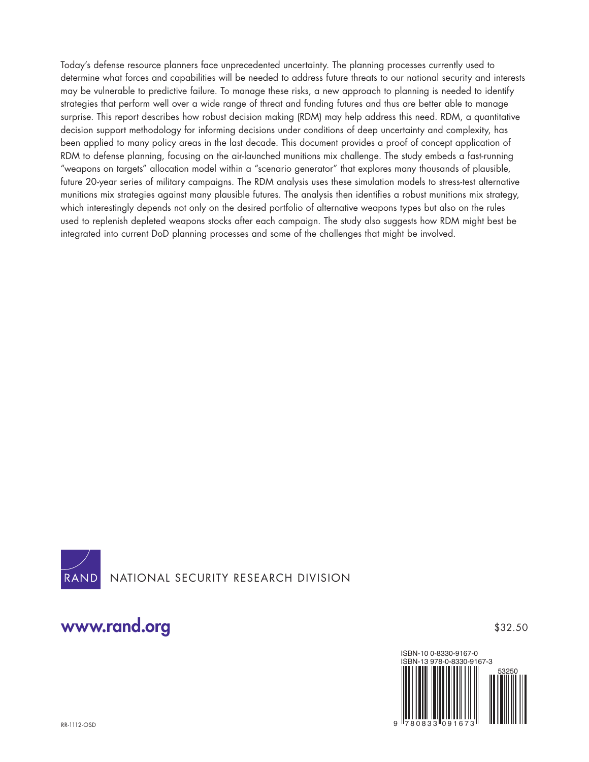Today's defense resource planners face unprecedented uncertainty. The planning processes currently used to determine what forces and capabilities will be needed to address future threats to our national security and interests may be vulnerable to predictive failure. To manage these risks, a new approach to planning is needed to identify strategies that perform well over a wide range of threat and funding futures and thus are better able to manage surprise. This report describes how robust decision making (RDM) may help address this need. RDM, a quantitative decision support methodology for informing decisions under conditions of deep uncertainty and complexity, has been applied to many policy areas in the last decade. This document provides a proof of concept application of RDM to defense planning, focusing on the air-launched munitions mix challenge. The study embeds a fast-running "weapons on targets" allocation model within a "scenario generator" that explores many thousands of plausible, future 20-year series of military campaigns. The RDM analysis uses these simulation models to stress-test alternative munitions mix strategies against many plausible futures. The analysis then identifies a robust munitions mix strategy, which interestingly depends not only on the desired portfolio of alternative weapons types but also on the rules used to replenish depleted weapons stocks after each campaign. The study also suggests how RDM might best be integrated into current DoD planning processes and some of the challenges that might be involved.

RAND NATIONAL SECURITY RESEARCH DIVISION

**www.rand.org**

$32.50

ISBN-10 0-8330-9167-0
ISBN-13 978-0-8330-9167-3

53250

9 780833 091673

RR-1112-OSD